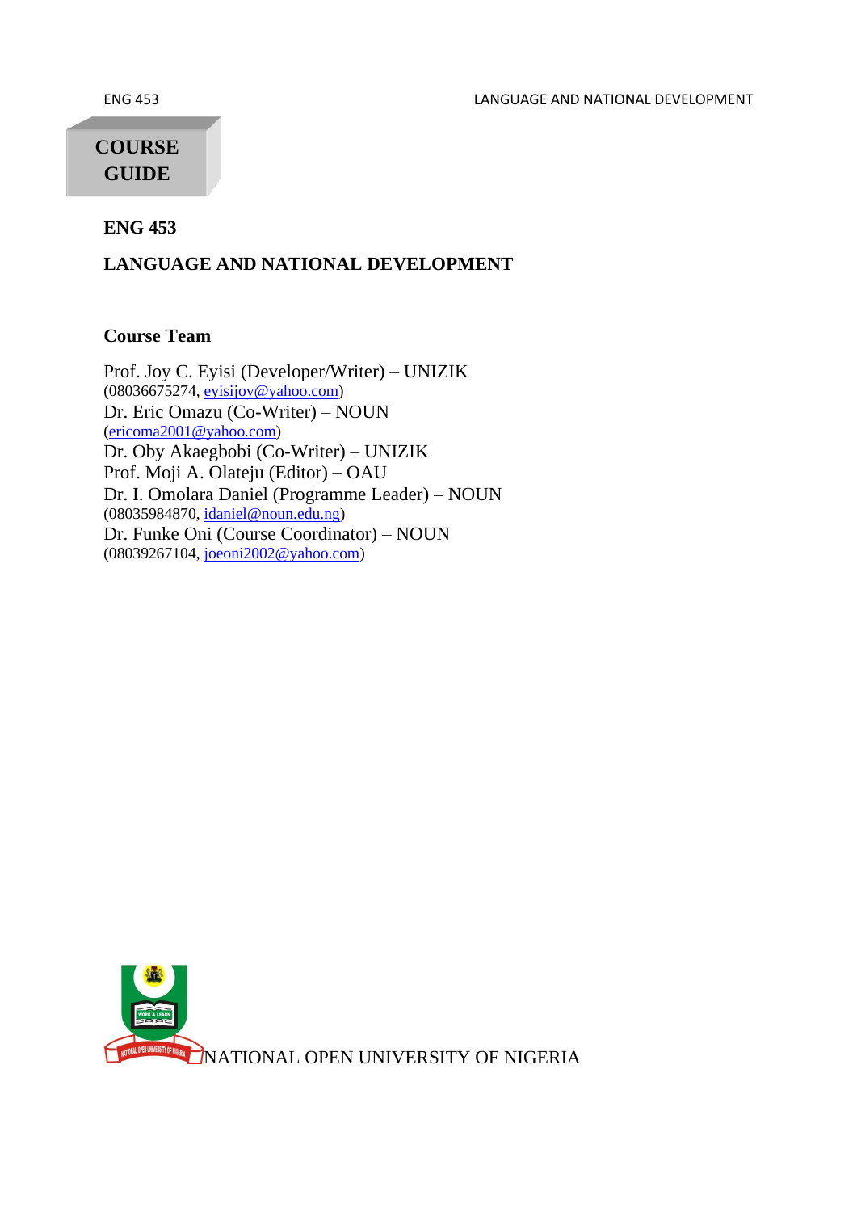**COURSE GUIDE**

# ENG 453

## LANGUAGE AND NATIONAL DEVELOPMENT

### Course Team

Prof. Joy C. Eyisi (Developer/Writer) – UNIZIK
(08036675274, eyisijoy@yahoo.com)
Dr. Eric Omazu (Co-Writer) – NOUN
(ericoma2001@yahoo.com)
Dr. Oby Akaegbobi (Co-Writer) – UNIZIK
Prof. Moji A. Olateju (Editor) – OAU
Dr. I. Omolara Daniel (Programme Leader) – NOUN
(08035984870, idaniel@noun.edu.ng)
Dr. Funke Oni (Course Coordinator) – NOUN
(08039267104, joeoni2002@yahoo.com)

NATIONAL OPEN UNIVERSITY OF NIGERIA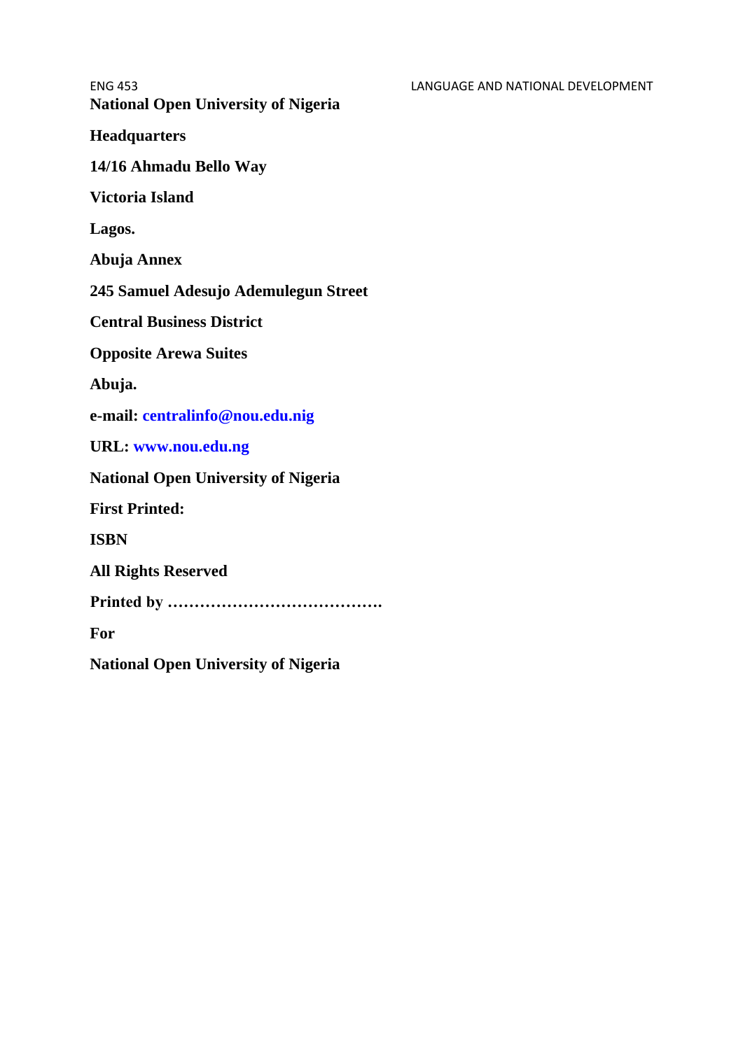**National Open University of Nigeria**

**Headquarters**

**14/16 Ahmadu Bello Way**

**Victoria Island**

**Lagos.**

**Abuja Annex**

**245 Samuel Adesujo Ademulegun Street**

**Central Business District**

**Opposite Arewa Suites**

**Abuja.**

**e-mail: centralinfo@nou.edu.nig**

**URL: www.nou.edu.ng**

**National Open University of Nigeria**

**First Printed:**

**ISBN**

**All Rights Reserved**

**Printed by ………………………………….**

**For**

**National Open University of Nigeria**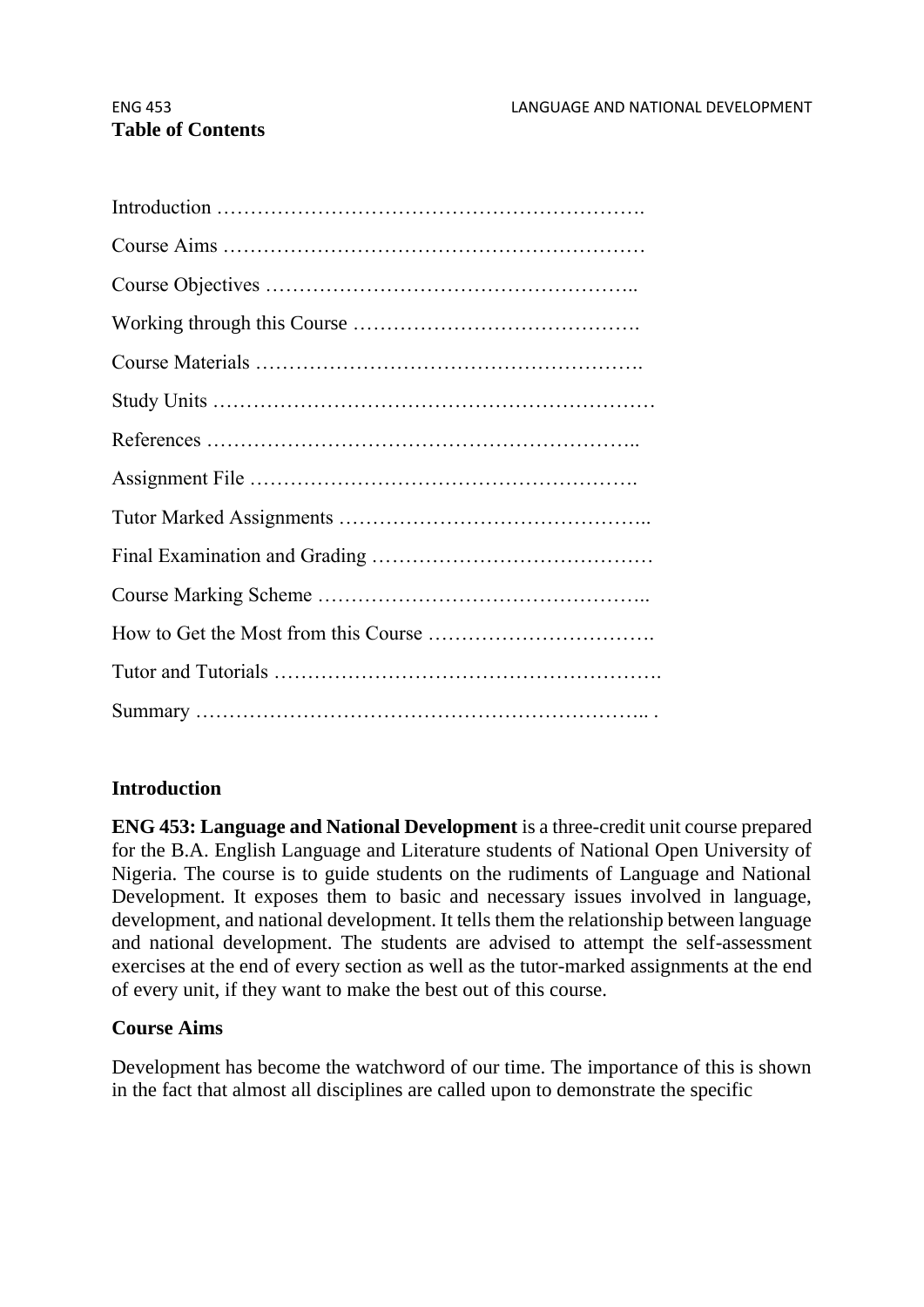**Table of Contents**

Introduction ……………………………………………………….

Course Aims ……………………………………………………

Course Objectives ……………………………………………..

Working through this Course …………………………………….

Course Materials ……………………………………………….

Study Units ………………………………………………………

References ……………………………………………………..

Assignment File ……………………………………………….

Tutor Marked Assignments ……………………………………..

Final Examination and Grading …………………………………

Course Marking Scheme …………………………………………..

How to Get the Most from this Course …………………………….

Tutor and Tutorials ……………………………………………….

Summary ……………………………………………………….. .

## Introduction

**ENG 453: Language and National Development** is a three-credit unit course prepared for the B.A. English Language and Literature students of National Open University of Nigeria. The course is to guide students on the rudiments of Language and National Development. It exposes them to basic and necessary issues involved in language, development, and national development. It tells them the relationship between language and national development. The students are advised to attempt the self-assessment exercises at the end of every section as well as the tutor-marked assignments at the end of every unit, if they want to make the best out of this course.

## Course Aims

Development has become the watchword of our time. The importance of this is shown in the fact that almost all disciplines are called upon to demonstrate the specific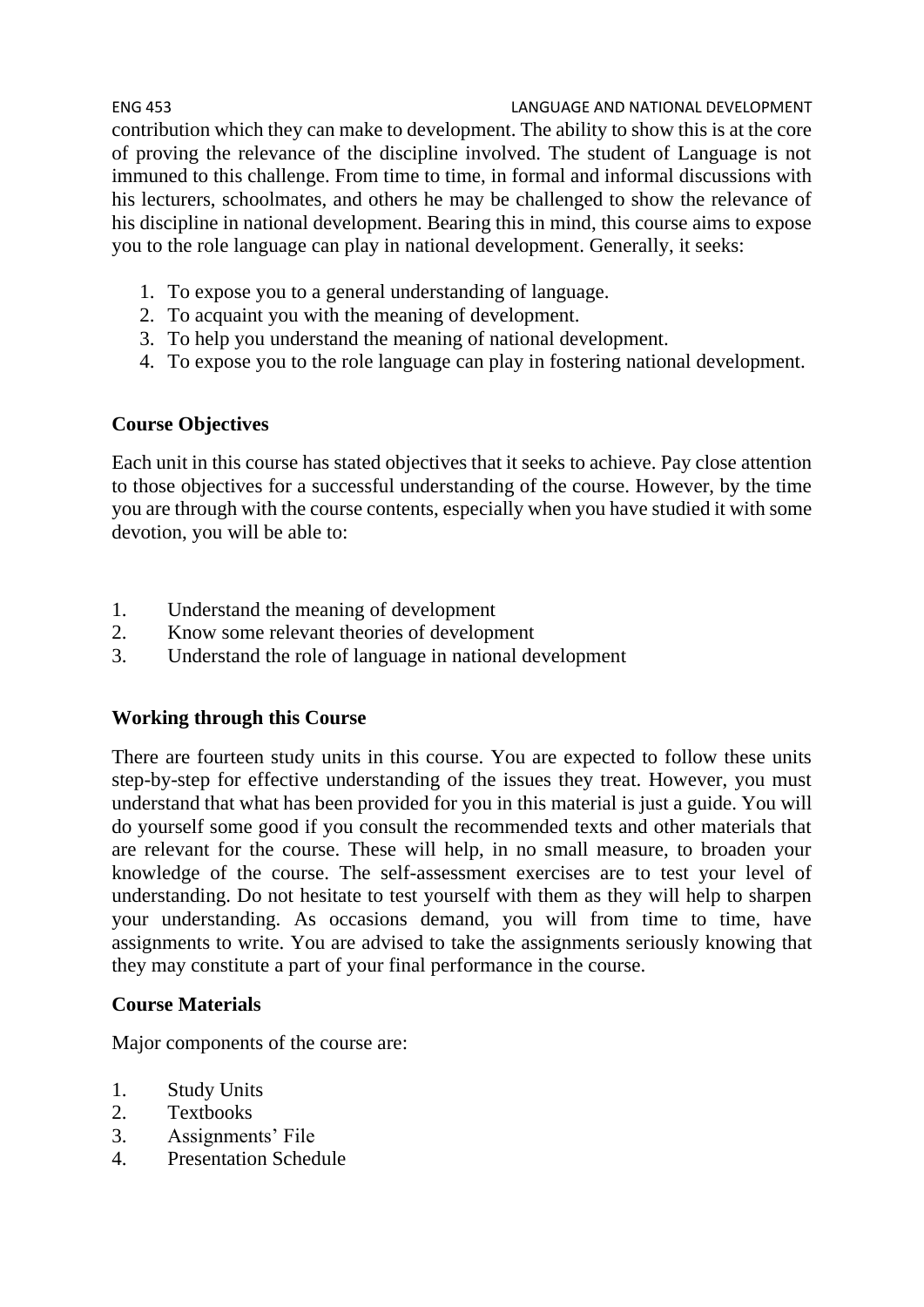contribution which they can make to development. The ability to show this is at the core of proving the relevance of the discipline involved. The student of Language is not immuned to this challenge. From time to time, in formal and informal discussions with his lecturers, schoolmates, and others he may be challenged to show the relevance of his discipline in national development. Bearing this in mind, this course aims to expose you to the role language can play in national development. Generally, it seeks:

1. To expose you to a general understanding of language.
2. To acquaint you with the meaning of development.
3. To help you understand the meaning of national development.
4. To expose you to the role language can play in fostering national development.

**Course Objectives**

Each unit in this course has stated objectives that it seeks to achieve. Pay close attention to those objectives for a successful understanding of the course. However, by the time you are through with the course contents, especially when you have studied it with some devotion, you will be able to:

1. Understand the meaning of development
2. Know some relevant theories of development
3. Understand the role of language in national development

**Working through this Course**

There are fourteen study units in this course. You are expected to follow these units step-by-step for effective understanding of the issues they treat. However, you must understand that what has been provided for you in this material is just a guide. You will do yourself some good if you consult the recommended texts and other materials that are relevant for the course. These will help, in no small measure, to broaden your knowledge of the course. The self-assessment exercises are to test your level of understanding. Do not hesitate to test yourself with them as they will help to sharpen your understanding. As occasions demand, you will from time to time, have assignments to write. You are advised to take the assignments seriously knowing that they may constitute a part of your final performance in the course.

**Course Materials**

Major components of the course are:

1. Study Units
2. Textbooks
3. Assignments' File
4. Presentation Schedule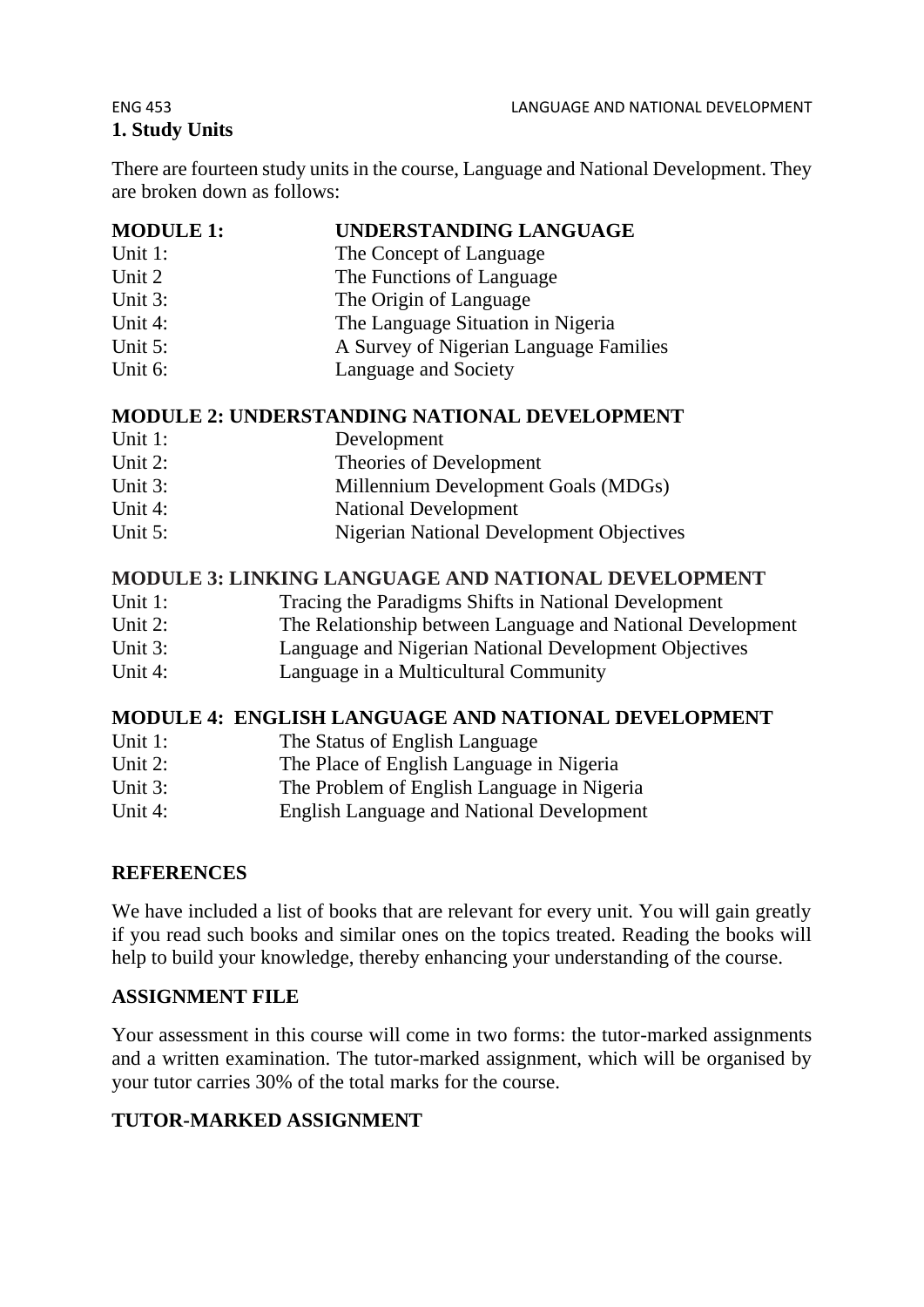## 1. Study Units

There are fourteen study units in the course, Language and National Development. They are broken down as follows:

**MODULE 1: UNDERSTANDING LANGUAGE**

Unit 1: The Concept of Language
Unit 2 The Functions of Language
Unit 3: The Origin of Language
Unit 4: The Language Situation in Nigeria
Unit 5: A Survey of Nigerian Language Families
Unit 6: Language and Society

**MODULE 2: UNDERSTANDING NATIONAL DEVELOPMENT**

Unit 1: Development
Unit 2: Theories of Development
Unit 3: Millennium Development Goals (MDGs)
Unit 4: National Development
Unit 5: Nigerian National Development Objectives

**MODULE 3: LINKING LANGUAGE AND NATIONAL DEVELOPMENT**

Unit 1: Tracing the Paradigms Shifts in National Development
Unit 2: The Relationship between Language and National Development
Unit 3: Language and Nigerian National Development Objectives
Unit 4: Language in a Multicultural Community

**MODULE 4: ENGLISH LANGUAGE AND NATIONAL DEVELOPMENT**

Unit 1: The Status of English Language
Unit 2: The Place of English Language in Nigeria
Unit 3: The Problem of English Language in Nigeria
Unit 4: English Language and National Development

## REFERENCES

We have included a list of books that are relevant for every unit. You will gain greatly if you read such books and similar ones on the topics treated. Reading the books will help to build your knowledge, thereby enhancing your understanding of the course.

## ASSIGNMENT FILE

Your assessment in this course will come in two forms: the tutor-marked assignments and a written examination. The tutor-marked assignment, which will be organised by your tutor carries 30% of the total marks for the course.

## TUTOR-MARKED ASSIGNMENT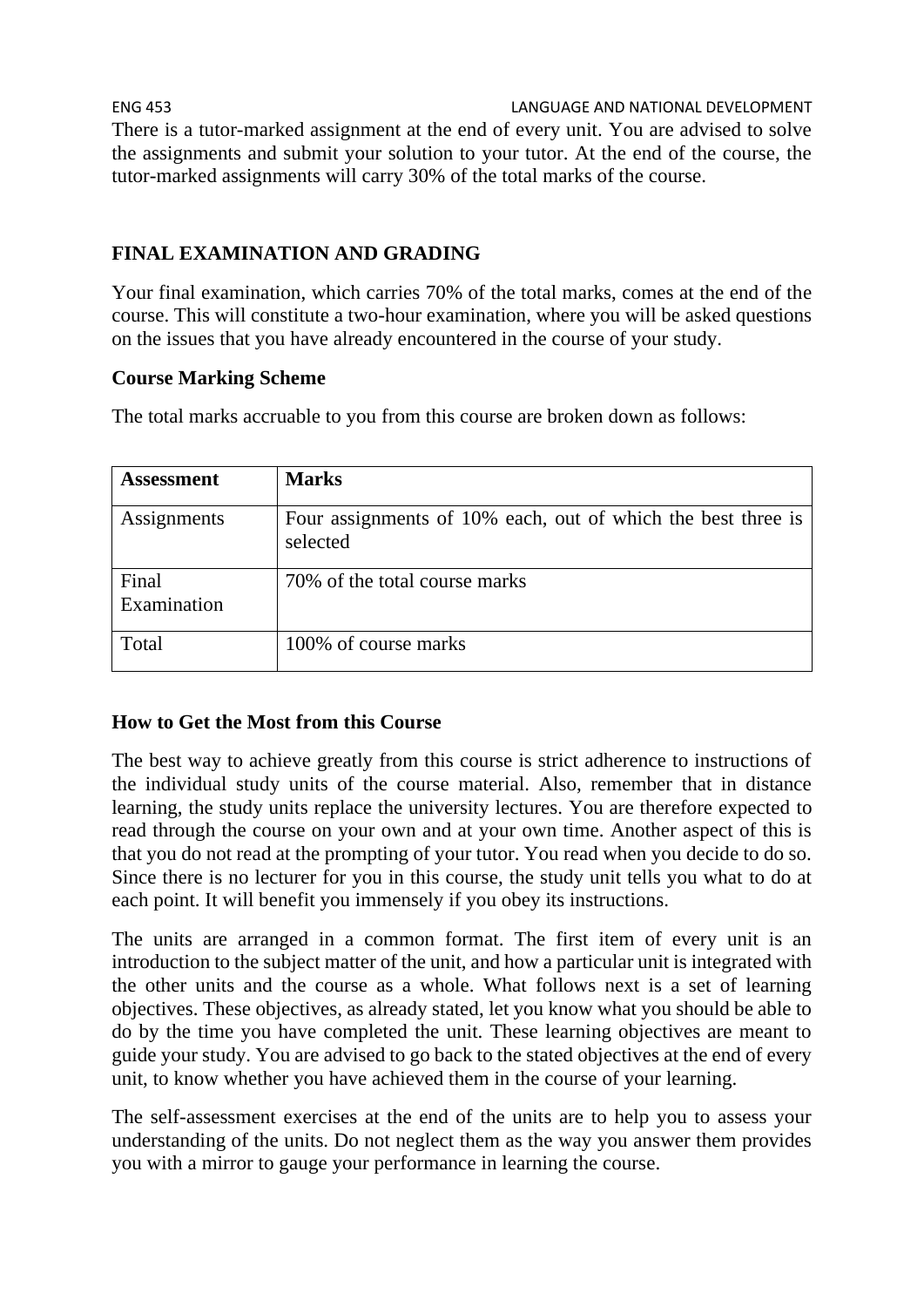There is a tutor-marked assignment at the end of every unit. You are advised to solve the assignments and submit your solution to your tutor. At the end of the course, the tutor-marked assignments will carry 30% of the total marks of the course.

## FINAL EXAMINATION AND GRADING

Your final examination, which carries 70% of the total marks, comes at the end of the course. This will constitute a two-hour examination, where you will be asked questions on the issues that you have already encountered in the course of your study.

### Course Marking Scheme

The total marks accruable to you from this course are broken down as follows:

| Assessment | Marks |
| --- | --- |
| Assignments | Four assignments of 10% each, out of which the best three is selected |
| Final Examination | 70% of the total course marks |
| Total | 100% of course marks |

### How to Get the Most from this Course

The best way to achieve greatly from this course is strict adherence to instructions of the individual study units of the course material. Also, remember that in distance learning, the study units replace the university lectures. You are therefore expected to read through the course on your own and at your own time. Another aspect of this is that you do not read at the prompting of your tutor. You read when you decide to do so. Since there is no lecturer for you in this course, the study unit tells you what to do at each point. It will benefit you immensely if you obey its instructions.

The units are arranged in a common format. The first item of every unit is an introduction to the subject matter of the unit, and how a particular unit is integrated with the other units and the course as a whole. What follows next is a set of learning objectives. These objectives, as already stated, let you know what you should be able to do by the time you have completed the unit. These learning objectives are meant to guide your study. You are advised to go back to the stated objectives at the end of every unit, to know whether you have achieved them in the course of your learning.

The self-assessment exercises at the end of the units are to help you to assess your understanding of the units. Do not neglect them as the way you answer them provides you with a mirror to gauge your performance in learning the course.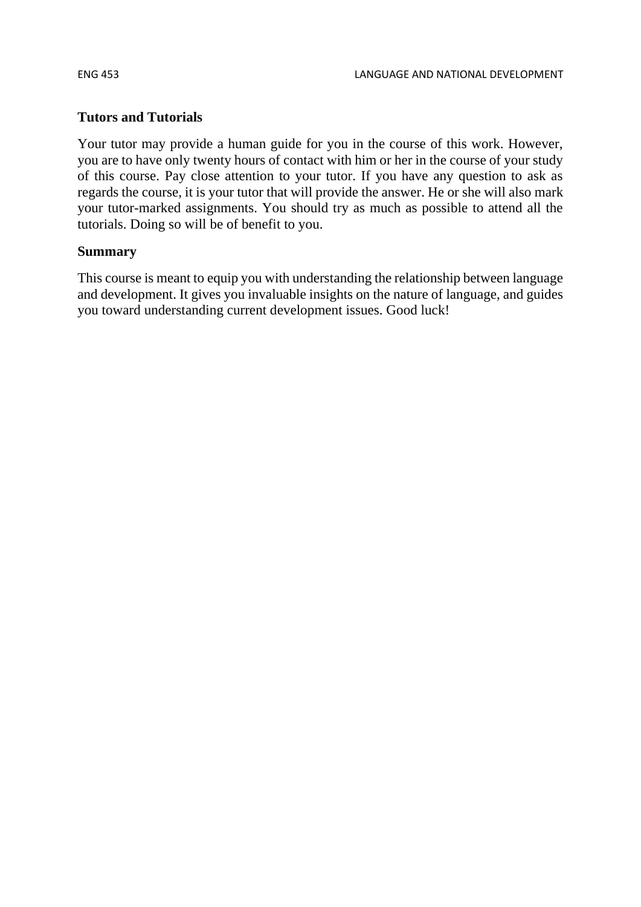## Tutors and Tutorials

Your tutor may provide a human guide for you in the course of this work. However, you are to have only twenty hours of contact with him or her in the course of your study of this course. Pay close attention to your tutor. If you have any question to ask as regards the course, it is your tutor that will provide the answer. He or she will also mark your tutor-marked assignments. You should try as much as possible to attend all the tutorials. Doing so will be of benefit to you.

## Summary

This course is meant to equip you with understanding the relationship between language and development. It gives you invaluable insights on the nature of language, and guides you toward understanding current development issues. Good luck!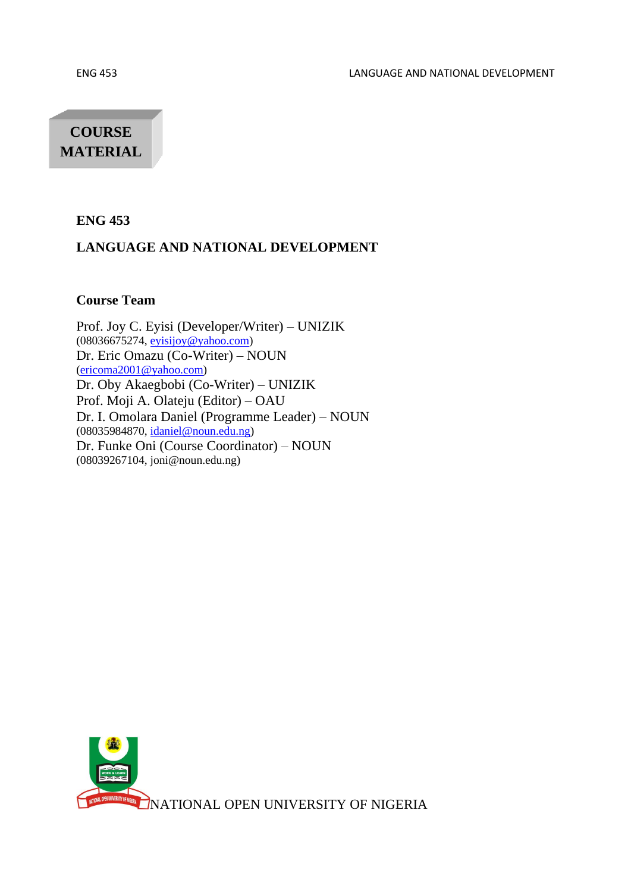**COURSE MATERIAL**

# ENG 453

## LANGUAGE AND NATIONAL DEVELOPMENT

### Course Team

Prof. Joy C. Eyisi (Developer/Writer) – UNIZIK
(08036675274, eyisijoy@yahoo.com)
Dr. Eric Omazu (Co-Writer) – NOUN
(ericoma2001@yahoo.com)
Dr. Oby Akaegbobi (Co-Writer) – UNIZIK
Prof. Moji A. Olateju (Editor) – OAU
Dr. I. Omolara Daniel (Programme Leader) – NOUN
(08035984870, idaniel@noun.edu.ng)
Dr. Funke Oni (Course Coordinator) – NOUN
(08039267104, joni@noun.edu.ng)

NATIONAL OPEN UNIVERSITY OF NIGERIA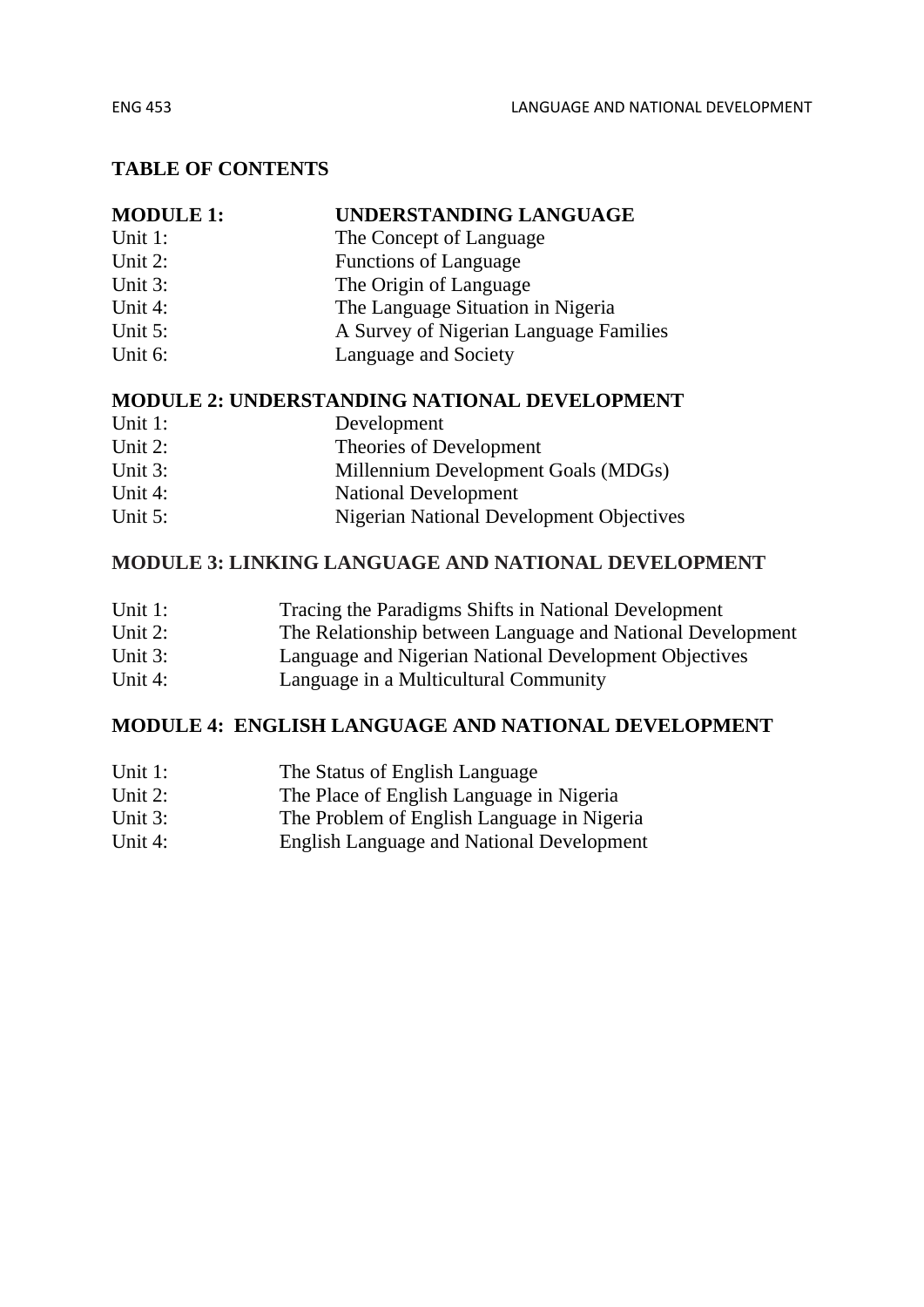# TABLE OF CONTENTS

## MODULE 1: UNDERSTANDING LANGUAGE

Unit 1: The Concept of Language
Unit 2: Functions of Language
Unit 3: The Origin of Language
Unit 4: The Language Situation in Nigeria
Unit 5: A Survey of Nigerian Language Families
Unit 6: Language and Society

## MODULE 2: UNDERSTANDING NATIONAL DEVELOPMENT

Unit 1: Development
Unit 2: Theories of Development
Unit 3: Millennium Development Goals (MDGs)
Unit 4: National Development
Unit 5: Nigerian National Development Objectives

## MODULE 3: LINKING LANGUAGE AND NATIONAL DEVELOPMENT

Unit 1: Tracing the Paradigms Shifts in National Development
Unit 2: The Relationship between Language and National Development
Unit 3: Language and Nigerian National Development Objectives
Unit 4: Language in a Multicultural Community

## MODULE 4: ENGLISH LANGUAGE AND NATIONAL DEVELOPMENT

Unit 1: The Status of English Language
Unit 2: The Place of English Language in Nigeria
Unit 3: The Problem of English Language in Nigeria
Unit 4: English Language and National Development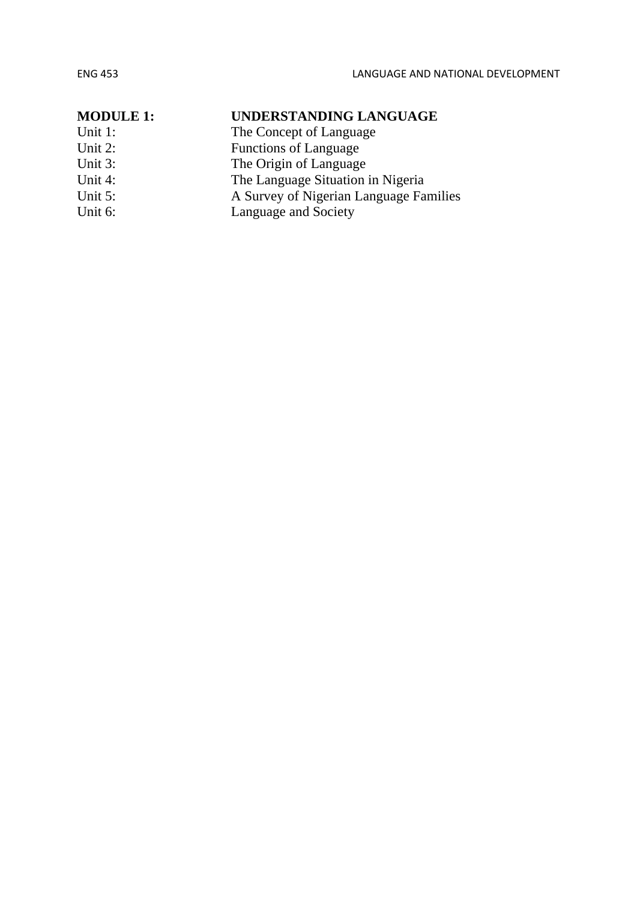**MODULE 1: UNDERSTANDING LANGUAGE**

Unit 1: The Concept of Language
Unit 2: Functions of Language
Unit 3: The Origin of Language
Unit 4: The Language Situation in Nigeria
Unit 5: A Survey of Nigerian Language Families
Unit 6: Language and Society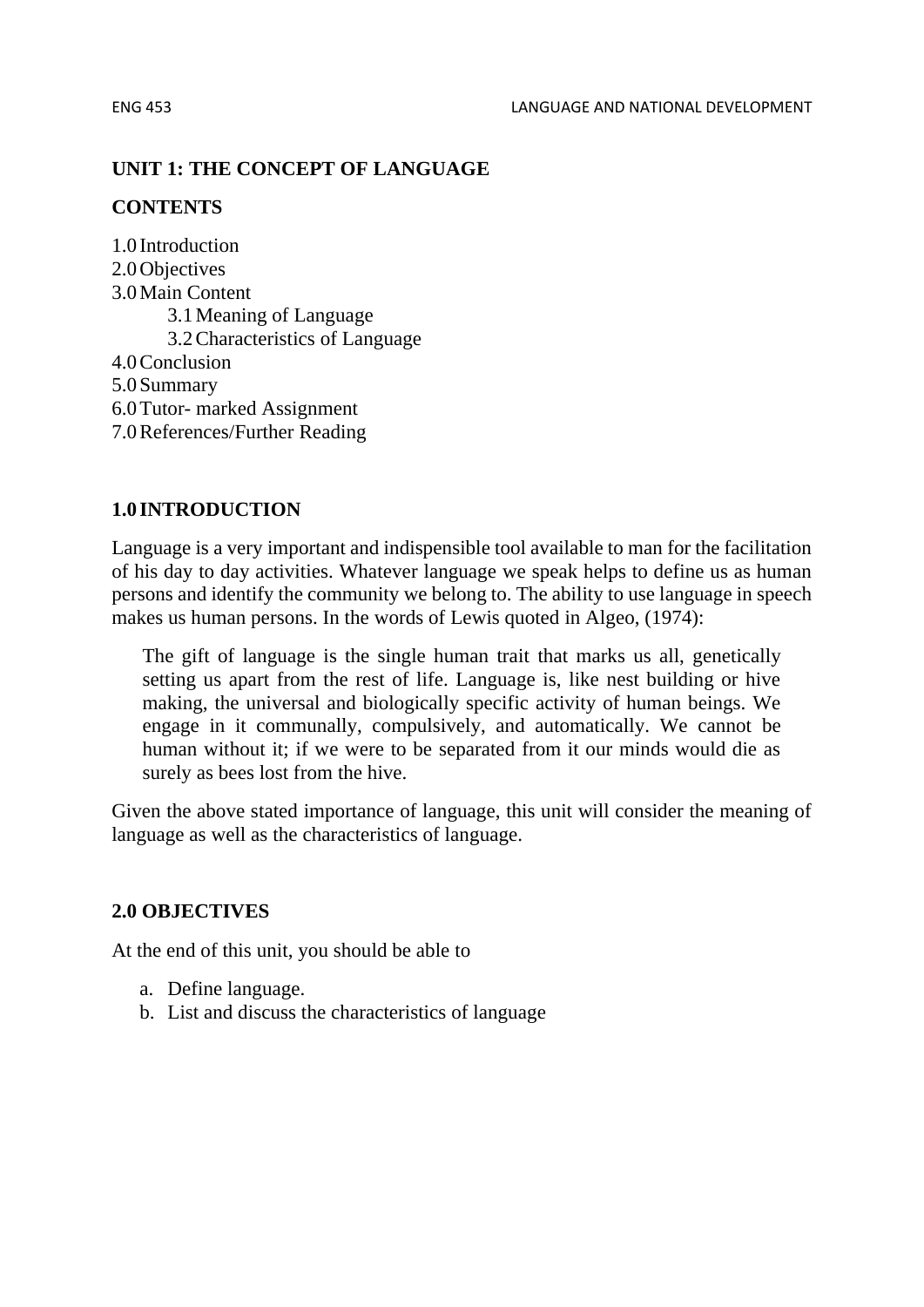## UNIT 1: THE CONCEPT OF LANGUAGE

**CONTENTS**

1.0 Introduction
2.0 Objectives
3.0 Main Content
  3.1 Meaning of Language
  3.2 Characteristics of Language
4.0 Conclusion
5.0 Summary
6.0 Tutor- marked Assignment
7.0 References/Further Reading

### 1.0 INTRODUCTION

Language is a very important and indispensible tool available to man for the facilitation of his day to day activities. Whatever language we speak helps to define us as human persons and identify the community we belong to. The ability to use language in speech makes us human persons. In the words of Lewis quoted in Algeo, (1974):

> The gift of language is the single human trait that marks us all, genetically setting us apart from the rest of life. Language is, like nest building or hive making, the universal and biologically specific activity of human beings. We engage in it communally, compulsively, and automatically. We cannot be human without it; if we were to be separated from it our minds would die as surely as bees lost from the hive.

Given the above stated importance of language, this unit will consider the meaning of language as well as the characteristics of language.

### 2.0 OBJECTIVES

At the end of this unit, you should be able to

a. Define language.
b. List and discuss the characteristics of language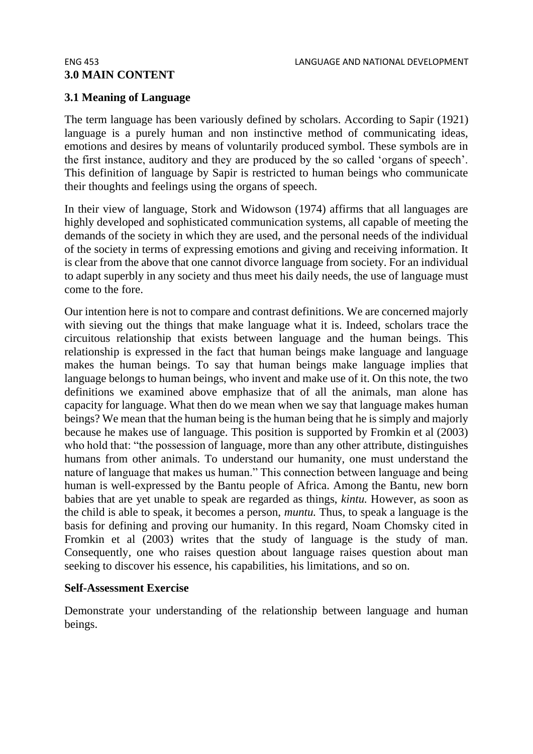## 3.0 MAIN CONTENT

### 3.1 Meaning of Language

The term language has been variously defined by scholars. According to Sapir (1921) language is a purely human and non instinctive method of communicating ideas, emotions and desires by means of voluntarily produced symbol. These symbols are in the first instance, auditory and they are produced by the so called 'organs of speech'. This definition of language by Sapir is restricted to human beings who communicate their thoughts and feelings using the organs of speech.

In their view of language, Stork and Widowson (1974) affirms that all languages are highly developed and sophisticated communication systems, all capable of meeting the demands of the society in which they are used, and the personal needs of the individual of the society in terms of expressing emotions and giving and receiving information. It is clear from the above that one cannot divorce language from society. For an individual to adapt superbly in any society and thus meet his daily needs, the use of language must come to the fore.

Our intention here is not to compare and contrast definitions. We are concerned majorly with sieving out the things that make language what it is. Indeed, scholars trace the circuitous relationship that exists between language and the human beings. This relationship is expressed in the fact that human beings make language and language makes the human beings. To say that human beings make language implies that language belongs to human beings, who invent and make use of it. On this note, the two definitions we examined above emphasize that of all the animals, man alone has capacity for language. What then do we mean when we say that language makes human beings? We mean that the human being is the human being that he is simply and majorly because he makes use of language. This position is supported by Fromkin et al (2003) who hold that: "the possession of language, more than any other attribute, distinguishes humans from other animals. To understand our humanity, one must understand the nature of language that makes us human." This connection between language and being human is well-expressed by the Bantu people of Africa. Among the Bantu, new born babies that are yet unable to speak are regarded as things, *kintu.* However, as soon as the child is able to speak, it becomes a person, *muntu.* Thus, to speak a language is the basis for defining and proving our humanity. In this regard, Noam Chomsky cited in Fromkin et al (2003) writes that the study of language is the study of man. Consequently, one who raises question about language raises question about man seeking to discover his essence, his capabilities, his limitations, and so on.

**Self-Assessment Exercise**

Demonstrate your understanding of the relationship between language and human beings.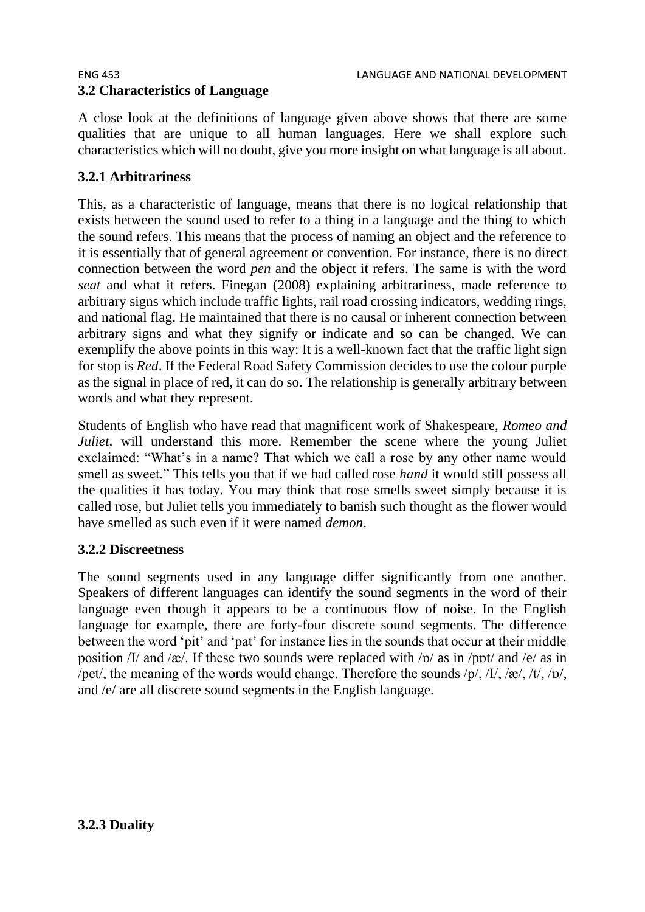### 3.2 Characteristics of Language

A close look at the definitions of language given above shows that there are some qualities that are unique to all human languages. Here we shall explore such characteristics which will no doubt, give you more insight on what language is all about.

#### 3.2.1 Arbitrariness

This, as a characteristic of language, means that there is no logical relationship that exists between the sound used to refer to a thing in a language and the thing to which the sound refers. This means that the process of naming an object and the reference to it is essentially that of general agreement or convention. For instance, there is no direct connection between the word *pen* and the object it refers. The same is with the word *seat* and what it refers. Finegan (2008) explaining arbitrariness, made reference to arbitrary signs which include traffic lights, rail road crossing indicators, wedding rings, and national flag. He maintained that there is no causal or inherent connection between arbitrary signs and what they signify or indicate and so can be changed. We can exemplify the above points in this way: It is a well-known fact that the traffic light sign for stop is *Red*. If the Federal Road Safety Commission decides to use the colour purple as the signal in place of red, it can do so. The relationship is generally arbitrary between words and what they represent.

Students of English who have read that magnificent work of Shakespeare, *Romeo and Juliet,* will understand this more. Remember the scene where the young Juliet exclaimed: "What's in a name? That which we call a rose by any other name would smell as sweet." This tells you that if we had called rose *hand* it would still possess all the qualities it has today. You may think that rose smells sweet simply because it is called rose, but Juliet tells you immediately to banish such thought as the flower would have smelled as such even if it were named *demon*.

#### 3.2.2 Discreetness

The sound segments used in any language differ significantly from one another. Speakers of different languages can identify the sound segments in the word of their language even though it appears to be a continuous flow of noise. In the English language for example, there are forty-four discrete sound segments. The difference between the word 'pit' and 'pat' for instance lies in the sounds that occur at their middle position /I/ and /æ/. If these two sounds were replaced with /ɒ/ as in /pɒt/ and /e/ as in /pet/, the meaning of the words would change. Therefore the sounds /p/, /I/, /æ/, /t/, /ɒ/, and /e/ are all discrete sound segments in the English language.

#### 3.2.3 Duality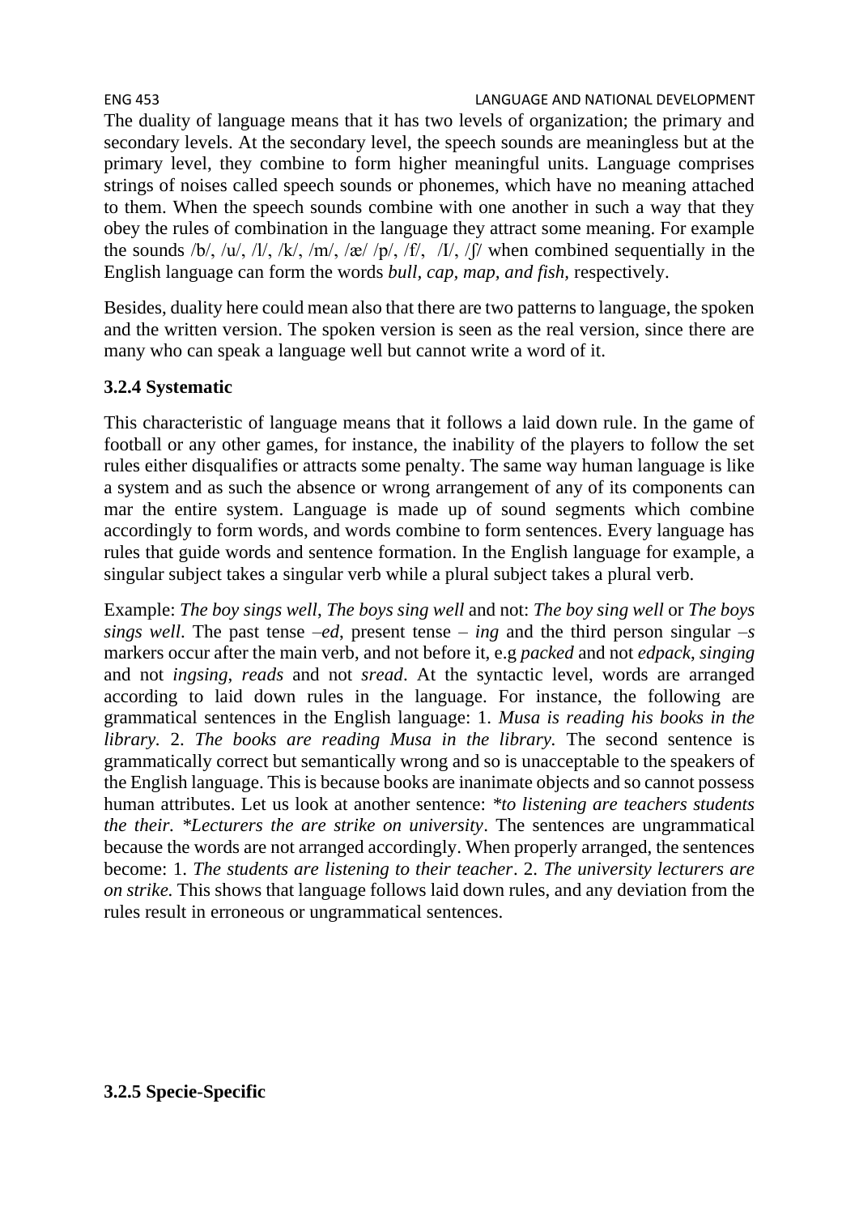The duality of language means that it has two levels of organization; the primary and secondary levels. At the secondary level, the speech sounds are meaningless but at the primary level, they combine to form higher meaningful units. Language comprises strings of noises called speech sounds or phonemes, which have no meaning attached to them. When the speech sounds combine with one another in such a way that they obey the rules of combination in the language they attract some meaning. For example the sounds /b/, /u/, /l/, /k/, /m/, /æ/ /p/, /f/, /I/, /ʃ/ when combined sequentially in the English language can form the words *bull, cap, map, and fish,* respectively.

Besides, duality here could mean also that there are two patterns to language, the spoken and the written version. The spoken version is seen as the real version, since there are many who can speak a language well but cannot write a word of it.

### 3.2.4 Systematic

This characteristic of language means that it follows a laid down rule. In the game of football or any other games, for instance, the inability of the players to follow the set rules either disqualifies or attracts some penalty. The same way human language is like a system and as such the absence or wrong arrangement of any of its components can mar the entire system. Language is made up of sound segments which combine accordingly to form words, and words combine to form sentences. Every language has rules that guide words and sentence formation. In the English language for example, a singular subject takes a singular verb while a plural subject takes a plural verb.

Example: *The boy sings well*, *The boys sing well* and not: *The boy sing well* or *The boys sings well*. The past tense *–ed*, present tense *– ing* and the third person singular *–s* markers occur after the main verb, and not before it, e.g *packed* and not *edpack*, *singing* and not *ingsing*, *reads* and not *sread*. At the syntactic level, words are arranged according to laid down rules in the language. For instance, the following are grammatical sentences in the English language: 1. *Musa is reading his books in the library*. 2. *The books are reading Musa in the library.* The second sentence is grammatically correct but semantically wrong and so is unacceptable to the speakers of the English language. This is because books are inanimate objects and so cannot possess human attributes. Let us look at another sentence: *\*to listening are teachers students the their. \*Lecturers the are strike on university*. The sentences are ungrammatical because the words are not arranged accordingly. When properly arranged, the sentences become: 1. *The students are listening to their teacher*. 2. *The university lecturers are on strike.* This shows that language follows laid down rules, and any deviation from the rules result in erroneous or ungrammatical sentences.

### 3.2.5 Specie-Specific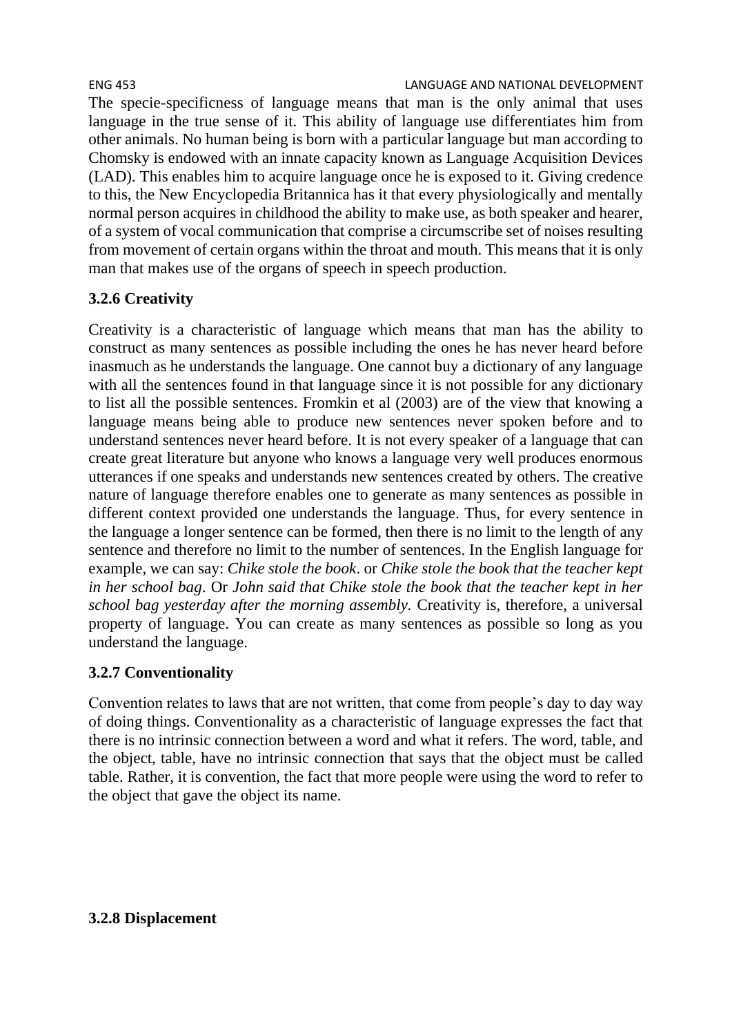The specie-specificness of language means that man is the only animal that uses language in the true sense of it. This ability of language use differentiates him from other animals. No human being is born with a particular language but man according to Chomsky is endowed with an innate capacity known as Language Acquisition Devices (LAD). This enables him to acquire language once he is exposed to it. Giving credence to this, the New Encyclopedia Britannica has it that every physiologically and mentally normal person acquires in childhood the ability to make use, as both speaker and hearer, of a system of vocal communication that comprise a circumscribe set of noises resulting from movement of certain organs within the throat and mouth. This means that it is only man that makes use of the organs of speech in speech production.

### 3.2.6 Creativity

Creativity is a characteristic of language which means that man has the ability to construct as many sentences as possible including the ones he has never heard before inasmuch as he understands the language. One cannot buy a dictionary of any language with all the sentences found in that language since it is not possible for any dictionary to list all the possible sentences. Fromkin et al (2003) are of the view that knowing a language means being able to produce new sentences never spoken before and to understand sentences never heard before. It is not every speaker of a language that can create great literature but anyone who knows a language very well produces enormous utterances if one speaks and understands new sentences created by others. The creative nature of language therefore enables one to generate as many sentences as possible in different context provided one understands the language. Thus, for every sentence in the language a longer sentence can be formed, then there is no limit to the length of any sentence and therefore no limit to the number of sentences. In the English language for example, we can say: *Chike stole the book*. or *Chike stole the book that the teacher kept in her school bag*. Or *John said that Chike stole the book that the teacher kept in her school bag yesterday after the morning assembly.* Creativity is, therefore, a universal property of language. You can create as many sentences as possible so long as you understand the language.

### 3.2.7 Conventionality

Convention relates to laws that are not written, that come from people's day to day way of doing things. Conventionality as a characteristic of language expresses the fact that there is no intrinsic connection between a word and what it refers. The word, table, and the object, table, have no intrinsic connection that says that the object must be called table. Rather, it is convention, the fact that more people were using the word to refer to the object that gave the object its name.

### 3.2.8 Displacement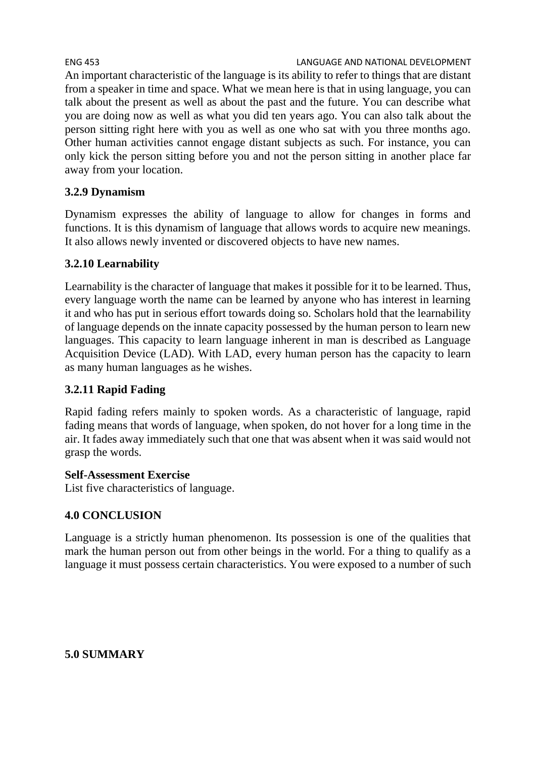An important characteristic of the language is its ability to refer to things that are distant from a speaker in time and space. What we mean here is that in using language, you can talk about the present as well as about the past and the future. You can describe what you are doing now as well as what you did ten years ago. You can also talk about the person sitting right here with you as well as one who sat with you three months ago. Other human activities cannot engage distant subjects as such. For instance, you can only kick the person sitting before you and not the person sitting in another place far away from your location.

### 3.2.9 Dynamism

Dynamism expresses the ability of language to allow for changes in forms and functions. It is this dynamism of language that allows words to acquire new meanings. It also allows newly invented or discovered objects to have new names.

### 3.2.10 Learnability

Learnability is the character of language that makes it possible for it to be learned. Thus, every language worth the name can be learned by anyone who has interest in learning it and who has put in serious effort towards doing so. Scholars hold that the learnability of language depends on the innate capacity possessed by the human person to learn new languages. This capacity to learn language inherent in man is described as Language Acquisition Device (LAD). With LAD, every human person has the capacity to learn as many human languages as he wishes.

### 3.2.11 Rapid Fading

Rapid fading refers mainly to spoken words. As a characteristic of language, rapid fading means that words of language, when spoken, do not hover for a long time in the air. It fades away immediately such that one that was absent when it was said would not grasp the words.

**Self-Assessment Exercise**
List five characteristics of language.

## 4.0 CONCLUSION

Language is a strictly human phenomenon. Its possession is one of the qualities that mark the human person out from other beings in the world. For a thing to qualify as a language it must possess certain characteristics. You were exposed to a number of such

## 5.0 SUMMARY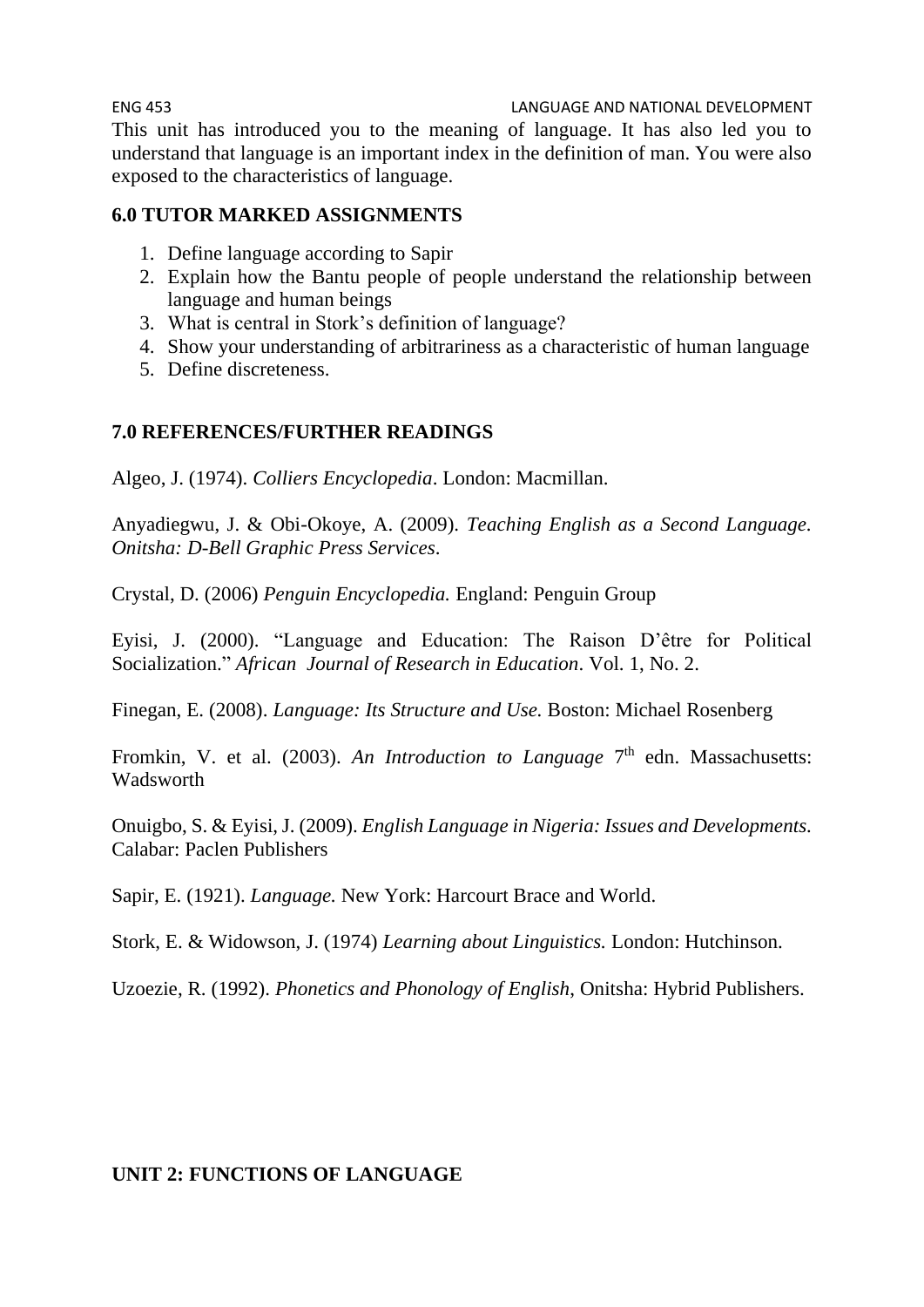This unit has introduced you to the meaning of language. It has also led you to understand that language is an important index in the definition of man. You were also exposed to the characteristics of language.

## 6.0 TUTOR MARKED ASSIGNMENTS

1. Define language according to Sapir
2. Explain how the Bantu people of people understand the relationship between language and human beings
3. What is central in Stork's definition of language?
4. Show your understanding of arbitrariness as a characteristic of human language
5. Define discreteness.

## 7.0 REFERENCES/FURTHER READINGS

Algeo, J. (1974). *Colliers Encyclopedia*. London: Macmillan.

Anyadiegwu, J. & Obi-Okoye, A. (2009). *Teaching English as a Second Language. Onitsha: D-Bell Graphic Press Services*.

Crystal, D. (2006) *Penguin Encyclopedia.* England: Penguin Group

Eyisi, J. (2000). "Language and Education: The Raison D'être for Political Socialization." *African Journal of Research in Education*. Vol. 1, No. 2.

Finegan, E. (2008). *Language: Its Structure and Use.* Boston: Michael Rosenberg

Fromkin, V. et al. (2003). *An Introduction to Language* 7th edn. Massachusetts: Wadsworth

Onuigbo, S. & Eyisi, J. (2009). *English Language in Nigeria: Issues and Developments*. Calabar: Paclen Publishers

Sapir, E. (1921). *Language.* New York: Harcourt Brace and World.

Stork, E. & Widowson, J. (1974) *Learning about Linguistics.* London: Hutchinson.

Uzoezie, R. (1992). *Phonetics and Phonology of English*, Onitsha: Hybrid Publishers.

# UNIT 2: FUNCTIONS OF LANGUAGE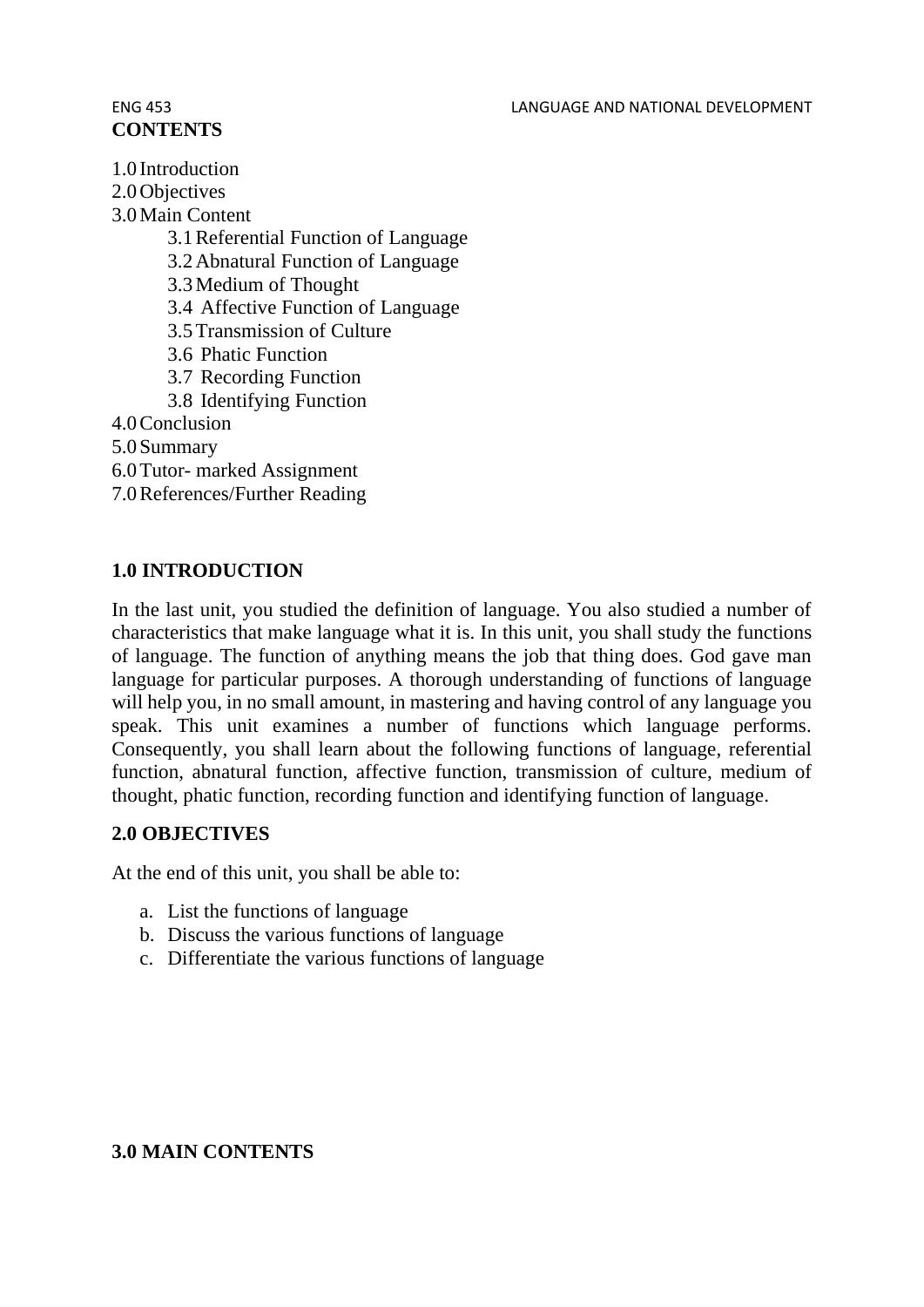**CONTENTS**

1.0 Introduction
2.0 Objectives
3.0 Main Content
   3.1 Referential Function of Language
   3.2 Abnatural Function of Language
   3.3 Medium of Thought
   3.4 Affective Function of Language
   3.5 Transmission of Culture
   3.6 Phatic Function
   3.7 Recording Function
   3.8 Identifying Function
4.0 Conclusion
5.0 Summary
6.0 Tutor- marked Assignment
7.0 References/Further Reading

## 1.0 INTRODUCTION

In the last unit, you studied the definition of language. You also studied a number of characteristics that make language what it is. In this unit, you shall study the functions of language. The function of anything means the job that thing does. God gave man language for particular purposes. A thorough understanding of functions of language will help you, in no small amount, in mastering and having control of any language you speak. This unit examines a number of functions which language performs. Consequently, you shall learn about the following functions of language, referential function, abnatural function, affective function, transmission of culture, medium of thought, phatic function, recording function and identifying function of language.

## 2.0 OBJECTIVES

At the end of this unit, you shall be able to:

a. List the functions of language
b. Discuss the various functions of language
c. Differentiate the various functions of language

## 3.0 MAIN CONTENTS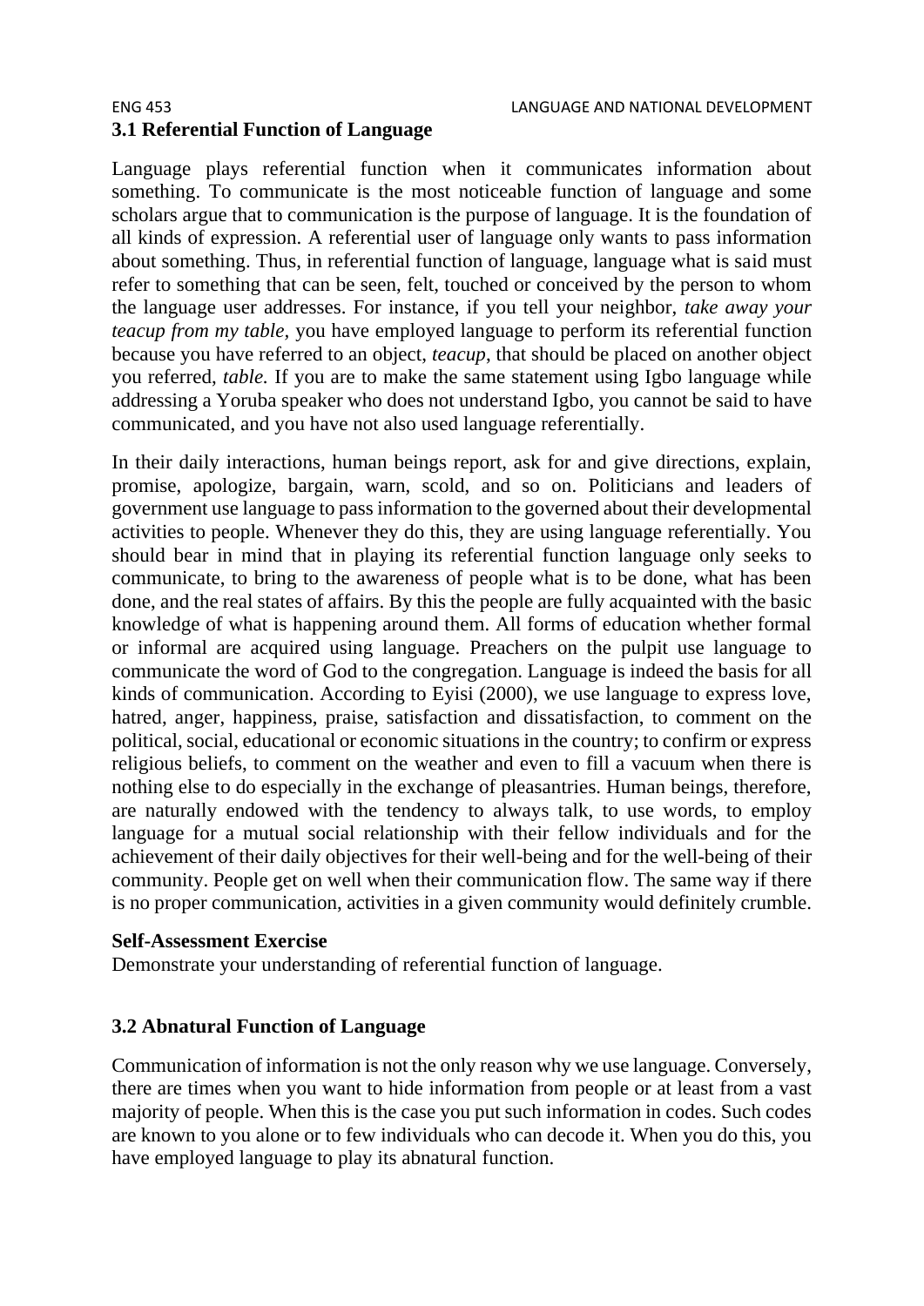### 3.1 Referential Function of Language

Language plays referential function when it communicates information about something. To communicate is the most noticeable function of language and some scholars argue that to communication is the purpose of language. It is the foundation of all kinds of expression. A referential user of language only wants to pass information about something. Thus, in referential function of language, language what is said must refer to something that can be seen, felt, touched or conceived by the person to whom the language user addresses. For instance, if you tell your neighbor, *take away your teacup from my table*, you have employed language to perform its referential function because you have referred to an object, *teacup*, that should be placed on another object you referred, *table.* If you are to make the same statement using Igbo language while addressing a Yoruba speaker who does not understand Igbo, you cannot be said to have communicated, and you have not also used language referentially.

In their daily interactions, human beings report, ask for and give directions, explain, promise, apologize, bargain, warn, scold, and so on. Politicians and leaders of government use language to pass information to the governed about their developmental activities to people. Whenever they do this, they are using language referentially. You should bear in mind that in playing its referential function language only seeks to communicate, to bring to the awareness of people what is to be done, what has been done, and the real states of affairs. By this the people are fully acquainted with the basic knowledge of what is happening around them. All forms of education whether formal or informal are acquired using language. Preachers on the pulpit use language to communicate the word of God to the congregation. Language is indeed the basis for all kinds of communication. According to Eyisi (2000), we use language to express love, hatred, anger, happiness, praise, satisfaction and dissatisfaction, to comment on the political, social, educational or economic situations in the country; to confirm or express religious beliefs, to comment on the weather and even to fill a vacuum when there is nothing else to do especially in the exchange of pleasantries. Human beings, therefore, are naturally endowed with the tendency to always talk, to use words, to employ language for a mutual social relationship with their fellow individuals and for the achievement of their daily objectives for their well-being and for the well-being of their community. People get on well when their communication flow. The same way if there is no proper communication, activities in a given community would definitely crumble.

**Self-Assessment Exercise**

Demonstrate your understanding of referential function of language.

### 3.2 Abnatural Function of Language

Communication of information is not the only reason why we use language. Conversely, there are times when you want to hide information from people or at least from a vast majority of people. When this is the case you put such information in codes. Such codes are known to you alone or to few individuals who can decode it. When you do this, you have employed language to play its abnatural function.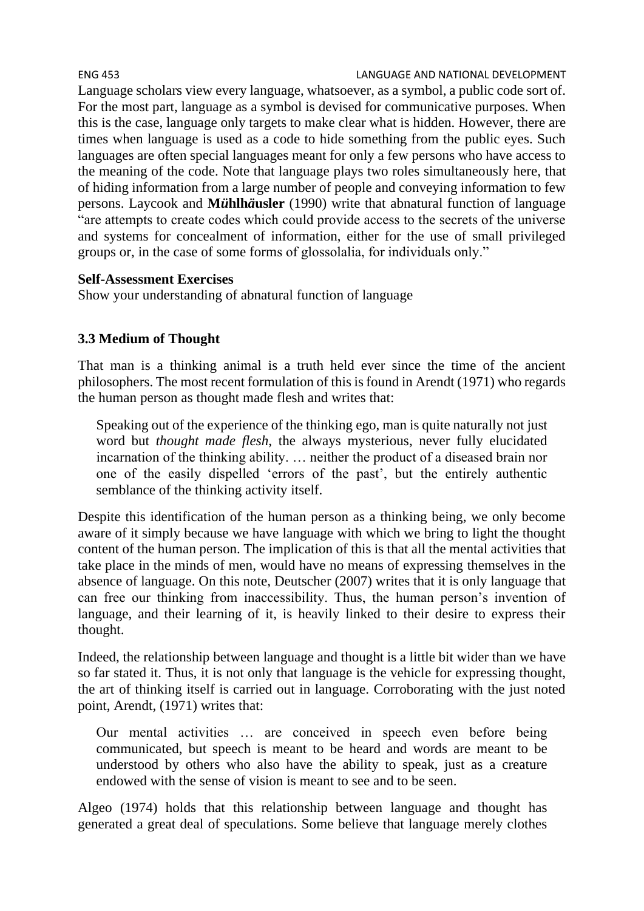Language scholars view every language, whatsoever, as a symbol, a public code sort of. For the most part, language as a symbol is devised for communicative purposes. When this is the case, language only targets to make clear what is hidden. However, there are times when language is used as a code to hide something from the public eyes. Such languages are often special languages meant for only a few persons who have access to the meaning of the code. Note that language plays two roles simultaneously here, that of hiding information from a large number of people and conveying information to few persons. Laycook and **Mühlhäusler** (1990) write that abnatural function of language "are attempts to create codes which could provide access to the secrets of the universe and systems for concealment of information, either for the use of small privileged groups or, in the case of some forms of glossolalia, for individuals only."

**Self-Assessment Exercises**

Show your understanding of abnatural function of language

### 3.3 Medium of Thought

That man is a thinking animal is a truth held ever since the time of the ancient philosophers. The most recent formulation of this is found in Arendt (1971) who regards the human person as thought made flesh and writes that:

> Speaking out of the experience of the thinking ego, man is quite naturally not just word but *thought made flesh*, the always mysterious, never fully elucidated incarnation of the thinking ability. … neither the product of a diseased brain nor one of the easily dispelled 'errors of the past', but the entirely authentic semblance of the thinking activity itself.

Despite this identification of the human person as a thinking being, we only become aware of it simply because we have language with which we bring to light the thought content of the human person. The implication of this is that all the mental activities that take place in the minds of men, would have no means of expressing themselves in the absence of language. On this note, Deutscher (2007) writes that it is only language that can free our thinking from inaccessibility. Thus, the human person's invention of language, and their learning of it, is heavily linked to their desire to express their thought.

Indeed, the relationship between language and thought is a little bit wider than we have so far stated it. Thus, it is not only that language is the vehicle for expressing thought, the art of thinking itself is carried out in language. Corroborating with the just noted point, Arendt, (1971) writes that:

> Our mental activities … are conceived in speech even before being communicated, but speech is meant to be heard and words are meant to be understood by others who also have the ability to speak, just as a creature endowed with the sense of vision is meant to see and to be seen.

Algeo (1974) holds that this relationship between language and thought has generated a great deal of speculations. Some believe that language merely clothes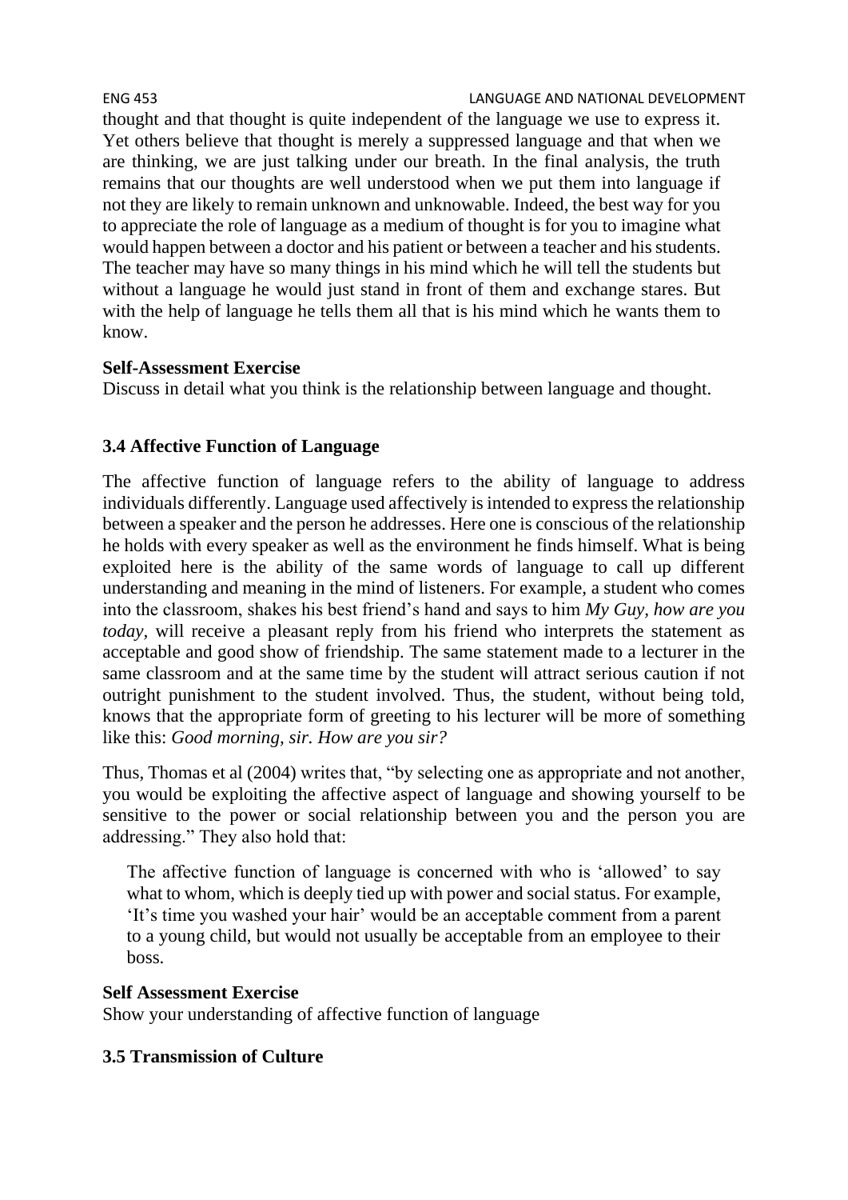thought and that thought is quite independent of the language we use to express it. Yet others believe that thought is merely a suppressed language and that when we are thinking, we are just talking under our breath. In the final analysis, the truth remains that our thoughts are well understood when we put them into language if not they are likely to remain unknown and unknowable. Indeed, the best way for you to appreciate the role of language as a medium of thought is for you to imagine what would happen between a doctor and his patient or between a teacher and his students. The teacher may have so many things in his mind which he will tell the students but without a language he would just stand in front of them and exchange stares. But with the help of language he tells them all that is his mind which he wants them to know.

**Self-Assessment Exercise**

Discuss in detail what you think is the relationship between language and thought.

### 3.4 Affective Function of Language

The affective function of language refers to the ability of language to address individuals differently. Language used affectively is intended to express the relationship between a speaker and the person he addresses. Here one is conscious of the relationship he holds with every speaker as well as the environment he finds himself. What is being exploited here is the ability of the same words of language to call up different understanding and meaning in the mind of listeners. For example, a student who comes into the classroom, shakes his best friend's hand and says to him *My Guy, how are you today*, will receive a pleasant reply from his friend who interprets the statement as acceptable and good show of friendship. The same statement made to a lecturer in the same classroom and at the same time by the student will attract serious caution if not outright punishment to the student involved. Thus, the student, without being told, knows that the appropriate form of greeting to his lecturer will be more of something like this: *Good morning, sir. How are you sir?*

Thus, Thomas et al (2004) writes that, "by selecting one as appropriate and not another, you would be exploiting the affective aspect of language and showing yourself to be sensitive to the power or social relationship between you and the person you are addressing." They also hold that:

> The affective function of language is concerned with who is 'allowed' to say what to whom, which is deeply tied up with power and social status. For example, 'It's time you washed your hair' would be an acceptable comment from a parent to a young child, but would not usually be acceptable from an employee to their boss.

**Self Assessment Exercise**

Show your understanding of affective function of language

### 3.5 Transmission of Culture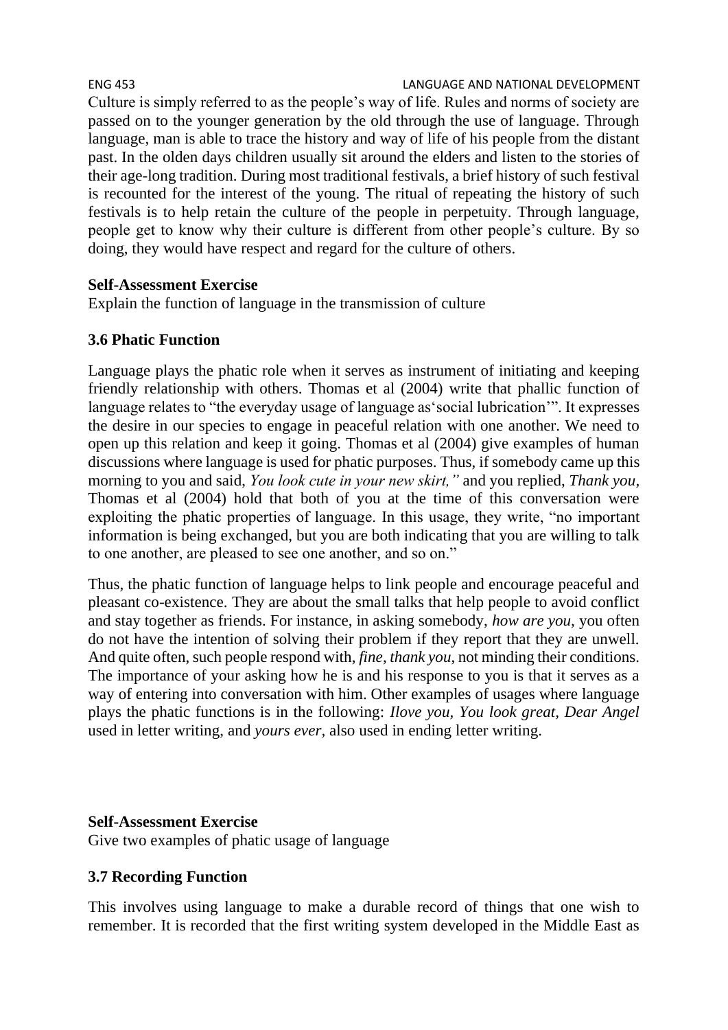Culture is simply referred to as the people's way of life. Rules and norms of society are passed on to the younger generation by the old through the use of language. Through language, man is able to trace the history and way of life of his people from the distant past. In the olden days children usually sit around the elders and listen to the stories of their age-long tradition. During most traditional festivals, a brief history of such festival is recounted for the interest of the young. The ritual of repeating the history of such festivals is to help retain the culture of the people in perpetuity. Through language, people get to know why their culture is different from other people's culture. By so doing, they would have respect and regard for the culture of others.

**Self-Assessment Exercise**
Explain the function of language in the transmission of culture

### 3.6 Phatic Function

Language plays the phatic role when it serves as instrument of initiating and keeping friendly relationship with others. Thomas et al (2004) write that phallic function of language relates to "the everyday usage of language as'social lubrication'". It expresses the desire in our species to engage in peaceful relation with one another. We need to open up this relation and keep it going. Thomas et al (2004) give examples of human discussions where language is used for phatic purposes. Thus, if somebody came up this morning to you and said, *You look cute in your new skirt,"* and you replied, *Thank you,* Thomas et al (2004) hold that both of you at the time of this conversation were exploiting the phatic properties of language. In this usage, they write, "no important information is being exchanged, but you are both indicating that you are willing to talk to one another, are pleased to see one another, and so on."

Thus, the phatic function of language helps to link people and encourage peaceful and pleasant co-existence. They are about the small talks that help people to avoid conflict and stay together as friends. For instance, in asking somebody, *how are you,* you often do not have the intention of solving their problem if they report that they are unwell. And quite often, such people respond with, *fine, thank you*, not minding their conditions. The importance of your asking how he is and his response to you is that it serves as a way of entering into conversation with him. Other examples of usages where language plays the phatic functions is in the following: *Ilove you, You look great, Dear Angel* used in letter writing, and *yours ever,* also used in ending letter writing.

**Self-Assessment Exercise**
Give two examples of phatic usage of language

### 3.7 Recording Function

This involves using language to make a durable record of things that one wish to remember. It is recorded that the first writing system developed in the Middle East as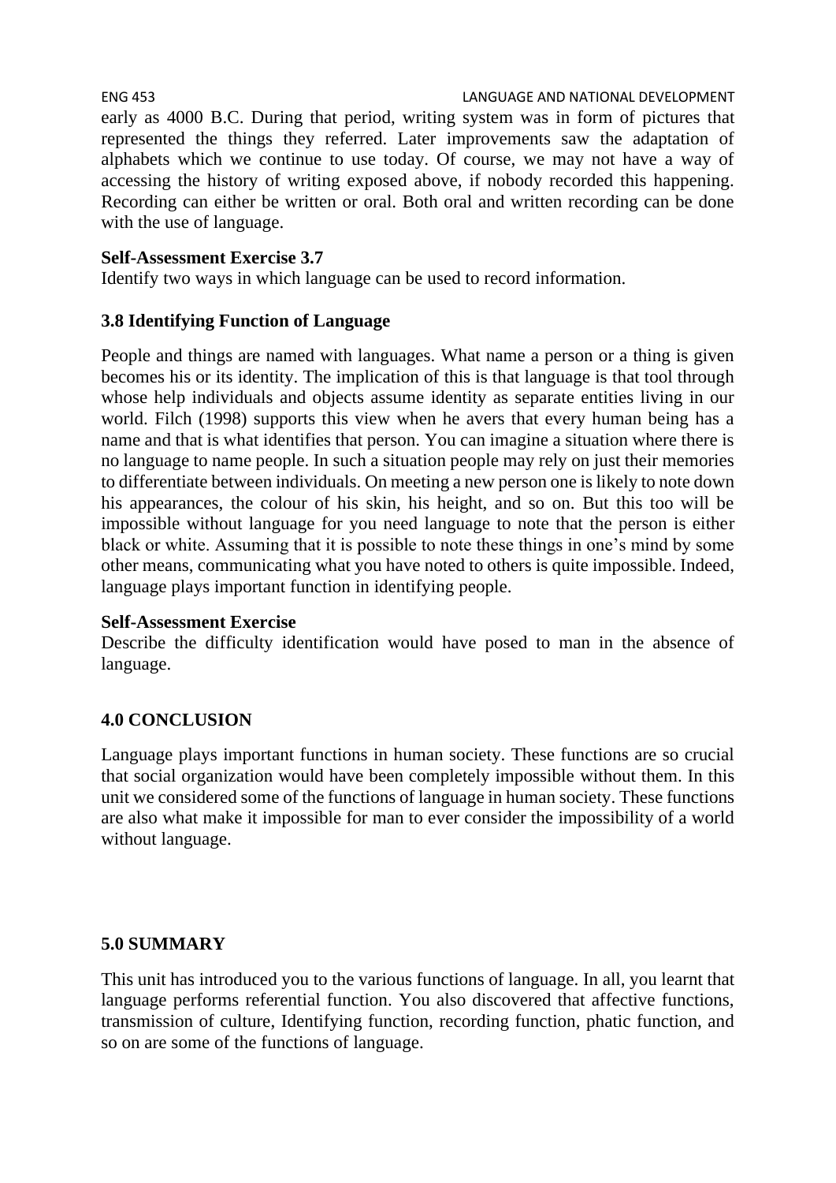early as 4000 B.C. During that period, writing system was in form of pictures that represented the things they referred. Later improvements saw the adaptation of alphabets which we continue to use today. Of course, we may not have a way of accessing the history of writing exposed above, if nobody recorded this happening. Recording can either be written or oral. Both oral and written recording can be done with the use of language.

**Self-Assessment Exercise 3.7**
Identify two ways in which language can be used to record information.

### 3.8 Identifying Function of Language

People and things are named with languages. What name a person or a thing is given becomes his or its identity. The implication of this is that language is that tool through whose help individuals and objects assume identity as separate entities living in our world. Filch (1998) supports this view when he avers that every human being has a name and that is what identifies that person. You can imagine a situation where there is no language to name people. In such a situation people may rely on just their memories to differentiate between individuals. On meeting a new person one is likely to note down his appearances, the colour of his skin, his height, and so on. But this too will be impossible without language for you need language to note that the person is either black or white. Assuming that it is possible to note these things in one's mind by some other means, communicating what you have noted to others is quite impossible. Indeed, language plays important function in identifying people.

**Self-Assessment Exercise**
Describe the difficulty identification would have posed to man in the absence of language.

## 4.0 CONCLUSION

Language plays important functions in human society. These functions are so crucial that social organization would have been completely impossible without them. In this unit we considered some of the functions of language in human society. These functions are also what make it impossible for man to ever consider the impossibility of a world without language.

## 5.0 SUMMARY

This unit has introduced you to the various functions of language. In all, you learnt that language performs referential function. You also discovered that affective functions, transmission of culture, Identifying function, recording function, phatic function, and so on are some of the functions of language.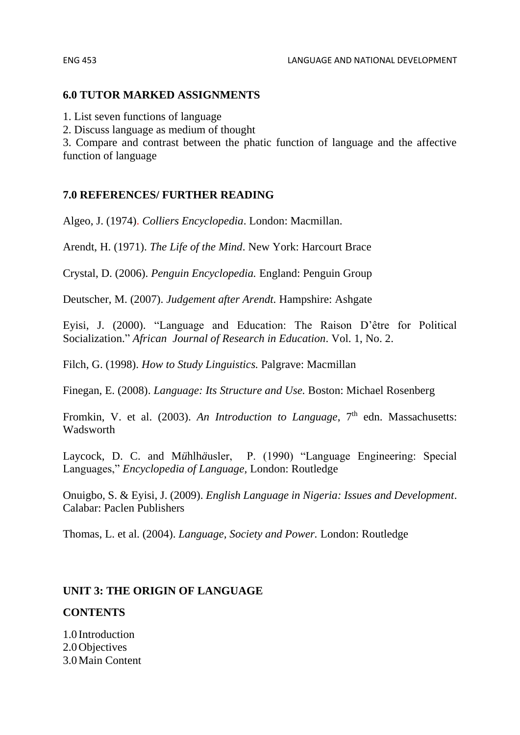## 6.0 TUTOR MARKED ASSIGNMENTS

1. List seven functions of language
2. Discuss language as medium of thought
3. Compare and contrast between the phatic function of language and the affective function of language

## 7.0 REFERENCES/ FURTHER READING

Algeo, J. (1974). *Colliers Encyclopedia*. London: Macmillan.

Arendt, H. (1971). *The Life of the Mind*. New York: Harcourt Brace

Crystal, D. (2006). *Penguin Encyclopedia.* England: Penguin Group

Deutscher, M. (2007). *Judgement after Arendt.* Hampshire: Ashgate

Eyisi, J. (2000). "Language and Education: The Raison D'être for Political Socialization." *African Journal of Research in Education*. Vol. 1, No. 2.

Filch, G. (1998). *How to Study Linguistics.* Palgrave: Macmillan

Finegan, E. (2008). *Language: Its Structure and Use.* Boston: Michael Rosenberg

Fromkin, V. et al. (2003). *An Introduction to Language*, 7th edn. Massachusetts: Wadsworth

Laycock, D. C. and Mühlhäusler, P. (1990) "Language Engineering: Special Languages," *Encyclopedia of Language*, London: Routledge

Onuigbo, S. & Eyisi, J. (2009). *English Language in Nigeria: Issues and Development*. Calabar: Paclen Publishers

Thomas, L. et al. (2004). *Language, Society and Power.* London: Routledge

## UNIT 3: THE ORIGIN OF LANGUAGE

**CONTENTS**

1.0 Introduction
2.0 Objectives
3.0 Main Content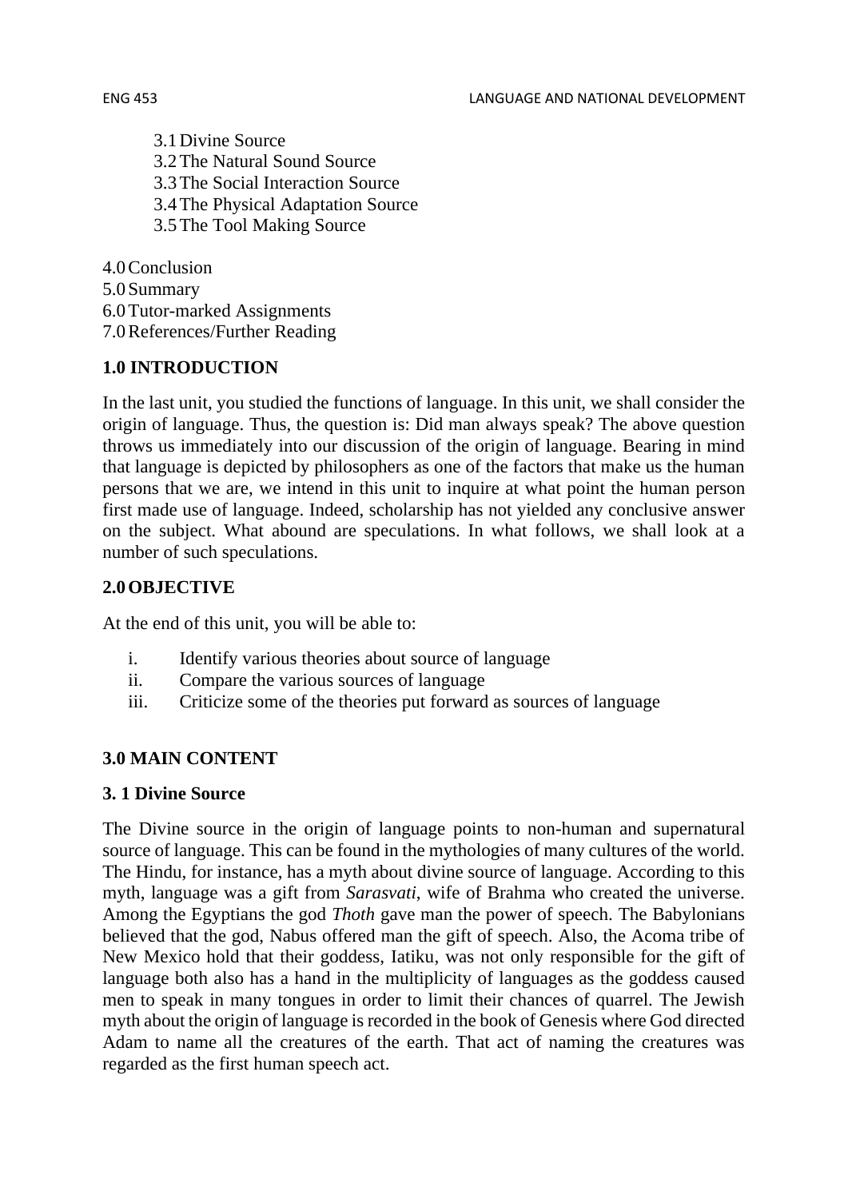3.1 Divine Source
3.2 The Natural Sound Source
3.3 The Social Interaction Source
3.4 The Physical Adaptation Source
3.5 The Tool Making Source

4.0 Conclusion
5.0 Summary
6.0 Tutor-marked Assignments
7.0 References/Further Reading

## 1.0 INTRODUCTION

In the last unit, you studied the functions of language. In this unit, we shall consider the origin of language. Thus, the question is: Did man always speak? The above question throws us immediately into our discussion of the origin of language. Bearing in mind that language is depicted by philosophers as one of the factors that make us the human persons that we are, we intend in this unit to inquire at what point the human person first made use of language. Indeed, scholarship has not yielded any conclusive answer on the subject. What abound are speculations. In what follows, we shall look at a number of such speculations.

## 2.0 OBJECTIVE

At the end of this unit, you will be able to:

i. Identify various theories about source of language
ii. Compare the various sources of language
iii. Criticize some of the theories put forward as sources of language

## 3.0 MAIN CONTENT

### 3. 1 Divine Source

The Divine source in the origin of language points to non-human and supernatural source of language. This can be found in the mythologies of many cultures of the world. The Hindu, for instance, has a myth about divine source of language. According to this myth, language was a gift from *Sarasvati*, wife of Brahma who created the universe. Among the Egyptians the god *Thoth* gave man the power of speech. The Babylonians believed that the god, Nabus offered man the gift of speech. Also, the Acoma tribe of New Mexico hold that their goddess, Iatiku, was not only responsible for the gift of language both also has a hand in the multiplicity of languages as the goddess caused men to speak in many tongues in order to limit their chances of quarrel. The Jewish myth about the origin of language is recorded in the book of Genesis where God directed Adam to name all the creatures of the earth. That act of naming the creatures was regarded as the first human speech act.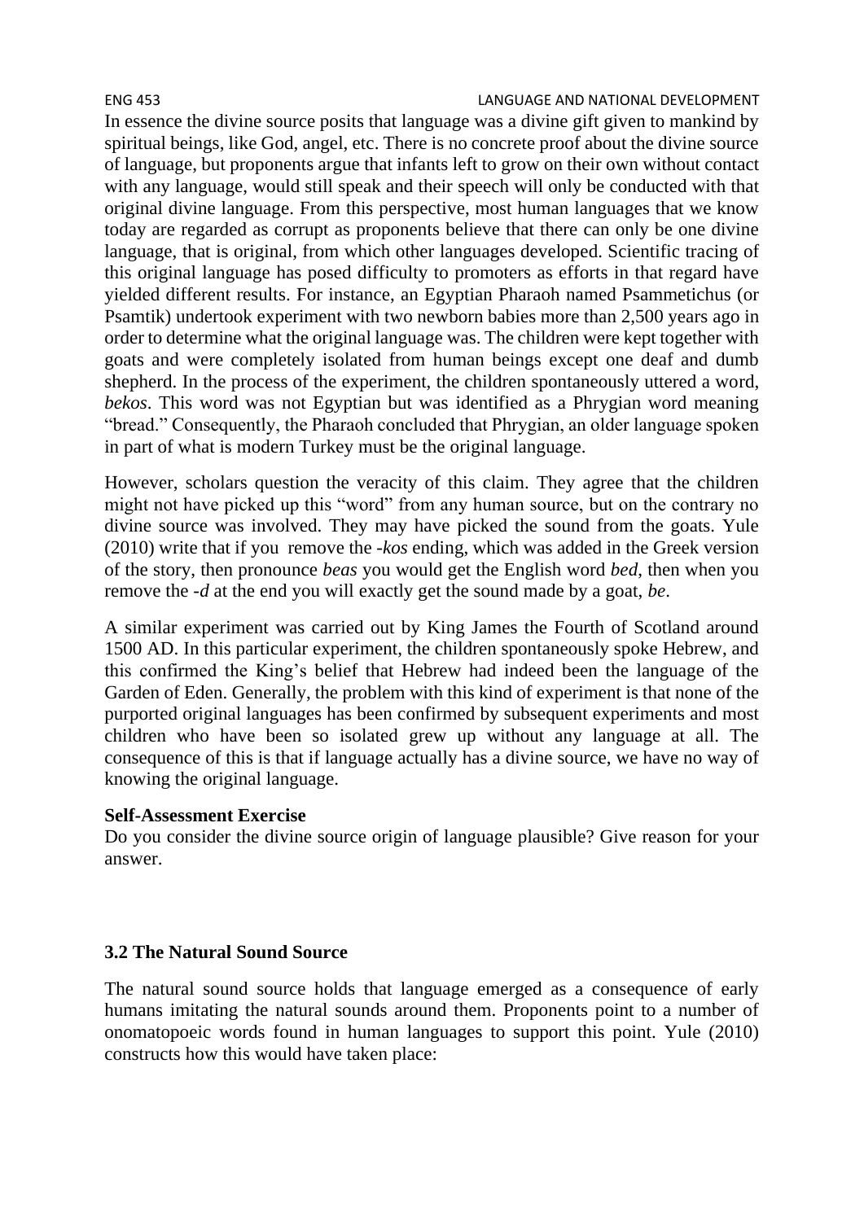In essence the divine source posits that language was a divine gift given to mankind by spiritual beings, like God, angel, etc. There is no concrete proof about the divine source of language, but proponents argue that infants left to grow on their own without contact with any language, would still speak and their speech will only be conducted with that original divine language. From this perspective, most human languages that we know today are regarded as corrupt as proponents believe that there can only be one divine language, that is original, from which other languages developed. Scientific tracing of this original language has posed difficulty to promoters as efforts in that regard have yielded different results. For instance, an Egyptian Pharaoh named Psammetichus (or Psamtik) undertook experiment with two newborn babies more than 2,500 years ago in order to determine what the original language was. The children were kept together with goats and were completely isolated from human beings except one deaf and dumb shepherd. In the process of the experiment, the children spontaneously uttered a word, *bekos*. This word was not Egyptian but was identified as a Phrygian word meaning "bread." Consequently, the Pharaoh concluded that Phrygian, an older language spoken in part of what is modern Turkey must be the original language.

However, scholars question the veracity of this claim. They agree that the children might not have picked up this "word" from any human source, but on the contrary no divine source was involved. They may have picked the sound from the goats. Yule (2010) write that if you remove the *-kos* ending, which was added in the Greek version of the story, then pronounce *beas* you would get the English word *bed*, then when you remove the *-d* at the end you will exactly get the sound made by a goat, *be*.

A similar experiment was carried out by King James the Fourth of Scotland around 1500 AD. In this particular experiment, the children spontaneously spoke Hebrew, and this confirmed the King's belief that Hebrew had indeed been the language of the Garden of Eden. Generally, the problem with this kind of experiment is that none of the purported original languages has been confirmed by subsequent experiments and most children who have been so isolated grew up without any language at all. The consequence of this is that if language actually has a divine source, we have no way of knowing the original language.

**Self-Assessment Exercise**

Do you consider the divine source origin of language plausible? Give reason for your answer.

### 3.2 The Natural Sound Source

The natural sound source holds that language emerged as a consequence of early humans imitating the natural sounds around them. Proponents point to a number of onomatopoeic words found in human languages to support this point. Yule (2010) constructs how this would have taken place: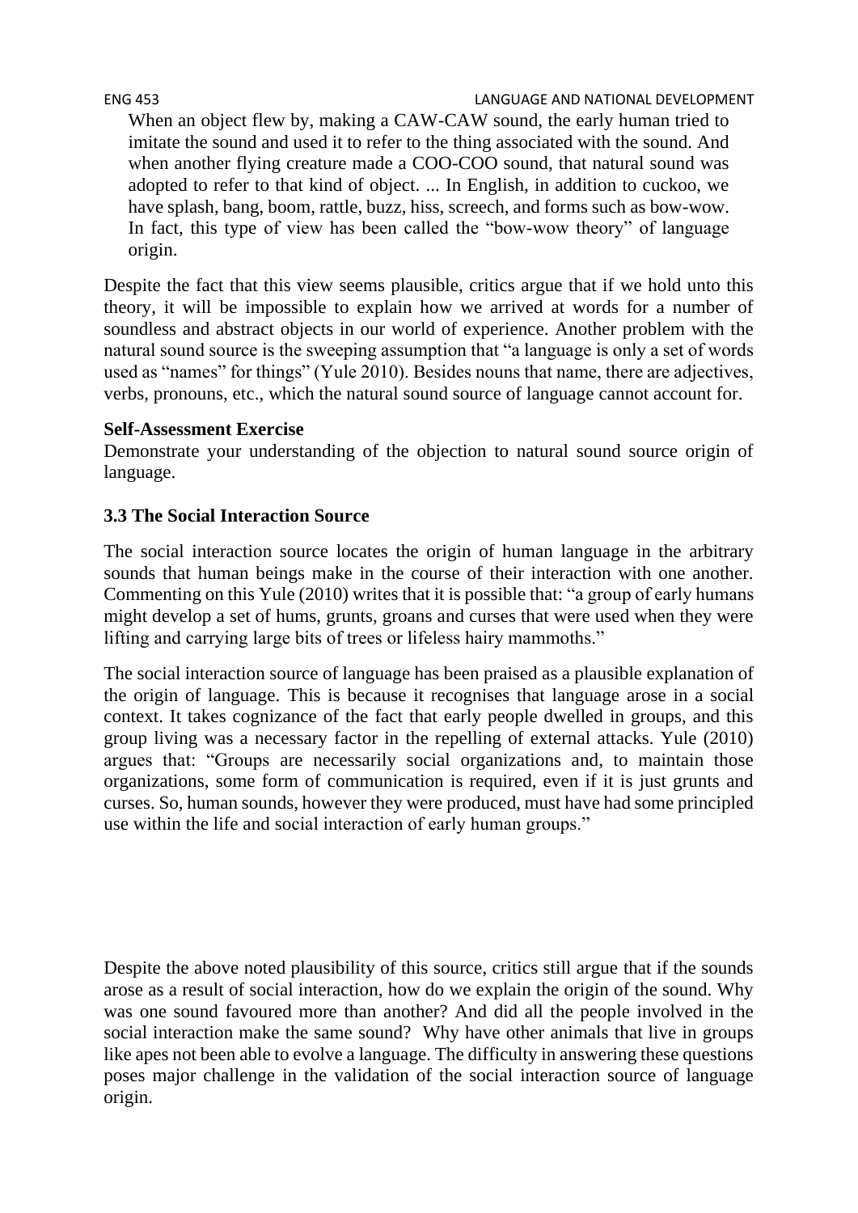> When an object flew by, making a CAW-CAW sound, the early human tried to imitate the sound and used it to refer to the thing associated with the sound. And when another flying creature made a COO-COO sound, that natural sound was adopted to refer to that kind of object. ... In English, in addition to cuckoo, we have splash, bang, boom, rattle, buzz, hiss, screech, and forms such as bow-wow. In fact, this type of view has been called the "bow-wow theory" of language origin.

Despite the fact that this view seems plausible, critics argue that if we hold unto this theory, it will be impossible to explain how we arrived at words for a number of soundless and abstract objects in our world of experience. Another problem with the natural sound source is the sweeping assumption that "a language is only a set of words used as "names" for things" (Yule 2010). Besides nouns that name, there are adjectives, verbs, pronouns, etc., which the natural sound source of language cannot account for.

**Self-Assessment Exercise**

Demonstrate your understanding of the objection to natural sound source origin of language.

### 3.3 The Social Interaction Source

The social interaction source locates the origin of human language in the arbitrary sounds that human beings make in the course of their interaction with one another. Commenting on this Yule (2010) writes that it is possible that: "a group of early humans might develop a set of hums, grunts, groans and curses that were used when they were lifting and carrying large bits of trees or lifeless hairy mammoths."

The social interaction source of language has been praised as a plausible explanation of the origin of language. This is because it recognises that language arose in a social context. It takes cognizance of the fact that early people dwelled in groups, and this group living was a necessary factor in the repelling of external attacks. Yule (2010) argues that: "Groups are necessarily social organizations and, to maintain those organizations, some form of communication is required, even if it is just grunts and curses. So, human sounds, however they were produced, must have had some principled use within the life and social interaction of early human groups."

Despite the above noted plausibility of this source, critics still argue that if the sounds arose as a result of social interaction, how do we explain the origin of the sound. Why was one sound favoured more than another? And did all the people involved in the social interaction make the same sound? Why have other animals that live in groups like apes not been able to evolve a language. The difficulty in answering these questions poses major challenge in the validation of the social interaction source of language origin.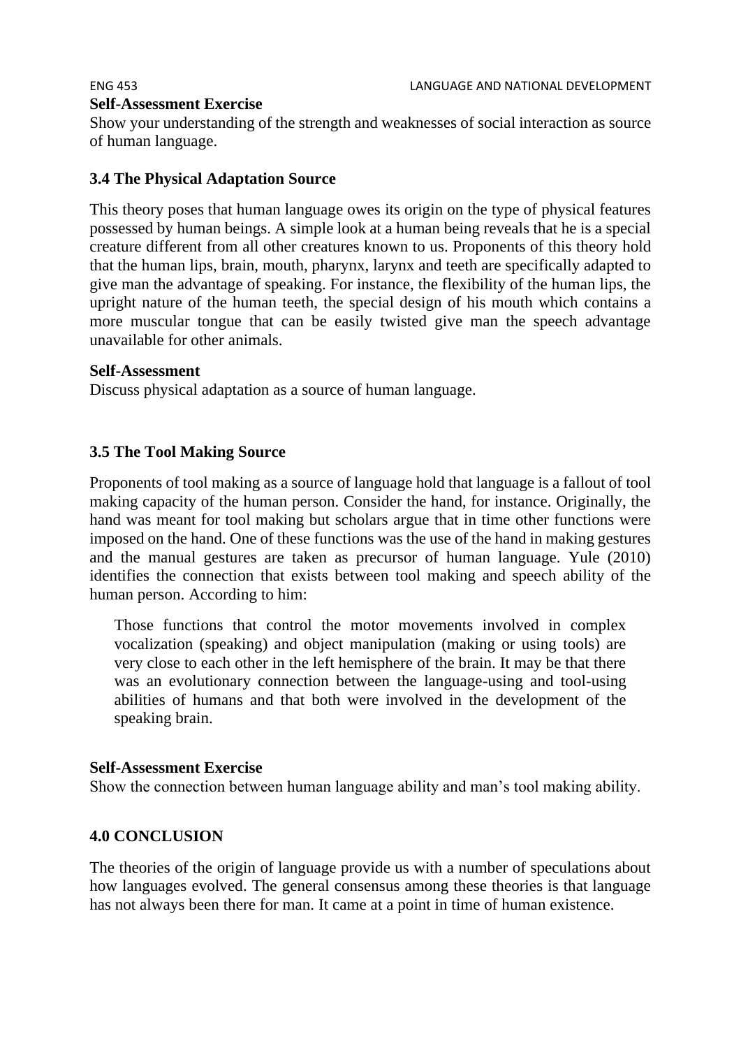**Self-Assessment Exercise**

Show your understanding of the strength and weaknesses of social interaction as source of human language.

### 3.4 The Physical Adaptation Source

This theory poses that human language owes its origin on the type of physical features possessed by human beings. A simple look at a human being reveals that he is a special creature different from all other creatures known to us. Proponents of this theory hold that the human lips, brain, mouth, pharynx, larynx and teeth are specifically adapted to give man the advantage of speaking. For instance, the flexibility of the human lips, the upright nature of the human teeth, the special design of his mouth which contains a more muscular tongue that can be easily twisted give man the speech advantage unavailable for other animals.

**Self-Assessment**

Discuss physical adaptation as a source of human language.

### 3.5 The Tool Making Source

Proponents of tool making as a source of language hold that language is a fallout of tool making capacity of the human person. Consider the hand, for instance. Originally, the hand was meant for tool making but scholars argue that in time other functions were imposed on the hand. One of these functions was the use of the hand in making gestures and the manual gestures are taken as precursor of human language. Yule (2010) identifies the connection that exists between tool making and speech ability of the human person. According to him:

> Those functions that control the motor movements involved in complex vocalization (speaking) and object manipulation (making or using tools) are very close to each other in the left hemisphere of the brain. It may be that there was an evolutionary connection between the language-using and tool-using abilities of humans and that both were involved in the development of the speaking brain.

**Self-Assessment Exercise**

Show the connection between human language ability and man's tool making ability.

## 4.0 CONCLUSION

The theories of the origin of language provide us with a number of speculations about how languages evolved. The general consensus among these theories is that language has not always been there for man. It came at a point in time of human existence.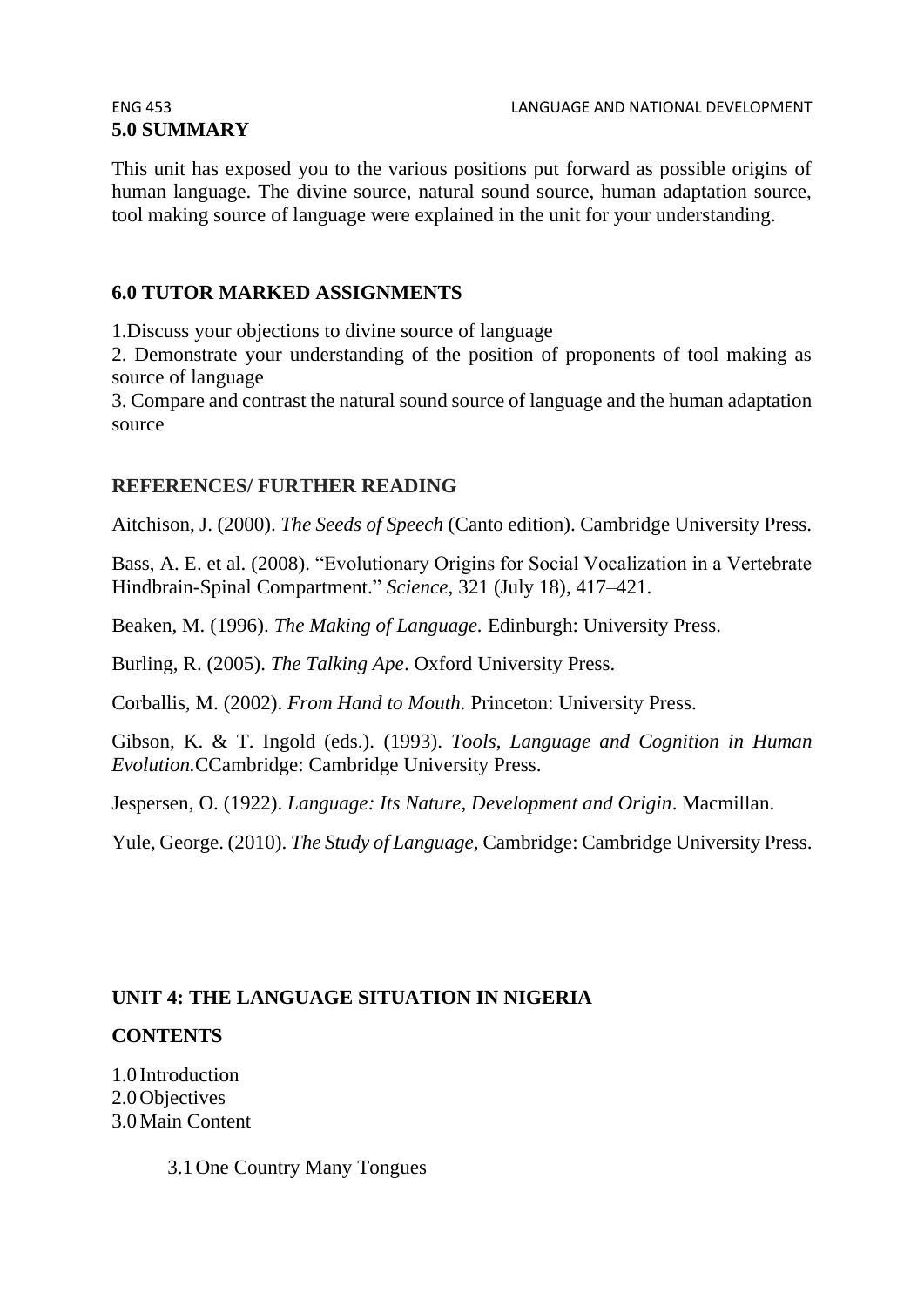## 5.0 SUMMARY

This unit has exposed you to the various positions put forward as possible origins of human language. The divine source, natural sound source, human adaptation source, tool making source of language were explained in the unit for your understanding.

## 6.0 TUTOR MARKED ASSIGNMENTS

1.Discuss your objections to divine source of language
2. Demonstrate your understanding of the position of proponents of tool making as source of language
3. Compare and contrast the natural sound source of language and the human adaptation source

## REFERENCES/ FURTHER READING

Aitchison, J. (2000). *The Seeds of Speech* (Canto edition). Cambridge University Press.

Bass, A. E. et al. (2008). "Evolutionary Origins for Social Vocalization in a Vertebrate Hindbrain-Spinal Compartment." *Science*, 321 (July 18), 417–421.

Beaken, M. (1996). *The Making of Language.* Edinburgh: University Press.

Burling, R. (2005). *The Talking Ape*. Oxford University Press.

Corballis, M. (2002). *From Hand to Mouth.* Princeton: University Press.

Gibson, K. & T. Ingold (eds.). (1993). *Tools*, *Language and Cognition in Human Evolution.*CCambridge: Cambridge University Press.

Jespersen, O. (1922). *Language: Its Nature, Development and Origin*. Macmillan.

Yule, George. (2010). *The Study of Language,* Cambridge: Cambridge University Press.

# UNIT 4: THE LANGUAGE SITUATION IN NIGERIA

## CONTENTS

1.0 Introduction
2.0 Objectives
3.0 Main Content

    3.1 One Country Many Tongues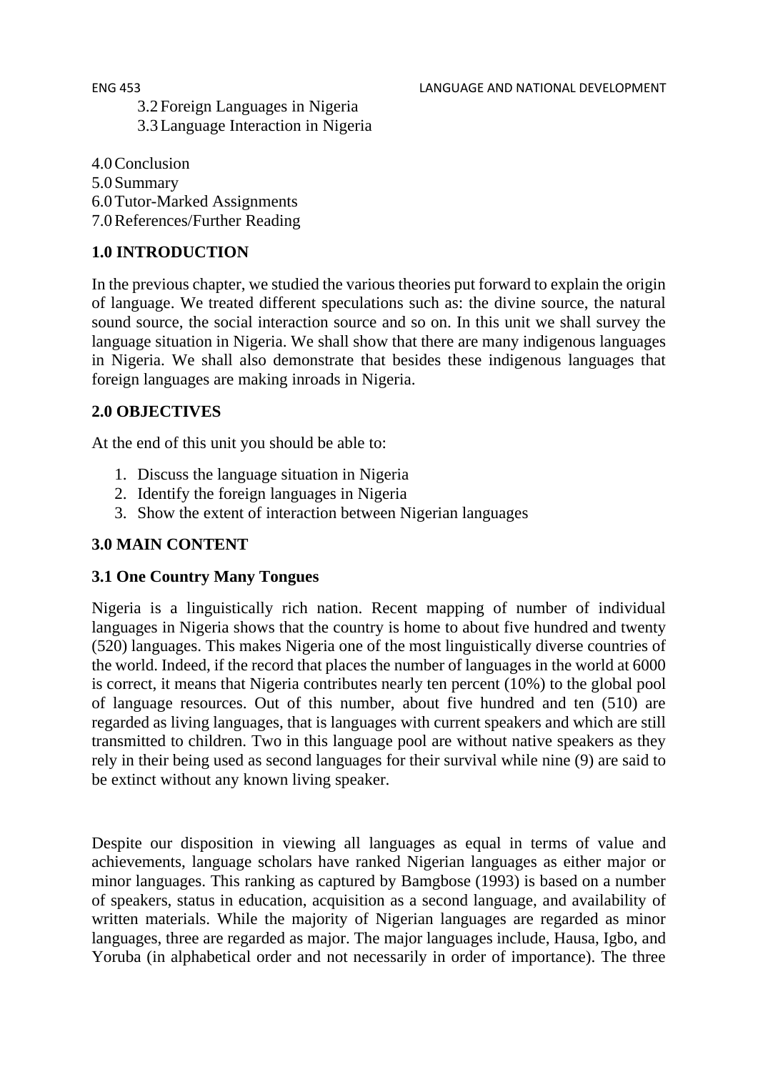3.2 Foreign Languages in Nigeria
3.3 Language Interaction in Nigeria

4.0 Conclusion
5.0 Summary
6.0 Tutor-Marked Assignments
7.0 References/Further Reading

## 1.0 INTRODUCTION

In the previous chapter, we studied the various theories put forward to explain the origin of language. We treated different speculations such as: the divine source, the natural sound source, the social interaction source and so on. In this unit we shall survey the language situation in Nigeria. We shall show that there are many indigenous languages in Nigeria. We shall also demonstrate that besides these indigenous languages that foreign languages are making inroads in Nigeria.

## 2.0 OBJECTIVES

At the end of this unit you should be able to:

1. Discuss the language situation in Nigeria
2. Identify the foreign languages in Nigeria
3. Show the extent of interaction between Nigerian languages

## 3.0 MAIN CONTENT

### 3.1 One Country Many Tongues

Nigeria is a linguistically rich nation. Recent mapping of number of individual languages in Nigeria shows that the country is home to about five hundred and twenty (520) languages. This makes Nigeria one of the most linguistically diverse countries of the world. Indeed, if the record that places the number of languages in the world at 6000 is correct, it means that Nigeria contributes nearly ten percent (10%) to the global pool of language resources. Out of this number, about five hundred and ten (510) are regarded as living languages, that is languages with current speakers and which are still transmitted to children. Two in this language pool are without native speakers as they rely in their being used as second languages for their survival while nine (9) are said to be extinct without any known living speaker.

Despite our disposition in viewing all languages as equal in terms of value and achievements, language scholars have ranked Nigerian languages as either major or minor languages. This ranking as captured by Bamgbose (1993) is based on a number of speakers, status in education, acquisition as a second language, and availability of written materials. While the majority of Nigerian languages are regarded as minor languages, three are regarded as major. The major languages include, Hausa, Igbo, and Yoruba (in alphabetical order and not necessarily in order of importance). The three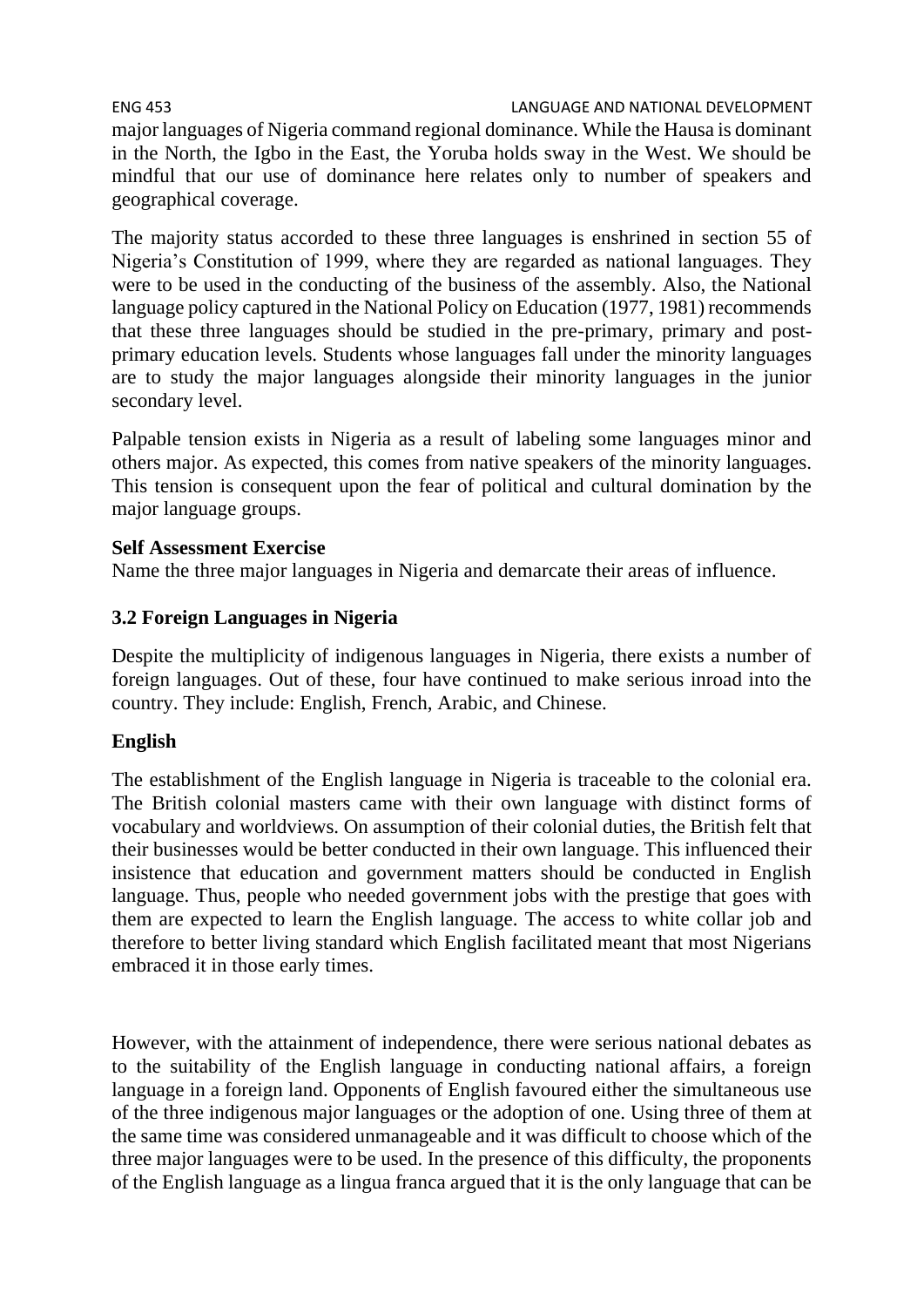major languages of Nigeria command regional dominance. While the Hausa is dominant in the North, the Igbo in the East, the Yoruba holds sway in the West. We should be mindful that our use of dominance here relates only to number of speakers and geographical coverage.

The majority status accorded to these three languages is enshrined in section 55 of Nigeria's Constitution of 1999, where they are regarded as national languages. They were to be used in the conducting of the business of the assembly. Also, the National language policy captured in the National Policy on Education (1977, 1981) recommends that these three languages should be studied in the pre-primary, primary and post-primary education levels. Students whose languages fall under the minority languages are to study the major languages alongside their minority languages in the junior secondary level.

Palpable tension exists in Nigeria as a result of labeling some languages minor and others major. As expected, this comes from native speakers of the minority languages. This tension is consequent upon the fear of political and cultural domination by the major language groups.

**Self Assessment Exercise**

Name the three major languages in Nigeria and demarcate their areas of influence.

### 3.2 Foreign Languages in Nigeria

Despite the multiplicity of indigenous languages in Nigeria, there exists a number of foreign languages. Out of these, four have continued to make serious inroad into the country. They include: English, French, Arabic, and Chinese.

**English**

The establishment of the English language in Nigeria is traceable to the colonial era. The British colonial masters came with their own language with distinct forms of vocabulary and worldviews. On assumption of their colonial duties, the British felt that their businesses would be better conducted in their own language. This influenced their insistence that education and government matters should be conducted in English language. Thus, people who needed government jobs with the prestige that goes with them are expected to learn the English language. The access to white collar job and therefore to better living standard which English facilitated meant that most Nigerians embraced it in those early times.

However, with the attainment of independence, there were serious national debates as to the suitability of the English language in conducting national affairs, a foreign language in a foreign land. Opponents of English favoured either the simultaneous use of the three indigenous major languages or the adoption of one. Using three of them at the same time was considered unmanageable and it was difficult to choose which of the three major languages were to be used. In the presence of this difficulty, the proponents of the English language as a lingua franca argued that it is the only language that can be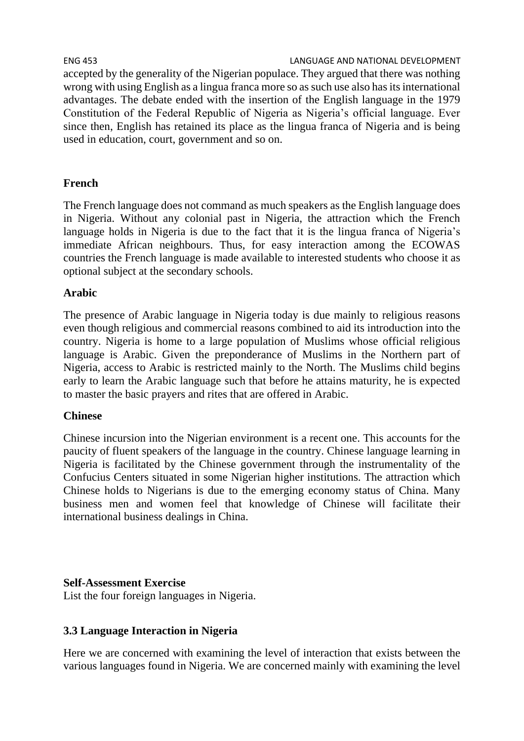accepted by the generality of the Nigerian populace. They argued that there was nothing wrong with using English as a lingua franca more so as such use also has its international advantages. The debate ended with the insertion of the English language in the 1979 Constitution of the Federal Republic of Nigeria as Nigeria's official language. Ever since then, English has retained its place as the lingua franca of Nigeria and is being used in education, court, government and so on.

**French**

The French language does not command as much speakers as the English language does in Nigeria. Without any colonial past in Nigeria, the attraction which the French language holds in Nigeria is due to the fact that it is the lingua franca of Nigeria's immediate African neighbours. Thus, for easy interaction among the ECOWAS countries the French language is made available to interested students who choose it as optional subject at the secondary schools.

**Arabic**

The presence of Arabic language in Nigeria today is due mainly to religious reasons even though religious and commercial reasons combined to aid its introduction into the country. Nigeria is home to a large population of Muslims whose official religious language is Arabic. Given the preponderance of Muslims in the Northern part of Nigeria, access to Arabic is restricted mainly to the North. The Muslims child begins early to learn the Arabic language such that before he attains maturity, he is expected to master the basic prayers and rites that are offered in Arabic.

**Chinese**

Chinese incursion into the Nigerian environment is a recent one. This accounts for the paucity of fluent speakers of the language in the country. Chinese language learning in Nigeria is facilitated by the Chinese government through the instrumentality of the Confucius Centers situated in some Nigerian higher institutions. The attraction which Chinese holds to Nigerians is due to the emerging economy status of China. Many business men and women feel that knowledge of Chinese will facilitate their international business dealings in China.

**Self-Assessment Exercise**
List the four foreign languages in Nigeria.

### 3.3 Language Interaction in Nigeria

Here we are concerned with examining the level of interaction that exists between the various languages found in Nigeria. We are concerned mainly with examining the level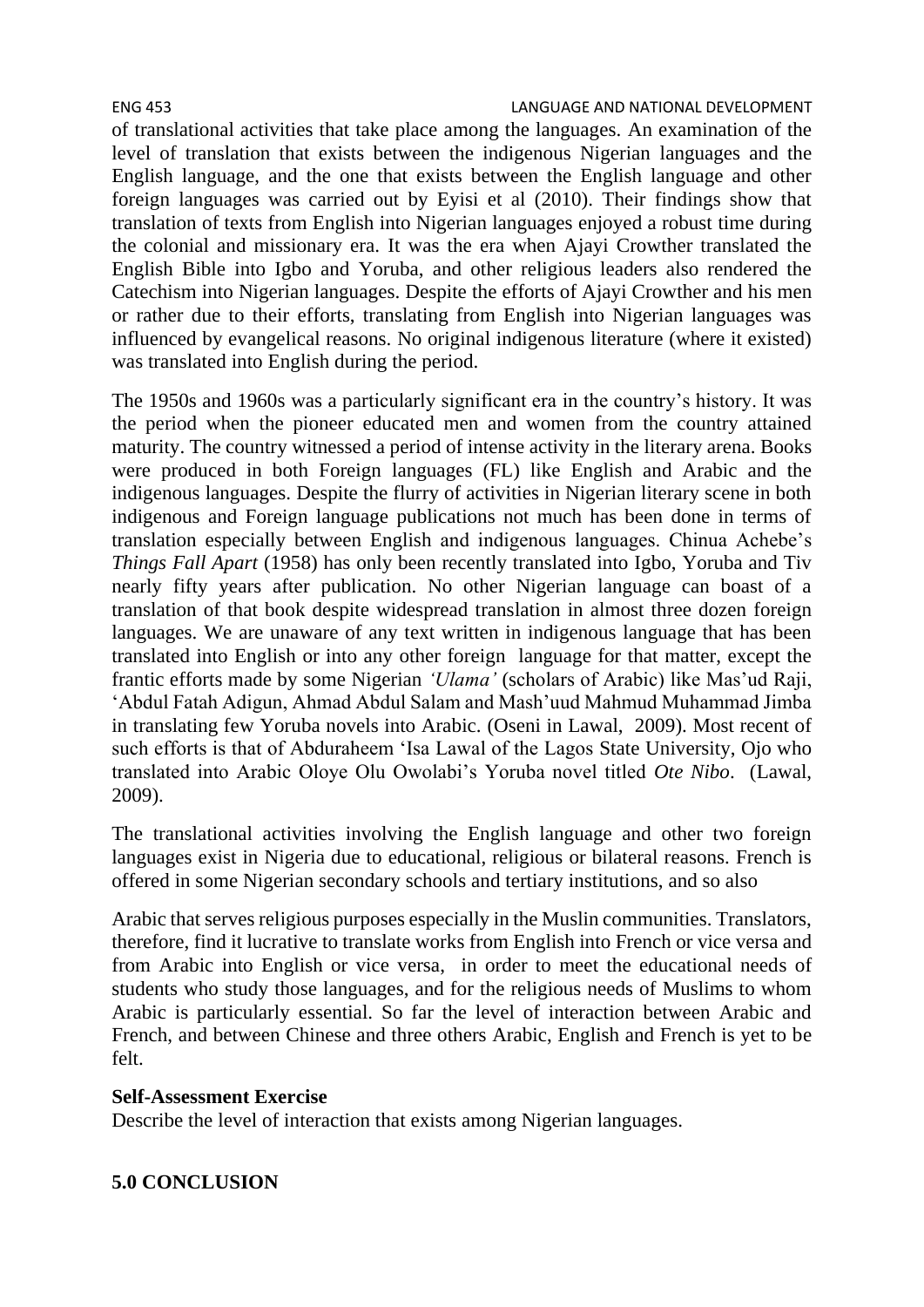of translational activities that take place among the languages. An examination of the level of translation that exists between the indigenous Nigerian languages and the English language, and the one that exists between the English language and other foreign languages was carried out by Eyisi et al (2010). Their findings show that translation of texts from English into Nigerian languages enjoyed a robust time during the colonial and missionary era. It was the era when Ajayi Crowther translated the English Bible into Igbo and Yoruba, and other religious leaders also rendered the Catechism into Nigerian languages. Despite the efforts of Ajayi Crowther and his men or rather due to their efforts, translating from English into Nigerian languages was influenced by evangelical reasons. No original indigenous literature (where it existed) was translated into English during the period.

The 1950s and 1960s was a particularly significant era in the country's history. It was the period when the pioneer educated men and women from the country attained maturity. The country witnessed a period of intense activity in the literary arena. Books were produced in both Foreign languages (FL) like English and Arabic and the indigenous languages. Despite the flurry of activities in Nigerian literary scene in both indigenous and Foreign language publications not much has been done in terms of translation especially between English and indigenous languages. Chinua Achebe's *Things Fall Apart* (1958) has only been recently translated into Igbo, Yoruba and Tiv nearly fifty years after publication. No other Nigerian language can boast of a translation of that book despite widespread translation in almost three dozen foreign languages. We are unaware of any text written in indigenous language that has been translated into English or into any other foreign language for that matter, except the frantic efforts made by some Nigerian *'Ulama'* (scholars of Arabic) like Mas'ud Raji, 'Abdul Fatah Adigun, Ahmad Abdul Salam and Mash'uud Mahmud Muhammad Jimba in translating few Yoruba novels into Arabic. (Oseni in Lawal, 2009). Most recent of such efforts is that of Abduraheem 'Isa Lawal of the Lagos State University, Ojo who translated into Arabic Oloye Olu Owolabi's Yoruba novel titled *Ote Nibo*. (Lawal, 2009).

The translational activities involving the English language and other two foreign languages exist in Nigeria due to educational, religious or bilateral reasons. French is offered in some Nigerian secondary schools and tertiary institutions, and so also

Arabic that serves religious purposes especially in the Muslin communities. Translators, therefore, find it lucrative to translate works from English into French or vice versa and from Arabic into English or vice versa, in order to meet the educational needs of students who study those languages, and for the religious needs of Muslims to whom Arabic is particularly essential. So far the level of interaction between Arabic and French, and between Chinese and three others Arabic, English and French is yet to be felt.

**Self-Assessment Exercise**
Describe the level of interaction that exists among Nigerian languages.

## 5.0 CONCLUSION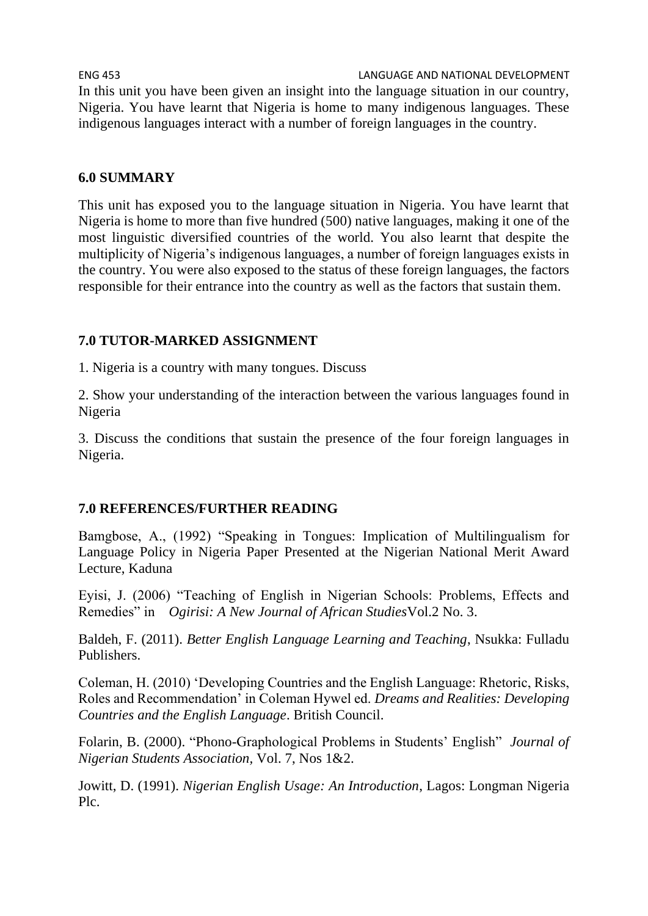In this unit you have been given an insight into the language situation in our country, Nigeria. You have learnt that Nigeria is home to many indigenous languages. These indigenous languages interact with a number of foreign languages in the country.

## 6.0 SUMMARY

This unit has exposed you to the language situation in Nigeria. You have learnt that Nigeria is home to more than five hundred (500) native languages, making it one of the most linguistic diversified countries of the world. You also learnt that despite the multiplicity of Nigeria's indigenous languages, a number of foreign languages exists in the country. You were also exposed to the status of these foreign languages, the factors responsible for their entrance into the country as well as the factors that sustain them.

## 7.0 TUTOR-MARKED ASSIGNMENT

1. Nigeria is a country with many tongues. Discuss

2. Show your understanding of the interaction between the various languages found in Nigeria

3. Discuss the conditions that sustain the presence of the four foreign languages in Nigeria.

## 7.0 REFERENCES/FURTHER READING

Bamgbose, A., (1992) "Speaking in Tongues: Implication of Multilingualism for Language Policy in Nigeria Paper Presented at the Nigerian National Merit Award Lecture, Kaduna

Eyisi, J. (2006) "Teaching of English in Nigerian Schools: Problems, Effects and Remedies" in *Ogirisi: A New Journal of African Studies*Vol.2 No. 3.

Baldeh, F. (2011). *Better English Language Learning and Teaching*, Nsukka: Fulladu Publishers.

Coleman, H. (2010) 'Developing Countries and the English Language: Rhetoric, Risks, Roles and Recommendation' in Coleman Hywel ed. *Dreams and Realities: Developing Countries and the English Language*. British Council.

Folarin, B. (2000). "Phono-Graphological Problems in Students' English" *Journal of Nigerian Students Association*, Vol. 7, Nos 1&2.

Jowitt, D. (1991). *Nigerian English Usage: An Introduction*, Lagos: Longman Nigeria Plc.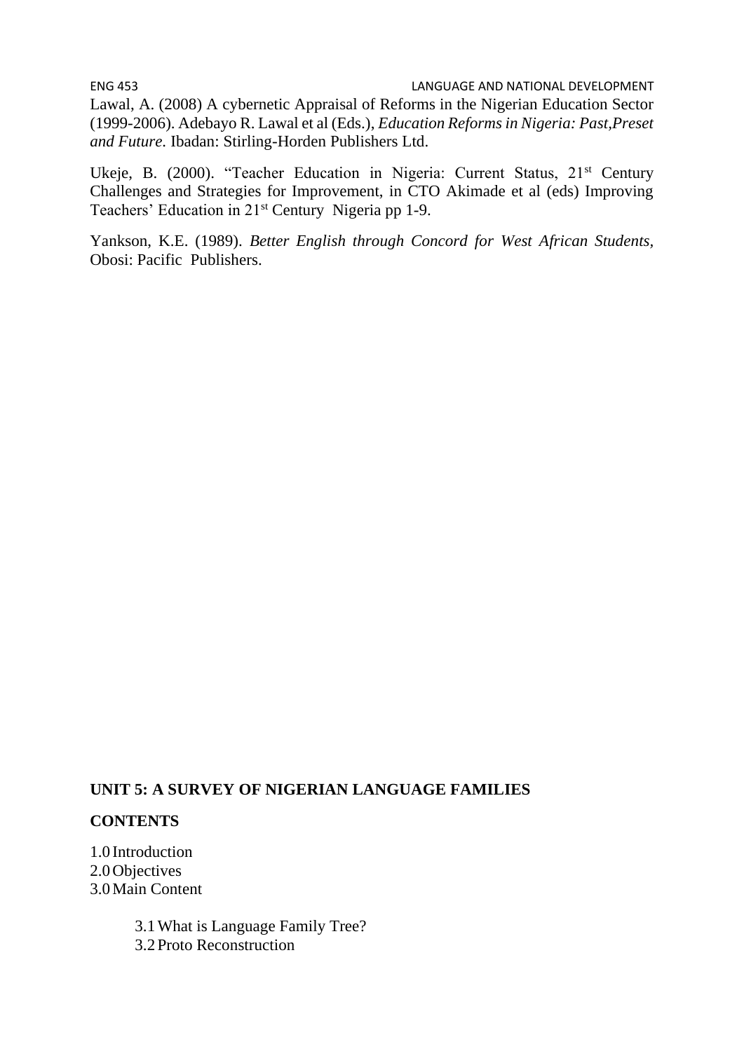Lawal, A. (2008) A cybernetic Appraisal of Reforms in the Nigerian Education Sector (1999-2006). Adebayo R. Lawal et al (Eds.), *Education Reforms in Nigeria: Past,Preset and Future.* Ibadan: Stirling-Horden Publishers Ltd.

Ukeje, B. (2000). "Teacher Education in Nigeria: Current Status, 21st Century Challenges and Strategies for Improvement, in CTO Akimade et al (eds) Improving Teachers' Education in 21st Century Nigeria pp 1-9.

Yankson, K.E. (1989). *Better English through Concord for West African Students,* Obosi: Pacific Publishers.

## UNIT 5: A SURVEY OF NIGERIAN LANGUAGE FAMILIES

**CONTENTS**

1.0 Introduction
2.0 Objectives
3.0 Main Content

  3.1 What is Language Family Tree?
  3.2 Proto Reconstruction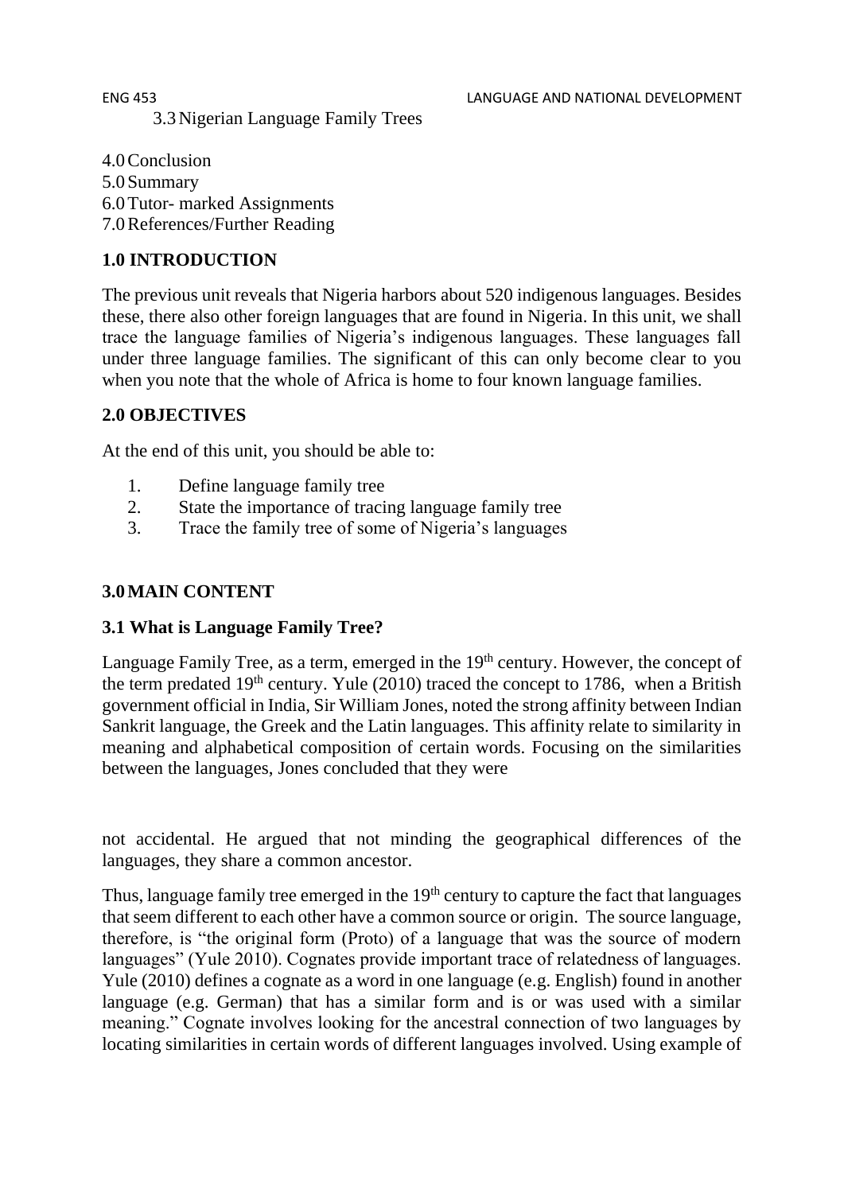3.3 Nigerian Language Family Trees

4.0 Conclusion
5.0 Summary
6.0 Tutor- marked Assignments
7.0 References/Further Reading

## 1.0 INTRODUCTION

The previous unit reveals that Nigeria harbors about 520 indigenous languages. Besides these, there also other foreign languages that are found in Nigeria. In this unit, we shall trace the language families of Nigeria's indigenous languages. These languages fall under three language families. The significant of this can only become clear to you when you note that the whole of Africa is home to four known language families.

## 2.0 OBJECTIVES

At the end of this unit, you should be able to:

1. Define language family tree
2. State the importance of tracing language family tree
3. Trace the family tree of some of Nigeria's languages

## 3.0 MAIN CONTENT

### 3.1 What is Language Family Tree?

Language Family Tree, as a term, emerged in the 19th century. However, the concept of the term predated 19th century. Yule (2010) traced the concept to 1786, when a British government official in India, Sir William Jones, noted the strong affinity between Indian Sankrit language, the Greek and the Latin languages. This affinity relate to similarity in meaning and alphabetical composition of certain words. Focusing on the similarities between the languages, Jones concluded that they were

not accidental. He argued that not minding the geographical differences of the languages, they share a common ancestor.

Thus, language family tree emerged in the 19th century to capture the fact that languages that seem different to each other have a common source or origin. The source language, therefore, is "the original form (Proto) of a language that was the source of modern languages" (Yule 2010). Cognates provide important trace of relatedness of languages. Yule (2010) defines a cognate as a word in one language (e.g. English) found in another language (e.g. German) that has a similar form and is or was used with a similar meaning." Cognate involves looking for the ancestral connection of two languages by locating similarities in certain words of different languages involved. Using example of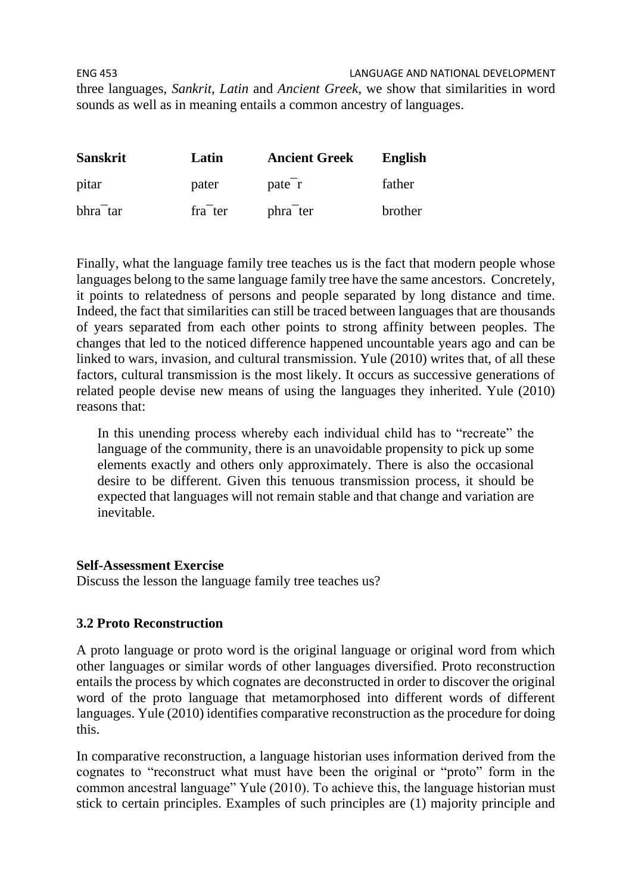three languages, *Sankrit*, *Latin* and *Ancient Greek*, we show that similarities in word sounds as well as in meaning entails a common ancestry of languages.

| **Sanskrit** | **Latin** | **Ancient Greek** | **English** |
| --- | --- | --- | --- |
| pitar | pater | pate¯r | father |
| bhra¯tar | fra¯ter | phra¯ter | brother |

Finally, what the language family tree teaches us is the fact that modern people whose languages belong to the same language family tree have the same ancestors. Concretely, it points to relatedness of persons and people separated by long distance and time. Indeed, the fact that similarities can still be traced between languages that are thousands of years separated from each other points to strong affinity between peoples. The changes that led to the noticed difference happened uncountable years ago and can be linked to wars, invasion, and cultural transmission. Yule (2010) writes that, of all these factors, cultural transmission is the most likely. It occurs as successive generations of related people devise new means of using the languages they inherited. Yule (2010) reasons that:

> In this unending process whereby each individual child has to "recreate" the language of the community, there is an unavoidable propensity to pick up some elements exactly and others only approximately. There is also the occasional desire to be different. Given this tenuous transmission process, it should be expected that languages will not remain stable and that change and variation are inevitable.

**Self-Assessment Exercise**
Discuss the lesson the language family tree teaches us?

### 3.2 Proto Reconstruction

A proto language or proto word is the original language or original word from which other languages or similar words of other languages diversified. Proto reconstruction entails the process by which cognates are deconstructed in order to discover the original word of the proto language that metamorphosed into different words of different languages. Yule (2010) identifies comparative reconstruction as the procedure for doing this.

In comparative reconstruction, a language historian uses information derived from the cognates to "reconstruct what must have been the original or "proto" form in the common ancestral language" Yule (2010). To achieve this, the language historian must stick to certain principles. Examples of such principles are (1) majority principle and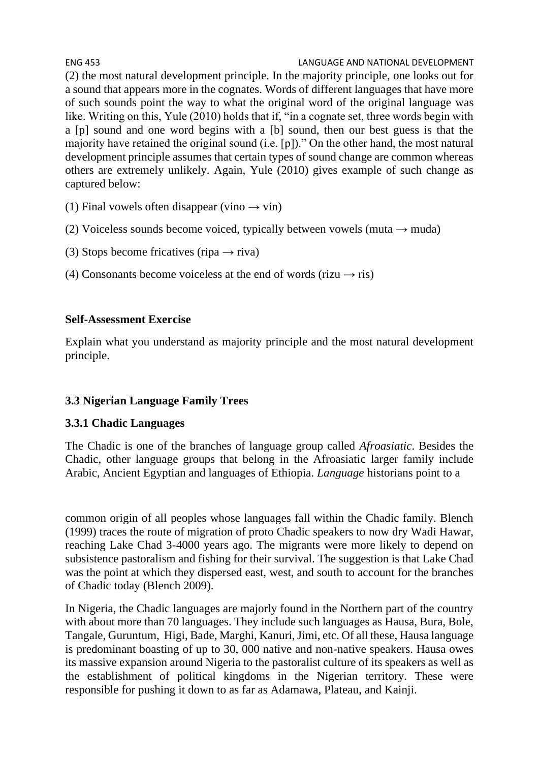(2) the most natural development principle. In the majority principle, one looks out for a sound that appears more in the cognates. Words of different languages that have more of such sounds point the way to what the original word of the original language was like. Writing on this, Yule (2010) holds that if, "in a cognate set, three words begin with a [p] sound and one word begins with a [b] sound, then our best guess is that the majority have retained the original sound (i.e. [p])." On the other hand, the most natural development principle assumes that certain types of sound change are common whereas others are extremely unlikely. Again, Yule (2010) gives example of such change as captured below:

(1) Final vowels often disappear (vino → vin)

(2) Voiceless sounds become voiced, typically between vowels (muta → muda)

(3) Stops become fricatives (ripa → riva)

(4) Consonants become voiceless at the end of words (rizu → ris)

**Self-Assessment Exercise**

Explain what you understand as majority principle and the most natural development principle.

### 3.3 Nigerian Language Family Trees

#### 3.3.1 Chadic Languages

The Chadic is one of the branches of language group called *Afroasiatic*. Besides the Chadic, other language groups that belong in the Afroasiatic larger family include Arabic, Ancient Egyptian and languages of Ethiopia. *Language* historians point to a common origin of all peoples whose languages fall within the Chadic family. Blench (1999) traces the route of migration of proto Chadic speakers to now dry Wadi Hawar, reaching Lake Chad 3-4000 years ago. The migrants were more likely to depend on subsistence pastoralism and fishing for their survival. The suggestion is that Lake Chad was the point at which they dispersed east, west, and south to account for the branches of Chadic today (Blench 2009).

In Nigeria, the Chadic languages are majorly found in the Northern part of the country with about more than 70 languages. They include such languages as Hausa, Bura, Bole, Tangale, Guruntum, Higi, Bade, Marghi, Kanuri, Jimi, etc. Of all these, Hausa language is predominant boasting of up to 30, 000 native and non-native speakers. Hausa owes its massive expansion around Nigeria to the pastoralist culture of its speakers as well as the establishment of political kingdoms in the Nigerian territory. These were responsible for pushing it down to as far as Adamawa, Plateau, and Kainji.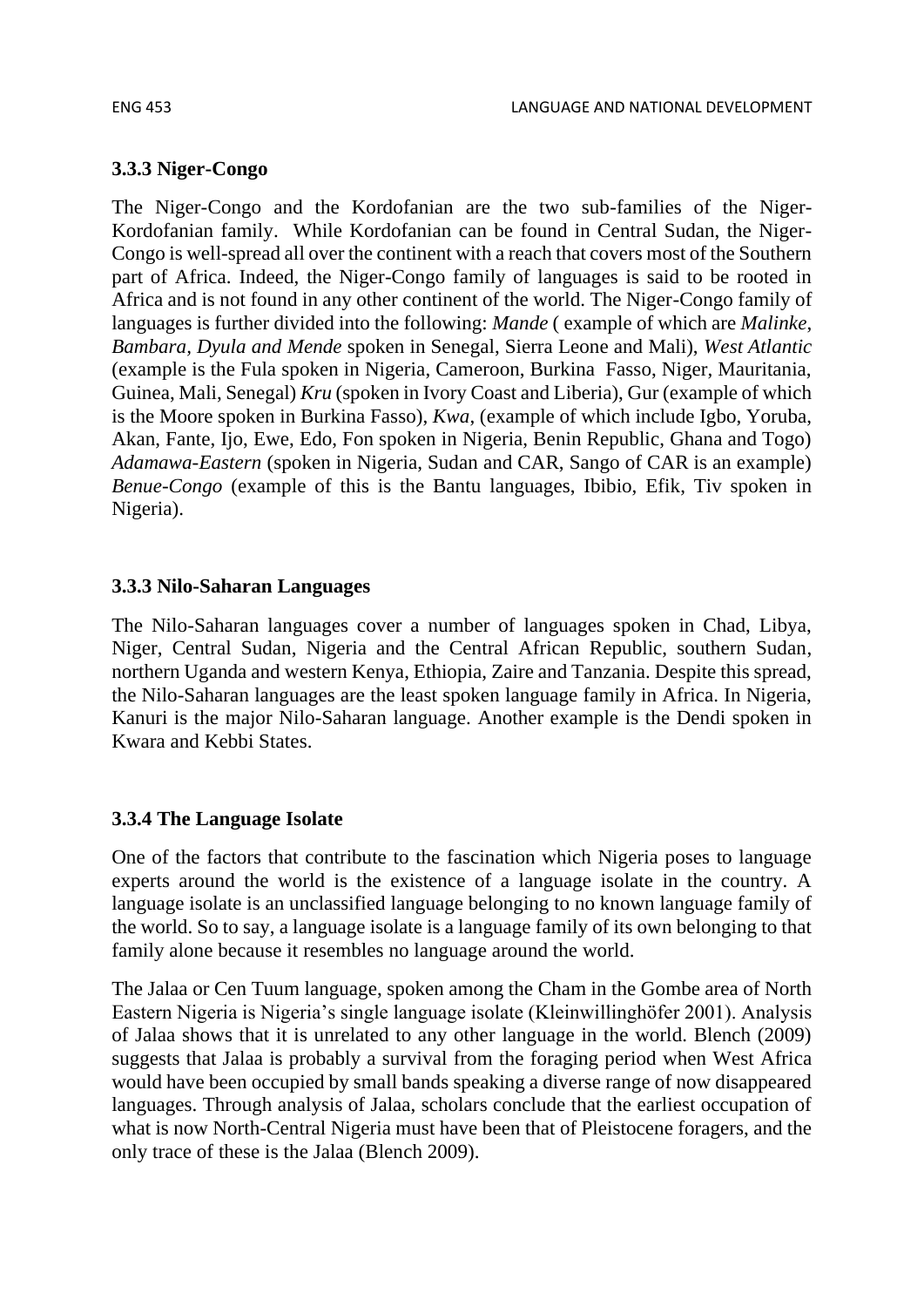### 3.3.3 Niger-Congo

The Niger-Congo and the Kordofanian are the two sub-families of the Niger-Kordofanian family. While Kordofanian can be found in Central Sudan, the Niger-Congo is well-spread all over the continent with a reach that covers most of the Southern part of Africa. Indeed, the Niger-Congo family of languages is said to be rooted in Africa and is not found in any other continent of the world. The Niger-Congo family of languages is further divided into the following: *Mande* ( example of which are *Malinke*, *Bambara, Dyula and Mende* spoken in Senegal, Sierra Leone and Mali), *West Atlantic* (example is the Fula spoken in Nigeria, Cameroon, Burkina Fasso, Niger, Mauritania, Guinea, Mali, Senegal) *Kru* (spoken in Ivory Coast and Liberia), Gur (example of which is the Moore spoken in Burkina Fasso), *Kwa*, (example of which include Igbo, Yoruba, Akan, Fante, Ijo, Ewe, Edo, Fon spoken in Nigeria, Benin Republic, Ghana and Togo) *Adamawa-Eastern* (spoken in Nigeria, Sudan and CAR, Sango of CAR is an example) *Benue-Congo* (example of this is the Bantu languages, Ibibio, Efik, Tiv spoken in Nigeria).

### 3.3.3 Nilo-Saharan Languages

The Nilo-Saharan languages cover a number of languages spoken in Chad, Libya, Niger, Central Sudan, Nigeria and the Central African Republic, southern Sudan, northern Uganda and western Kenya, Ethiopia, Zaire and Tanzania. Despite this spread, the Nilo-Saharan languages are the least spoken language family in Africa. In Nigeria, Kanuri is the major Nilo-Saharan language. Another example is the Dendi spoken in Kwara and Kebbi States.

### 3.3.4 The Language Isolate

One of the factors that contribute to the fascination which Nigeria poses to language experts around the world is the existence of a language isolate in the country. A language isolate is an unclassified language belonging to no known language family of the world. So to say, a language isolate is a language family of its own belonging to that family alone because it resembles no language around the world.

The Jalaa or Cen Tuum language, spoken among the Cham in the Gombe area of North Eastern Nigeria is Nigeria's single language isolate (Kleinwillinghöfer 2001). Analysis of Jalaa shows that it is unrelated to any other language in the world. Blench (2009) suggests that Jalaa is probably a survival from the foraging period when West Africa would have been occupied by small bands speaking a diverse range of now disappeared languages. Through analysis of Jalaa, scholars conclude that the earliest occupation of what is now North-Central Nigeria must have been that of Pleistocene foragers, and the only trace of these is the Jalaa (Blench 2009).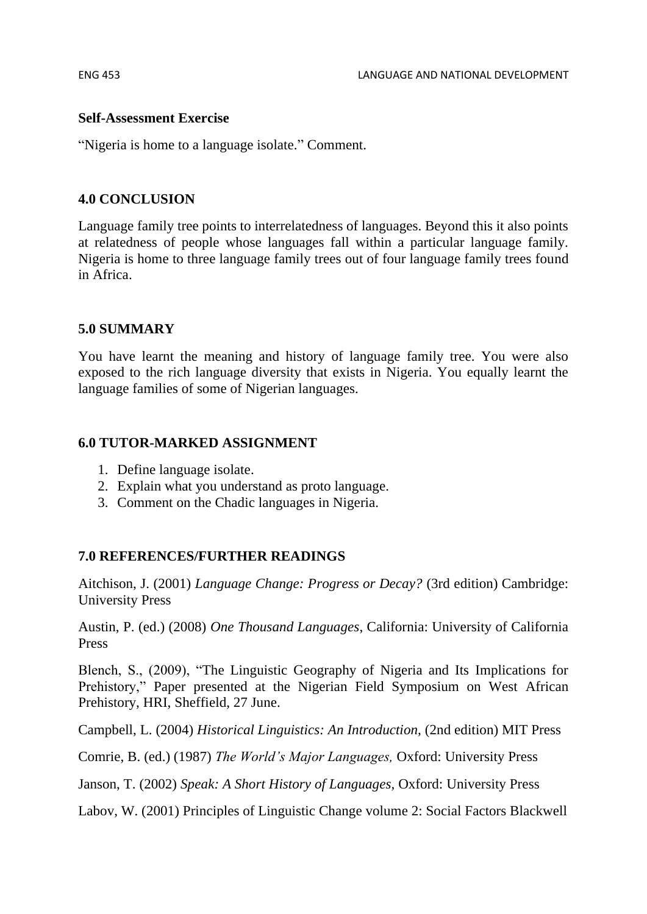**Self-Assessment Exercise**

“Nigeria is home to a language isolate.” Comment.

## 4.0 CONCLUSION

Language family tree points to interrelatedness of languages. Beyond this it also points at relatedness of people whose languages fall within a particular language family. Nigeria is home to three language family trees out of four language family trees found in Africa.

## 5.0 SUMMARY

You have learnt the meaning and history of language family tree. You were also exposed to the rich language diversity that exists in Nigeria. You equally learnt the language families of some of Nigerian languages.

## 6.0 TUTOR-MARKED ASSIGNMENT

1. Define language isolate.
2. Explain what you understand as proto language.
3. Comment on the Chadic languages in Nigeria.

## 7.0 REFERENCES/FURTHER READINGS

Aitchison, J. (2001) *Language Change: Progress or Decay?* (3rd edition) Cambridge: University Press

Austin, P. (ed.) (2008) *One Thousand Languages*, California: University of California Press

Blench, S., (2009), “The Linguistic Geography of Nigeria and Its Implications for Prehistory,” Paper presented at the Nigerian Field Symposium on West African Prehistory, HRI, Sheffield, 27 June.

Campbell, L. (2004) *Historical Linguistics: An Introduction,* (2nd edition) MIT Press

Comrie, B. (ed.) (1987) *The World’s Major Languages,* Oxford: University Press

Janson, T. (2002) *Speak: A Short History of Languages,* Oxford: University Press

Labov, W. (2001) Principles of Linguistic Change volume 2: Social Factors Blackwell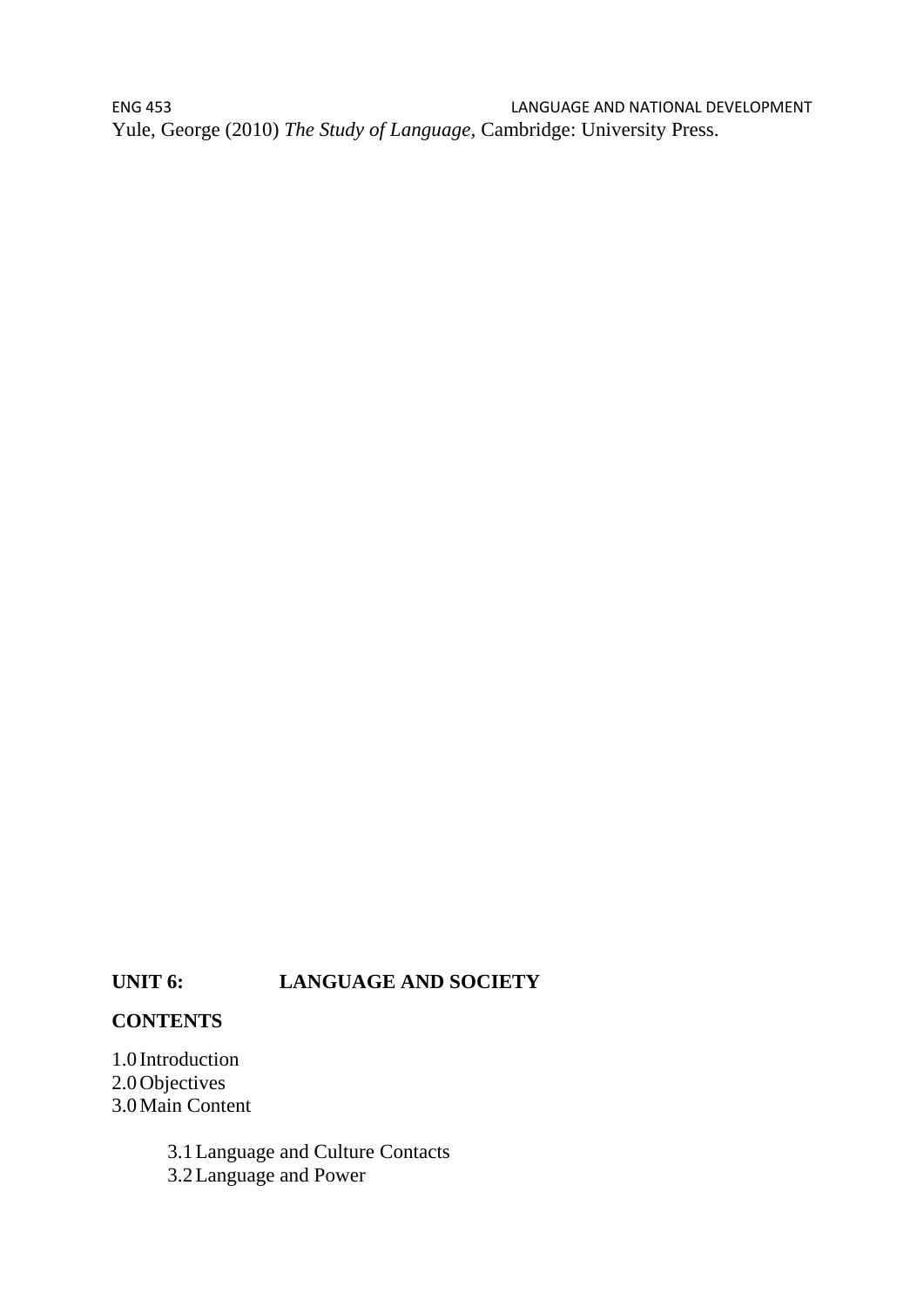Yule, George (2010) *The Study of Language*, Cambridge: University Press.

## UNIT 6: LANGUAGE AND SOCIETY

**CONTENTS**

1.0 Introduction
2.0 Objectives
3.0 Main Content

 3.1 Language and Culture Contacts
 3.2 Language and Power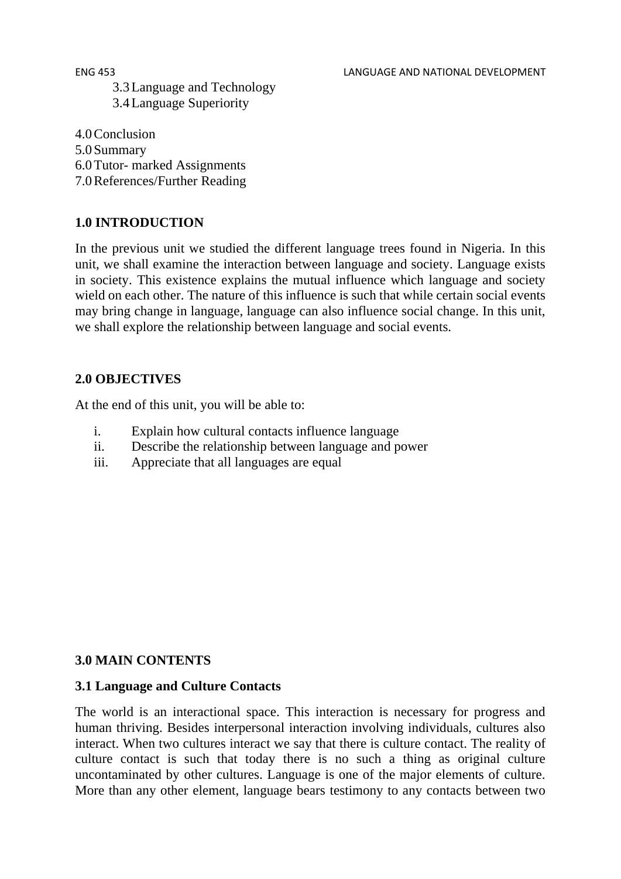3.3 Language and Technology
3.4 Language Superiority

4.0 Conclusion
5.0 Summary
6.0 Tutor- marked Assignments
7.0 References/Further Reading

## 1.0 INTRODUCTION

In the previous unit we studied the different language trees found in Nigeria. In this unit, we shall examine the interaction between language and society. Language exists in society. This existence explains the mutual influence which language and society wield on each other. The nature of this influence is such that while certain social events may bring change in language, language can also influence social change. In this unit, we shall explore the relationship between language and social events.

## 2.0 OBJECTIVES

At the end of this unit, you will be able to:

i. Explain how cultural contacts influence language
ii. Describe the relationship between language and power
iii. Appreciate that all languages are equal

## 3.0 MAIN CONTENTS

### 3.1 Language and Culture Contacts

The world is an interactional space. This interaction is necessary for progress and human thriving. Besides interpersonal interaction involving individuals, cultures also interact. When two cultures interact we say that there is culture contact. The reality of culture contact is such that today there is no such a thing as original culture uncontaminated by other cultures. Language is one of the major elements of culture. More than any other element, language bears testimony to any contacts between two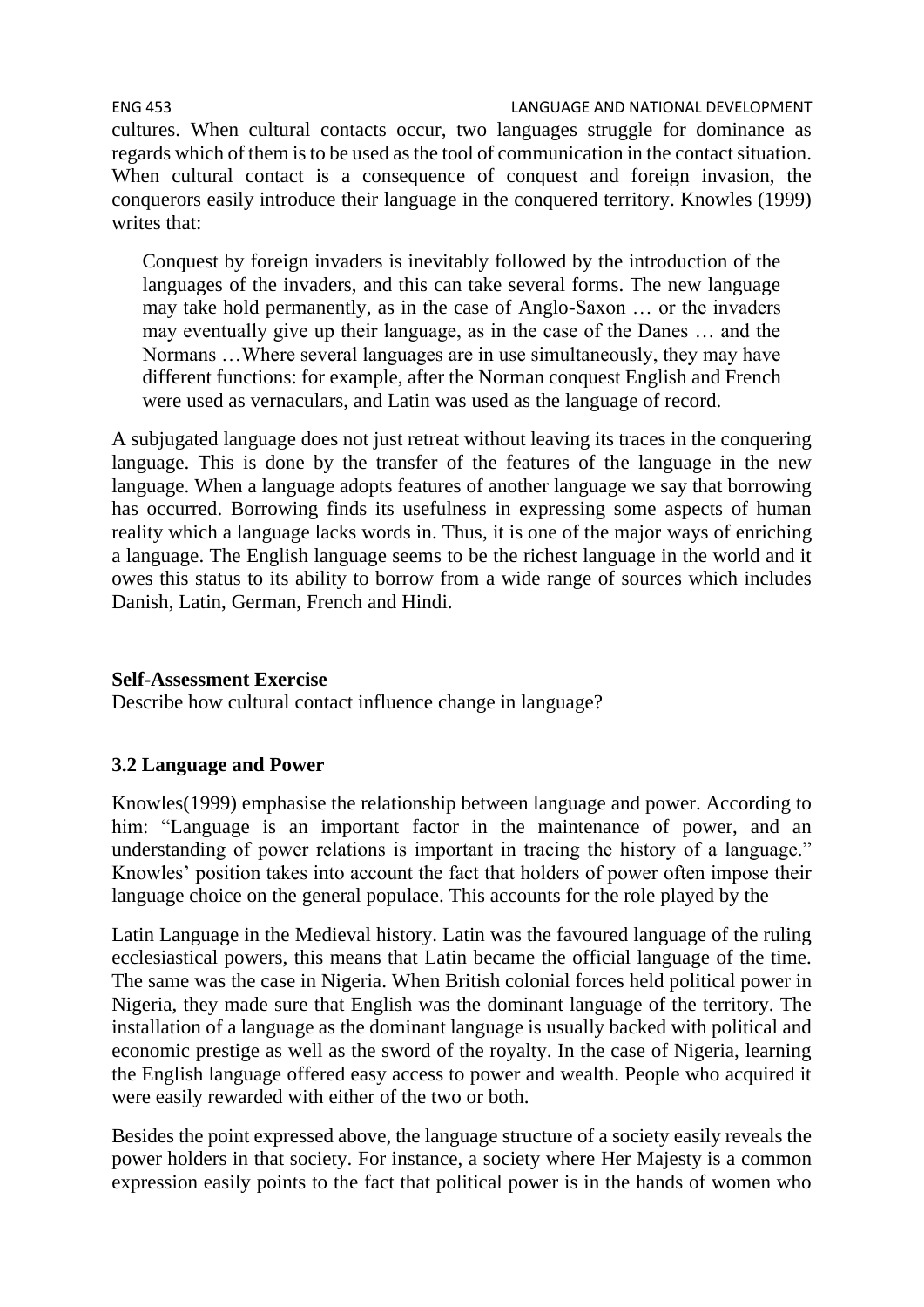cultures. When cultural contacts occur, two languages struggle for dominance as regards which of them is to be used as the tool of communication in the contact situation. When cultural contact is a consequence of conquest and foreign invasion, the conquerors easily introduce their language in the conquered territory. Knowles (1999) writes that:

> Conquest by foreign invaders is inevitably followed by the introduction of the languages of the invaders, and this can take several forms. The new language may take hold permanently, as in the case of Anglo-Saxon … or the invaders may eventually give up their language, as in the case of the Danes … and the Normans …Where several languages are in use simultaneously, they may have different functions: for example, after the Norman conquest English and French were used as vernaculars, and Latin was used as the language of record.

A subjugated language does not just retreat without leaving its traces in the conquering language. This is done by the transfer of the features of the language in the new language. When a language adopts features of another language we say that borrowing has occurred. Borrowing finds its usefulness in expressing some aspects of human reality which a language lacks words in. Thus, it is one of the major ways of enriching a language. The English language seems to be the richest language in the world and it owes this status to its ability to borrow from a wide range of sources which includes Danish, Latin, German, French and Hindi.

**Self-Assessment Exercise**

Describe how cultural contact influence change in language?

### 3.2 Language and Power

Knowles(1999) emphasise the relationship between language and power. According to him: "Language is an important factor in the maintenance of power, and an understanding of power relations is important in tracing the history of a language." Knowles' position takes into account the fact that holders of power often impose their language choice on the general populace. This accounts for the role played by the

Latin Language in the Medieval history. Latin was the favoured language of the ruling ecclesiastical powers, this means that Latin became the official language of the time. The same was the case in Nigeria. When British colonial forces held political power in Nigeria, they made sure that English was the dominant language of the territory. The installation of a language as the dominant language is usually backed with political and economic prestige as well as the sword of the royalty. In the case of Nigeria, learning the English language offered easy access to power and wealth. People who acquired it were easily rewarded with either of the two or both.

Besides the point expressed above, the language structure of a society easily reveals the power holders in that society. For instance, a society where Her Majesty is a common expression easily points to the fact that political power is in the hands of women who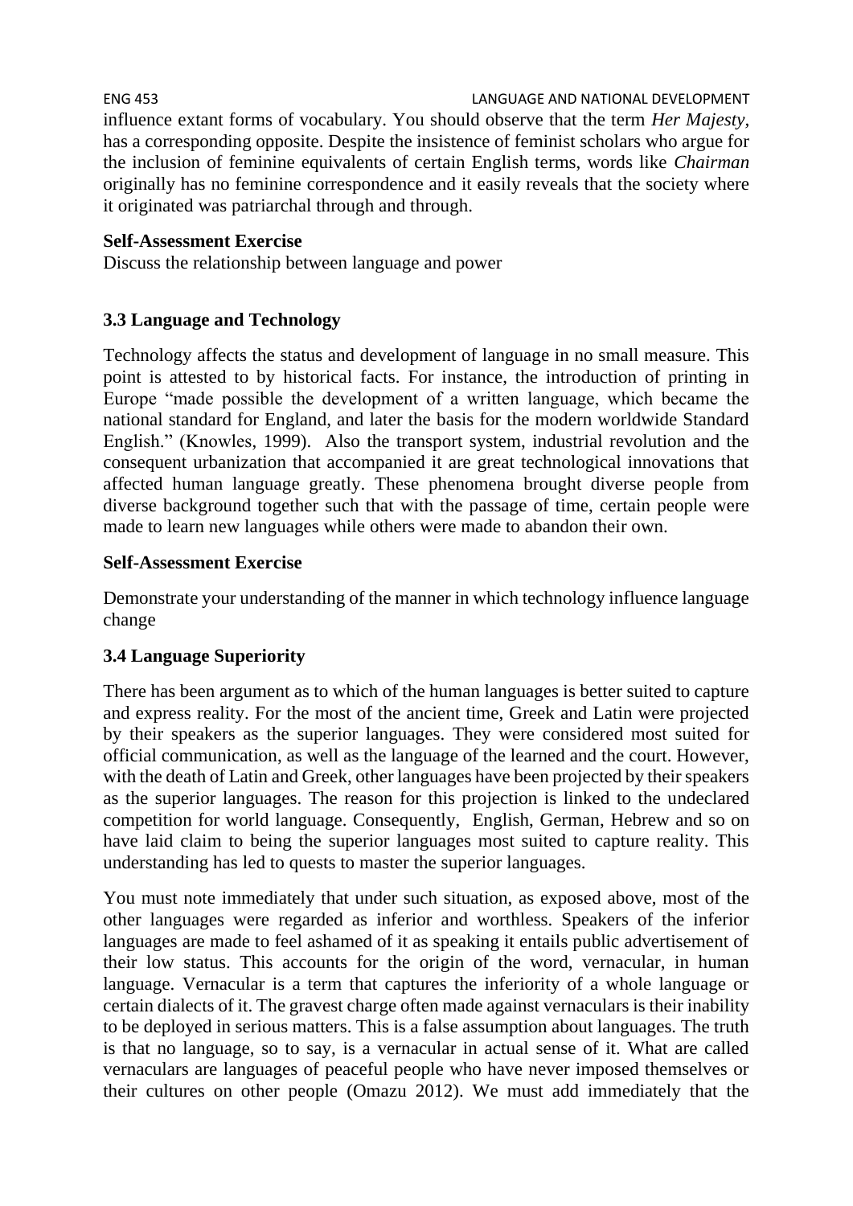influence extant forms of vocabulary. You should observe that the term *Her Majesty,* has a corresponding opposite. Despite the insistence of feminist scholars who argue for the inclusion of feminine equivalents of certain English terms, words like *Chairman* originally has no feminine correspondence and it easily reveals that the society where it originated was patriarchal through and through.

**Self-Assessment Exercise**

Discuss the relationship between language and power

### 3.3 Language and Technology

Technology affects the status and development of language in no small measure. This point is attested to by historical facts. For instance, the introduction of printing in Europe "made possible the development of a written language, which became the national standard for England, and later the basis for the modern worldwide Standard English." (Knowles, 1999). Also the transport system, industrial revolution and the consequent urbanization that accompanied it are great technological innovations that affected human language greatly. These phenomena brought diverse people from diverse background together such that with the passage of time, certain people were made to learn new languages while others were made to abandon their own.

**Self-Assessment Exercise**

Demonstrate your understanding of the manner in which technology influence language change

### 3.4 Language Superiority

There has been argument as to which of the human languages is better suited to capture and express reality. For the most of the ancient time, Greek and Latin were projected by their speakers as the superior languages. They were considered most suited for official communication, as well as the language of the learned and the court. However, with the death of Latin and Greek, other languages have been projected by their speakers as the superior languages. The reason for this projection is linked to the undeclared competition for world language. Consequently, English, German, Hebrew and so on have laid claim to being the superior languages most suited to capture reality. This understanding has led to quests to master the superior languages.

You must note immediately that under such situation, as exposed above, most of the other languages were regarded as inferior and worthless. Speakers of the inferior languages are made to feel ashamed of it as speaking it entails public advertisement of their low status. This accounts for the origin of the word, vernacular, in human language. Vernacular is a term that captures the inferiority of a whole language or certain dialects of it. The gravest charge often made against vernaculars is their inability to be deployed in serious matters. This is a false assumption about languages. The truth is that no language, so to say, is a vernacular in actual sense of it. What are called vernaculars are languages of peaceful people who have never imposed themselves or their cultures on other people (Omazu 2012). We must add immediately that the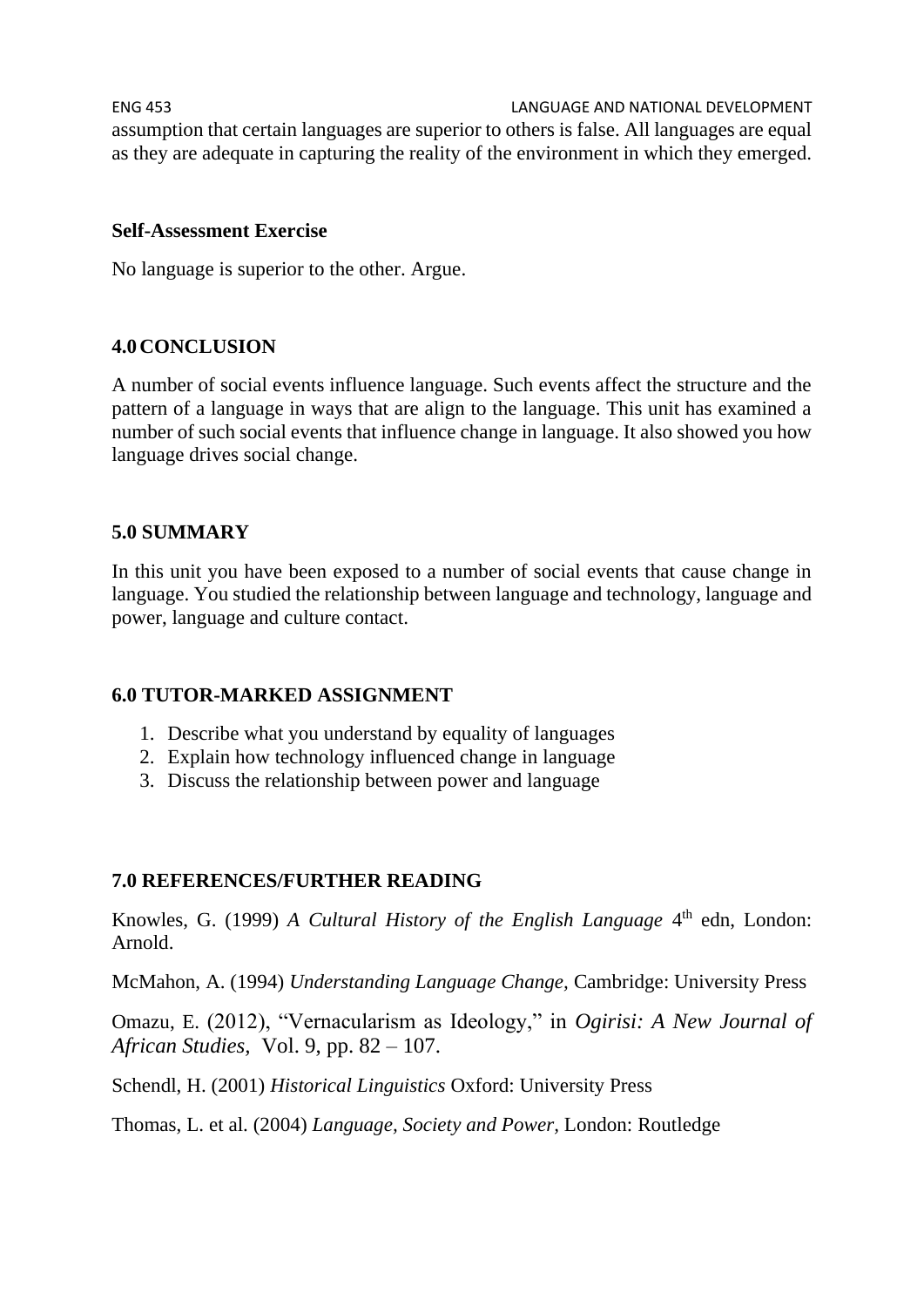assumption that certain languages are superior to others is false. All languages are equal as they are adequate in capturing the reality of the environment in which they emerged.

**Self-Assessment Exercise**

No language is superior to the other. Argue.

## 4.0 CONCLUSION

A number of social events influence language. Such events affect the structure and the pattern of a language in ways that are align to the language. This unit has examined a number of such social events that influence change in language. It also showed you how language drives social change.

## 5.0 SUMMARY

In this unit you have been exposed to a number of social events that cause change in language. You studied the relationship between language and technology, language and power, language and culture contact.

## 6.0 TUTOR-MARKED ASSIGNMENT

1. Describe what you understand by equality of languages
2. Explain how technology influenced change in language
3. Discuss the relationship between power and language

## 7.0 REFERENCES/FURTHER READING

Knowles, G. (1999) *A Cultural History of the English Language* 4th edn, London: Arnold.

McMahon, A. (1994) *Understanding Language Change,* Cambridge: University Press

Omazu, E. (2012), "Vernacularism as Ideology," in *Ogirisi: A New Journal of African Studies,* Vol. 9, pp. 82 – 107.

Schendl, H. (2001) *Historical Linguistics* Oxford: University Press

Thomas, L. et al. (2004) *Language, Society and Power,* London: Routledge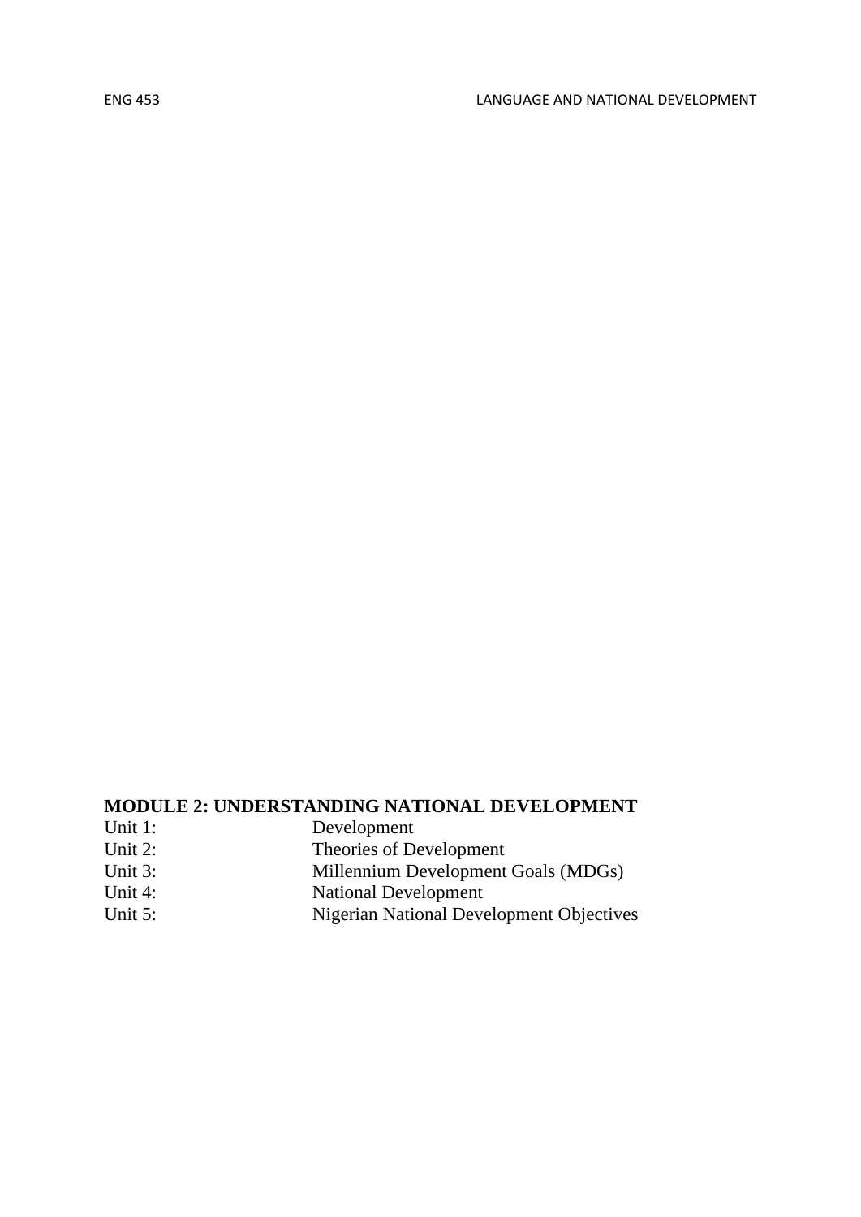## MODULE 2: UNDERSTANDING NATIONAL DEVELOPMENT

| | |
|---|---|
| Unit 1: | Development |
| Unit 2: | Theories of Development |
| Unit 3: | Millennium Development Goals (MDGs) |
| Unit 4: | National Development |
| Unit 5: | Nigerian National Development Objectives |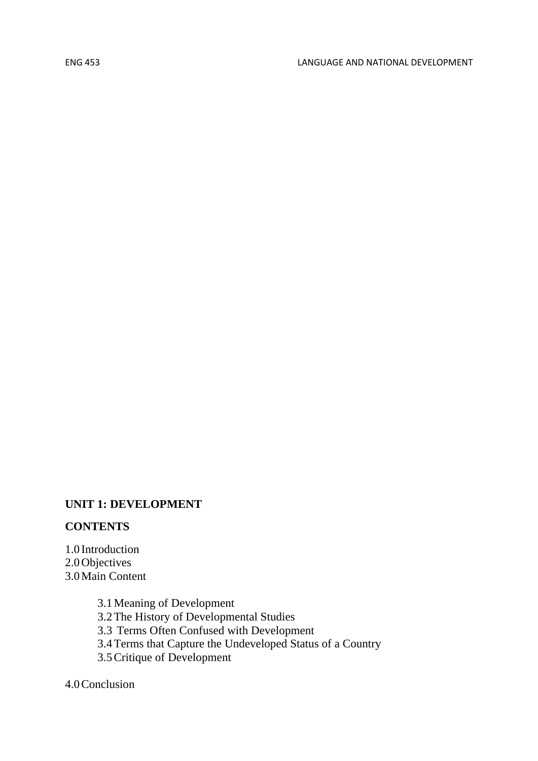**UNIT 1: DEVELOPMENT**

**CONTENTS**

1.0 Introduction
2.0 Objectives
3.0 Main Content

- 3.1 Meaning of Development
- 3.2 The History of Developmental Studies
- 3.3 Terms Often Confused with Development
- 3.4 Terms that Capture the Undeveloped Status of a Country
- 3.5 Critique of Development

4.0 Conclusion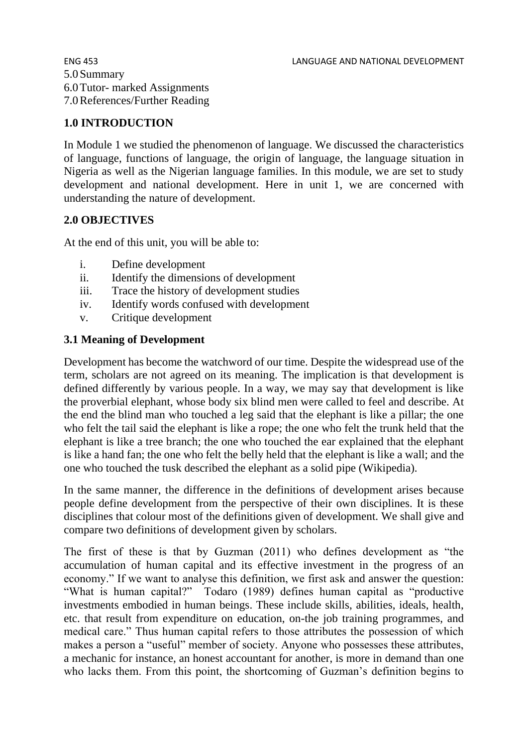5.0 Summary
6.0 Tutor- marked Assignments
7.0 References/Further Reading

## 1.0 INTRODUCTION

In Module 1 we studied the phenomenon of language. We discussed the characteristics of language, functions of language, the origin of language, the language situation in Nigeria as well as the Nigerian language families. In this module, we are set to study development and national development. Here in unit 1, we are concerned with understanding the nature of development.

## 2.0 OBJECTIVES

At the end of this unit, you will be able to:

i. Define development
ii. Identify the dimensions of development
iii. Trace the history of development studies
iv. Identify words confused with development
v. Critique development

### 3.1 Meaning of Development

Development has become the watchword of our time. Despite the widespread use of the term, scholars are not agreed on its meaning. The implication is that development is defined differently by various people. In a way, we may say that development is like the proverbial elephant, whose body six blind men were called to feel and describe. At the end the blind man who touched a leg said that the elephant is like a pillar; the one who felt the tail said the elephant is like a rope; the one who felt the trunk held that the elephant is like a tree branch; the one who touched the ear explained that the elephant is like a hand fan; the one who felt the belly held that the elephant is like a wall; and the one who touched the tusk described the elephant as a solid pipe (Wikipedia).

In the same manner, the difference in the definitions of development arises because people define development from the perspective of their own disciplines. It is these disciplines that colour most of the definitions given of development. We shall give and compare two definitions of development given by scholars.

The first of these is that by Guzman (2011) who defines development as "the accumulation of human capital and its effective investment in the progress of an economy." If we want to analyse this definition, we first ask and answer the question: "What is human capital?" Todaro (1989) defines human capital as "productive investments embodied in human beings. These include skills, abilities, ideals, health, etc. that result from expenditure on education, on-the job training programmes, and medical care." Thus human capital refers to those attributes the possession of which makes a person a "useful" member of society. Anyone who possesses these attributes, a mechanic for instance, an honest accountant for another, is more in demand than one who lacks them. From this point, the shortcoming of Guzman's definition begins to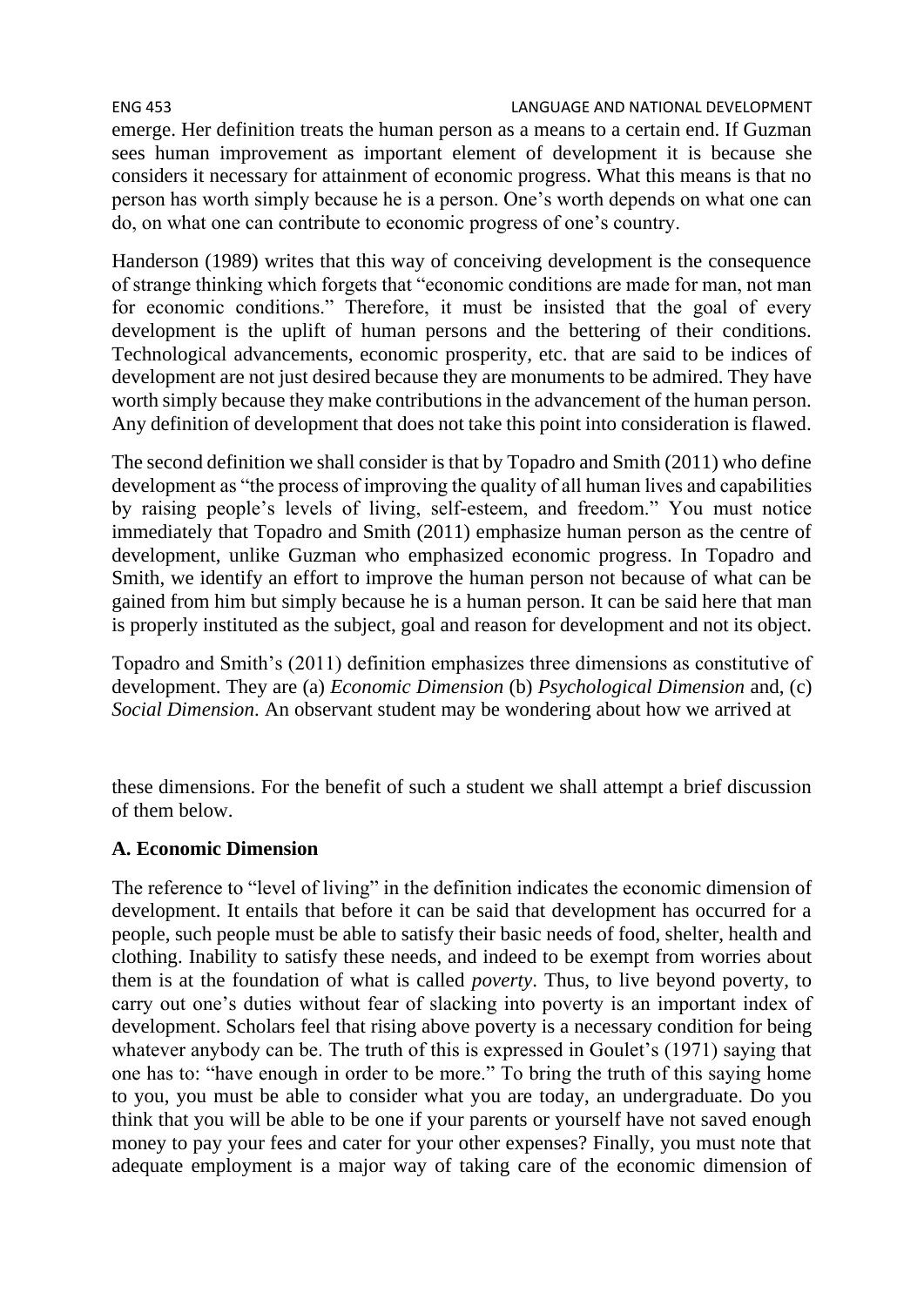emerge. Her definition treats the human person as a means to a certain end. If Guzman sees human improvement as important element of development it is because she considers it necessary for attainment of economic progress. What this means is that no person has worth simply because he is a person. One's worth depends on what one can do, on what one can contribute to economic progress of one's country.

Handerson (1989) writes that this way of conceiving development is the consequence of strange thinking which forgets that "economic conditions are made for man, not man for economic conditions." Therefore, it must be insisted that the goal of every development is the uplift of human persons and the bettering of their conditions. Technological advancements, economic prosperity, etc. that are said to be indices of development are not just desired because they are monuments to be admired. They have worth simply because they make contributions in the advancement of the human person. Any definition of development that does not take this point into consideration is flawed.

The second definition we shall consider is that by Topadro and Smith (2011) who define development as "the process of improving the quality of all human lives and capabilities by raising people's levels of living, self-esteem, and freedom." You must notice immediately that Topadro and Smith (2011) emphasize human person as the centre of development, unlike Guzman who emphasized economic progress. In Topadro and Smith, we identify an effort to improve the human person not because of what can be gained from him but simply because he is a human person. It can be said here that man is properly instituted as the subject, goal and reason for development and not its object.

Topadro and Smith's (2011) definition emphasizes three dimensions as constitutive of development. They are (a) *Economic Dimension* (b) *Psychological Dimension* and, (c) *Social Dimension*. An observant student may be wondering about how we arrived at these dimensions. For the benefit of such a student we shall attempt a brief discussion of them below.

**A. Economic Dimension**

The reference to "level of living" in the definition indicates the economic dimension of development. It entails that before it can be said that development has occurred for a people, such people must be able to satisfy their basic needs of food, shelter, health and clothing. Inability to satisfy these needs, and indeed to be exempt from worries about them is at the foundation of what is called *poverty*. Thus, to live beyond poverty, to carry out one's duties without fear of slacking into poverty is an important index of development. Scholars feel that rising above poverty is a necessary condition for being whatever anybody can be. The truth of this is expressed in Goulet's (1971) saying that one has to: "have enough in order to be more." To bring the truth of this saying home to you, you must be able to consider what you are today, an undergraduate. Do you think that you will be able to be one if your parents or yourself have not saved enough money to pay your fees and cater for your other expenses? Finally, you must note that adequate employment is a major way of taking care of the economic dimension of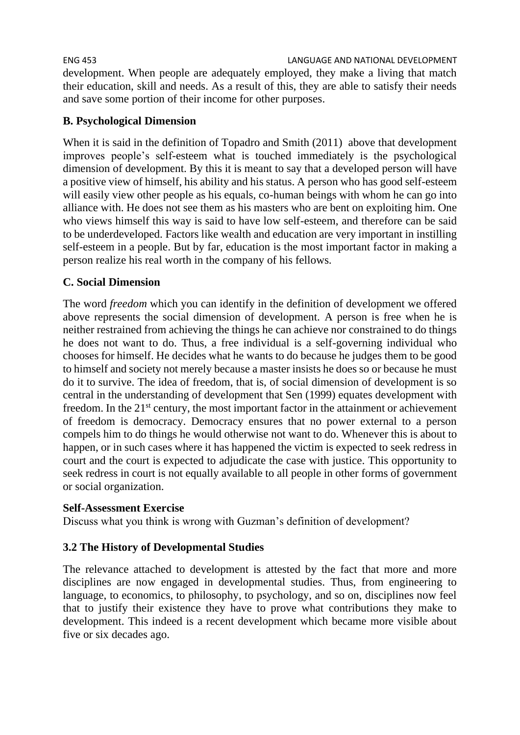development. When people are adequately employed, they make a living that match their education, skill and needs. As a result of this, they are able to satisfy their needs and save some portion of their income for other purposes.

**B. Psychological Dimension**

When it is said in the definition of Topadro and Smith (2011) above that development improves people's self-esteem what is touched immediately is the psychological dimension of development. By this it is meant to say that a developed person will have a positive view of himself, his ability and his status. A person who has good self-esteem will easily view other people as his equals, co-human beings with whom he can go into alliance with. He does not see them as his masters who are bent on exploiting him. One who views himself this way is said to have low self-esteem, and therefore can be said to be underdeveloped. Factors like wealth and education are very important in instilling self-esteem in a people. But by far, education is the most important factor in making a person realize his real worth in the company of his fellows.

**C. Social Dimension**

The word *freedom* which you can identify in the definition of development we offered above represents the social dimension of development. A person is free when he is neither restrained from achieving the things he can achieve nor constrained to do things he does not want to do. Thus, a free individual is a self-governing individual who chooses for himself. He decides what he wants to do because he judges them to be good to himself and society not merely because a master insists he does so or because he must do it to survive. The idea of freedom, that is, of social dimension of development is so central in the understanding of development that Sen (1999) equates development with freedom. In the 21st century, the most important factor in the attainment or achievement of freedom is democracy. Democracy ensures that no power external to a person compels him to do things he would otherwise not want to do. Whenever this is about to happen, or in such cases where it has happened the victim is expected to seek redress in court and the court is expected to adjudicate the case with justice. This opportunity to seek redress in court is not equally available to all people in other forms of government or social organization.

**Self-Assessment Exercise**

Discuss what you think is wrong with Guzman's definition of development?

### 3.2 The History of Developmental Studies

The relevance attached to development is attested by the fact that more and more disciplines are now engaged in developmental studies. Thus, from engineering to language, to economics, to philosophy, to psychology, and so on, disciplines now feel that to justify their existence they have to prove what contributions they make to development. This indeed is a recent development which became more visible about five or six decades ago.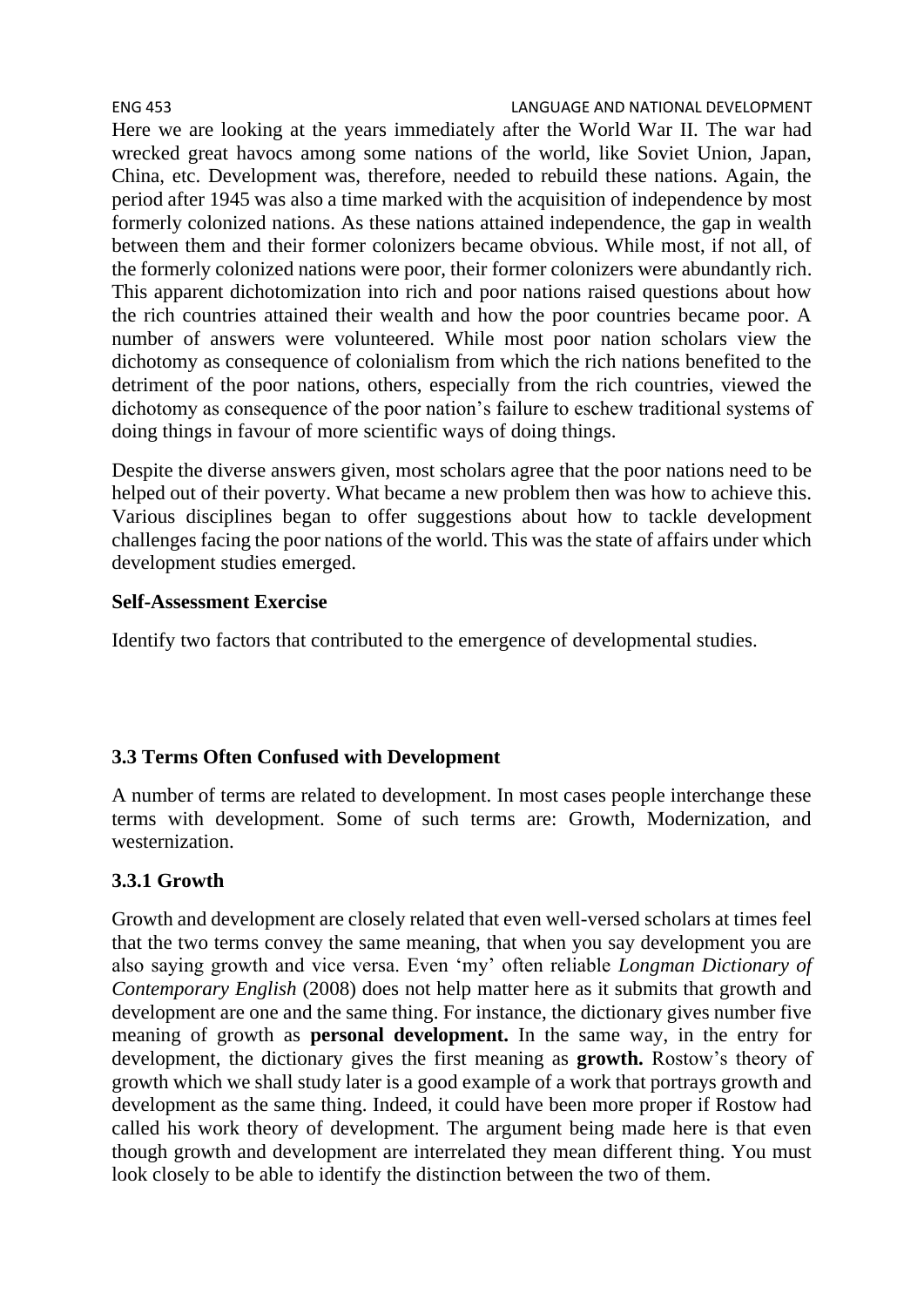Here we are looking at the years immediately after the World War II. The war had wrecked great havocs among some nations of the world, like Soviet Union, Japan, China, etc. Development was, therefore, needed to rebuild these nations. Again, the period after 1945 was also a time marked with the acquisition of independence by most formerly colonized nations. As these nations attained independence, the gap in wealth between them and their former colonizers became obvious. While most, if not all, of the formerly colonized nations were poor, their former colonizers were abundantly rich. This apparent dichotomization into rich and poor nations raised questions about how the rich countries attained their wealth and how the poor countries became poor. A number of answers were volunteered. While most poor nation scholars view the dichotomy as consequence of colonialism from which the rich nations benefited to the detriment of the poor nations, others, especially from the rich countries, viewed the dichotomy as consequence of the poor nation's failure to eschew traditional systems of doing things in favour of more scientific ways of doing things.

Despite the diverse answers given, most scholars agree that the poor nations need to be helped out of their poverty. What became a new problem then was how to achieve this. Various disciplines began to offer suggestions about how to tackle development challenges facing the poor nations of the world. This was the state of affairs under which development studies emerged.

**Self-Assessment Exercise**

Identify two factors that contributed to the emergence of developmental studies.

### 3.3 Terms Often Confused with Development

A number of terms are related to development. In most cases people interchange these terms with development. Some of such terms are: Growth, Modernization, and westernization.

#### 3.3.1 Growth

Growth and development are closely related that even well-versed scholars at times feel that the two terms convey the same meaning, that when you say development you are also saying growth and vice versa. Even 'my' often reliable *Longman Dictionary of Contemporary English* (2008) does not help matter here as it submits that growth and development are one and the same thing. For instance, the dictionary gives number five meaning of growth as **personal development.** In the same way, in the entry for development, the dictionary gives the first meaning as **growth.** Rostow's theory of growth which we shall study later is a good example of a work that portrays growth and development as the same thing. Indeed, it could have been more proper if Rostow had called his work theory of development. The argument being made here is that even though growth and development are interrelated they mean different thing. You must look closely to be able to identify the distinction between the two of them.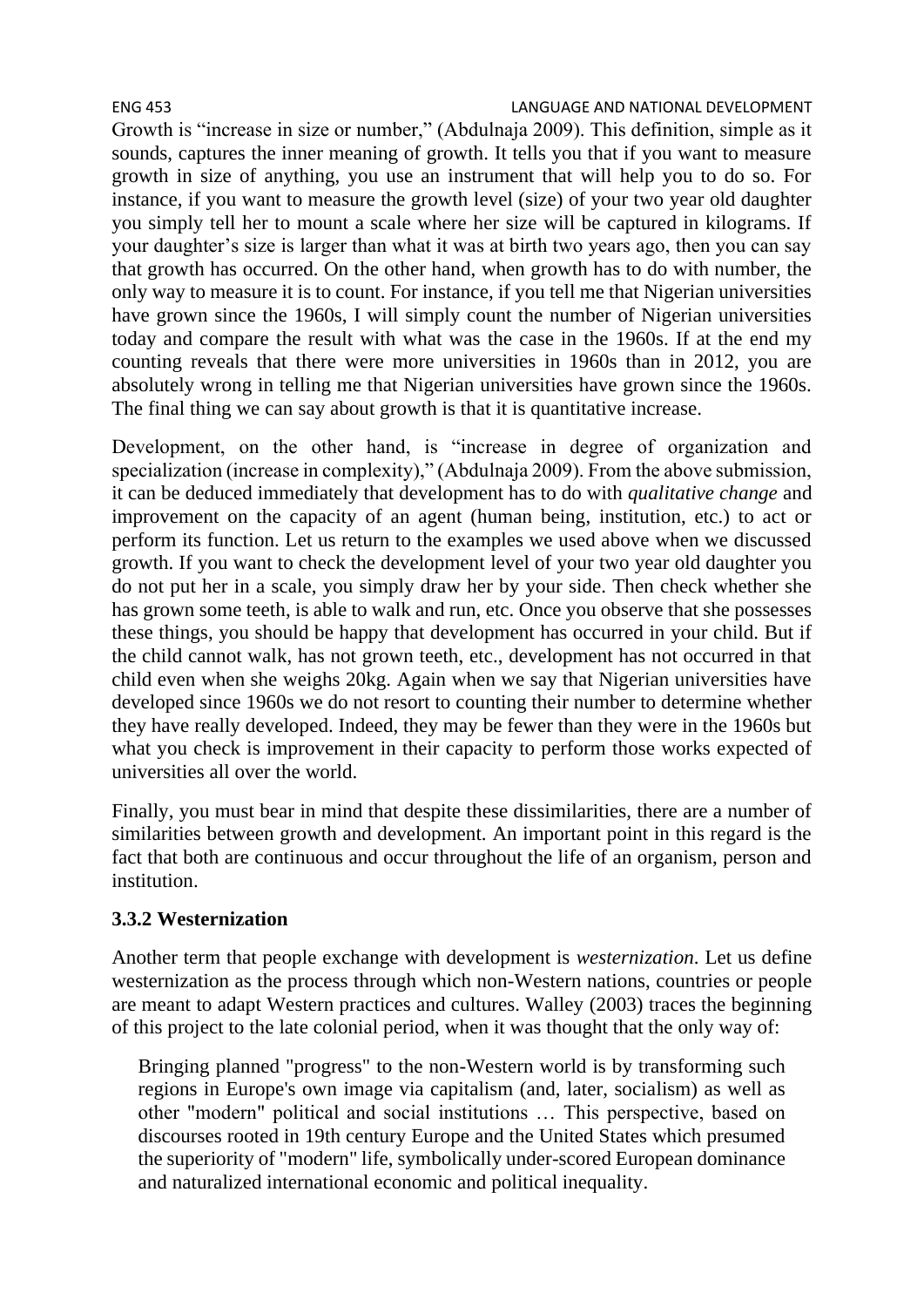Growth is "increase in size or number," (Abdulnaja 2009). This definition, simple as it sounds, captures the inner meaning of growth. It tells you that if you want to measure growth in size of anything, you use an instrument that will help you to do so. For instance, if you want to measure the growth level (size) of your two year old daughter you simply tell her to mount a scale where her size will be captured in kilograms. If your daughter's size is larger than what it was at birth two years ago, then you can say that growth has occurred. On the other hand, when growth has to do with number, the only way to measure it is to count. For instance, if you tell me that Nigerian universities have grown since the 1960s, I will simply count the number of Nigerian universities today and compare the result with what was the case in the 1960s. If at the end my counting reveals that there were more universities in 1960s than in 2012, you are absolutely wrong in telling me that Nigerian universities have grown since the 1960s. The final thing we can say about growth is that it is quantitative increase.

Development, on the other hand, is "increase in degree of organization and specialization (increase in complexity)," (Abdulnaja 2009). From the above submission, it can be deduced immediately that development has to do with *qualitative change* and improvement on the capacity of an agent (human being, institution, etc.) to act or perform its function. Let us return to the examples we used above when we discussed growth. If you want to check the development level of your two year old daughter you do not put her in a scale, you simply draw her by your side. Then check whether she has grown some teeth, is able to walk and run, etc. Once you observe that she possesses these things, you should be happy that development has occurred in your child. But if the child cannot walk, has not grown teeth, etc., development has not occurred in that child even when she weighs 20kg. Again when we say that Nigerian universities have developed since 1960s we do not resort to counting their number to determine whether they have really developed. Indeed, they may be fewer than they were in the 1960s but what you check is improvement in their capacity to perform those works expected of universities all over the world.

Finally, you must bear in mind that despite these dissimilarities, there are a number of similarities between growth and development. An important point in this regard is the fact that both are continuous and occur throughout the life of an organism, person and institution.

### 3.3.2 Westernization

Another term that people exchange with development is *westernization*. Let us define westernization as the process through which non-Western nations, countries or people are meant to adapt Western practices and cultures. Walley (2003) traces the beginning of this project to the late colonial period, when it was thought that the only way of:

> Bringing planned "progress" to the non-Western world is by transforming such regions in Europe's own image via capitalism (and, later, socialism) as well as other "modern" political and social institutions … This perspective, based on discourses rooted in 19th century Europe and the United States which presumed the superiority of "modern" life, symbolically under-scored European dominance and naturalized international economic and political inequality.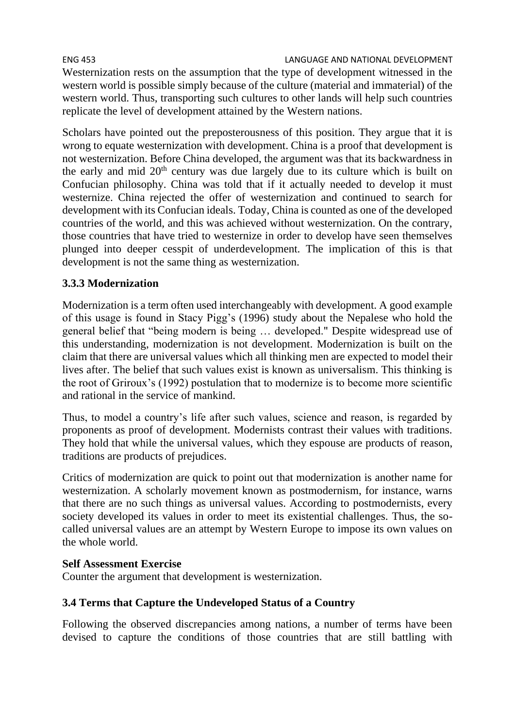Westernization rests on the assumption that the type of development witnessed in the western world is possible simply because of the culture (material and immaterial) of the western world. Thus, transporting such cultures to other lands will help such countries replicate the level of development attained by the Western nations.

Scholars have pointed out the preposterousness of this position. They argue that it is wrong to equate westernization with development. China is a proof that development is not westernization. Before China developed, the argument was that its backwardness in the early and mid $20^{th}$ century was due largely due to its culture which is built on Confucian philosophy. China was told that if it actually needed to develop it must westernize. China rejected the offer of westernization and continued to search for development with its Confucian ideals. Today, China is counted as one of the developed countries of the world, and this was achieved without westernization. On the contrary, those countries that have tried to westernize in order to develop have seen themselves plunged into deeper cesspit of underdevelopment. The implication of this is that development is not the same thing as westernization.

### 3.3.3 Modernization

Modernization is a term often used interchangeably with development. A good example of this usage is found in Stacy Pigg's (1996) study about the Nepalese who hold the general belief that "being modern is being … developed." Despite widespread use of this understanding, modernization is not development. Modernization is built on the claim that there are universal values which all thinking men are expected to model their lives after. The belief that such values exist is known as universalism. This thinking is the root of Griroux's (1992) postulation that to modernize is to become more scientific and rational in the service of mankind.

Thus, to model a country's life after such values, science and reason, is regarded by proponents as proof of development. Modernists contrast their values with traditions. They hold that while the universal values, which they espouse are products of reason, traditions are products of prejudices.

Critics of modernization are quick to point out that modernization is another name for westernization. A scholarly movement known as postmodernism, for instance, warns that there are no such things as universal values. According to postmodernists, every society developed its values in order to meet its existential challenges. Thus, the so-called universal values are an attempt by Western Europe to impose its own values on the whole world.

**Self Assessment Exercise**
Counter the argument that development is westernization.

### 3.4 Terms that Capture the Undeveloped Status of a Country

Following the observed discrepancies among nations, a number of terms have been devised to capture the conditions of those countries that are still battling with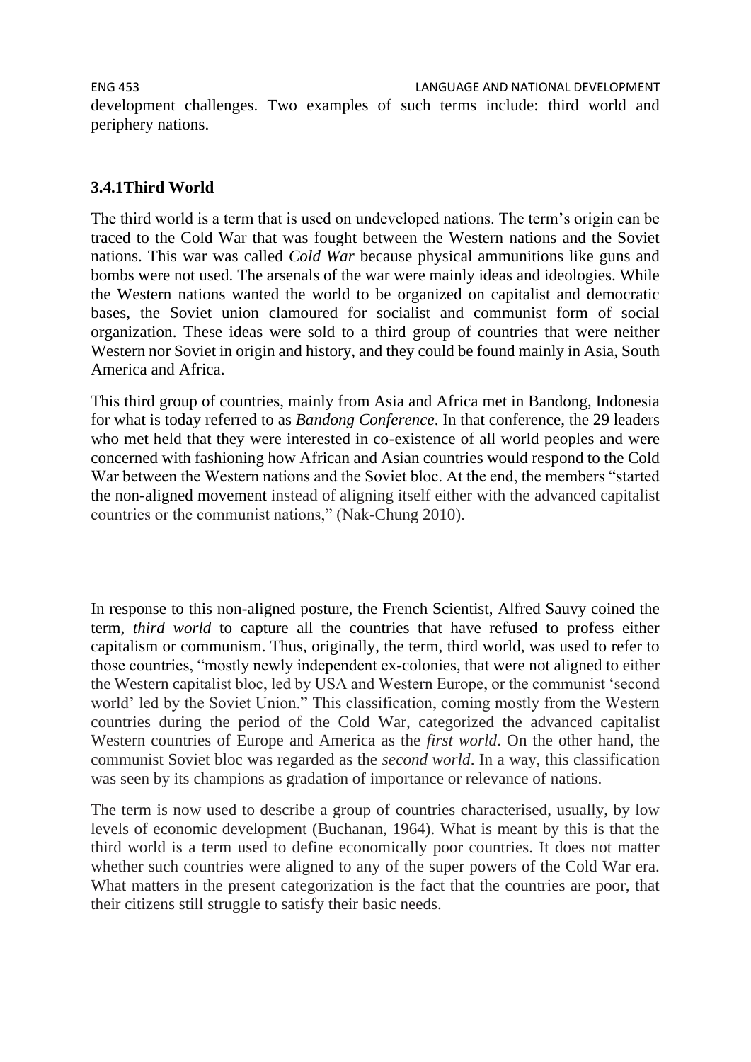development challenges. Two examples of such terms include: third world and periphery nations.

### 3.4.1Third World

The third world is a term that is used on undeveloped nations. The term's origin can be traced to the Cold War that was fought between the Western nations and the Soviet nations. This war was called *Cold War* because physical ammunitions like guns and bombs were not used. The arsenals of the war were mainly ideas and ideologies. While the Western nations wanted the world to be organized on capitalist and democratic bases, the Soviet union clamoured for socialist and communist form of social organization. These ideas were sold to a third group of countries that were neither Western nor Soviet in origin and history, and they could be found mainly in Asia, South America and Africa.

This third group of countries, mainly from Asia and Africa met in Bandong, Indonesia for what is today referred to as *Bandong Conference*. In that conference, the 29 leaders who met held that they were interested in co-existence of all world peoples and were concerned with fashioning how African and Asian countries would respond to the Cold War between the Western nations and the Soviet bloc. At the end, the members "started the non-aligned movement instead of aligning itself either with the advanced capitalist countries or the communist nations," (Nak-Chung 2010).

In response to this non-aligned posture, the French Scientist, Alfred Sauvy coined the term, *third world* to capture all the countries that have refused to profess either capitalism or communism. Thus, originally, the term, third world, was used to refer to those countries, "mostly newly independent ex-colonies, that were not aligned to either the Western capitalist bloc, led by USA and Western Europe, or the communist 'second world' led by the Soviet Union." This classification, coming mostly from the Western countries during the period of the Cold War, categorized the advanced capitalist Western countries of Europe and America as the *first world*. On the other hand, the communist Soviet bloc was regarded as the *second world*. In a way, this classification was seen by its champions as gradation of importance or relevance of nations.

The term is now used to describe a group of countries characterised, usually, by low levels of economic development (Buchanan, 1964). What is meant by this is that the third world is a term used to define economically poor countries. It does not matter whether such countries were aligned to any of the super powers of the Cold War era. What matters in the present categorization is the fact that the countries are poor, that their citizens still struggle to satisfy their basic needs.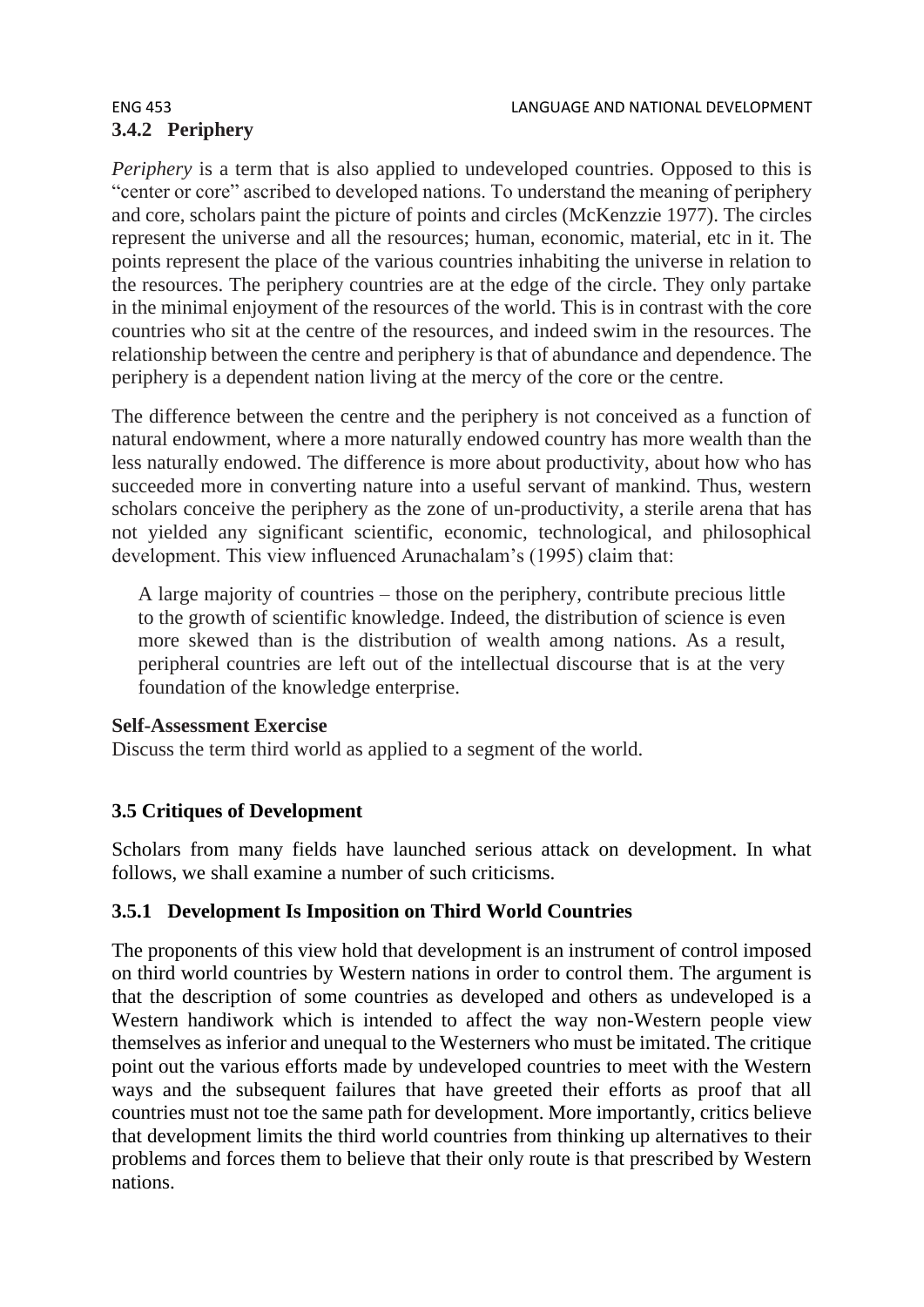### 3.4.2 Periphery

*Periphery* is a term that is also applied to undeveloped countries. Opposed to this is "center or core" ascribed to developed nations. To understand the meaning of periphery and core, scholars paint the picture of points and circles (McKenzzie 1977). The circles represent the universe and all the resources; human, economic, material, etc in it. The points represent the place of the various countries inhabiting the universe in relation to the resources. The periphery countries are at the edge of the circle. They only partake in the minimal enjoyment of the resources of the world. This is in contrast with the core countries who sit at the centre of the resources, and indeed swim in the resources. The relationship between the centre and periphery is that of abundance and dependence. The periphery is a dependent nation living at the mercy of the core or the centre.

The difference between the centre and the periphery is not conceived as a function of natural endowment, where a more naturally endowed country has more wealth than the less naturally endowed. The difference is more about productivity, about how who has succeeded more in converting nature into a useful servant of mankind. Thus, western scholars conceive the periphery as the zone of un-productivity, a sterile arena that has not yielded any significant scientific, economic, technological, and philosophical development. This view influenced Arunachalam's (1995) claim that:

> A large majority of countries – those on the periphery, contribute precious little to the growth of scientific knowledge. Indeed, the distribution of science is even more skewed than is the distribution of wealth among nations. As a result, peripheral countries are left out of the intellectual discourse that is at the very foundation of the knowledge enterprise.

**Self-Assessment Exercise**
Discuss the term third world as applied to a segment of the world.

## 3.5 Critiques of Development

Scholars from many fields have launched serious attack on development. In what follows, we shall examine a number of such criticisms.

### 3.5.1 Development Is Imposition on Third World Countries

The proponents of this view hold that development is an instrument of control imposed on third world countries by Western nations in order to control them. The argument is that the description of some countries as developed and others as undeveloped is a Western handiwork which is intended to affect the way non-Western people view themselves as inferior and unequal to the Westerners who must be imitated. The critique point out the various efforts made by undeveloped countries to meet with the Western ways and the subsequent failures that have greeted their efforts as proof that all countries must not toe the same path for development. More importantly, critics believe that development limits the third world countries from thinking up alternatives to their problems and forces them to believe that their only route is that prescribed by Western nations.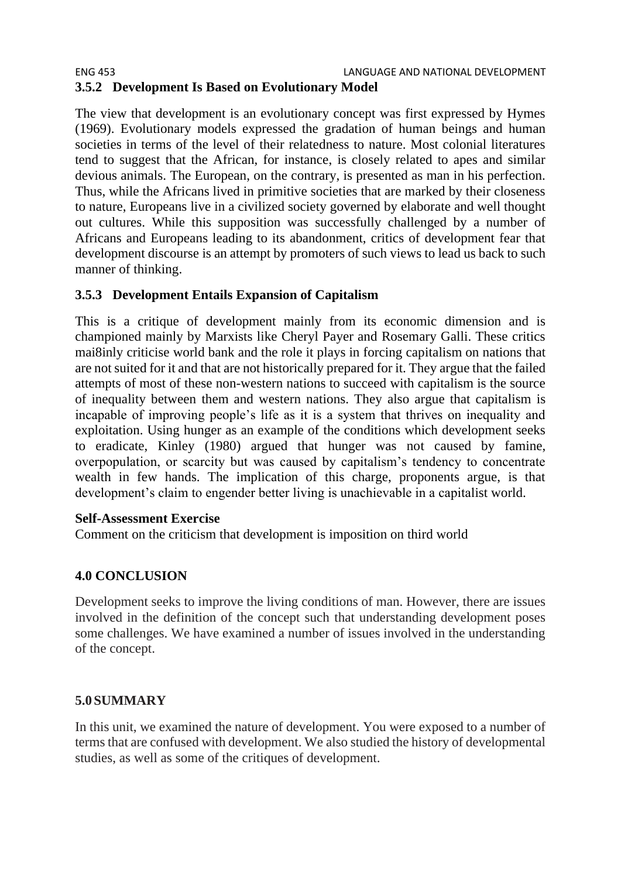### 3.5.2 Development Is Based on Evolutionary Model

The view that development is an evolutionary concept was first expressed by Hymes (1969). Evolutionary models expressed the gradation of human beings and human societies in terms of the level of their relatedness to nature. Most colonial literatures tend to suggest that the African, for instance, is closely related to apes and similar devious animals. The European, on the contrary, is presented as man in his perfection. Thus, while the Africans lived in primitive societies that are marked by their closeness to nature, Europeans live in a civilized society governed by elaborate and well thought out cultures. While this supposition was successfully challenged by a number of Africans and Europeans leading to its abandonment, critics of development fear that development discourse is an attempt by promoters of such views to lead us back to such manner of thinking.

### 3.5.3 Development Entails Expansion of Capitalism

This is a critique of development mainly from its economic dimension and is championed mainly by Marxists like Cheryl Payer and Rosemary Galli. These critics mai8inly criticise world bank and the role it plays in forcing capitalism on nations that are not suited for it and that are not historically prepared for it. They argue that the failed attempts of most of these non-western nations to succeed with capitalism is the source of inequality between them and western nations. They also argue that capitalism is incapable of improving people's life as it is a system that thrives on inequality and exploitation. Using hunger as an example of the conditions which development seeks to eradicate, Kinley (1980) argued that hunger was not caused by famine, overpopulation, or scarcity but was caused by capitalism's tendency to concentrate wealth in few hands. The implication of this charge, proponents argue, is that development's claim to engender better living is unachievable in a capitalist world.

**Self-Assessment Exercise**

Comment on the criticism that development is imposition on third world

## 4.0 CONCLUSION

Development seeks to improve the living conditions of man. However, there are issues involved in the definition of the concept such that understanding development poses some challenges. We have examined a number of issues involved in the understanding of the concept.

## 5.0 SUMMARY

In this unit, we examined the nature of development. You were exposed to a number of terms that are confused with development. We also studied the history of developmental studies, as well as some of the critiques of development.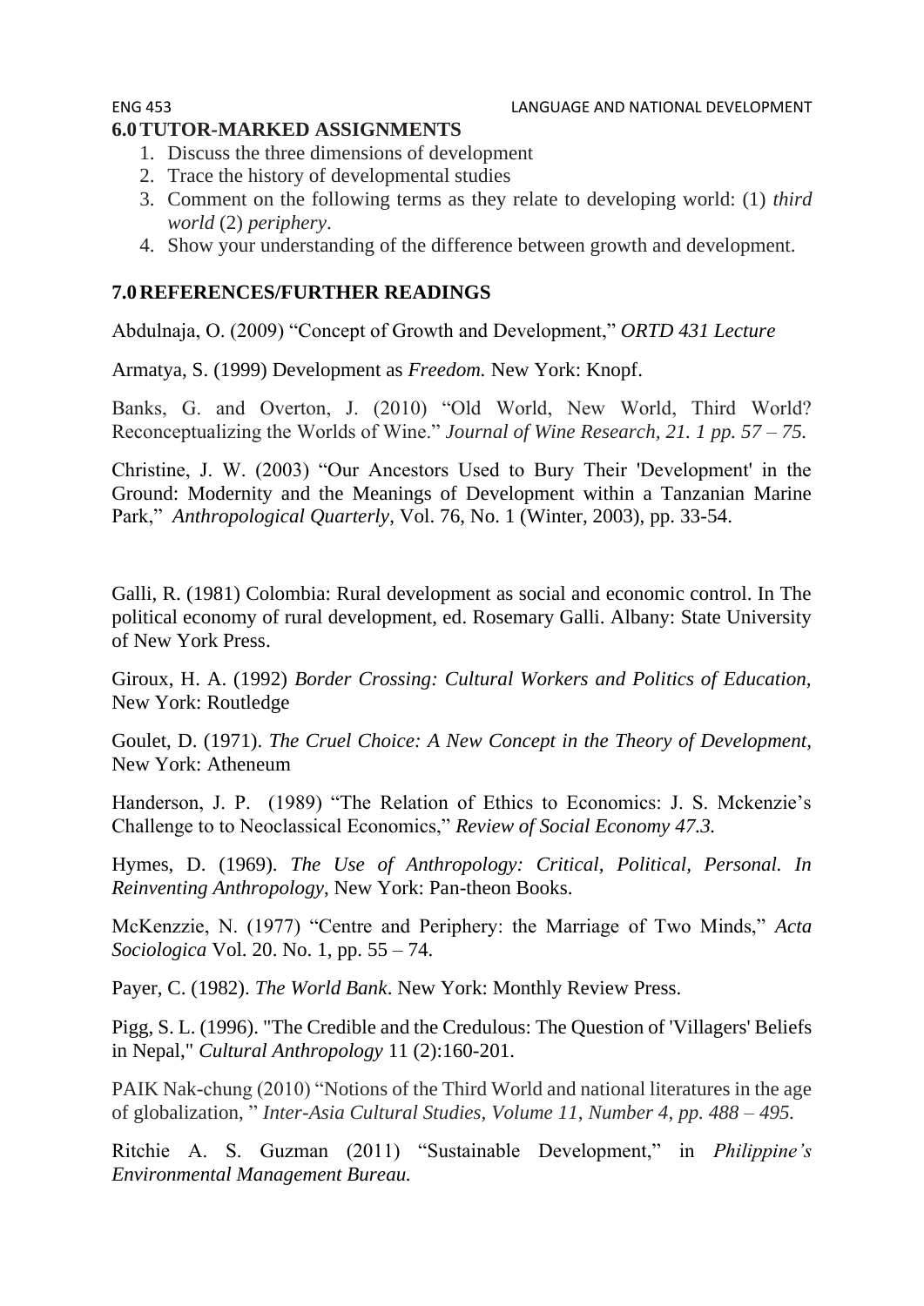## 6.0 TUTOR-MARKED ASSIGNMENTS

1. Discuss the three dimensions of development
2. Trace the history of developmental studies
3. Comment on the following terms as they relate to developing world: (1) *third world* (2) *periphery*.
4. Show your understanding of the difference between growth and development.

## 7.0 REFERENCES/FURTHER READINGS

Abdulnaja, O. (2009) "Concept of Growth and Development," *ORTD 431 Lecture*

Armatya, S. (1999) Development as *Freedom.* New York: Knopf.

Banks, G. and Overton, J. (2010) "Old World, New World, Third World? Reconceptualizing the Worlds of Wine." *Journal of Wine Research, 21. 1 pp. 57 – 75.*

Christine, J. W. (2003) "Our Ancestors Used to Bury Their 'Development' in the Ground: Modernity and the Meanings of Development within a Tanzanian Marine Park," *Anthropological Quarterly*, Vol. 76, No. 1 (Winter, 2003), pp. 33-54.

Galli, R. (1981) Colombia: Rural development as social and economic control. In The political economy of rural development, ed. Rosemary Galli. Albany: State University of New York Press.

Giroux, H. A. (1992) *Border Crossing: Cultural Workers and Politics of Education,* New York: Routledge

Goulet, D. (1971). *The Cruel Choice: A New Concept in the Theory of Development,* New York: Atheneum

Handerson, J. P. (1989) "The Relation of Ethics to Economics: J. S. Mckenzie's Challenge to to Neoclassical Economics," *Review of Social Economy 47.3.*

Hymes, D. (1969). *The Use of Anthropology: Critical, Political, Personal. In Reinventing Anthropology,* New York: Pan-theon Books.

McKenzzie, N. (1977) "Centre and Periphery: the Marriage of Two Minds," *Acta Sociologica* Vol. 20. No. 1, pp. 55 – 74.

Payer, C. (1982). *The World Bank*. New York: Monthly Review Press.

Pigg, S. L. (1996). "The Credible and the Credulous: The Question of 'Villagers' Beliefs in Nepal," *Cultural Anthropology* 11 (2):160-201.

PAIK Nak-chung (2010) "Notions of the Third World and national literatures in the age of globalization, " *Inter-Asia Cultural Studies, Volume 11, Number 4, pp. 488 – 495.*

Ritchie A. S. Guzman (2011) "Sustainable Development," in *Philippine's Environmental Management Bureau.*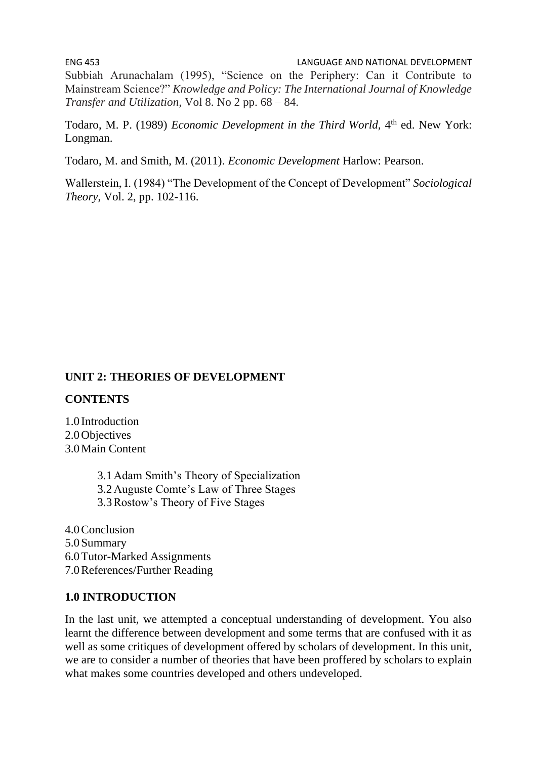Subbiah Arunachalam (1995), "Science on the Periphery: Can it Contribute to Mainstream Science?" *Knowledge and Policy: The International Journal of Knowledge Transfer and Utilization,* Vol 8. No 2 pp. 68 – 84.

Todaro, M. P. (1989) *Economic Development in the Third World,* 4th ed. New York: Longman.

Todaro, M. and Smith, M. (2011). *Economic Development* Harlow: Pearson.

Wallerstein, I. (1984) "The Development of the Concept of Development" *Sociological Theory*, Vol. 2, pp. 102-116.

## UNIT 2: THEORIES OF DEVELOPMENT

**CONTENTS**

1.0 Introduction
2.0 Objectives
3.0 Main Content

- 3.1 Adam Smith's Theory of Specialization
- 3.2 Auguste Comte's Law of Three Stages
- 3.3 Rostow's Theory of Five Stages

4.0 Conclusion
5.0 Summary
6.0 Tutor-Marked Assignments
7.0 References/Further Reading

### 1.0 INTRODUCTION

In the last unit, we attempted a conceptual understanding of development. You also learnt the difference between development and some terms that are confused with it as well as some critiques of development offered by scholars of development. In this unit, we are to consider a number of theories that have been proffered by scholars to explain what makes some countries developed and others undeveloped.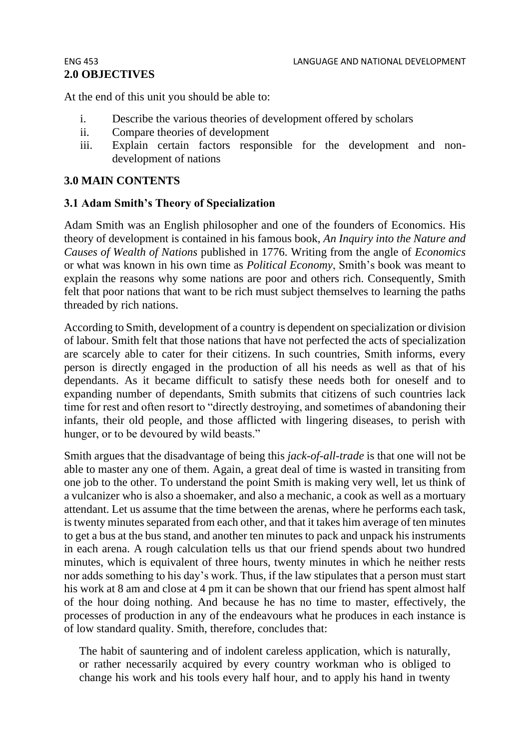## 2.0 OBJECTIVES

At the end of this unit you should be able to:

i. Describe the various theories of development offered by scholars
ii. Compare theories of development
iii. Explain certain factors responsible for the development and non-development of nations

## 3.0 MAIN CONTENTS

### 3.1 Adam Smith's Theory of Specialization

Adam Smith was an English philosopher and one of the founders of Economics. His theory of development is contained in his famous book, *An Inquiry into the Nature and Causes of Wealth of Nations* published in 1776. Writing from the angle of *Economics* or what was known in his own time as *Political Economy*, Smith's book was meant to explain the reasons why some nations are poor and others rich. Consequently, Smith felt that poor nations that want to be rich must subject themselves to learning the paths threaded by rich nations.

According to Smith, development of a country is dependent on specialization or division of labour. Smith felt that those nations that have not perfected the acts of specialization are scarcely able to cater for their citizens. In such countries, Smith informs, every person is directly engaged in the production of all his needs as well as that of his dependants. As it became difficult to satisfy these needs both for oneself and to expanding number of dependants, Smith submits that citizens of such countries lack time for rest and often resort to "directly destroying, and sometimes of abandoning their infants, their old people, and those afflicted with lingering diseases, to perish with hunger, or to be devoured by wild beasts."

Smith argues that the disadvantage of being this *jack-of-all-trade* is that one will not be able to master any one of them. Again, a great deal of time is wasted in transiting from one job to the other. To understand the point Smith is making very well, let us think of a vulcanizer who is also a shoemaker, and also a mechanic, a cook as well as a mortuary attendant. Let us assume that the time between the arenas, where he performs each task, is twenty minutes separated from each other, and that it takes him average of ten minutes to get a bus at the bus stand, and another ten minutes to pack and unpack his instruments in each arena. A rough calculation tells us that our friend spends about two hundred minutes, which is equivalent of three hours, twenty minutes in which he neither rests nor adds something to his day's work. Thus, if the law stipulates that a person must start his work at 8 am and close at 4 pm it can be shown that our friend has spent almost half of the hour doing nothing. And because he has no time to master, effectively, the processes of production in any of the endeavours what he produces in each instance is of low standard quality. Smith, therefore, concludes that:

> The habit of sauntering and of indolent careless application, which is naturally, or rather necessarily acquired by every country workman who is obliged to change his work and his tools every half hour, and to apply his hand in twenty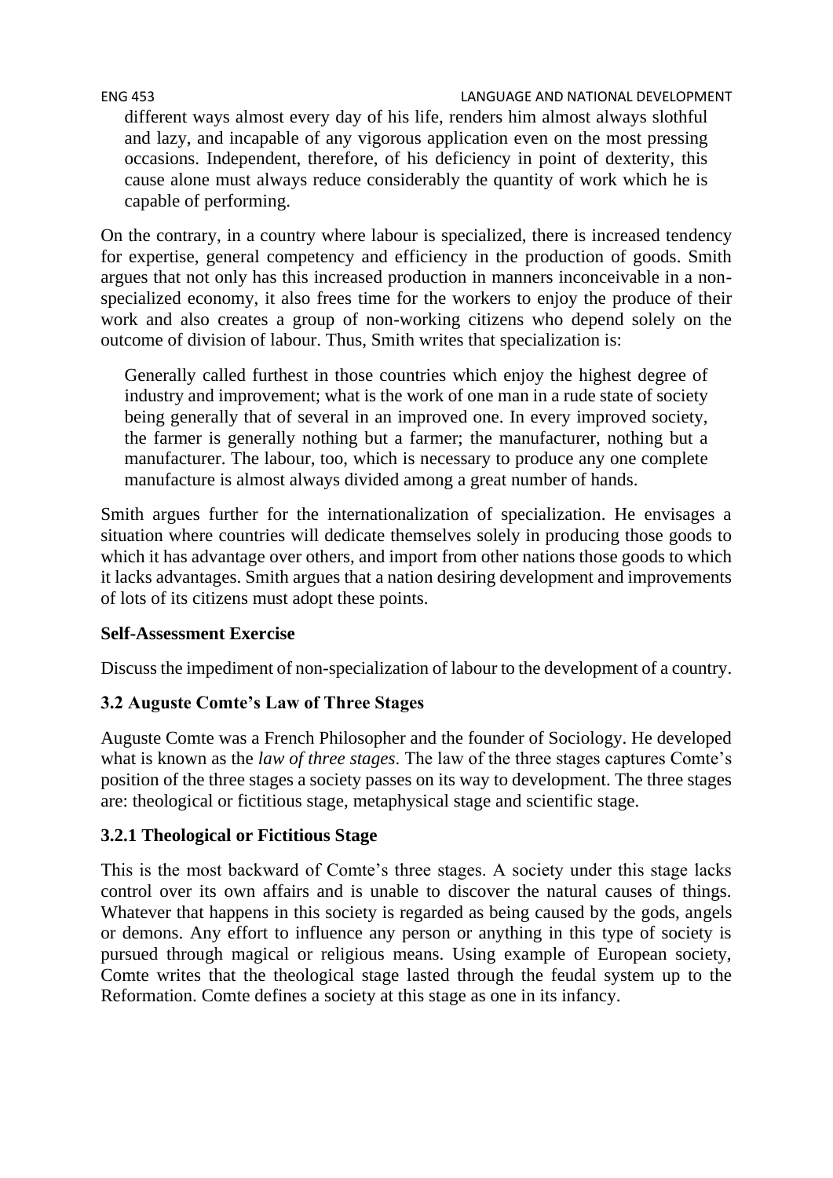> different ways almost every day of his life, renders him almost always slothful and lazy, and incapable of any vigorous application even on the most pressing occasions. Independent, therefore, of his deficiency in point of dexterity, this cause alone must always reduce considerably the quantity of work which he is capable of performing.

On the contrary, in a country where labour is specialized, there is increased tendency for expertise, general competency and efficiency in the production of goods. Smith argues that not only has this increased production in manners inconceivable in a non-specialized economy, it also frees time for the workers to enjoy the produce of their work and also creates a group of non-working citizens who depend solely on the outcome of division of labour. Thus, Smith writes that specialization is:

> Generally called furthest in those countries which enjoy the highest degree of industry and improvement; what is the work of one man in a rude state of society being generally that of several in an improved one. In every improved society, the farmer is generally nothing but a farmer; the manufacturer, nothing but a manufacturer. The labour, too, which is necessary to produce any one complete manufacture is almost always divided among a great number of hands.

Smith argues further for the internationalization of specialization. He envisages a situation where countries will dedicate themselves solely in producing those goods to which it has advantage over others, and import from other nations those goods to which it lacks advantages. Smith argues that a nation desiring development and improvements of lots of its citizens must adopt these points.

**Self-Assessment Exercise**

Discuss the impediment of non-specialization of labour to the development of a country.

### 3.2 Auguste Comte's Law of Three Stages

Auguste Comte was a French Philosopher and the founder of Sociology. He developed what is known as the *law of three stages*. The law of the three stages captures Comte's position of the three stages a society passes on its way to development. The three stages are: theological or fictitious stage, metaphysical stage and scientific stage.

#### 3.2.1 Theological or Fictitious Stage

This is the most backward of Comte's three stages. A society under this stage lacks control over its own affairs and is unable to discover the natural causes of things. Whatever that happens in this society is regarded as being caused by the gods, angels or demons. Any effort to influence any person or anything in this type of society is pursued through magical or religious means. Using example of European society, Comte writes that the theological stage lasted through the feudal system up to the Reformation. Comte defines a society at this stage as one in its infancy.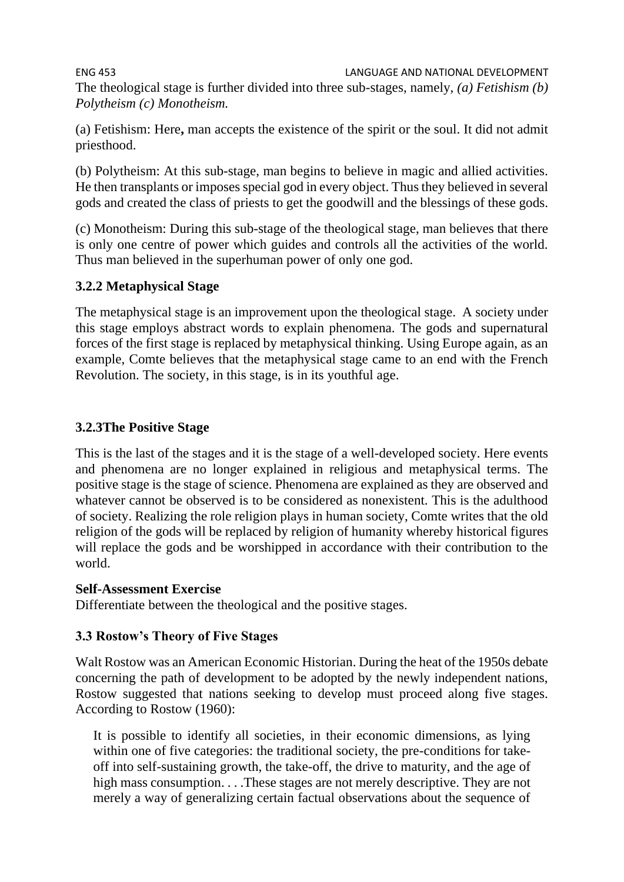The theological stage is further divided into three sub-stages, namely, *(a) Fetishism (b) Polytheism (c) Monotheism.*

(a) Fetishism: Here**,** man accepts the existence of the spirit or the soul. It did not admit priesthood.

(b) Polytheism: At this sub-stage, man begins to believe in magic and allied activities. He then transplants or imposes special god in every object. Thus they believed in several gods and created the class of priests to get the goodwill and the blessings of these gods.

(c) Monotheism: During this sub-stage of the theological stage, man believes that there is only one centre of power which guides and controls all the activities of the world. Thus man believed in the superhuman power of only one god.

### 3.2.2 Metaphysical Stage

The metaphysical stage is an improvement upon the theological stage. A society under this stage employs abstract words to explain phenomena. The gods and supernatural forces of the first stage is replaced by metaphysical thinking. Using Europe again, as an example, Comte believes that the metaphysical stage came to an end with the French Revolution. The society, in this stage, is in its youthful age.

### 3.2.3The Positive Stage

This is the last of the stages and it is the stage of a well-developed society. Here events and phenomena are no longer explained in religious and metaphysical terms. The positive stage is the stage of science. Phenomena are explained as they are observed and whatever cannot be observed is to be considered as nonexistent. This is the adulthood of society. Realizing the role religion plays in human society, Comte writes that the old religion of the gods will be replaced by religion of humanity whereby historical figures will replace the gods and be worshipped in accordance with their contribution to the world.

**Self-Assessment Exercise**
Differentiate between the theological and the positive stages.

### 3.3 Rostow's Theory of Five Stages

Walt Rostow was an American Economic Historian. During the heat of the 1950s debate concerning the path of development to be adopted by the newly independent nations, Rostow suggested that nations seeking to develop must proceed along five stages. According to Rostow (1960):

> It is possible to identify all societies, in their economic dimensions, as lying within one of five categories: the traditional society, the pre-conditions for take-off into self-sustaining growth, the take-off, the drive to maturity, and the age of high mass consumption. . . .These stages are not merely descriptive. They are not merely a way of generalizing certain factual observations about the sequence of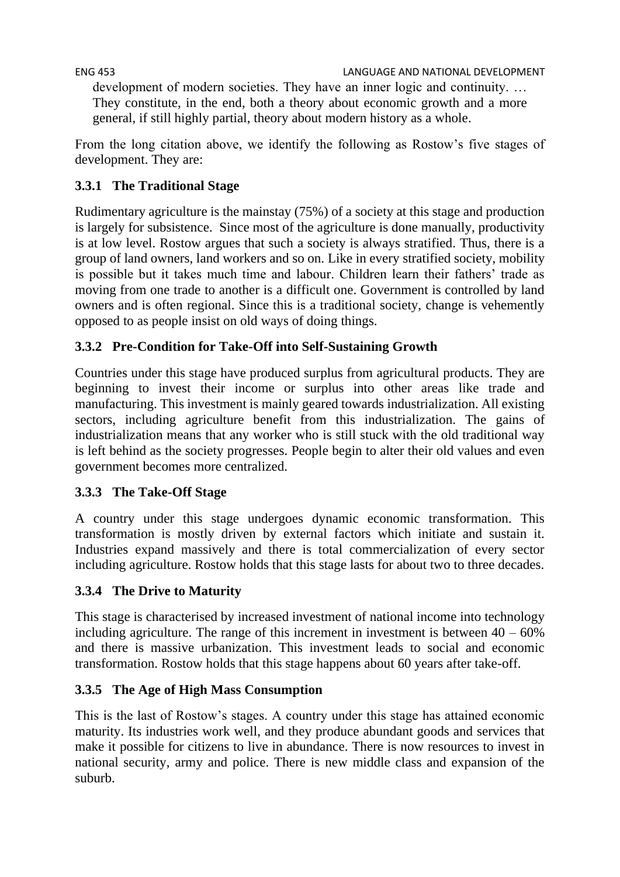> development of modern societies. They have an inner logic and continuity. … They constitute, in the end, both a theory about economic growth and a more general, if still highly partial, theory about modern history as a whole.

From the long citation above, we identify the following as Rostow's five stages of development. They are:

### 3.3.1 The Traditional Stage

Rudimentary agriculture is the mainstay (75%) of a society at this stage and production is largely for subsistence. Since most of the agriculture is done manually, productivity is at low level. Rostow argues that such a society is always stratified. Thus, there is a group of land owners, land workers and so on. Like in every stratified society, mobility is possible but it takes much time and labour. Children learn their fathers' trade as moving from one trade to another is a difficult one. Government is controlled by land owners and is often regional. Since this is a traditional society, change is vehemently opposed to as people insist on old ways of doing things.

### 3.3.2 Pre-Condition for Take-Off into Self-Sustaining Growth

Countries under this stage have produced surplus from agricultural products. They are beginning to invest their income or surplus into other areas like trade and manufacturing. This investment is mainly geared towards industrialization. All existing sectors, including agriculture benefit from this industrialization. The gains of industrialization means that any worker who is still stuck with the old traditional way is left behind as the society progresses. People begin to alter their old values and even government becomes more centralized.

### 3.3.3 The Take-Off Stage

A country under this stage undergoes dynamic economic transformation. This transformation is mostly driven by external factors which initiate and sustain it. Industries expand massively and there is total commercialization of every sector including agriculture. Rostow holds that this stage lasts for about two to three decades.

### 3.3.4 The Drive to Maturity

This stage is characterised by increased investment of national income into technology including agriculture. The range of this increment in investment is between 40 – 60% and there is massive urbanization. This investment leads to social and economic transformation. Rostow holds that this stage happens about 60 years after take-off.

### 3.3.5 The Age of High Mass Consumption

This is the last of Rostow's stages. A country under this stage has attained economic maturity. Its industries work well, and they produce abundant goods and services that make it possible for citizens to live in abundance. There is now resources to invest in national security, army and police. There is new middle class and expansion of the suburb.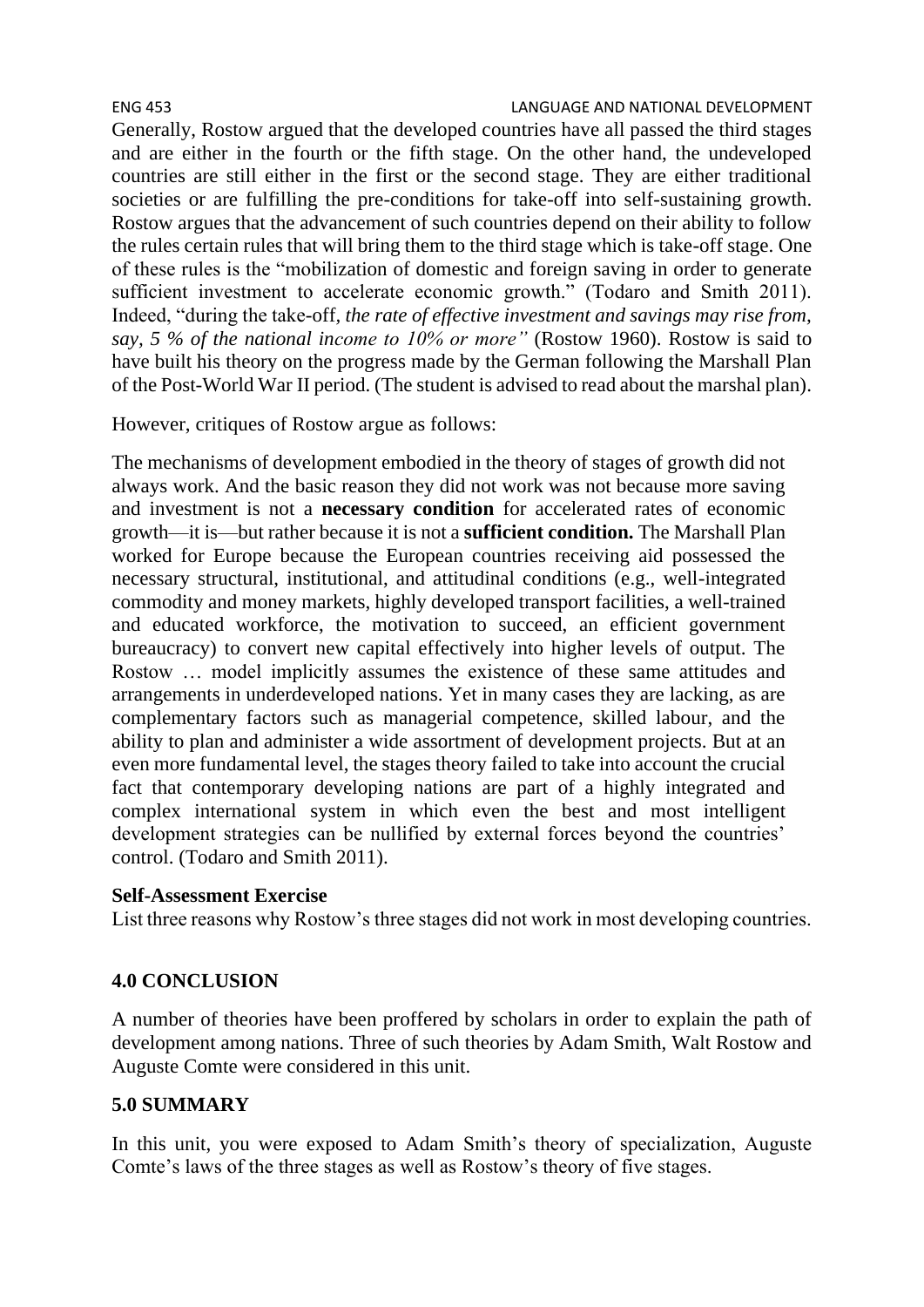Generally, Rostow argued that the developed countries have all passed the third stages and are either in the fourth or the fifth stage. On the other hand, the undeveloped countries are still either in the first or the second stage. They are either traditional societies or are fulfilling the pre-conditions for take-off into self-sustaining growth. Rostow argues that the advancement of such countries depend on their ability to follow the rules certain rules that will bring them to the third stage which is take-off stage. One of these rules is the "mobilization of domestic and foreign saving in order to generate sufficient investment to accelerate economic growth." (Todaro and Smith 2011). Indeed, "during the take-off*, the rate of effective investment and savings may rise from, say, 5 % of the national income to 10% or more"* (Rostow 1960). Rostow is said to have built his theory on the progress made by the German following the Marshall Plan of the Post-World War II period. (The student is advised to read about the marshal plan).

However, critiques of Rostow argue as follows:

The mechanisms of development embodied in the theory of stages of growth did not always work. And the basic reason they did not work was not because more saving and investment is not a **necessary condition** for accelerated rates of economic growth—it is—but rather because it is not a **sufficient condition.** The Marshall Plan worked for Europe because the European countries receiving aid possessed the necessary structural, institutional, and attitudinal conditions (e.g., well-integrated commodity and money markets, highly developed transport facilities, a well-trained and educated workforce, the motivation to succeed, an efficient government bureaucracy) to convert new capital effectively into higher levels of output. The Rostow … model implicitly assumes the existence of these same attitudes and arrangements in underdeveloped nations. Yet in many cases they are lacking, as are complementary factors such as managerial competence, skilled labour, and the ability to plan and administer a wide assortment of development projects. But at an even more fundamental level, the stages theory failed to take into account the crucial fact that contemporary developing nations are part of a highly integrated and complex international system in which even the best and most intelligent development strategies can be nullified by external forces beyond the countries' control. (Todaro and Smith 2011).

**Self-Assessment Exercise**

List three reasons why Rostow's three stages did not work in most developing countries.

## 4.0 CONCLUSION

A number of theories have been proffered by scholars in order to explain the path of development among nations. Three of such theories by Adam Smith, Walt Rostow and Auguste Comte were considered in this unit.

## 5.0 SUMMARY

In this unit, you were exposed to Adam Smith's theory of specialization, Auguste Comte's laws of the three stages as well as Rostow's theory of five stages.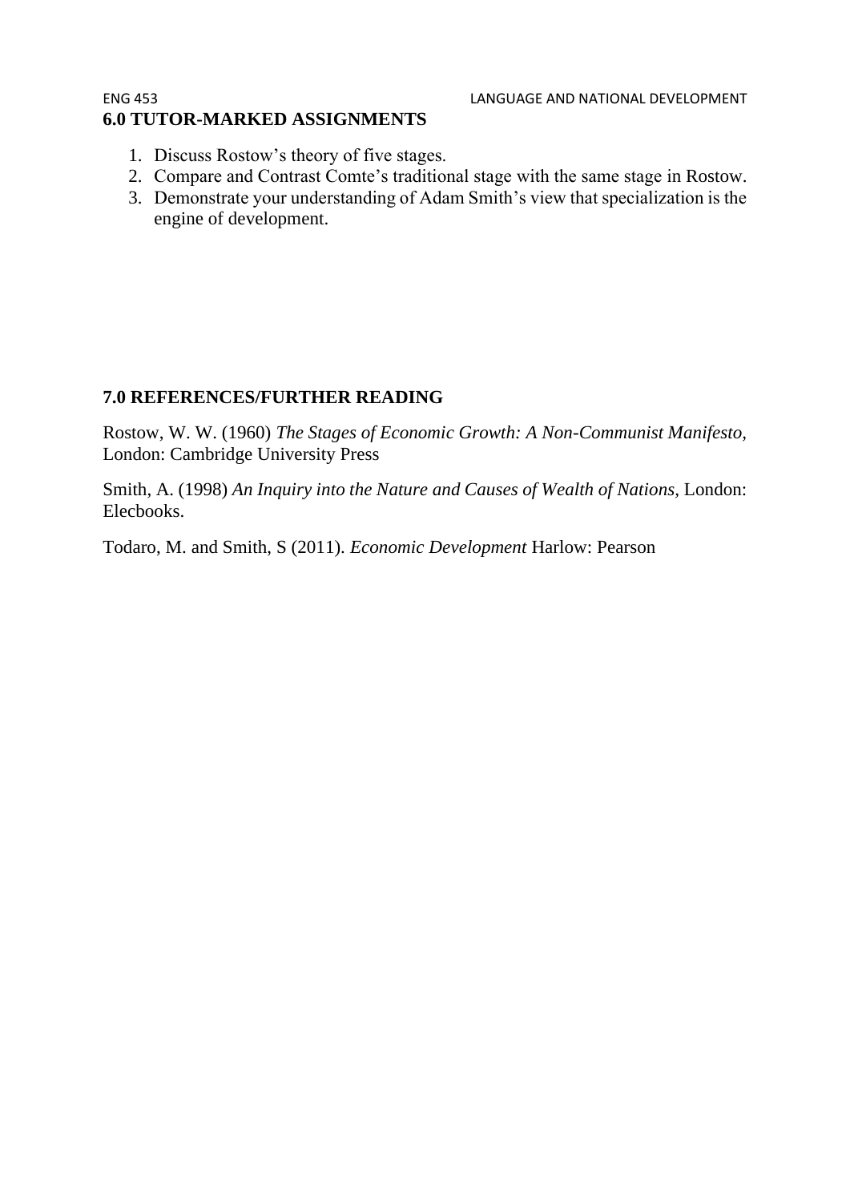## 6.0 TUTOR-MARKED ASSIGNMENTS

1. Discuss Rostow's theory of five stages.
2. Compare and Contrast Comte's traditional stage with the same stage in Rostow.
3. Demonstrate your understanding of Adam Smith's view that specialization is the engine of development.

## 7.0 REFERENCES/FURTHER READING

Rostow, W. W. (1960) *The Stages of Economic Growth: A Non-Communist Manifesto,* London: Cambridge University Press

Smith, A. (1998) *An Inquiry into the Nature and Causes of Wealth of Nations,* London: Elecbooks.

Todaro, M. and Smith, S (2011). *Economic Development* Harlow: Pearson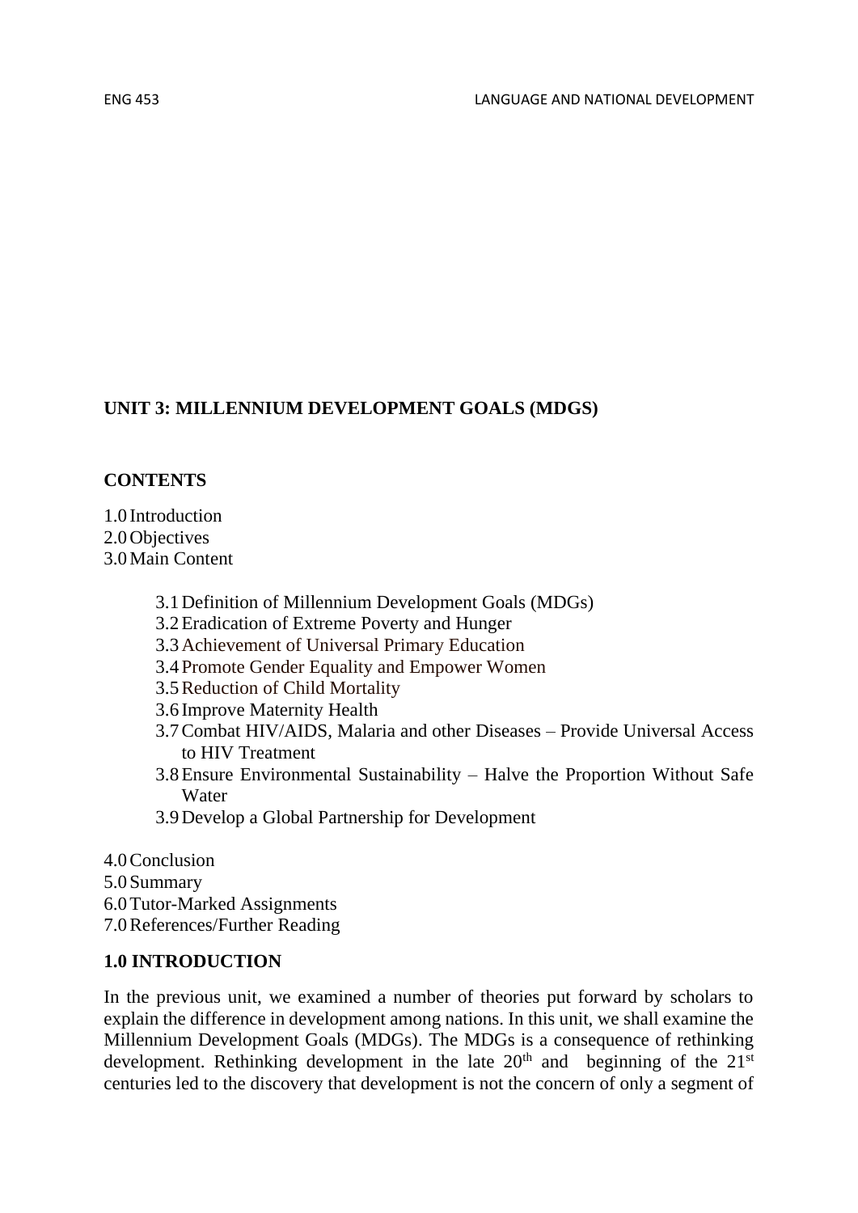## UNIT 3: MILLENNIUM DEVELOPMENT GOALS (MDGS)

### CONTENTS

1.0 Introduction
2.0 Objectives
3.0 Main Content

- 3.1 Definition of Millennium Development Goals (MDGs)
- 3.2 Eradication of Extreme Poverty and Hunger
- 3.3 Achievement of Universal Primary Education
- 3.4 Promote Gender Equality and Empower Women
- 3.5 Reduction of Child Mortality
- 3.6 Improve Maternity Health
- 3.7 Combat HIV/AIDS, Malaria and other Diseases – Provide Universal Access to HIV Treatment
- 3.8 Ensure Environmental Sustainability – Halve the Proportion Without Safe Water
- 3.9 Develop a Global Partnership for Development

4.0 Conclusion
5.0 Summary
6.0 Tutor-Marked Assignments
7.0 References/Further Reading

### 1.0 INTRODUCTION

In the previous unit, we examined a number of theories put forward by scholars to explain the difference in development among nations. In this unit, we shall examine the Millennium Development Goals (MDGs). The MDGs is a consequence of rethinking development. Rethinking development in the late 20th and beginning of the 21st centuries led to the discovery that development is not the concern of only a segment of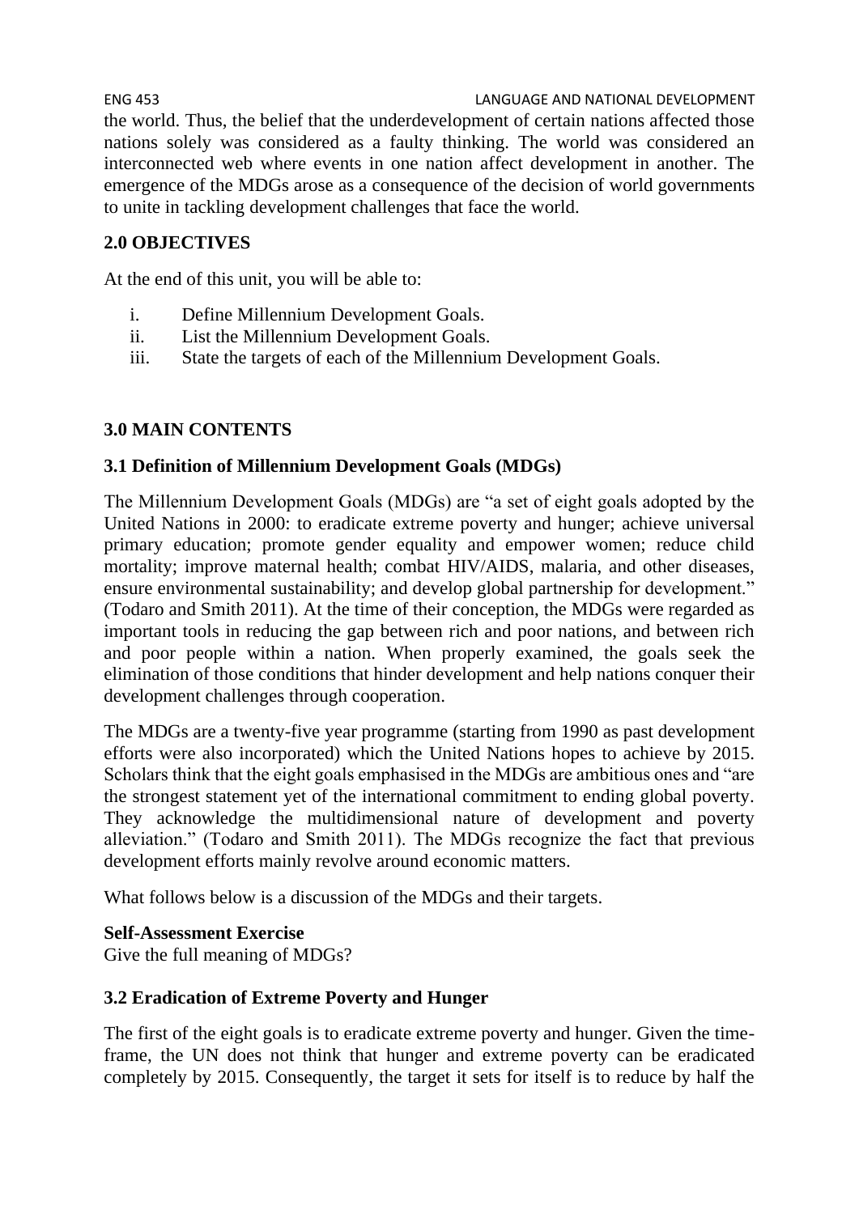the world. Thus, the belief that the underdevelopment of certain nations affected those nations solely was considered as a faulty thinking. The world was considered an interconnected web where events in one nation affect development in another. The emergence of the MDGs arose as a consequence of the decision of world governments to unite in tackling development challenges that face the world.

## 2.0 OBJECTIVES

At the end of this unit, you will be able to:

i. Define Millennium Development Goals.
ii. List the Millennium Development Goals.
iii. State the targets of each of the Millennium Development Goals.

## 3.0 MAIN CONTENTS

### 3.1 Definition of Millennium Development Goals (MDGs)

The Millennium Development Goals (MDGs) are "a set of eight goals adopted by the United Nations in 2000: to eradicate extreme poverty and hunger; achieve universal primary education; promote gender equality and empower women; reduce child mortality; improve maternal health; combat HIV/AIDS, malaria, and other diseases, ensure environmental sustainability; and develop global partnership for development." (Todaro and Smith 2011). At the time of their conception, the MDGs were regarded as important tools in reducing the gap between rich and poor nations, and between rich and poor people within a nation. When properly examined, the goals seek the elimination of those conditions that hinder development and help nations conquer their development challenges through cooperation.

The MDGs are a twenty-five year programme (starting from 1990 as past development efforts were also incorporated) which the United Nations hopes to achieve by 2015. Scholars think that the eight goals emphasised in the MDGs are ambitious ones and "are the strongest statement yet of the international commitment to ending global poverty. They acknowledge the multidimensional nature of development and poverty alleviation." (Todaro and Smith 2011). The MDGs recognize the fact that previous development efforts mainly revolve around economic matters.

What follows below is a discussion of the MDGs and their targets.

**Self-Assessment Exercise**
Give the full meaning of MDGs?

### 3.2 Eradication of Extreme Poverty and Hunger

The first of the eight goals is to eradicate extreme poverty and hunger. Given the time-frame, the UN does not think that hunger and extreme poverty can be eradicated completely by 2015. Consequently, the target it sets for itself is to reduce by half the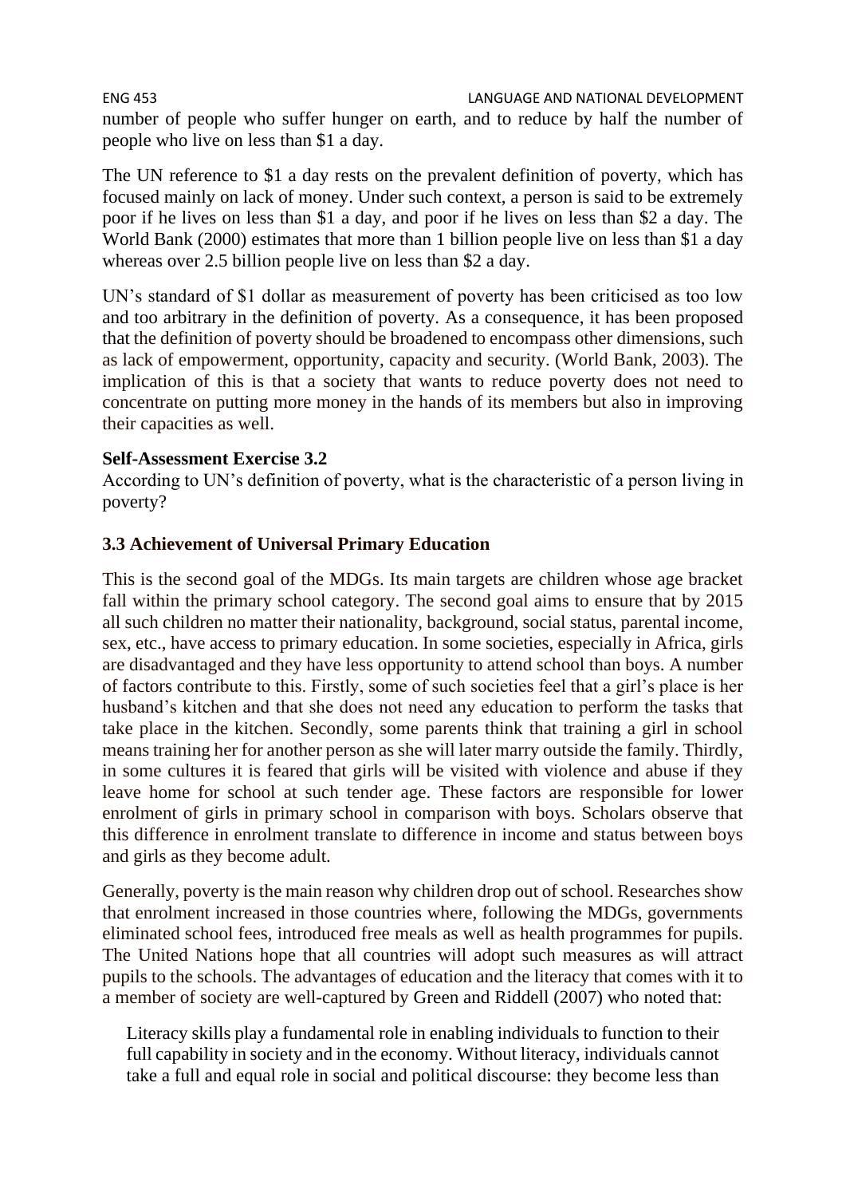number of people who suffer hunger on earth, and to reduce by half the number of people who live on less than $1 a day.

The UN reference to $1 a day rests on the prevalent definition of poverty, which has focused mainly on lack of money. Under such context, a person is said to be extremely poor if he lives on less than $1 a day, and poor if he lives on less than $2 a day. The World Bank (2000) estimates that more than 1 billion people live on less than $1 a day whereas over 2.5 billion people live on less than $2 a day.

UN's standard of $1 dollar as measurement of poverty has been criticised as too low and too arbitrary in the definition of poverty. As a consequence, it has been proposed that the definition of poverty should be broadened to encompass other dimensions, such as lack of empowerment, opportunity, capacity and security. (World Bank, 2003). The implication of this is that a society that wants to reduce poverty does not need to concentrate on putting more money in the hands of its members but also in improving their capacities as well.

**Self-Assessment Exercise 3.2**

According to UN's definition of poverty, what is the characteristic of a person living in poverty?

### 3.3 Achievement of Universal Primary Education

This is the second goal of the MDGs. Its main targets are children whose age bracket fall within the primary school category. The second goal aims to ensure that by 2015 all such children no matter their nationality, background, social status, parental income, sex, etc., have access to primary education. In some societies, especially in Africa, girls are disadvantaged and they have less opportunity to attend school than boys. A number of factors contribute to this. Firstly, some of such societies feel that a girl's place is her husband's kitchen and that she does not need any education to perform the tasks that take place in the kitchen. Secondly, some parents think that training a girl in school means training her for another person as she will later marry outside the family. Thirdly, in some cultures it is feared that girls will be visited with violence and abuse if they leave home for school at such tender age. These factors are responsible for lower enrolment of girls in primary school in comparison with boys. Scholars observe that this difference in enrolment translate to difference in income and status between boys and girls as they become adult.

Generally, poverty is the main reason why children drop out of school. Researches show that enrolment increased in those countries where, following the MDGs, governments eliminated school fees, introduced free meals as well as health programmes for pupils. The United Nations hope that all countries will adopt such measures as will attract pupils to the schools. The advantages of education and the literacy that comes with it to a member of society are well-captured by Green and Riddell (2007) who noted that:

> Literacy skills play a fundamental role in enabling individuals to function to their full capability in society and in the economy. Without literacy, individuals cannot take a full and equal role in social and political discourse: they become less than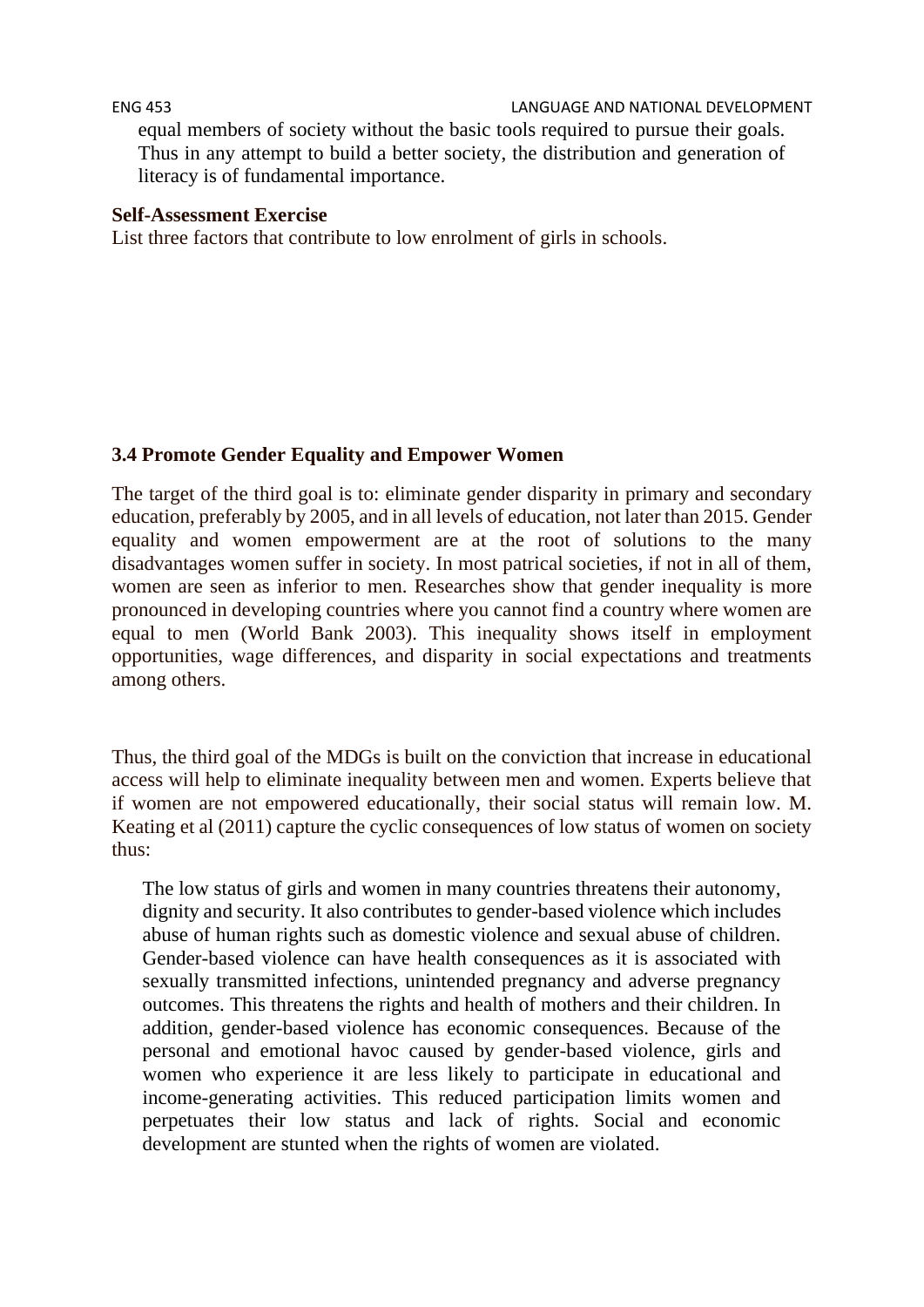equal members of society without the basic tools required to pursue their goals. Thus in any attempt to build a better society, the distribution and generation of literacy is of fundamental importance.

**Self-Assessment Exercise**

List three factors that contribute to low enrolment of girls in schools.

### 3.4 Promote Gender Equality and Empower Women

The target of the third goal is to: eliminate gender disparity in primary and secondary education, preferably by 2005, and in all levels of education, not later than 2015. Gender equality and women empowerment are at the root of solutions to the many disadvantages women suffer in society. In most patrical societies, if not in all of them, women are seen as inferior to men. Researches show that gender inequality is more pronounced in developing countries where you cannot find a country where women are equal to men (World Bank 2003). This inequality shows itself in employment opportunities, wage differences, and disparity in social expectations and treatments among others.

Thus, the third goal of the MDGs is built on the conviction that increase in educational access will help to eliminate inequality between men and women. Experts believe that if women are not empowered educationally, their social status will remain low. M. Keating et al (2011) capture the cyclic consequences of low status of women on society thus:

> The low status of girls and women in many countries threatens their autonomy, dignity and security. It also contributes to gender-based violence which includes abuse of human rights such as domestic violence and sexual abuse of children. Gender-based violence can have health consequences as it is associated with sexually transmitted infections, unintended pregnancy and adverse pregnancy outcomes. This threatens the rights and health of mothers and their children. In addition, gender-based violence has economic consequences. Because of the personal and emotional havoc caused by gender-based violence, girls and women who experience it are less likely to participate in educational and income-generating activities. This reduced participation limits women and perpetuates their low status and lack of rights. Social and economic development are stunted when the rights of women are violated.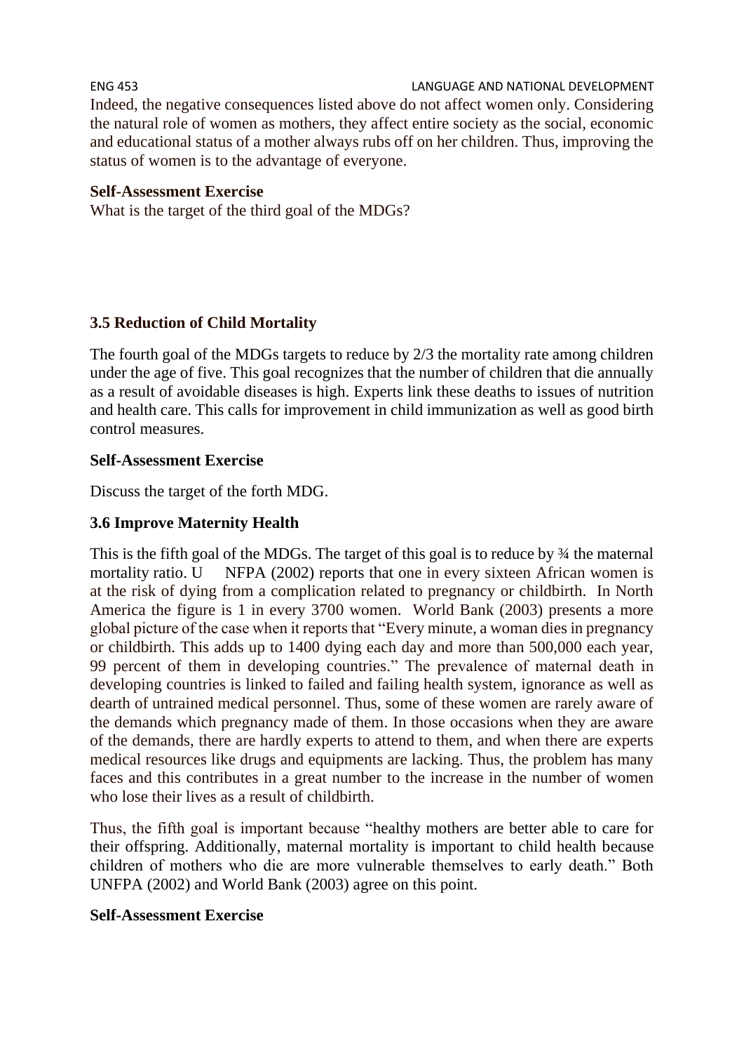Indeed, the negative consequences listed above do not affect women only. Considering the natural role of women as mothers, they affect entire society as the social, economic and educational status of a mother always rubs off on her children. Thus, improving the status of women is to the advantage of everyone.

**Self-Assessment Exercise**

What is the target of the third goal of the MDGs?

### 3.5 Reduction of Child Mortality

The fourth goal of the MDGs targets to reduce by 2/3 the mortality rate among children under the age of five. This goal recognizes that the number of children that die annually as a result of avoidable diseases is high. Experts link these deaths to issues of nutrition and health care. This calls for improvement in child immunization as well as good birth control measures.

**Self-Assessment Exercise**

Discuss the target of the forth MDG.

### 3.6 Improve Maternity Health

This is the fifth goal of the MDGs. The target of this goal is to reduce by ¾ the maternal mortality ratio. U NFPA (2002) reports that one in every sixteen African women is at the risk of dying from a complication related to pregnancy or childbirth. In North America the figure is 1 in every 3700 women. World Bank (2003) presents a more global picture of the case when it reports that "Every minute, a woman dies in pregnancy or childbirth. This adds up to 1400 dying each day and more than 500,000 each year, 99 percent of them in developing countries." The prevalence of maternal death in developing countries is linked to failed and failing health system, ignorance as well as dearth of untrained medical personnel. Thus, some of these women are rarely aware of the demands which pregnancy made of them. In those occasions when they are aware of the demands, there are hardly experts to attend to them, and when there are experts medical resources like drugs and equipments are lacking. Thus, the problem has many faces and this contributes in a great number to the increase in the number of women who lose their lives as a result of childbirth.

Thus, the fifth goal is important because "healthy mothers are better able to care for their offspring. Additionally, maternal mortality is important to child health because children of mothers who die are more vulnerable themselves to early death." Both UNFPA (2002) and World Bank (2003) agree on this point.

**Self-Assessment Exercise**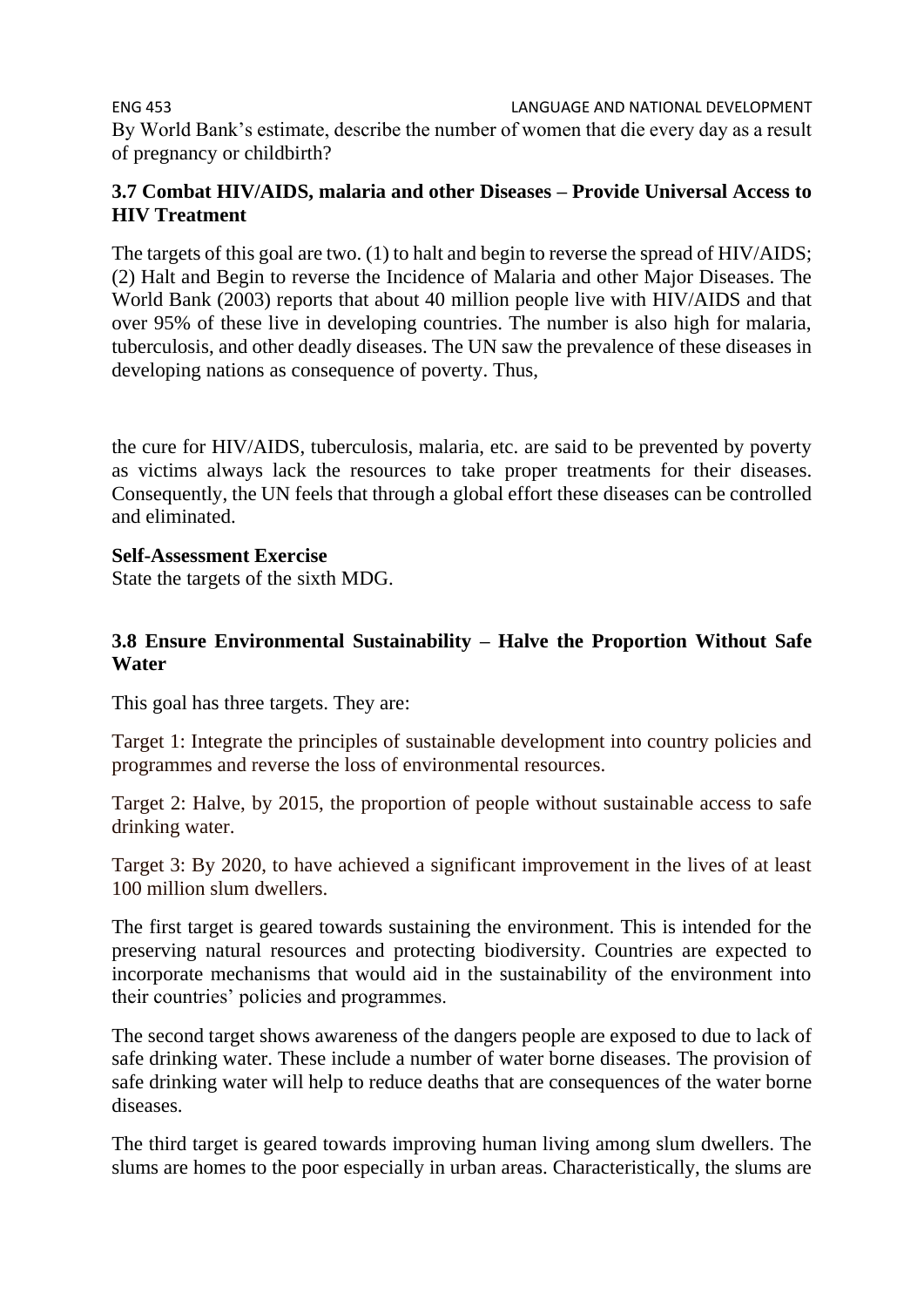By World Bank's estimate, describe the number of women that die every day as a result of pregnancy or childbirth?

### 3.7 Combat HIV/AIDS, malaria and other Diseases – Provide Universal Access to HIV Treatment

The targets of this goal are two. (1) to halt and begin to reverse the spread of HIV/AIDS; (2) Halt and Begin to reverse the Incidence of Malaria and other Major Diseases. The World Bank (2003) reports that about 40 million people live with HIV/AIDS and that over 95% of these live in developing countries. The number is also high for malaria, tuberculosis, and other deadly diseases. The UN saw the prevalence of these diseases in developing nations as consequence of poverty. Thus,

the cure for HIV/AIDS, tuberculosis, malaria, etc. are said to be prevented by poverty as victims always lack the resources to take proper treatments for their diseases. Consequently, the UN feels that through a global effort these diseases can be controlled and eliminated.

**Self-Assessment Exercise**
State the targets of the sixth MDG.

### 3.8 Ensure Environmental Sustainability – Halve the Proportion Without Safe Water

This goal has three targets. They are:

Target 1: Integrate the principles of sustainable development into country policies and programmes and reverse the loss of environmental resources.

Target 2: Halve, by 2015, the proportion of people without sustainable access to safe drinking water.

Target 3: By 2020, to have achieved a significant improvement in the lives of at least 100 million slum dwellers.

The first target is geared towards sustaining the environment. This is intended for the preserving natural resources and protecting biodiversity. Countries are expected to incorporate mechanisms that would aid in the sustainability of the environment into their countries' policies and programmes.

The second target shows awareness of the dangers people are exposed to due to lack of safe drinking water. These include a number of water borne diseases. The provision of safe drinking water will help to reduce deaths that are consequences of the water borne diseases.

The third target is geared towards improving human living among slum dwellers. The slums are homes to the poor especially in urban areas. Characteristically, the slums are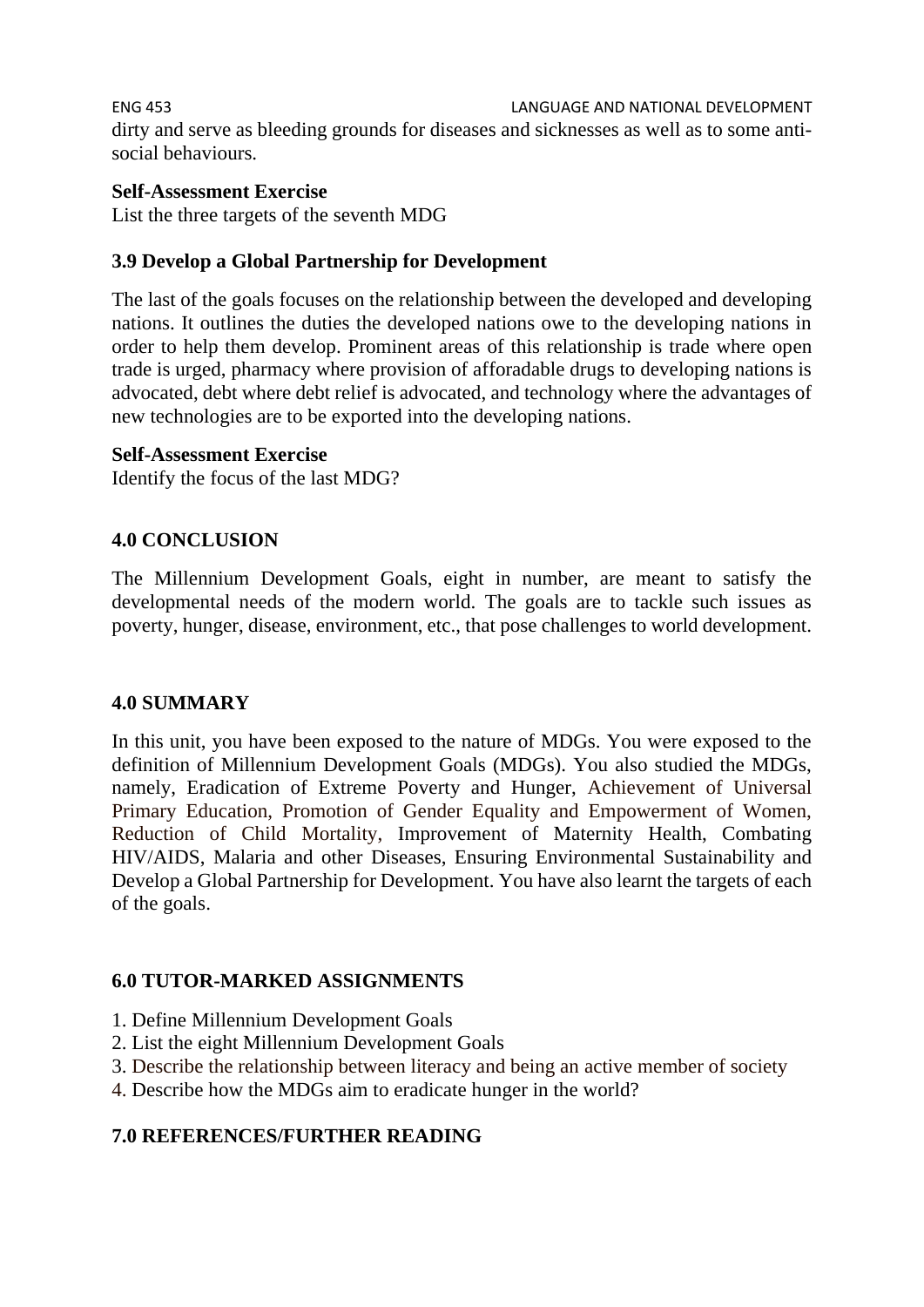dirty and serve as bleeding grounds for diseases and sicknesses as well as to some anti-social behaviours.

**Self-Assessment Exercise**
List the three targets of the seventh MDG

### 3.9 Develop a Global Partnership for Development

The last of the goals focuses on the relationship between the developed and developing nations. It outlines the duties the developed nations owe to the developing nations in order to help them develop. Prominent areas of this relationship is trade where open trade is urged, pharmacy where provision of aforadable drugs to developing nations is advocated, debt where debt relief is advocated, and technology where the advantages of new technologies are to be exported into the developing nations.

**Self-Assessment Exercise**
Identify the focus of the last MDG?

## 4.0 CONCLUSION

The Millennium Development Goals, eight in number, are meant to satisfy the developmental needs of the modern world. The goals are to tackle such issues as poverty, hunger, disease, environment, etc., that pose challenges to world development.

## 4.0 SUMMARY

In this unit, you have been exposed to the nature of MDGs. You were exposed to the definition of Millennium Development Goals (MDGs). You also studied the MDGs, namely, Eradication of Extreme Poverty and Hunger, Achievement of Universal Primary Education, Promotion of Gender Equality and Empowerment of Women, Reduction of Child Mortality, Improvement of Maternity Health, Combating HIV/AIDS, Malaria and other Diseases, Ensuring Environmental Sustainability and Develop a Global Partnership for Development. You have also learnt the targets of each of the goals.

## 6.0 TUTOR-MARKED ASSIGNMENTS

1. Define Millennium Development Goals
2. List the eight Millennium Development Goals
3. Describe the relationship between literacy and being an active member of society
4. Describe how the MDGs aim to eradicate hunger in the world?

## 7.0 REFERENCES/FURTHER READING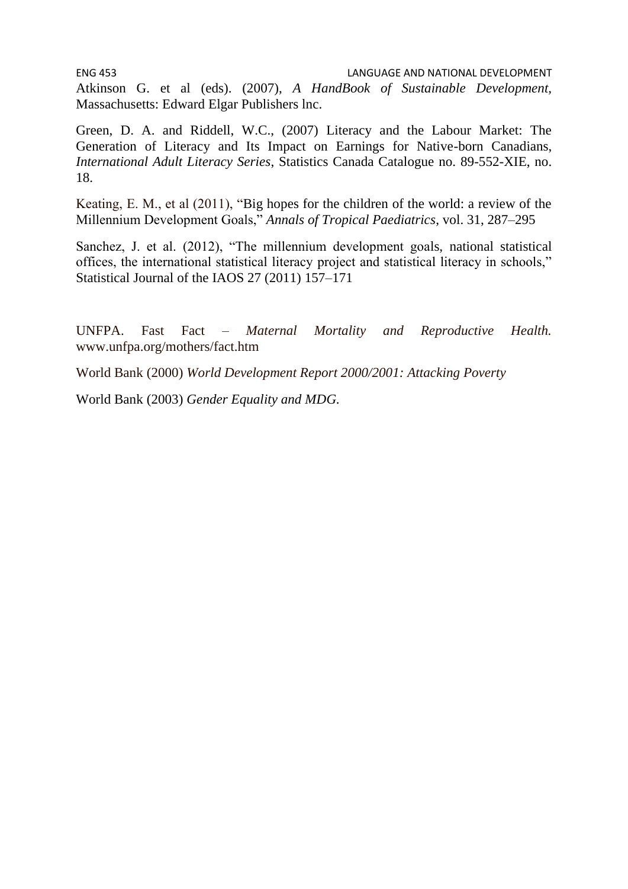Atkinson G. et al (eds). (2007), *A HandBook of Sustainable Development*, Massachusetts: Edward Elgar Publishers lnc.

Green, D. A. and Riddell, W.C., (2007) Literacy and the Labour Market: The Generation of Literacy and Its Impact on Earnings for Native-born Canadians, *International Adult Literacy Series*, Statistics Canada Catalogue no. 89-552-XIE, no. 18.

Keating, E. M., et al (2011), "Big hopes for the children of the world: a review of the Millennium Development Goals," *Annals of Tropical Paediatrics*, vol. 31, 287–295

Sanchez, J. et al. (2012), "The millennium development goals, national statistical offices, the international statistical literacy project and statistical literacy in schools," Statistical Journal of the IAOS 27 (2011) 157–171

UNFPA. Fast Fact – *Maternal Mortality and Reproductive Health.* www.unfpa.org/mothers/fact.htm

World Bank (2000) *World Development Report 2000/2001: Attacking Poverty*

World Bank (2003) *Gender Equality and MDG.*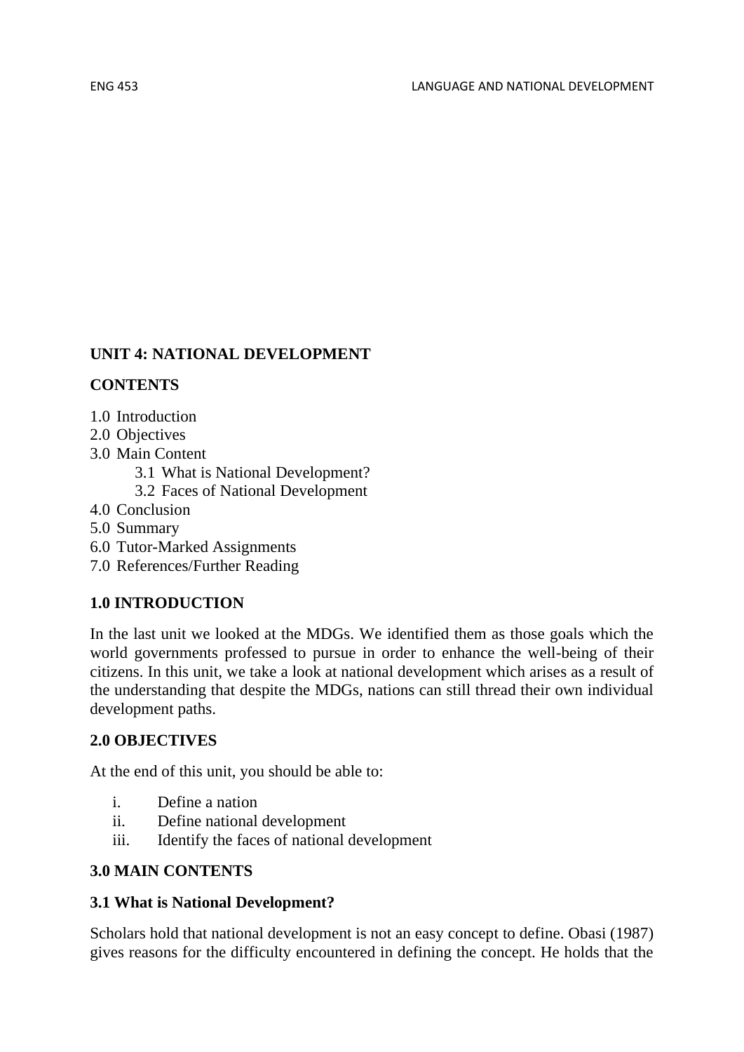## UNIT 4: NATIONAL DEVELOPMENT

**CONTENTS**

1.0 Introduction
2.0 Objectives
3.0 Main Content
  3.1 What is National Development?
  3.2 Faces of National Development
4.0 Conclusion
5.0 Summary
6.0 Tutor-Marked Assignments
7.0 References/Further Reading

### 1.0 INTRODUCTION

In the last unit we looked at the MDGs. We identified them as those goals which the world governments professed to pursue in order to enhance the well-being of their citizens. In this unit, we take a look at national development which arises as a result of the understanding that despite the MDGs, nations can still thread their own individual development paths.

### 2.0 OBJECTIVES

At the end of this unit, you should be able to:

i. Define a nation
ii. Define national development
iii. Identify the faces of national development

### 3.0 MAIN CONTENTS

#### 3.1 What is National Development?

Scholars hold that national development is not an easy concept to define. Obasi (1987) gives reasons for the difficulty encountered in defining the concept. He holds that the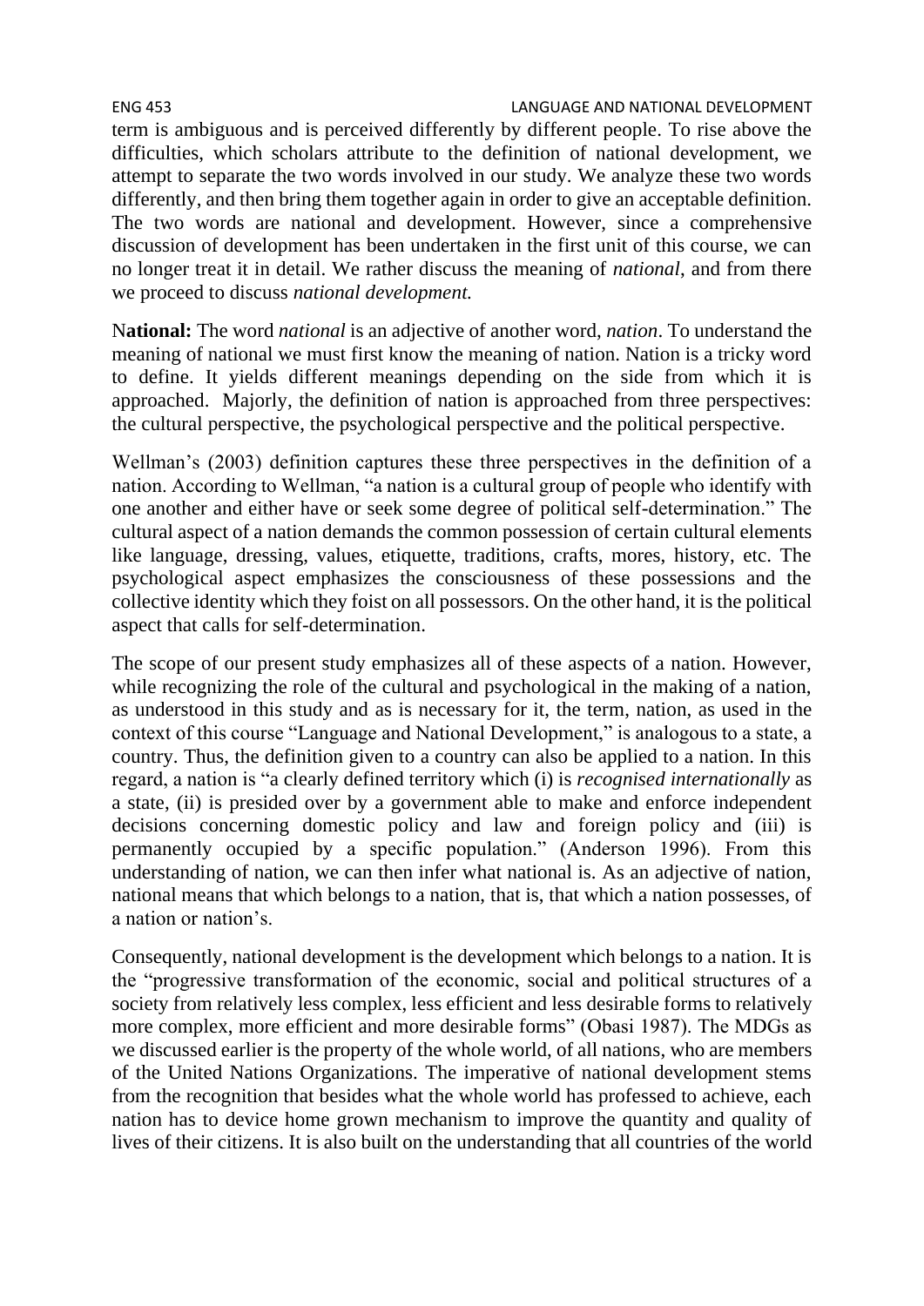term is ambiguous and is perceived differently by different people. To rise above the difficulties, which scholars attribute to the definition of national development, we attempt to separate the two words involved in our study. We analyze these two words differently, and then bring them together again in order to give an acceptable definition. The two words are national and development. However, since a comprehensive discussion of development has been undertaken in the first unit of this course, we can no longer treat it in detail. We rather discuss the meaning of *national*, and from there we proceed to discuss *national development.*

**National:** The word *national* is an adjective of another word, *nation*. To understand the meaning of national we must first know the meaning of nation. Nation is a tricky word to define. It yields different meanings depending on the side from which it is approached. Majorly, the definition of nation is approached from three perspectives: the cultural perspective, the psychological perspective and the political perspective.

Wellman's (2003) definition captures these three perspectives in the definition of a nation. According to Wellman, "a nation is a cultural group of people who identify with one another and either have or seek some degree of political self-determination." The cultural aspect of a nation demands the common possession of certain cultural elements like language, dressing, values, etiquette, traditions, crafts, mores, history, etc. The psychological aspect emphasizes the consciousness of these possessions and the collective identity which they foist on all possessors. On the other hand, it is the political aspect that calls for self-determination.

The scope of our present study emphasizes all of these aspects of a nation. However, while recognizing the role of the cultural and psychological in the making of a nation, as understood in this study and as is necessary for it, the term, nation, as used in the context of this course "Language and National Development," is analogous to a state, a country. Thus, the definition given to a country can also be applied to a nation. In this regard, a nation is "a clearly defined territory which (i) is *recognised internationally* as a state, (ii) is presided over by a government able to make and enforce independent decisions concerning domestic policy and law and foreign policy and (iii) is permanently occupied by a specific population." (Anderson 1996). From this understanding of nation, we can then infer what national is. As an adjective of nation, national means that which belongs to a nation, that is, that which a nation possesses, of a nation or nation's.

Consequently, national development is the development which belongs to a nation. It is the "progressive transformation of the economic, social and political structures of a society from relatively less complex, less efficient and less desirable forms to relatively more complex, more efficient and more desirable forms" (Obasi 1987). The MDGs as we discussed earlier is the property of the whole world, of all nations, who are members of the United Nations Organizations. The imperative of national development stems from the recognition that besides what the whole world has professed to achieve, each nation has to device home grown mechanism to improve the quantity and quality of lives of their citizens. It is also built on the understanding that all countries of the world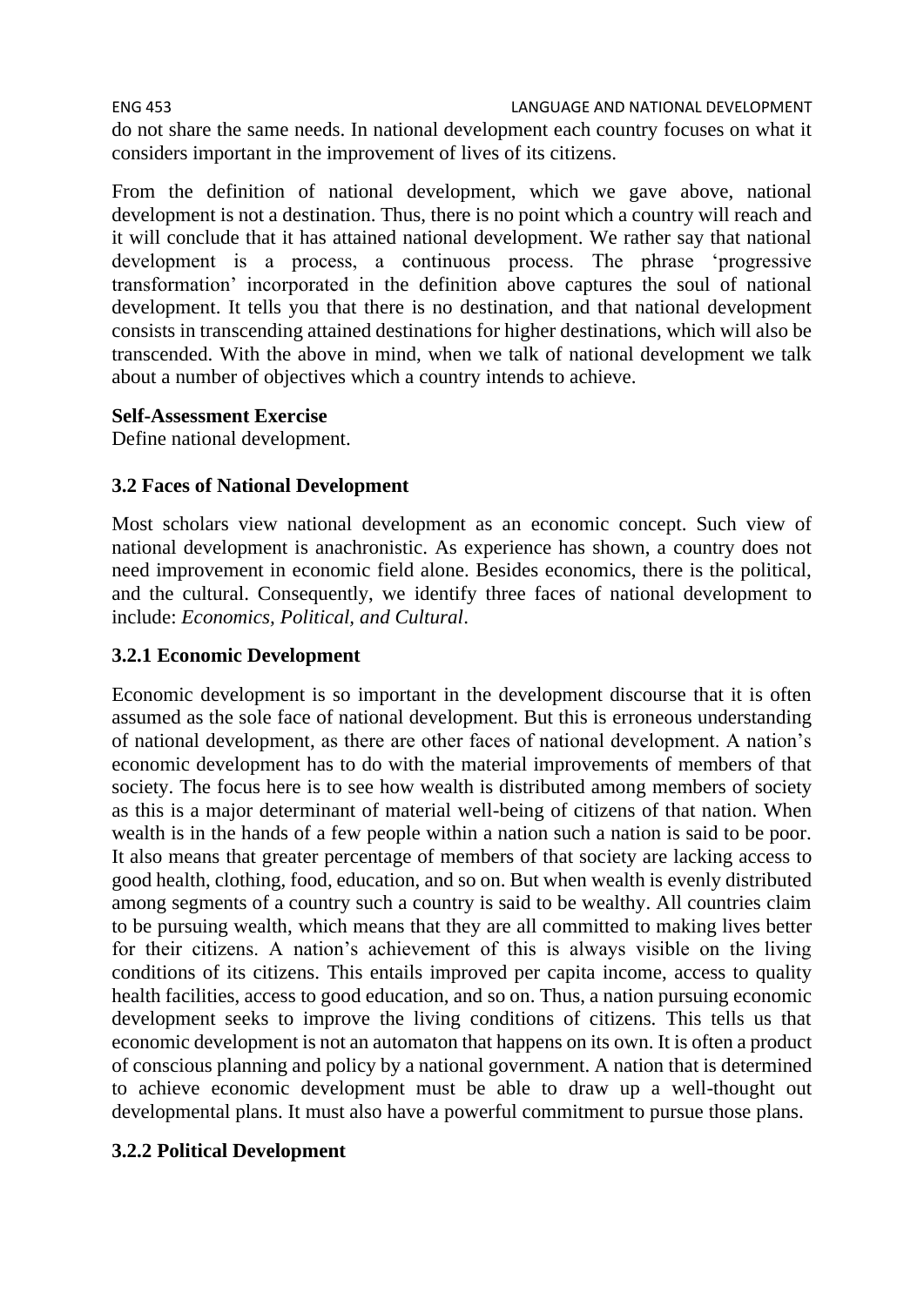do not share the same needs. In national development each country focuses on what it considers important in the improvement of lives of its citizens.

From the definition of national development, which we gave above, national development is not a destination. Thus, there is no point which a country will reach and it will conclude that it has attained national development. We rather say that national development is a process, a continuous process. The phrase 'progressive transformation' incorporated in the definition above captures the soul of national development. It tells you that there is no destination, and that national development consists in transcending attained destinations for higher destinations, which will also be transcended. With the above in mind, when we talk of national development we talk about a number of objectives which a country intends to achieve.

**Self-Assessment Exercise**
Define national development.

### 3.2 Faces of National Development

Most scholars view national development as an economic concept. Such view of national development is anachronistic. As experience has shown, a country does not need improvement in economic field alone. Besides economics, there is the political, and the cultural. Consequently, we identify three faces of national development to include: *Economics, Political, and Cultural*.

#### 3.2.1 Economic Development

Economic development is so important in the development discourse that it is often assumed as the sole face of national development. But this is erroneous understanding of national development, as there are other faces of national development. A nation's economic development has to do with the material improvements of members of that society. The focus here is to see how wealth is distributed among members of society as this is a major determinant of material well-being of citizens of that nation. When wealth is in the hands of a few people within a nation such a nation is said to be poor. It also means that greater percentage of members of that society are lacking access to good health, clothing, food, education, and so on. But when wealth is evenly distributed among segments of a country such a country is said to be wealthy. All countries claim to be pursuing wealth, which means that they are all committed to making lives better for their citizens. A nation's achievement of this is always visible on the living conditions of its citizens. This entails improved per capita income, access to quality health facilities, access to good education, and so on. Thus, a nation pursuing economic development seeks to improve the living conditions of citizens. This tells us that economic development is not an automaton that happens on its own. It is often a product of conscious planning and policy by a national government. A nation that is determined to achieve economic development must be able to draw up a well-thought out developmental plans. It must also have a powerful commitment to pursue those plans.

#### 3.2.2 Political Development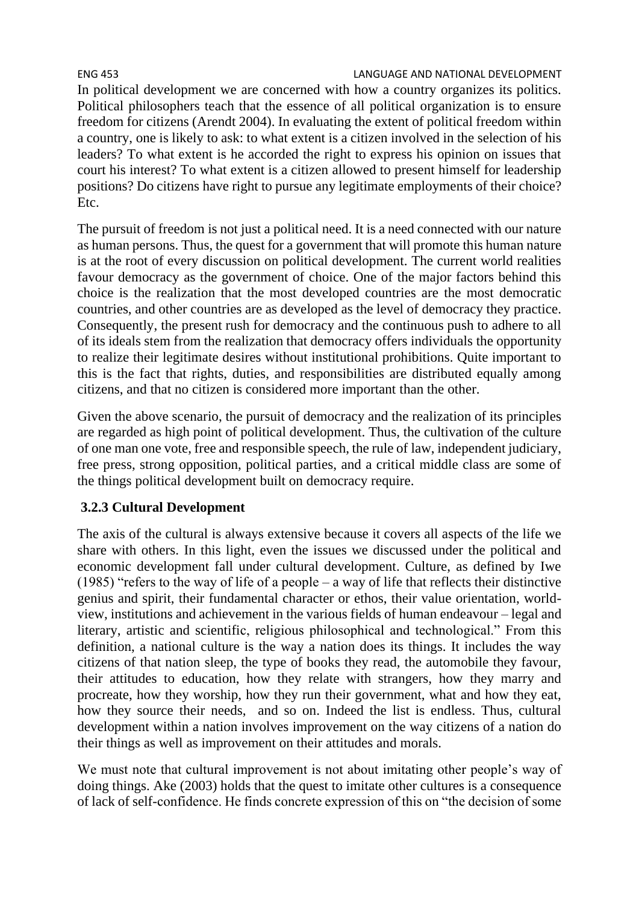In political development we are concerned with how a country organizes its politics. Political philosophers teach that the essence of all political organization is to ensure freedom for citizens (Arendt 2004). In evaluating the extent of political freedom within a country, one is likely to ask: to what extent is a citizen involved in the selection of his leaders? To what extent is he accorded the right to express his opinion on issues that court his interest? To what extent is a citizen allowed to present himself for leadership positions? Do citizens have right to pursue any legitimate employments of their choice? Etc.

The pursuit of freedom is not just a political need. It is a need connected with our nature as human persons. Thus, the quest for a government that will promote this human nature is at the root of every discussion on political development. The current world realities favour democracy as the government of choice. One of the major factors behind this choice is the realization that the most developed countries are the most democratic countries, and other countries are as developed as the level of democracy they practice. Consequently, the present rush for democracy and the continuous push to adhere to all of its ideals stem from the realization that democracy offers individuals the opportunity to realize their legitimate desires without institutional prohibitions. Quite important to this is the fact that rights, duties, and responsibilities are distributed equally among citizens, and that no citizen is considered more important than the other.

Given the above scenario, the pursuit of democracy and the realization of its principles are regarded as high point of political development. Thus, the cultivation of the culture of one man one vote, free and responsible speech, the rule of law, independent judiciary, free press, strong opposition, political parties, and a critical middle class are some of the things political development built on democracy require.

### 3.2.3 Cultural Development

The axis of the cultural is always extensive because it covers all aspects of the life we share with others. In this light, even the issues we discussed under the political and economic development fall under cultural development. Culture, as defined by Iwe (1985) "refers to the way of life of a people – a way of life that reflects their distinctive genius and spirit, their fundamental character or ethos, their value orientation, world-view, institutions and achievement in the various fields of human endeavour – legal and literary, artistic and scientific, religious philosophical and technological." From this definition, a national culture is the way a nation does its things. It includes the way citizens of that nation sleep, the type of books they read, the automobile they favour, their attitudes to education, how they relate with strangers, how they marry and procreate, how they worship, how they run their government, what and how they eat, how they source their needs, and so on. Indeed the list is endless. Thus, cultural development within a nation involves improvement on the way citizens of a nation do their things as well as improvement on their attitudes and morals.

We must note that cultural improvement is not about imitating other people's way of doing things. Ake (2003) holds that the quest to imitate other cultures is a consequence of lack of self-confidence. He finds concrete expression of this on "the decision of some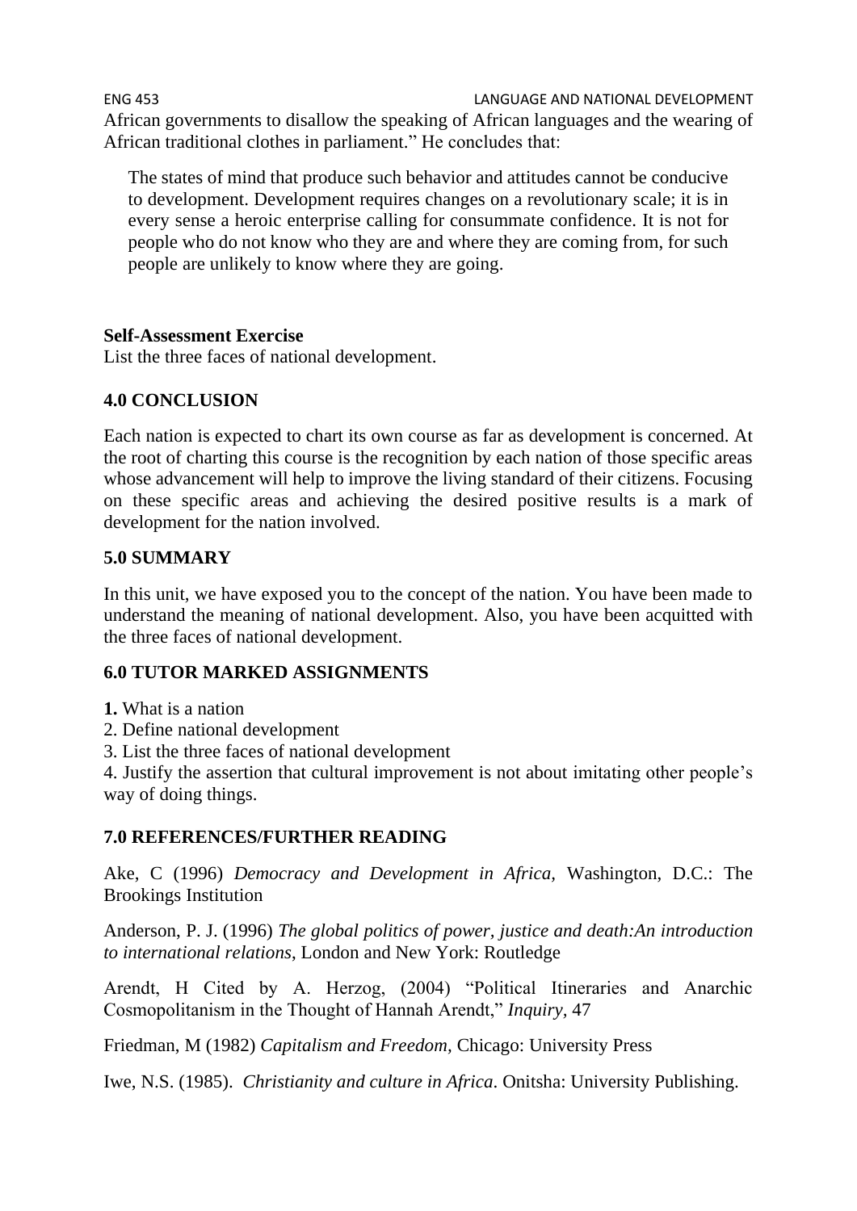African governments to disallow the speaking of African languages and the wearing of African traditional clothes in parliament." He concludes that:

> The states of mind that produce such behavior and attitudes cannot be conducive to development. Development requires changes on a revolutionary scale; it is in every sense a heroic enterprise calling for consummate confidence. It is not for people who do not know who they are and where they are coming from, for such people are unlikely to know where they are going.

**Self-Assessment Exercise**

List the three faces of national development.

## 4.0 CONCLUSION

Each nation is expected to chart its own course as far as development is concerned. At the root of charting this course is the recognition by each nation of those specific areas whose advancement will help to improve the living standard of their citizens. Focusing on these specific areas and achieving the desired positive results is a mark of development for the nation involved.

## 5.0 SUMMARY

In this unit, we have exposed you to the concept of the nation. You have been made to understand the meaning of national development. Also, you have been acquitted with the three faces of national development.

## 6.0 TUTOR MARKED ASSIGNMENTS

**1.** What is a nation
2. Define national development
3. List the three faces of national development
4. Justify the assertion that cultural improvement is not about imitating other people's way of doing things.

## 7.0 REFERENCES/FURTHER READING

Ake, C (1996) *Democracy and Development in Africa,* Washington, D.C.: The Brookings Institution

Anderson, P. J. (1996) *The global politics of power, justice and death:An introduction to international relations*, London and New York: Routledge

Arendt, H Cited by A. Herzog, (2004) "Political Itineraries and Anarchic Cosmopolitanism in the Thought of Hannah Arendt," *Inquiry,* 47

Friedman, M (1982) *Capitalism and Freedom,* Chicago: University Press

Iwe, N.S. (1985). *Christianity and culture in Africa*. Onitsha: University Publishing.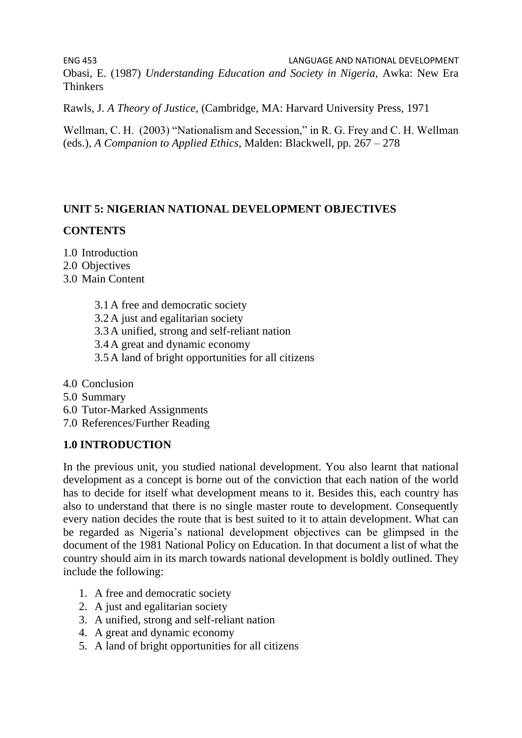Obasi, E. (1987) *Understanding Education and Society in Nigeria,* Awka: New Era Thinkers

Rawls, J. *A Theory of Justice,* (Cambridge, MA: Harvard University Press, 1971

Wellman, C. H. (2003) "Nationalism and Secession," in R. G. Frey and C. H. Wellman (eds.), *A Companion to Applied Ethics,* Malden: Blackwell, pp. 267 – 278

## UNIT 5: NIGERIAN NATIONAL DEVELOPMENT OBJECTIVES

**CONTENTS**

1.0 Introduction
2.0 Objectives
3.0 Main Content

 3.1 A free and democratic society
 3.2 A just and egalitarian society
 3.3 A unified, strong and self-reliant nation
 3.4 A great and dynamic economy
 3.5 A land of bright opportunities for all citizens

4.0 Conclusion
5.0 Summary
6.0 Tutor-Marked Assignments
7.0 References/Further Reading

### 1.0 INTRODUCTION

In the previous unit, you studied national development. You also learnt that national development as a concept is borne out of the conviction that each nation of the world has to decide for itself what development means to it. Besides this, each country has also to understand that there is no single master route to development. Consequently every nation decides the route that is best suited to it to attain development. What can be regarded as Nigeria's national development objectives can be glimpsed in the document of the 1981 National Policy on Education. In that document a list of what the country should aim in its march towards national development is boldly outlined. They include the following:

1. A free and democratic society
2. A just and egalitarian society
3. A unified, strong and self-reliant nation
4. A great and dynamic economy
5. A land of bright opportunities for all citizens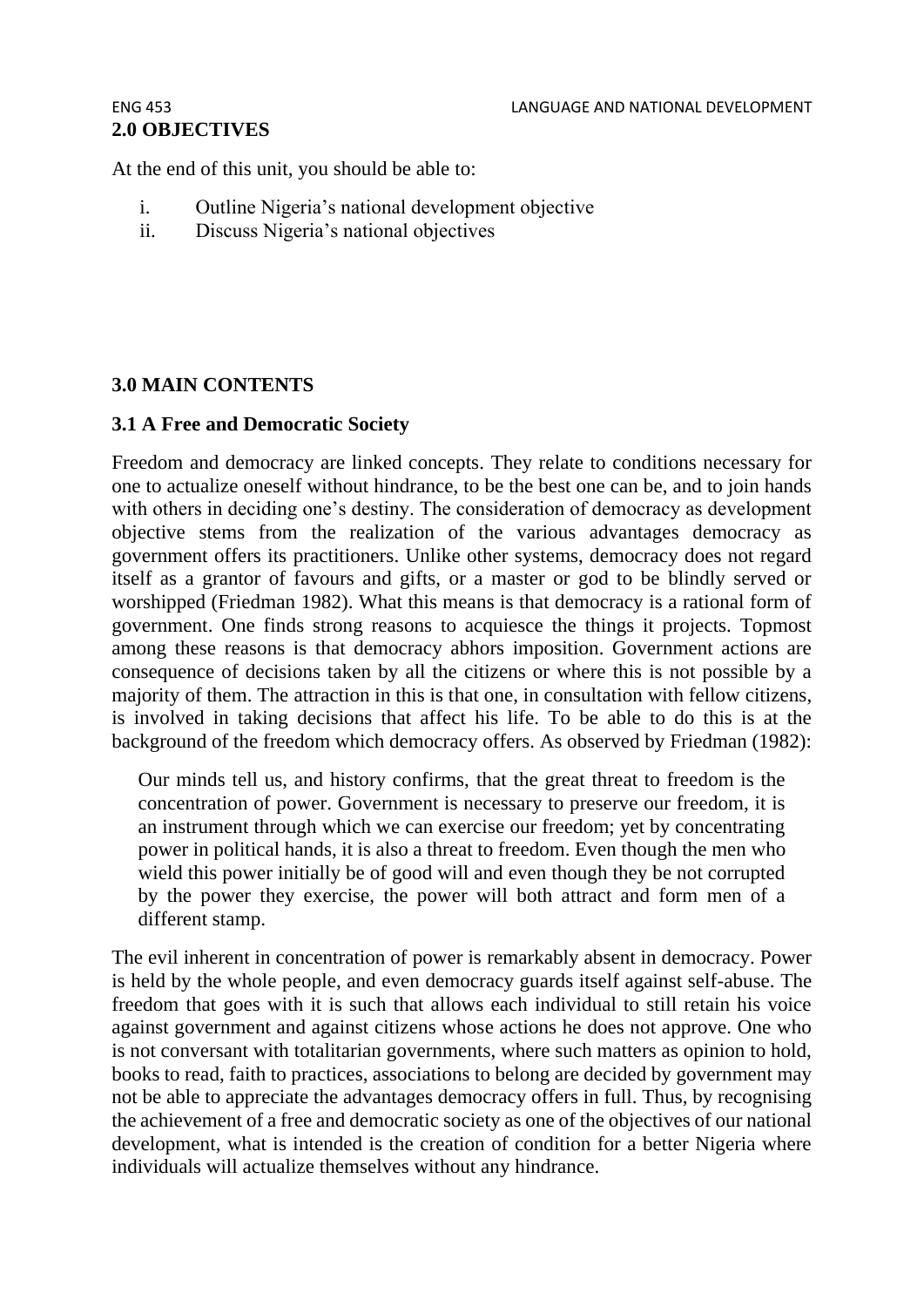## 2.0 OBJECTIVES

At the end of this unit, you should be able to:

i. Outline Nigeria's national development objective
ii. Discuss Nigeria's national objectives

## 3.0 MAIN CONTENTS

### 3.1 A Free and Democratic Society

Freedom and democracy are linked concepts. They relate to conditions necessary for one to actualize oneself without hindrance, to be the best one can be, and to join hands with others in deciding one's destiny. The consideration of democracy as development objective stems from the realization of the various advantages democracy as government offers its practitioners. Unlike other systems, democracy does not regard itself as a grantor of favours and gifts, or a master or god to be blindly served or worshipped (Friedman 1982). What this means is that democracy is a rational form of government. One finds strong reasons to acquiesce the things it projects. Topmost among these reasons is that democracy abhors imposition. Government actions are consequence of decisions taken by all the citizens or where this is not possible by a majority of them. The attraction in this is that one, in consultation with fellow citizens, is involved in taking decisions that affect his life. To be able to do this is at the background of the freedom which democracy offers. As observed by Friedman (1982):

> Our minds tell us, and history confirms, that the great threat to freedom is the concentration of power. Government is necessary to preserve our freedom, it is an instrument through which we can exercise our freedom; yet by concentrating power in political hands, it is also a threat to freedom. Even though the men who wield this power initially be of good will and even though they be not corrupted by the power they exercise, the power will both attract and form men of a different stamp.

The evil inherent in concentration of power is remarkably absent in democracy. Power is held by the whole people, and even democracy guards itself against self-abuse. The freedom that goes with it is such that allows each individual to still retain his voice against government and against citizens whose actions he does not approve. One who is not conversant with totalitarian governments, where such matters as opinion to hold, books to read, faith to practices, associations to belong are decided by government may not be able to appreciate the advantages democracy offers in full. Thus, by recognising the achievement of a free and democratic society as one of the objectives of our national development, what is intended is the creation of condition for a better Nigeria where individuals will actualize themselves without any hindrance.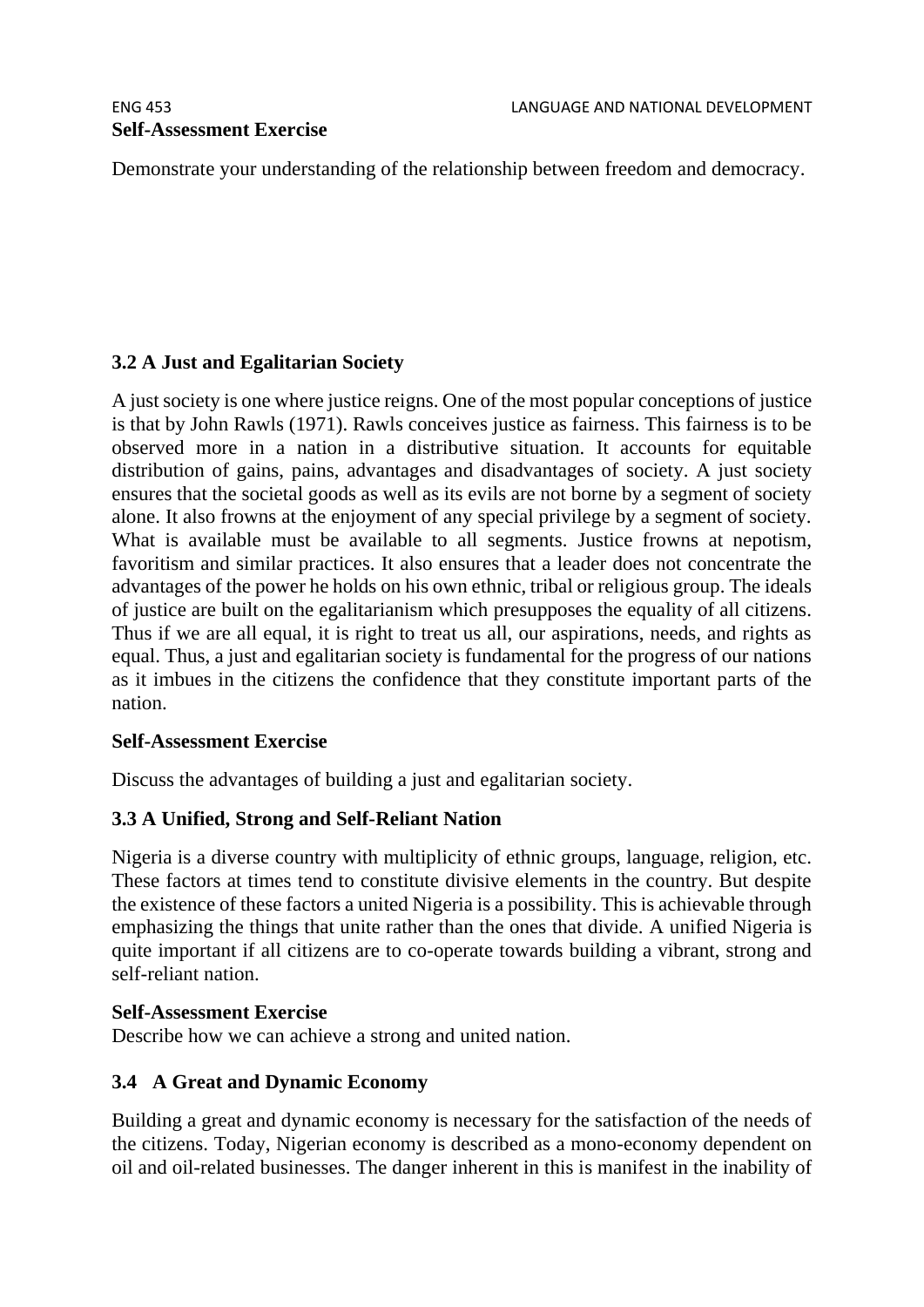**Self-Assessment Exercise**

Demonstrate your understanding of the relationship between freedom and democracy.

### 3.2 A Just and Egalitarian Society

A just society is one where justice reigns. One of the most popular conceptions of justice is that by John Rawls (1971). Rawls conceives justice as fairness. This fairness is to be observed more in a nation in a distributive situation. It accounts for equitable distribution of gains, pains, advantages and disadvantages of society. A just society ensures that the societal goods as well as its evils are not borne by a segment of society alone. It also frowns at the enjoyment of any special privilege by a segment of society. What is available must be available to all segments. Justice frowns at nepotism, favoritism and similar practices. It also ensures that a leader does not concentrate the advantages of the power he holds on his own ethnic, tribal or religious group. The ideals of justice are built on the egalitarianism which presupposes the equality of all citizens. Thus if we are all equal, it is right to treat us all, our aspirations, needs, and rights as equal. Thus, a just and egalitarian society is fundamental for the progress of our nations as it imbues in the citizens the confidence that they constitute important parts of the nation.

**Self-Assessment Exercise**

Discuss the advantages of building a just and egalitarian society.

### 3.3 A Unified, Strong and Self-Reliant Nation

Nigeria is a diverse country with multiplicity of ethnic groups, language, religion, etc. These factors at times tend to constitute divisive elements in the country. But despite the existence of these factors a united Nigeria is a possibility. This is achievable through emphasizing the things that unite rather than the ones that divide. A unified Nigeria is quite important if all citizens are to co-operate towards building a vibrant, strong and self-reliant nation.

**Self-Assessment Exercise**

Describe how we can achieve a strong and united nation.

### 3.4 A Great and Dynamic Economy

Building a great and dynamic economy is necessary for the satisfaction of the needs of the citizens. Today, Nigerian economy is described as a mono-economy dependent on oil and oil-related businesses. The danger inherent in this is manifest in the inability of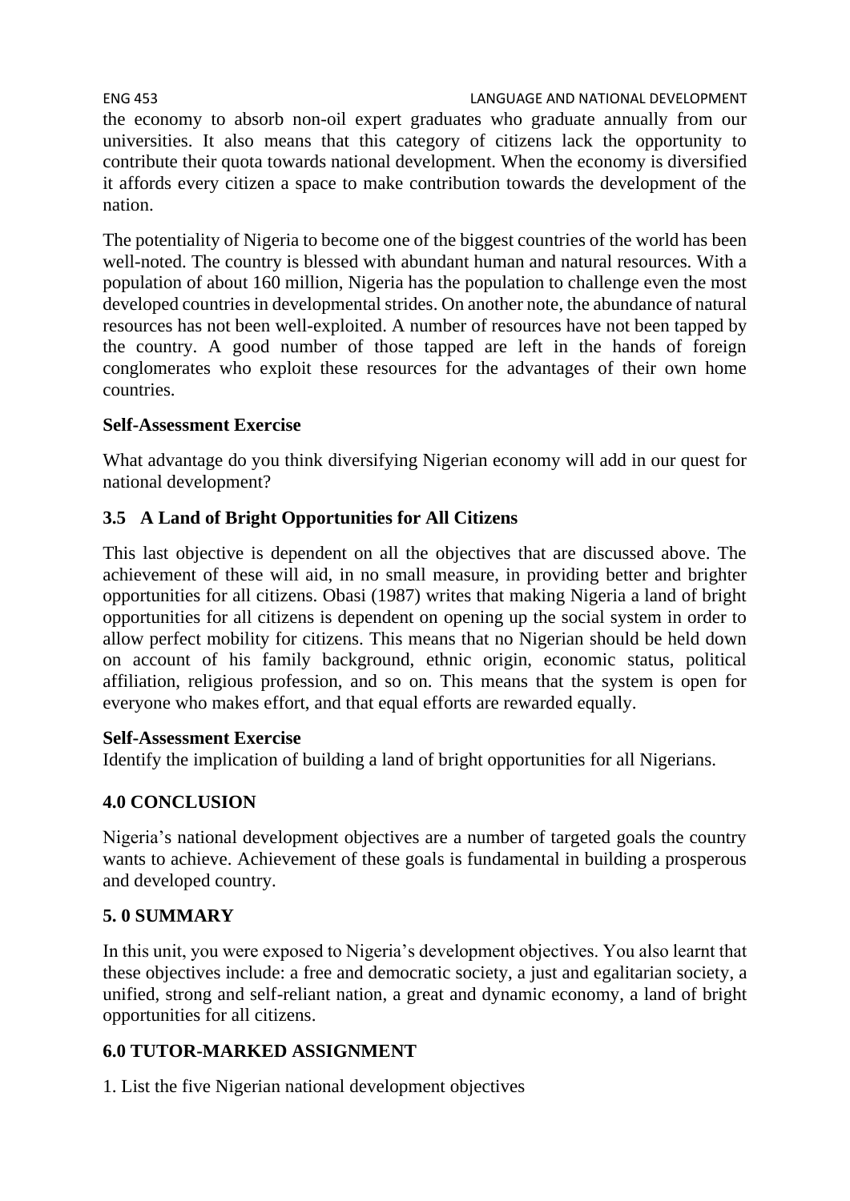the economy to absorb non-oil expert graduates who graduate annually from our universities. It also means that this category of citizens lack the opportunity to contribute their quota towards national development. When the economy is diversified it affords every citizen a space to make contribution towards the development of the nation.

The potentiality of Nigeria to become one of the biggest countries of the world has been well-noted. The country is blessed with abundant human and natural resources. With a population of about 160 million, Nigeria has the population to challenge even the most developed countries in developmental strides. On another note, the abundance of natural resources has not been well-exploited. A number of resources have not been tapped by the country. A good number of those tapped are left in the hands of foreign conglomerates who exploit these resources for the advantages of their own home countries.

**Self-Assessment Exercise**

What advantage do you think diversifying Nigerian economy will add in our quest for national development?

### 3.5 A Land of Bright Opportunities for All Citizens

This last objective is dependent on all the objectives that are discussed above. The achievement of these will aid, in no small measure, in providing better and brighter opportunities for all citizens. Obasi (1987) writes that making Nigeria a land of bright opportunities for all citizens is dependent on opening up the social system in order to allow perfect mobility for citizens. This means that no Nigerian should be held down on account of his family background, ethnic origin, economic status, political affiliation, religious profession, and so on. This means that the system is open for everyone who makes effort, and that equal efforts are rewarded equally.

**Self-Assessment Exercise**

Identify the implication of building a land of bright opportunities for all Nigerians.

## 4.0 CONCLUSION

Nigeria's national development objectives are a number of targeted goals the country wants to achieve. Achievement of these goals is fundamental in building a prosperous and developed country.

## 5. 0 SUMMARY

In this unit, you were exposed to Nigeria's development objectives. You also learnt that these objectives include: a free and democratic society, a just and egalitarian society, a unified, strong and self-reliant nation, a great and dynamic economy, a land of bright opportunities for all citizens.

## 6.0 TUTOR-MARKED ASSIGNMENT

1. List the five Nigerian national development objectives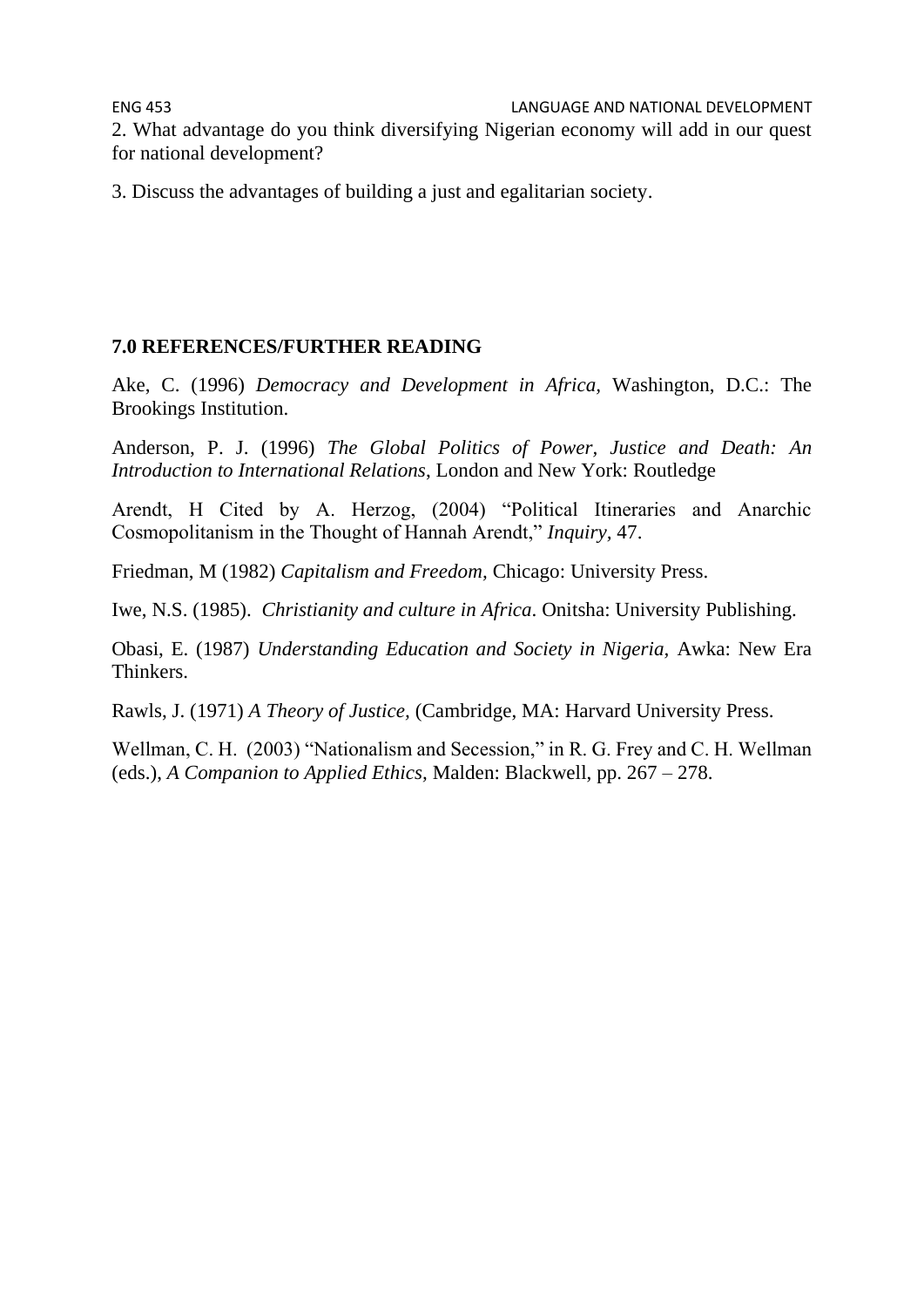2. What advantage do you think diversifying Nigerian economy will add in our quest for national development?

3. Discuss the advantages of building a just and egalitarian society.

## 7.0 REFERENCES/FURTHER READING

Ake, C. (1996) *Democracy and Development in Africa*, Washington, D.C.: The Brookings Institution.

Anderson, P. J. (1996) *The Global Politics of Power, Justice and Death: An Introduction to International Relations*, London and New York: Routledge

Arendt, H Cited by A. Herzog, (2004) "Political Itineraries and Anarchic Cosmopolitanism in the Thought of Hannah Arendt," *Inquiry,* 47.

Friedman, M (1982) *Capitalism and Freedom,* Chicago: University Press.

Iwe, N.S. (1985). *Christianity and culture in Africa*. Onitsha: University Publishing.

Obasi, E. (1987) *Understanding Education and Society in Nigeria,* Awka: New Era Thinkers.

Rawls, J. (1971) *A Theory of Justice,* (Cambridge, MA: Harvard University Press.

Wellman, C. H. (2003) "Nationalism and Secession," in R. G. Frey and C. H. Wellman (eds.), *A Companion to Applied Ethics,* Malden: Blackwell, pp. 267 – 278.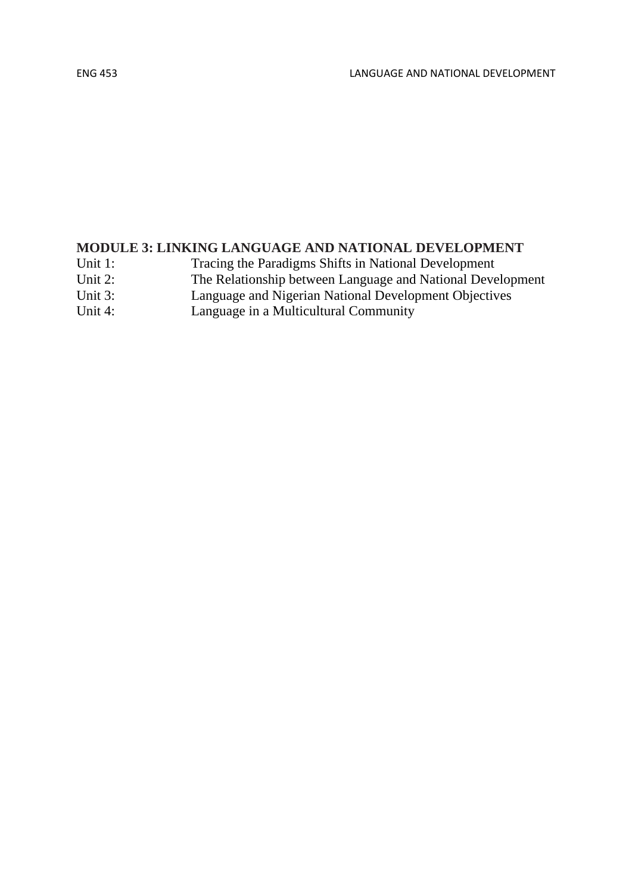## MODULE 3: LINKING LANGUAGE AND NATIONAL DEVELOPMENT

Unit 1: Tracing the Paradigms Shifts in National Development
Unit 2: The Relationship between Language and National Development
Unit 3: Language and Nigerian National Development Objectives
Unit 4: Language in a Multicultural Community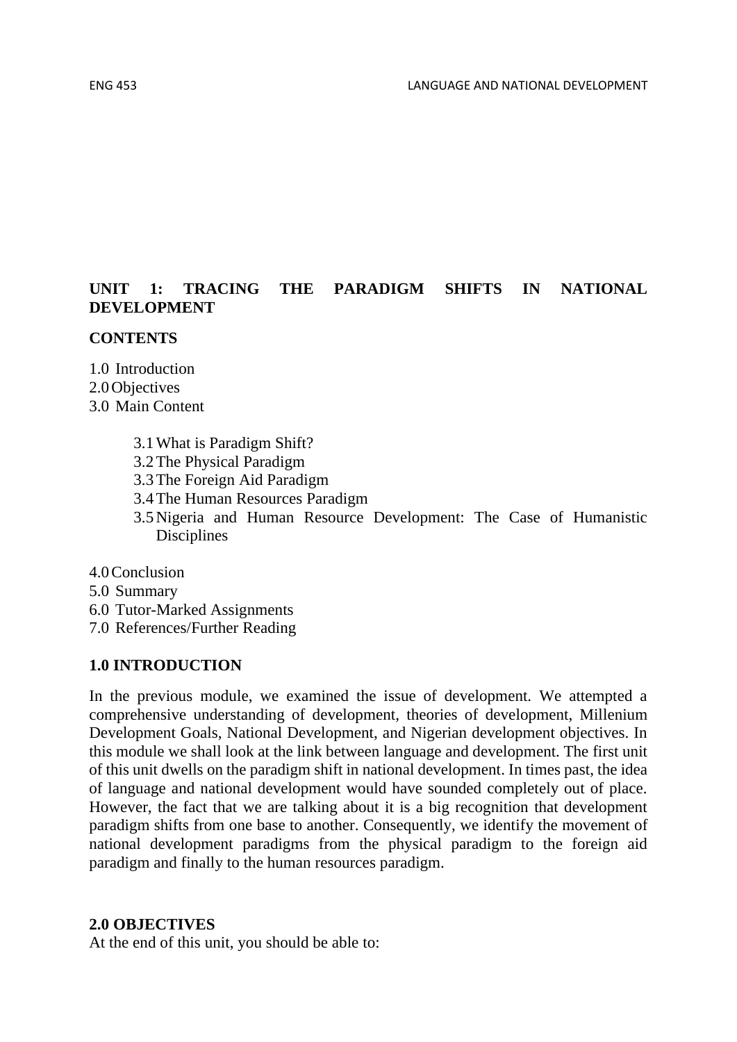## UNIT 1: TRACING THE PARADIGM SHIFTS IN NATIONAL DEVELOPMENT

**CONTENTS**

1.0 Introduction
2.0 Objectives
3.0 Main Content

- 3.1 What is Paradigm Shift?
- 3.2 The Physical Paradigm
- 3.3 The Foreign Aid Paradigm
- 3.4 The Human Resources Paradigm
- 3.5 Nigeria and Human Resource Development: The Case of Humanistic Disciplines

4.0 Conclusion
5.0 Summary
6.0 Tutor-Marked Assignments
7.0 References/Further Reading

### 1.0 INTRODUCTION

In the previous module, we examined the issue of development. We attempted a comprehensive understanding of development, theories of development, Millenium Development Goals, National Development, and Nigerian development objectives. In this module we shall look at the link between language and development. The first unit of this unit dwells on the paradigm shift in national development. In times past, the idea of language and national development would have sounded completely out of place. However, the fact that we are talking about it is a big recognition that development paradigm shifts from one base to another. Consequently, we identify the movement of national development paradigms from the physical paradigm to the foreign aid paradigm and finally to the human resources paradigm.

### 2.0 OBJECTIVES

At the end of this unit, you should be able to: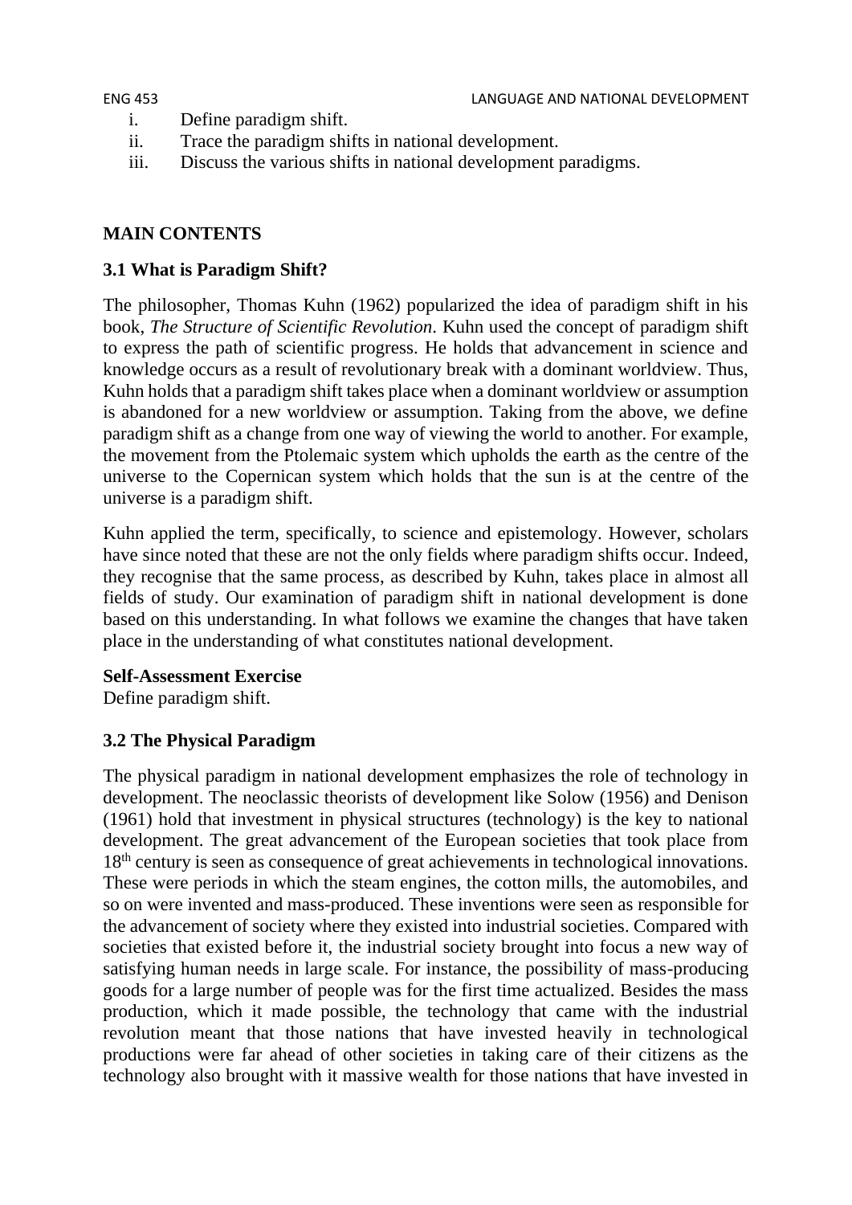i. Define paradigm shift.
ii. Trace the paradigm shifts in national development.
iii. Discuss the various shifts in national development paradigms.

## MAIN CONTENTS

### 3.1 What is Paradigm Shift?

The philosopher, Thomas Kuhn (1962) popularized the idea of paradigm shift in his book, *The Structure of Scientific Revolution*. Kuhn used the concept of paradigm shift to express the path of scientific progress. He holds that advancement in science and knowledge occurs as a result of revolutionary break with a dominant worldview. Thus, Kuhn holds that a paradigm shift takes place when a dominant worldview or assumption is abandoned for a new worldview or assumption. Taking from the above, we define paradigm shift as a change from one way of viewing the world to another. For example, the movement from the Ptolemaic system which upholds the earth as the centre of the universe to the Copernican system which holds that the sun is at the centre of the universe is a paradigm shift.

Kuhn applied the term, specifically, to science and epistemology. However, scholars have since noted that these are not the only fields where paradigm shifts occur. Indeed, they recognise that the same process, as described by Kuhn, takes place in almost all fields of study. Our examination of paradigm shift in national development is done based on this understanding. In what follows we examine the changes that have taken place in the understanding of what constitutes national development.

**Self-Assessment Exercise**
Define paradigm shift.

### 3.2 The Physical Paradigm

The physical paradigm in national development emphasizes the role of technology in development. The neoclassic theorists of development like Solow (1956) and Denison (1961) hold that investment in physical structures (technology) is the key to national development. The great advancement of the European societies that took place from 18th century is seen as consequence of great achievements in technological innovations. These were periods in which the steam engines, the cotton mills, the automobiles, and so on were invented and mass-produced. These inventions were seen as responsible for the advancement of society where they existed into industrial societies. Compared with societies that existed before it, the industrial society brought into focus a new way of satisfying human needs in large scale. For instance, the possibility of mass-producing goods for a large number of people was for the first time actualized. Besides the mass production, which it made possible, the technology that came with the industrial revolution meant that those nations that have invested heavily in technological productions were far ahead of other societies in taking care of their citizens as the technology also brought with it massive wealth for those nations that have invested in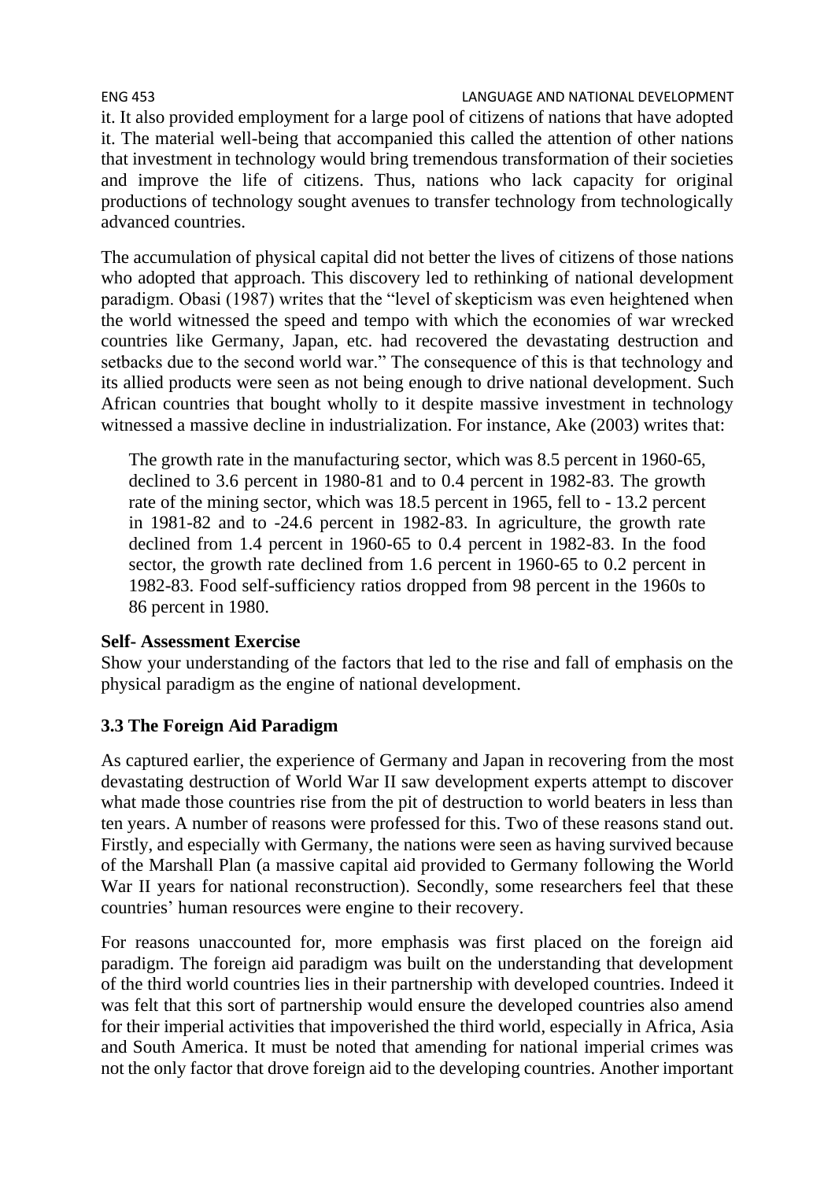it. It also provided employment for a large pool of citizens of nations that have adopted it. The material well-being that accompanied this called the attention of other nations that investment in technology would bring tremendous transformation of their societies and improve the life of citizens. Thus, nations who lack capacity for original productions of technology sought avenues to transfer technology from technologically advanced countries.

The accumulation of physical capital did not better the lives of citizens of those nations who adopted that approach. This discovery led to rethinking of national development paradigm. Obasi (1987) writes that the "level of skepticism was even heightened when the world witnessed the speed and tempo with which the economies of war wrecked countries like Germany, Japan, etc. had recovered the devastating destruction and setbacks due to the second world war." The consequence of this is that technology and its allied products were seen as not being enough to drive national development. Such African countries that bought wholly to it despite massive investment in technology witnessed a massive decline in industrialization. For instance, Ake (2003) writes that:

> The growth rate in the manufacturing sector, which was 8.5 percent in 1960-65, declined to 3.6 percent in 1980-81 and to 0.4 percent in 1982-83. The growth rate of the mining sector, which was 18.5 percent in 1965, fell to - 13.2 percent in 1981-82 and to -24.6 percent in 1982-83. In agriculture, the growth rate declined from 1.4 percent in 1960-65 to 0.4 percent in 1982-83. In the food sector, the growth rate declined from 1.6 percent in 1960-65 to 0.2 percent in 1982-83. Food self-sufficiency ratios dropped from 98 percent in the 1960s to 86 percent in 1980.

**Self- Assessment Exercise**

Show your understanding of the factors that led to the rise and fall of emphasis on the physical paradigm as the engine of national development.

### 3.3 The Foreign Aid Paradigm

As captured earlier, the experience of Germany and Japan in recovering from the most devastating destruction of World War II saw development experts attempt to discover what made those countries rise from the pit of destruction to world beaters in less than ten years. A number of reasons were professed for this. Two of these reasons stand out. Firstly, and especially with Germany, the nations were seen as having survived because of the Marshall Plan (a massive capital aid provided to Germany following the World War II years for national reconstruction). Secondly, some researchers feel that these countries' human resources were engine to their recovery.

For reasons unaccounted for, more emphasis was first placed on the foreign aid paradigm. The foreign aid paradigm was built on the understanding that development of the third world countries lies in their partnership with developed countries. Indeed it was felt that this sort of partnership would ensure the developed countries also amend for their imperial activities that impoverished the third world, especially in Africa, Asia and South America. It must be noted that amending for national imperial crimes was not the only factor that drove foreign aid to the developing countries. Another important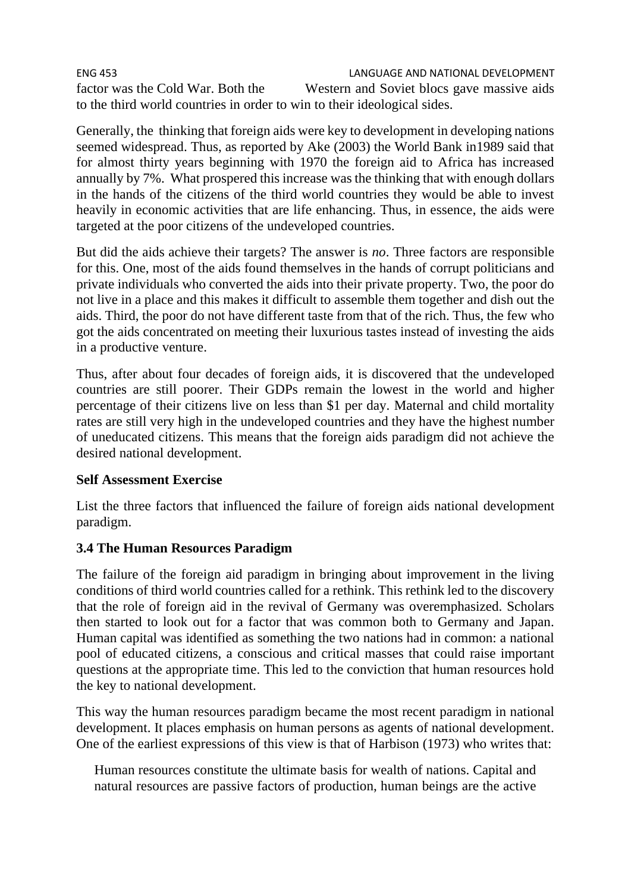factor was the Cold War. Both the Western and Soviet blocs gave massive aids to the third world countries in order to win to their ideological sides.

Generally, the thinking that foreign aids were key to development in developing nations seemed widespread. Thus, as reported by Ake (2003) the World Bank in1989 said that for almost thirty years beginning with 1970 the foreign aid to Africa has increased annually by 7%. What prospered this increase was the thinking that with enough dollars in the hands of the citizens of the third world countries they would be able to invest heavily in economic activities that are life enhancing. Thus, in essence, the aids were targeted at the poor citizens of the undeveloped countries.

But did the aids achieve their targets? The answer is *no*. Three factors are responsible for this. One, most of the aids found themselves in the hands of corrupt politicians and private individuals who converted the aids into their private property. Two, the poor do not live in a place and this makes it difficult to assemble them together and dish out the aids. Third, the poor do not have different taste from that of the rich. Thus, the few who got the aids concentrated on meeting their luxurious tastes instead of investing the aids in a productive venture.

Thus, after about four decades of foreign aids, it is discovered that the undeveloped countries are still poorer. Their GDPs remain the lowest in the world and higher percentage of their citizens live on less than $1 per day. Maternal and child mortality rates are still very high in the undeveloped countries and they have the highest number of uneducated citizens. This means that the foreign aids paradigm did not achieve the desired national development.

**Self Assessment Exercise**

List the three factors that influenced the failure of foreign aids national development paradigm.

### 3.4 The Human Resources Paradigm

The failure of the foreign aid paradigm in bringing about improvement in the living conditions of third world countries called for a rethink. This rethink led to the discovery that the role of foreign aid in the revival of Germany was overemphasized. Scholars then started to look out for a factor that was common both to Germany and Japan. Human capital was identified as something the two nations had in common: a national pool of educated citizens, a conscious and critical masses that could raise important questions at the appropriate time. This led to the conviction that human resources hold the key to national development.

This way the human resources paradigm became the most recent paradigm in national development. It places emphasis on human persons as agents of national development. One of the earliest expressions of this view is that of Harbison (1973) who writes that:

> Human resources constitute the ultimate basis for wealth of nations. Capital and natural resources are passive factors of production, human beings are the active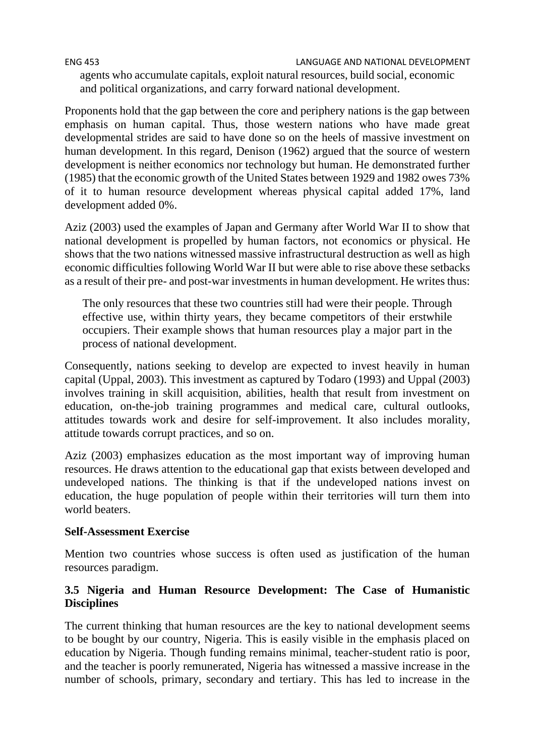agents who accumulate capitals, exploit natural resources, build social, economic and political organizations, and carry forward national development.

Proponents hold that the gap between the core and periphery nations is the gap between emphasis on human capital. Thus, those western nations who have made great developmental strides are said to have done so on the heels of massive investment on human development. In this regard, Denison (1962) argued that the source of western development is neither economics nor technology but human. He demonstrated further (1985) that the economic growth of the United States between 1929 and 1982 owes 73% of it to human resource development whereas physical capital added 17%, land development added 0%.

Aziz (2003) used the examples of Japan and Germany after World War II to show that national development is propelled by human factors, not economics or physical. He shows that the two nations witnessed massive infrastructural destruction as well as high economic difficulties following World War II but were able to rise above these setbacks as a result of their pre- and post-war investments in human development. He writes thus:

> The only resources that these two countries still had were their people. Through effective use, within thirty years, they became competitors of their erstwhile occupiers. Their example shows that human resources play a major part in the process of national development.

Consequently, nations seeking to develop are expected to invest heavily in human capital (Uppal, 2003). This investment as captured by Todaro (1993) and Uppal (2003) involves training in skill acquisition, abilities, health that result from investment on education, on-the-job training programmes and medical care, cultural outlooks, attitudes towards work and desire for self-improvement. It also includes morality, attitude towards corrupt practices, and so on.

Aziz (2003) emphasizes education as the most important way of improving human resources. He draws attention to the educational gap that exists between developed and undeveloped nations. The thinking is that if the undeveloped nations invest on education, the huge population of people within their territories will turn them into world beaters.

**Self-Assessment Exercise**

Mention two countries whose success is often used as justification of the human resources paradigm.

### 3.5 Nigeria and Human Resource Development: The Case of Humanistic Disciplines

The current thinking that human resources are the key to national development seems to be bought by our country, Nigeria. This is easily visible in the emphasis placed on education by Nigeria. Though funding remains minimal, teacher-student ratio is poor, and the teacher is poorly remunerated, Nigeria has witnessed a massive increase in the number of schools, primary, secondary and tertiary. This has led to increase in the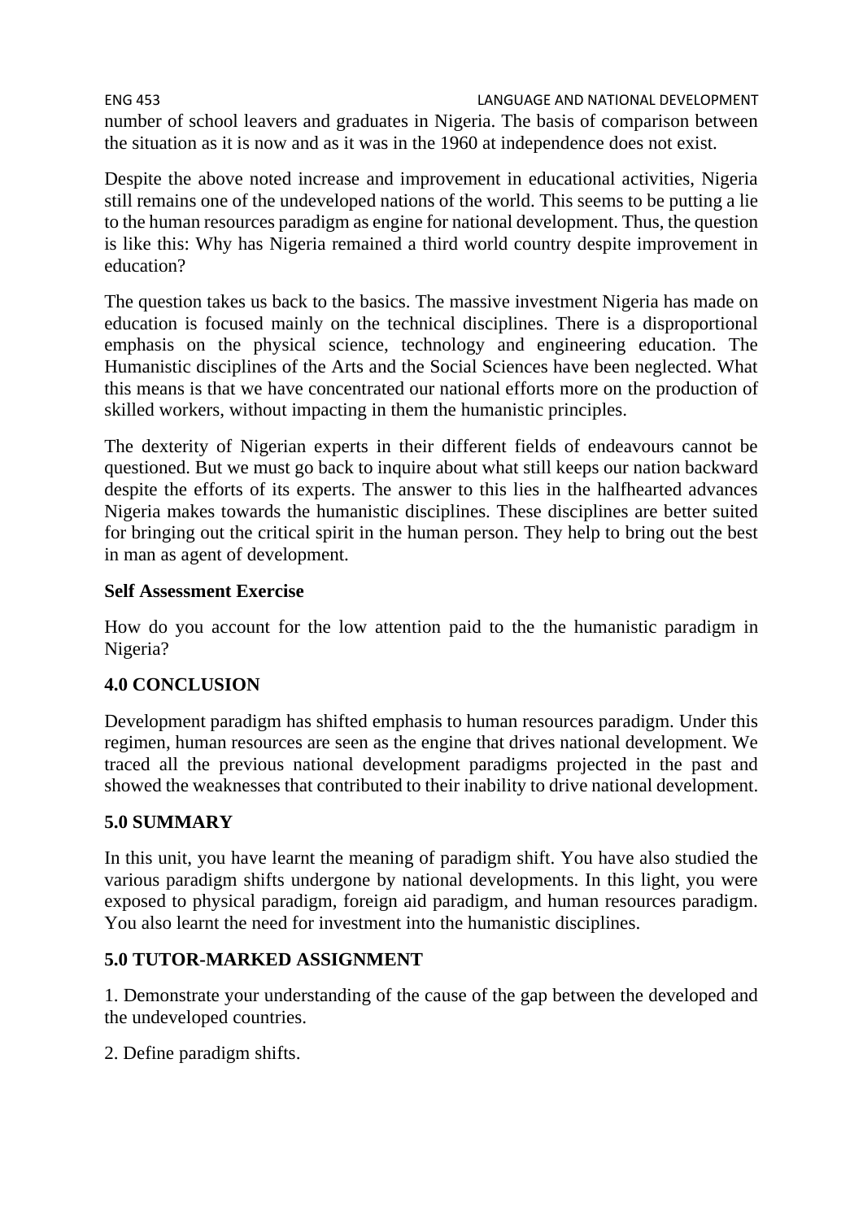number of school leavers and graduates in Nigeria. The basis of comparison between the situation as it is now and as it was in the 1960 at independence does not exist.

Despite the above noted increase and improvement in educational activities, Nigeria still remains one of the undeveloped nations of the world. This seems to be putting a lie to the human resources paradigm as engine for national development. Thus, the question is like this: Why has Nigeria remained a third world country despite improvement in education?

The question takes us back to the basics. The massive investment Nigeria has made on education is focused mainly on the technical disciplines. There is a disproportional emphasis on the physical science, technology and engineering education. The Humanistic disciplines of the Arts and the Social Sciences have been neglected. What this means is that we have concentrated our national efforts more on the production of skilled workers, without impacting in them the humanistic principles.

The dexterity of Nigerian experts in their different fields of endeavours cannot be questioned. But we must go back to inquire about what still keeps our nation backward despite the efforts of its experts. The answer to this lies in the halfhearted advances Nigeria makes towards the humanistic disciplines. These disciplines are better suited for bringing out the critical spirit in the human person. They help to bring out the best in man as agent of development.

**Self Assessment Exercise**

How do you account for the low attention paid to the the humanistic paradigm in Nigeria?

## 4.0 CONCLUSION

Development paradigm has shifted emphasis to human resources paradigm. Under this regimen, human resources are seen as the engine that drives national development. We traced all the previous national development paradigms projected in the past and showed the weaknesses that contributed to their inability to drive national development.

## 5.0 SUMMARY

In this unit, you have learnt the meaning of paradigm shift. You have also studied the various paradigm shifts undergone by national developments. In this light, you were exposed to physical paradigm, foreign aid paradigm, and human resources paradigm. You also learnt the need for investment into the humanistic disciplines.

## 5.0 TUTOR-MARKED ASSIGNMENT

1. Demonstrate your understanding of the cause of the gap between the developed and the undeveloped countries.

2. Define paradigm shifts.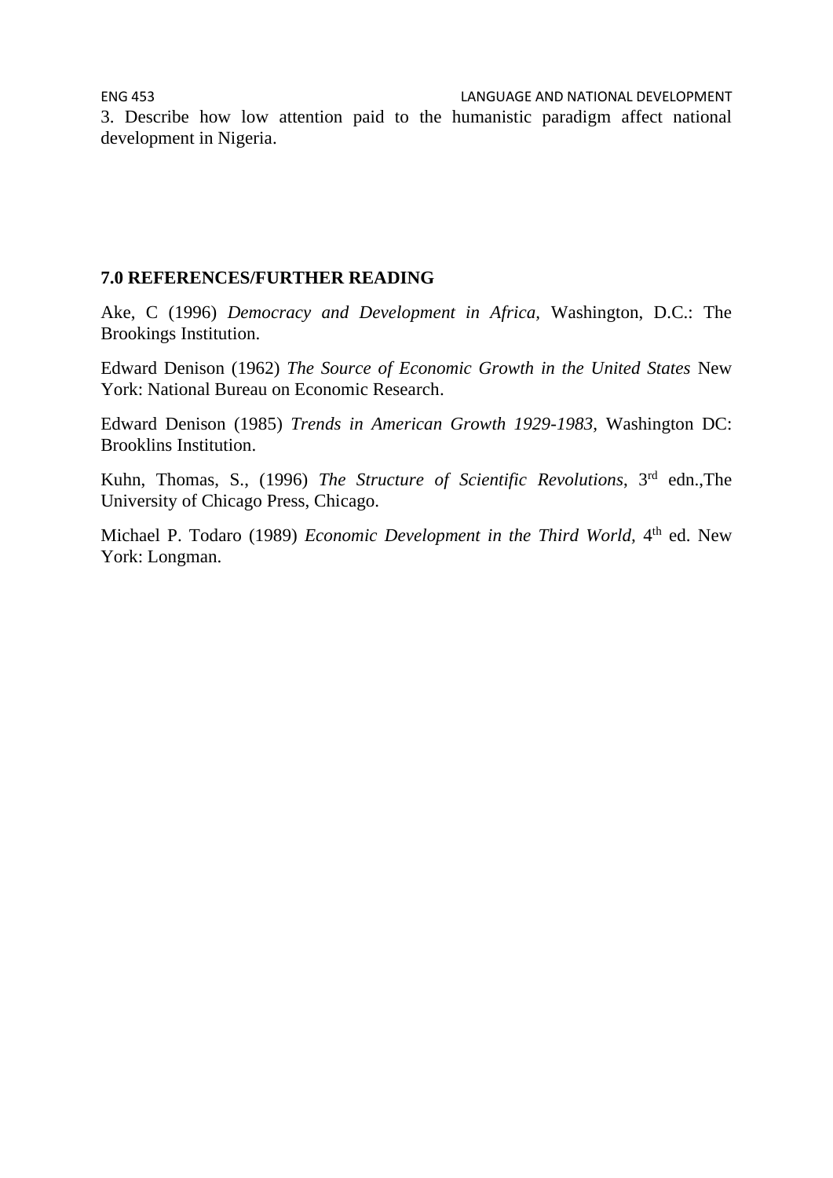3. Describe how low attention paid to the humanistic paradigm affect national development in Nigeria.

## 7.0 REFERENCES/FURTHER READING

Ake, C (1996) *Democracy and Development in Africa*, Washington, D.C.: The Brookings Institution.

Edward Denison (1962) *The Source of Economic Growth in the United States* New York: National Bureau on Economic Research.

Edward Denison (1985) *Trends in American Growth 1929-1983*, Washington DC: Brooklins Institution.

Kuhn, Thomas, S., (1996) *The Structure of Scientific Revolutions*, 3rd edn.,The University of Chicago Press, Chicago.

Michael P. Todaro (1989) *Economic Development in the Third World*, 4th ed. New York: Longman.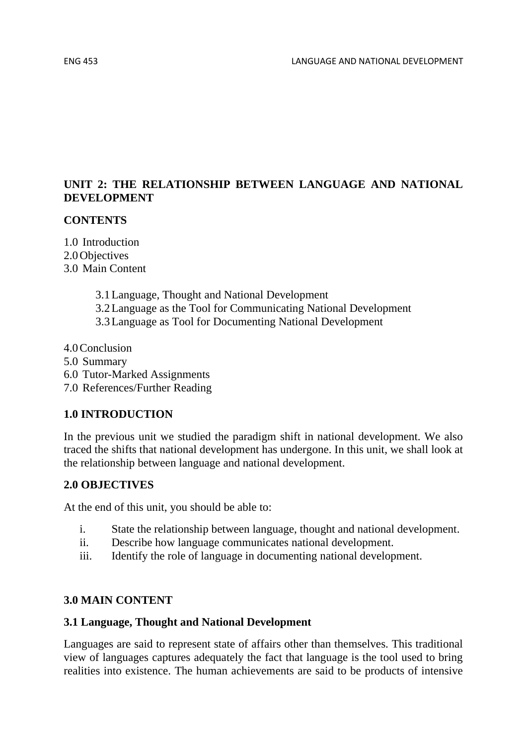## UNIT 2: THE RELATIONSHIP BETWEEN LANGUAGE AND NATIONAL DEVELOPMENT

**CONTENTS**

1.0 Introduction
2.0 Objectives
3.0 Main Content

- 3.1 Language, Thought and National Development
- 3.2 Language as the Tool for Communicating National Development
- 3.3 Language as Tool for Documenting National Development

4.0 Conclusion
5.0 Summary
6.0 Tutor-Marked Assignments
7.0 References/Further Reading

### 1.0 INTRODUCTION

In the previous unit we studied the paradigm shift in national development. We also traced the shifts that national development has undergone. In this unit, we shall look at the relationship between language and national development.

### 2.0 OBJECTIVES

At the end of this unit, you should be able to:

i. State the relationship between language, thought and national development.
ii. Describe how language communicates national development.
iii. Identify the role of language in documenting national development.

### 3.0 MAIN CONTENT

#### 3.1 Language, Thought and National Development

Languages are said to represent state of affairs other than themselves. This traditional view of languages captures adequately the fact that language is the tool used to bring realities into existence. The human achievements are said to be products of intensive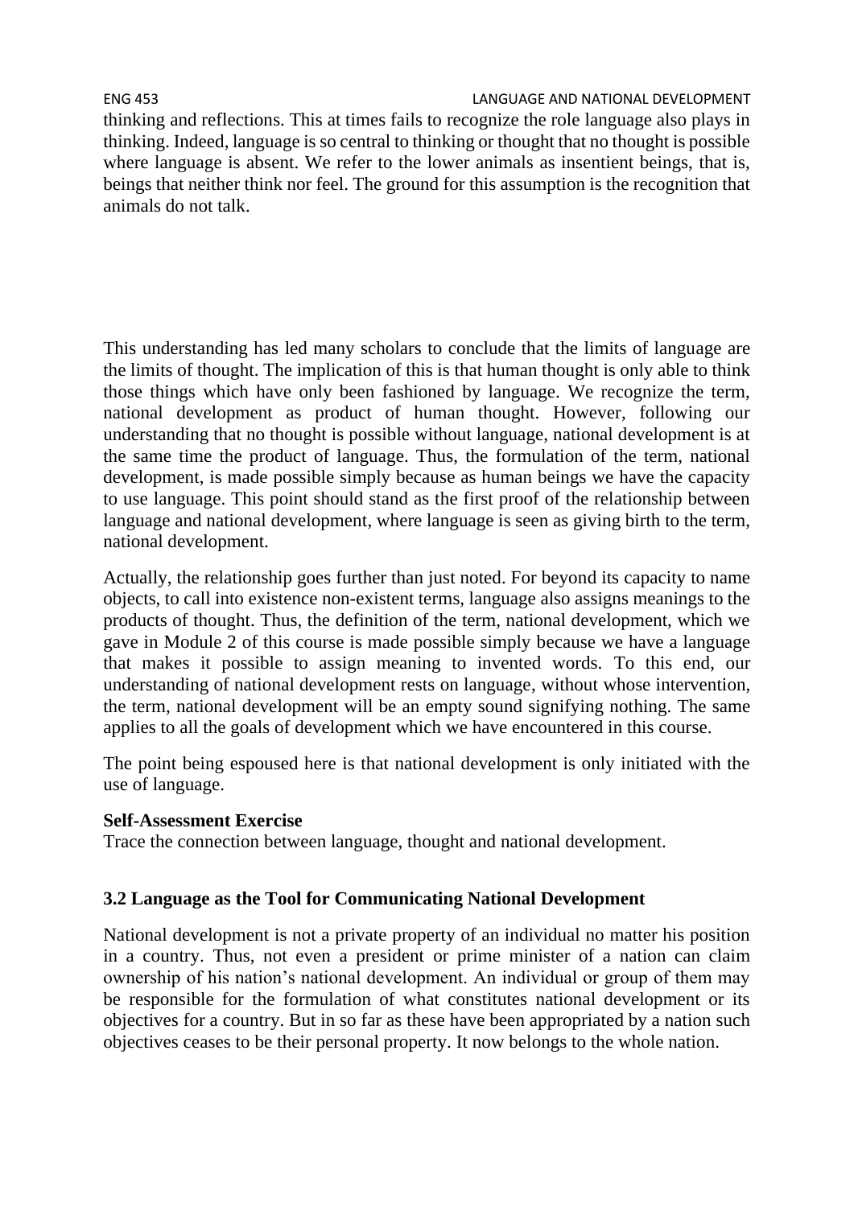thinking and reflections. This at times fails to recognize the role language also plays in thinking. Indeed, language is so central to thinking or thought that no thought is possible where language is absent. We refer to the lower animals as insentient beings, that is, beings that neither think nor feel. The ground for this assumption is the recognition that animals do not talk.

This understanding has led many scholars to conclude that the limits of language are the limits of thought. The implication of this is that human thought is only able to think those things which have only been fashioned by language. We recognize the term, national development as product of human thought. However, following our understanding that no thought is possible without language, national development is at the same time the product of language. Thus, the formulation of the term, national development, is made possible simply because as human beings we have the capacity to use language. This point should stand as the first proof of the relationship between language and national development, where language is seen as giving birth to the term, national development.

Actually, the relationship goes further than just noted. For beyond its capacity to name objects, to call into existence non-existent terms, language also assigns meanings to the products of thought. Thus, the definition of the term, national development, which we gave in Module 2 of this course is made possible simply because we have a language that makes it possible to assign meaning to invented words. To this end, our understanding of national development rests on language, without whose intervention, the term, national development will be an empty sound signifying nothing. The same applies to all the goals of development which we have encountered in this course.

The point being espoused here is that national development is only initiated with the use of language.

**Self-Assessment Exercise**
Trace the connection between language, thought and national development.

### 3.2 Language as the Tool for Communicating National Development

National development is not a private property of an individual no matter his position in a country. Thus, not even a president or prime minister of a nation can claim ownership of his nation's national development. An individual or group of them may be responsible for the formulation of what constitutes national development or its objectives for a country. But in so far as these have been appropriated by a nation such objectives ceases to be their personal property. It now belongs to the whole nation.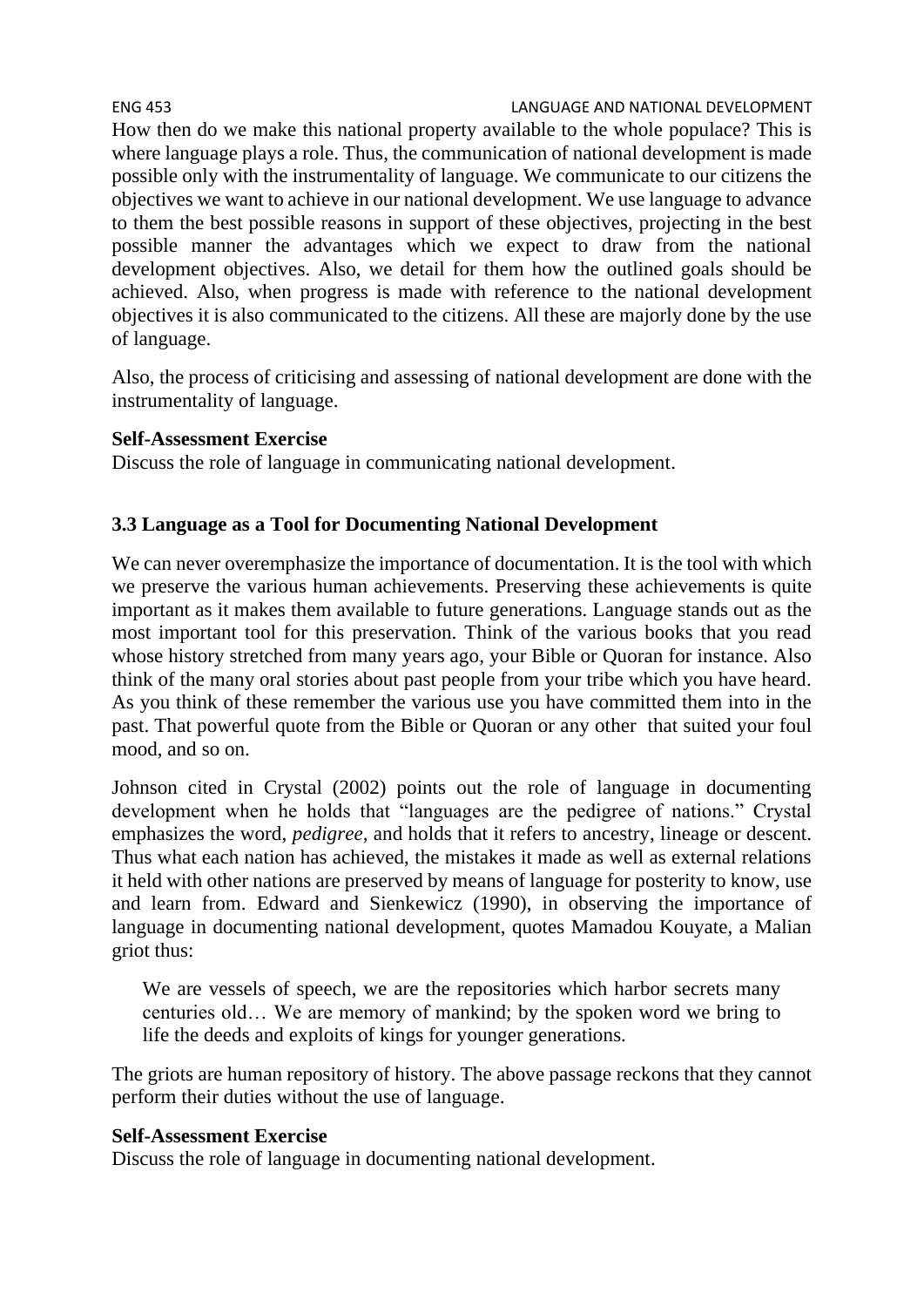How then do we make this national property available to the whole populace? This is where language plays a role. Thus, the communication of national development is made possible only with the instrumentality of language. We communicate to our citizens the objectives we want to achieve in our national development. We use language to advance to them the best possible reasons in support of these objectives, projecting in the best possible manner the advantages which we expect to draw from the national development objectives. Also, we detail for them how the outlined goals should be achieved. Also, when progress is made with reference to the national development objectives it is also communicated to the citizens. All these are majorly done by the use of language.

Also, the process of criticising and assessing of national development are done with the instrumentality of language.

**Self-Assessment Exercise**
Discuss the role of language in communicating national development.

### 3.3 Language as a Tool for Documenting National Development

We can never overemphasize the importance of documentation. It is the tool with which we preserve the various human achievements. Preserving these achievements is quite important as it makes them available to future generations. Language stands out as the most important tool for this preservation. Think of the various books that you read whose history stretched from many years ago, your Bible or Quoran for instance. Also think of the many oral stories about past people from your tribe which you have heard. As you think of these remember the various use you have committed them into in the past. That powerful quote from the Bible or Quoran or any other that suited your foul mood, and so on.

Johnson cited in Crystal (2002) points out the role of language in documenting development when he holds that "languages are the pedigree of nations." Crystal emphasizes the word, *pedigree,* and holds that it refers to ancestry, lineage or descent. Thus what each nation has achieved, the mistakes it made as well as external relations it held with other nations are preserved by means of language for posterity to know, use and learn from. Edward and Sienkewicz (1990), in observing the importance of language in documenting national development, quotes Mamadou Kouyate, a Malian griot thus:

> We are vessels of speech, we are the repositories which harbor secrets many centuries old… We are memory of mankind; by the spoken word we bring to life the deeds and exploits of kings for younger generations.

The griots are human repository of history. The above passage reckons that they cannot perform their duties without the use of language.

**Self-Assessment Exercise**
Discuss the role of language in documenting national development.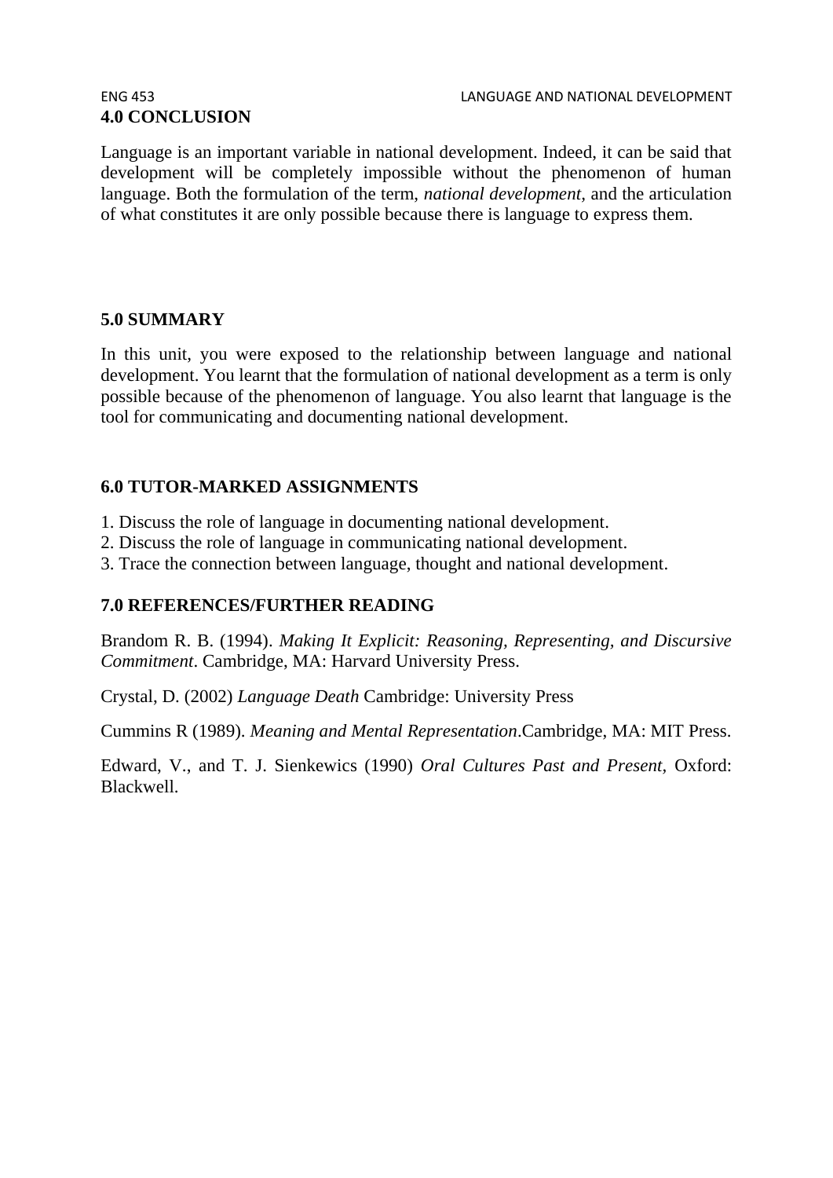## 4.0 CONCLUSION

Language is an important variable in national development. Indeed, it can be said that development will be completely impossible without the phenomenon of human language. Both the formulation of the term, *national development*, and the articulation of what constitutes it are only possible because there is language to express them.

## 5.0 SUMMARY

In this unit, you were exposed to the relationship between language and national development. You learnt that the formulation of national development as a term is only possible because of the phenomenon of language. You also learnt that language is the tool for communicating and documenting national development.

## 6.0 TUTOR-MARKED ASSIGNMENTS

1. Discuss the role of language in documenting national development.
2. Discuss the role of language in communicating national development.
3. Trace the connection between language, thought and national development.

## 7.0 REFERENCES/FURTHER READING

Brandom R. B. (1994). *Making It Explicit: Reasoning, Representing, and Discursive Commitment*. Cambridge, MA: Harvard University Press.

Crystal, D. (2002) *Language Death* Cambridge: University Press

Cummins R (1989). *Meaning and Mental Representation*.Cambridge, MA: MIT Press.

Edward, V., and T. J. Sienkewics (1990) *Oral Cultures Past and Present,* Oxford: Blackwell.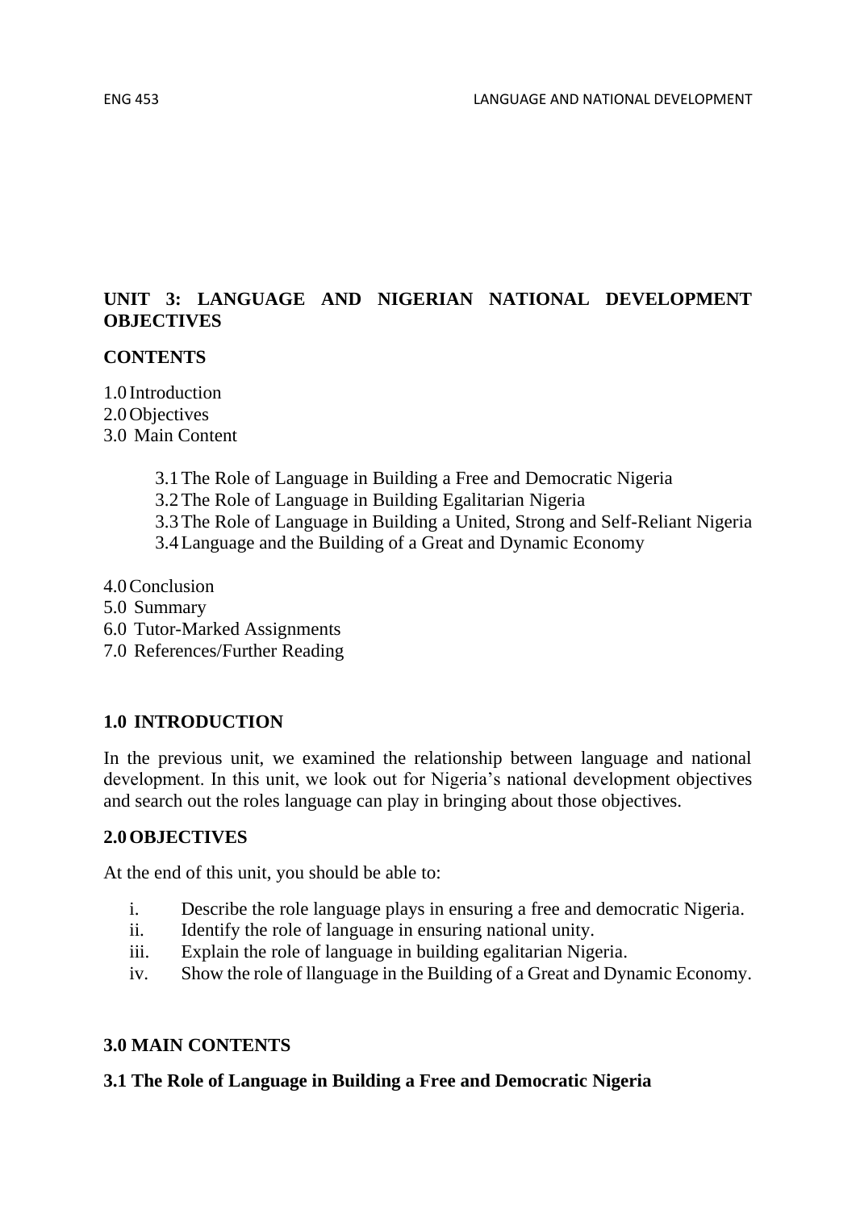## UNIT 3: LANGUAGE AND NIGERIAN NATIONAL DEVELOPMENT OBJECTIVES

### CONTENTS

1.0 Introduction
2.0 Objectives
3.0 Main Content

- 3.1 The Role of Language in Building a Free and Democratic Nigeria
- 3.2 The Role of Language in Building Egalitarian Nigeria
- 3.3 The Role of Language in Building a United, Strong and Self-Reliant Nigeria
- 3.4 Language and the Building of a Great and Dynamic Economy

4.0 Conclusion
5.0 Summary
6.0 Tutor-Marked Assignments
7.0 References/Further Reading

### 1.0 INTRODUCTION

In the previous unit, we examined the relationship between language and national development. In this unit, we look out for Nigeria's national development objectives and search out the roles language can play in bringing about those objectives.

### 2.0 OBJECTIVES

At the end of this unit, you should be able to:

i. Describe the role language plays in ensuring a free and democratic Nigeria.
ii. Identify the role of language in ensuring national unity.
iii. Explain the role of language in building egalitarian Nigeria.
iv. Show the role of llanguage in the Building of a Great and Dynamic Economy.

### 3.0 MAIN CONTENTS

#### 3.1 The Role of Language in Building a Free and Democratic Nigeria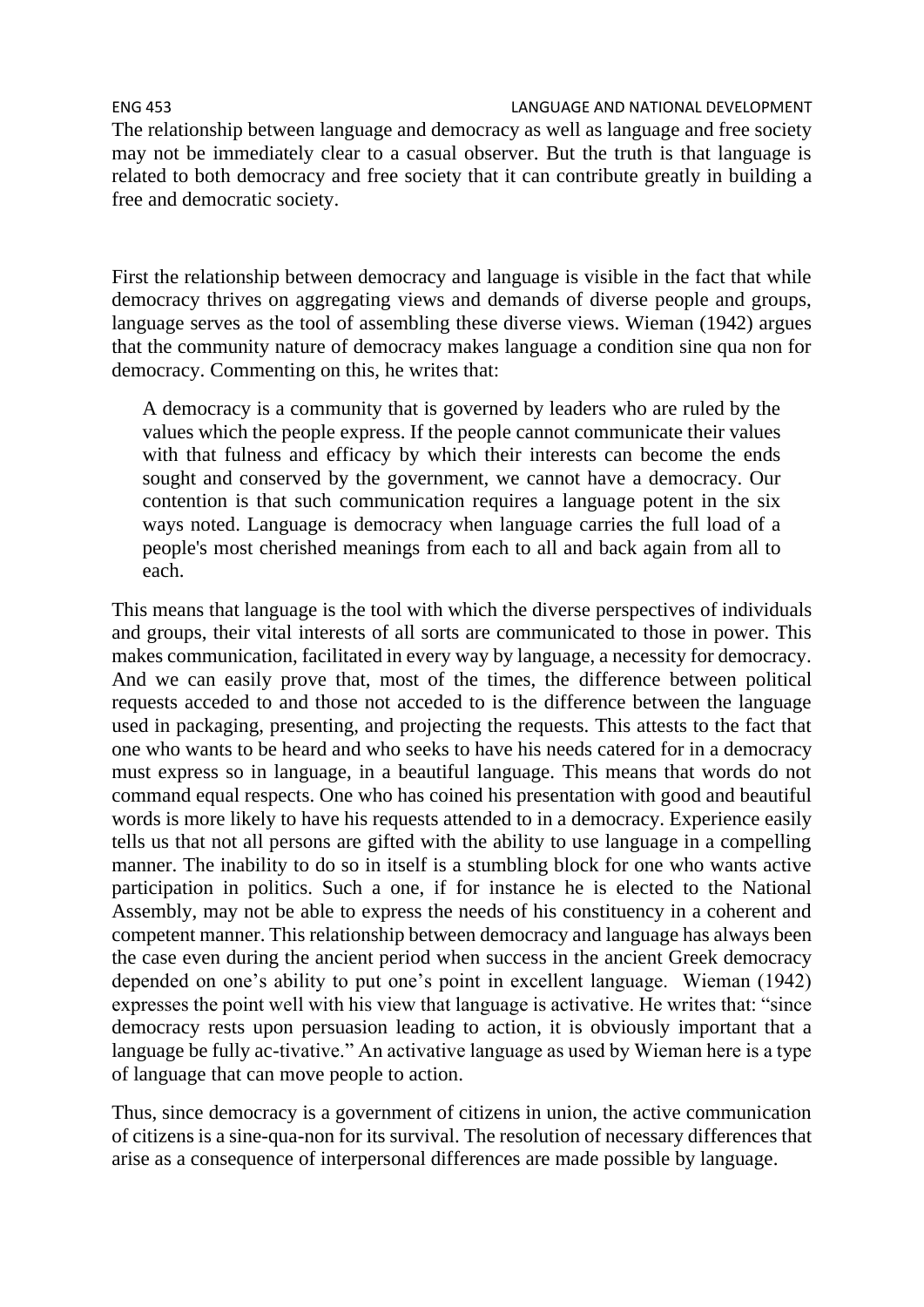The relationship between language and democracy as well as language and free society may not be immediately clear to a casual observer. But the truth is that language is related to both democracy and free society that it can contribute greatly in building a free and democratic society.

First the relationship between democracy and language is visible in the fact that while democracy thrives on aggregating views and demands of diverse people and groups, language serves as the tool of assembling these diverse views. Wieman (1942) argues that the community nature of democracy makes language a condition sine qua non for democracy. Commenting on this, he writes that:

> A democracy is a community that is governed by leaders who are ruled by the values which the people express. If the people cannot communicate their values with that fulness and efficacy by which their interests can become the ends sought and conserved by the government, we cannot have a democracy. Our contention is that such communication requires a language potent in the six ways noted. Language is democracy when language carries the full load of a people's most cherished meanings from each to all and back again from all to each.

This means that language is the tool with which the diverse perspectives of individuals and groups, their vital interests of all sorts are communicated to those in power. This makes communication, facilitated in every way by language, a necessity for democracy. And we can easily prove that, most of the times, the difference between political requests acceded to and those not acceded to is the difference between the language used in packaging, presenting, and projecting the requests. This attests to the fact that one who wants to be heard and who seeks to have his needs catered for in a democracy must express so in language, in a beautiful language. This means that words do not command equal respects. One who has coined his presentation with good and beautiful words is more likely to have his requests attended to in a democracy. Experience easily tells us that not all persons are gifted with the ability to use language in a compelling manner. The inability to do so in itself is a stumbling block for one who wants active participation in politics. Such a one, if for instance he is elected to the National Assembly, may not be able to express the needs of his constituency in a coherent and competent manner. This relationship between democracy and language has always been the case even during the ancient period when success in the ancient Greek democracy depended on one's ability to put one's point in excellent language. Wieman (1942) expresses the point well with his view that language is activative. He writes that: "since democracy rests upon persuasion leading to action, it is obviously important that a language be fully ac-tivative." An activative language as used by Wieman here is a type of language that can move people to action.

Thus, since democracy is a government of citizens in union, the active communication of citizens is a sine-qua-non for its survival. The resolution of necessary differences that arise as a consequence of interpersonal differences are made possible by language.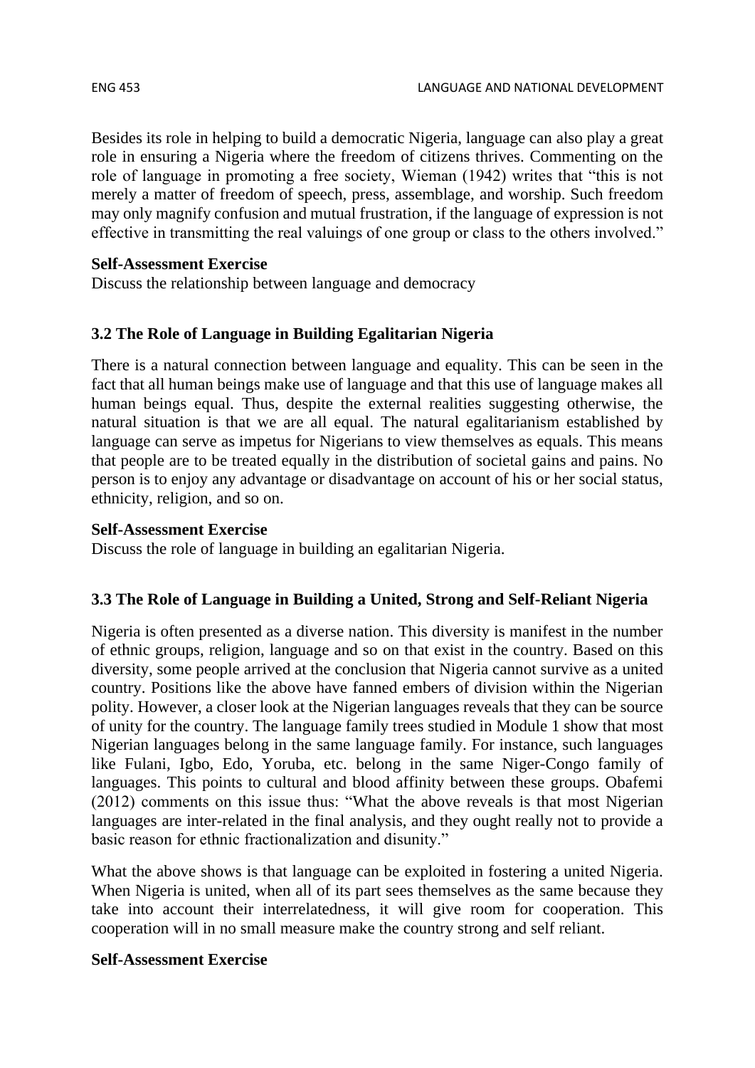Besides its role in helping to build a democratic Nigeria, language can also play a great role in ensuring a Nigeria where the freedom of citizens thrives. Commenting on the role of language in promoting a free society, Wieman (1942) writes that "this is not merely a matter of freedom of speech, press, assemblage, and worship. Such freedom may only magnify confusion and mutual frustration, if the language of expression is not effective in transmitting the real valuings of one group or class to the others involved."

**Self-Assessment Exercise**

Discuss the relationship between language and democracy

### 3.2 The Role of Language in Building Egalitarian Nigeria

There is a natural connection between language and equality. This can be seen in the fact that all human beings make use of language and that this use of language makes all human beings equal. Thus, despite the external realities suggesting otherwise, the natural situation is that we are all equal. The natural egalitarianism established by language can serve as impetus for Nigerians to view themselves as equals. This means that people are to be treated equally in the distribution of societal gains and pains. No person is to enjoy any advantage or disadvantage on account of his or her social status, ethnicity, religion, and so on.

**Self-Assessment Exercise**

Discuss the role of language in building an egalitarian Nigeria.

### 3.3 The Role of Language in Building a United, Strong and Self-Reliant Nigeria

Nigeria is often presented as a diverse nation. This diversity is manifest in the number of ethnic groups, religion, language and so on that exist in the country. Based on this diversity, some people arrived at the conclusion that Nigeria cannot survive as a united country. Positions like the above have fanned embers of division within the Nigerian polity. However, a closer look at the Nigerian languages reveals that they can be source of unity for the country. The language family trees studied in Module 1 show that most Nigerian languages belong in the same language family. For instance, such languages like Fulani, Igbo, Edo, Yoruba, etc. belong in the same Niger-Congo family of languages. This points to cultural and blood affinity between these groups. Obafemi (2012) comments on this issue thus: "What the above reveals is that most Nigerian languages are inter-related in the final analysis, and they ought really not to provide a basic reason for ethnic fractionalization and disunity."

What the above shows is that language can be exploited in fostering a united Nigeria. When Nigeria is united, when all of its part sees themselves as the same because they take into account their interrelatedness, it will give room for cooperation. This cooperation will in no small measure make the country strong and self reliant.

**Self-Assessment Exercise**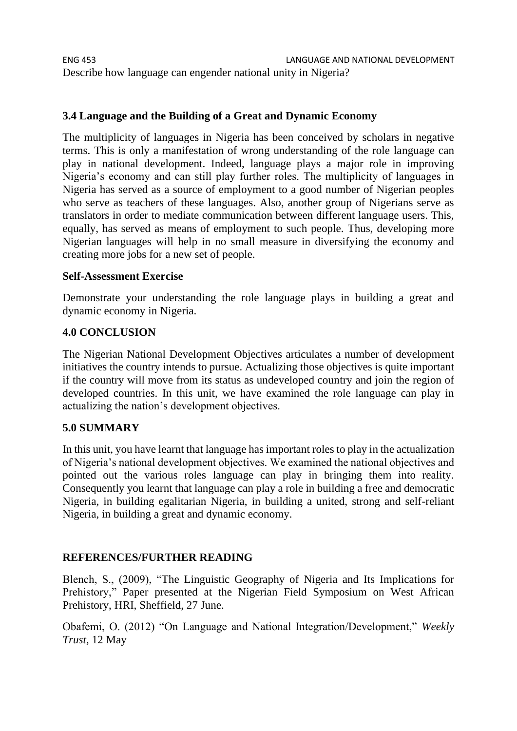Describe how language can engender national unity in Nigeria?

### 3.4 Language and the Building of a Great and Dynamic Economy

The multiplicity of languages in Nigeria has been conceived by scholars in negative terms. This is only a manifestation of wrong understanding of the role language can play in national development. Indeed, language plays a major role in improving Nigeria's economy and can still play further roles. The multiplicity of languages in Nigeria has served as a source of employment to a good number of Nigerian peoples who serve as teachers of these languages. Also, another group of Nigerians serve as translators in order to mediate communication between different language users. This, equally, has served as means of employment to such people. Thus, developing more Nigerian languages will help in no small measure in diversifying the economy and creating more jobs for a new set of people.

**Self-Assessment Exercise**

Demonstrate your understanding the role language plays in building a great and dynamic economy in Nigeria.

## 4.0 CONCLUSION

The Nigerian National Development Objectives articulates a number of development initiatives the country intends to pursue. Actualizing those objectives is quite important if the country will move from its status as undeveloped country and join the region of developed countries. In this unit, we have examined the role language can play in actualizing the nation's development objectives.

## 5.0 SUMMARY

In this unit, you have learnt that language has important roles to play in the actualization of Nigeria's national development objectives. We examined the national objectives and pointed out the various roles language can play in bringing them into reality. Consequently you learnt that language can play a role in building a free and democratic Nigeria, in building egalitarian Nigeria, in building a united, strong and self-reliant Nigeria, in building a great and dynamic economy.

## REFERENCES/FURTHER READING

Blench, S., (2009), "The Linguistic Geography of Nigeria and Its Implications for Prehistory," Paper presented at the Nigerian Field Symposium on West African Prehistory, HRI, Sheffield, 27 June.

Obafemi, O. (2012) "On Language and National Integration/Development," *Weekly Trust*, 12 May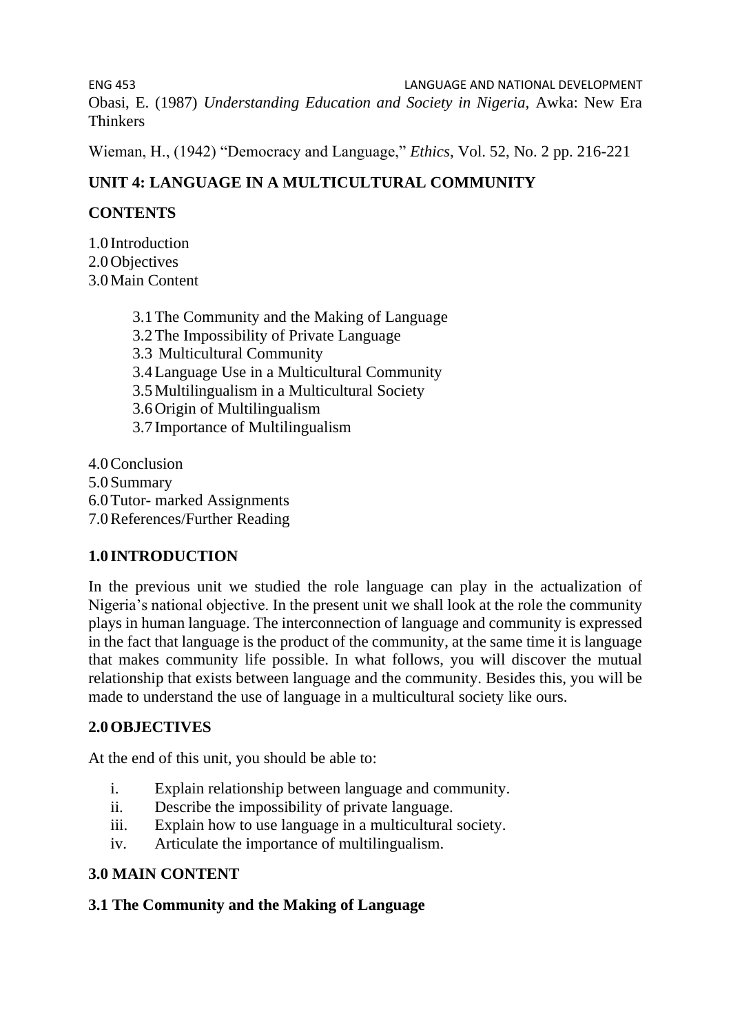Obasi, E. (1987) *Understanding Education and Society in Nigeria,* Awka: New Era Thinkers

Wieman, H., (1942) "Democracy and Language," *Ethics*, Vol. 52, No. 2 pp. 216-221

## UNIT 4: LANGUAGE IN A MULTICULTURAL COMMUNITY

**CONTENTS**

1.0 Introduction
2.0 Objectives
3.0 Main Content

- 3.1 The Community and the Making of Language
- 3.2 The Impossibility of Private Language
- 3.3 Multicultural Community
- 3.4 Language Use in a Multicultural Community
- 3.5 Multilingualism in a Multicultural Society
- 3.6 Origin of Multilingualism
- 3.7 Importance of Multilingualism

4.0 Conclusion
5.0 Summary
6.0 Tutor- marked Assignments
7.0 References/Further Reading

### 1.0 INTRODUCTION

In the previous unit we studied the role language can play in the actualization of Nigeria's national objective. In the present unit we shall look at the role the community plays in human language. The interconnection of language and community is expressed in the fact that language is the product of the community, at the same time it is language that makes community life possible. In what follows, you will discover the mutual relationship that exists between language and the community. Besides this, you will be made to understand the use of language in a multicultural society like ours.

### 2.0 OBJECTIVES

At the end of this unit, you should be able to:

i. Explain relationship between language and community.
ii. Describe the impossibility of private language.
iii. Explain how to use language in a multicultural society.
iv. Articulate the importance of multilingualism.

### 3.0 MAIN CONTENT

#### 3.1 The Community and the Making of Language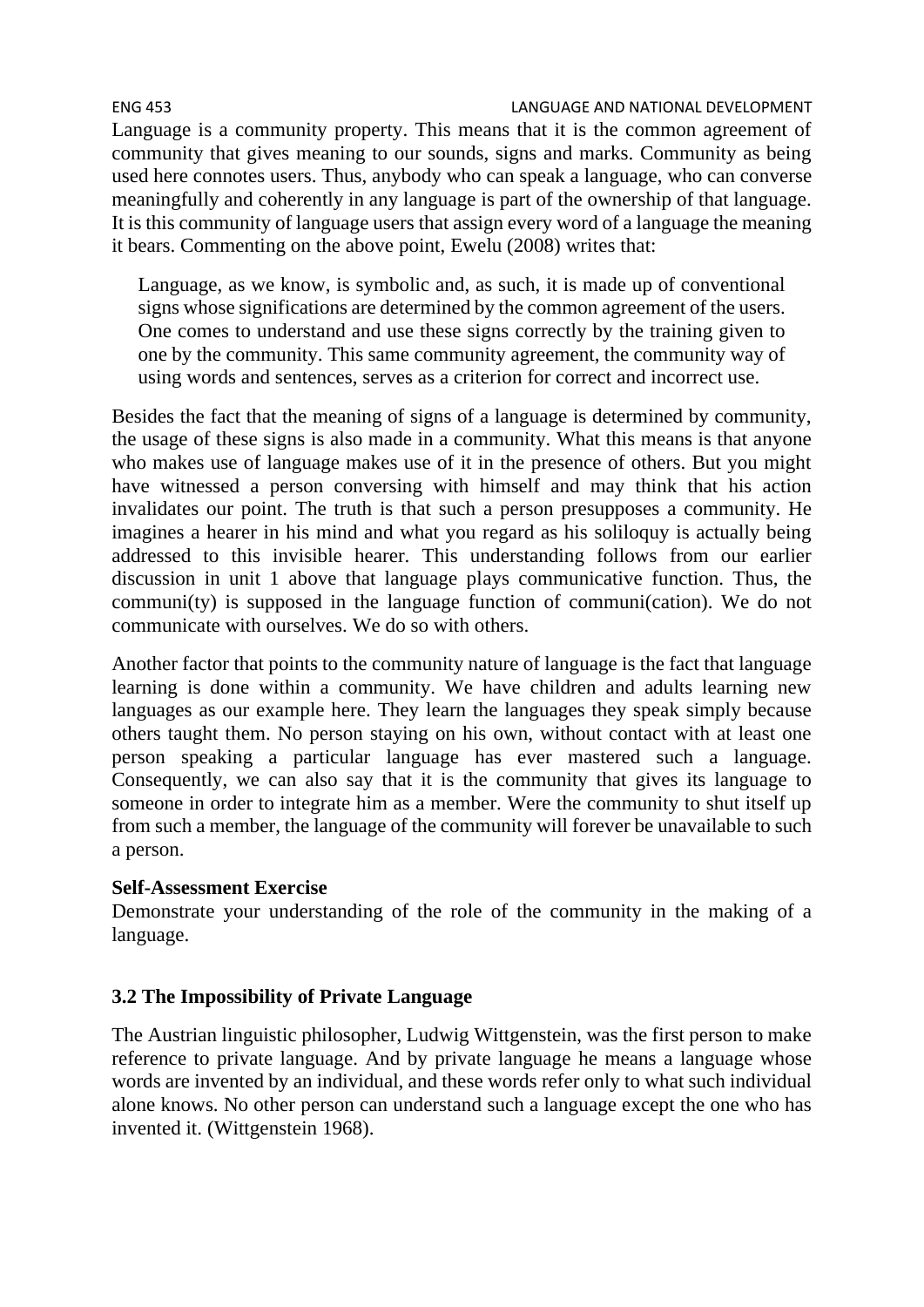Language is a community property. This means that it is the common agreement of community that gives meaning to our sounds, signs and marks. Community as being used here connotes users. Thus, anybody who can speak a language, who can converse meaningfully and coherently in any language is part of the ownership of that language. It is this community of language users that assign every word of a language the meaning it bears. Commenting on the above point, Ewelu (2008) writes that:

> Language, as we know, is symbolic and, as such, it is made up of conventional signs whose significations are determined by the common agreement of the users. One comes to understand and use these signs correctly by the training given to one by the community. This same community agreement, the community way of using words and sentences, serves as a criterion for correct and incorrect use.

Besides the fact that the meaning of signs of a language is determined by community, the usage of these signs is also made in a community. What this means is that anyone who makes use of language makes use of it in the presence of others. But you might have witnessed a person conversing with himself and may think that his action invalidates our point. The truth is that such a person presupposes a community. He imagines a hearer in his mind and what you regard as his soliloquy is actually being addressed to this invisible hearer. This understanding follows from our earlier discussion in unit 1 above that language plays communicative function. Thus, the communi(ty) is supposed in the language function of communi(cation). We do not communicate with ourselves. We do so with others.

Another factor that points to the community nature of language is the fact that language learning is done within a community. We have children and adults learning new languages as our example here. They learn the languages they speak simply because others taught them. No person staying on his own, without contact with at least one person speaking a particular language has ever mastered such a language. Consequently, we can also say that it is the community that gives its language to someone in order to integrate him as a member. Were the community to shut itself up from such a member, the language of the community will forever be unavailable to such a person.

**Self-Assessment Exercise**

Demonstrate your understanding of the role of the community in the making of a language.

### 3.2 The Impossibility of Private Language

The Austrian linguistic philosopher, Ludwig Wittgenstein, was the first person to make reference to private language. And by private language he means a language whose words are invented by an individual, and these words refer only to what such individual alone knows. No other person can understand such a language except the one who has invented it. (Wittgenstein 1968).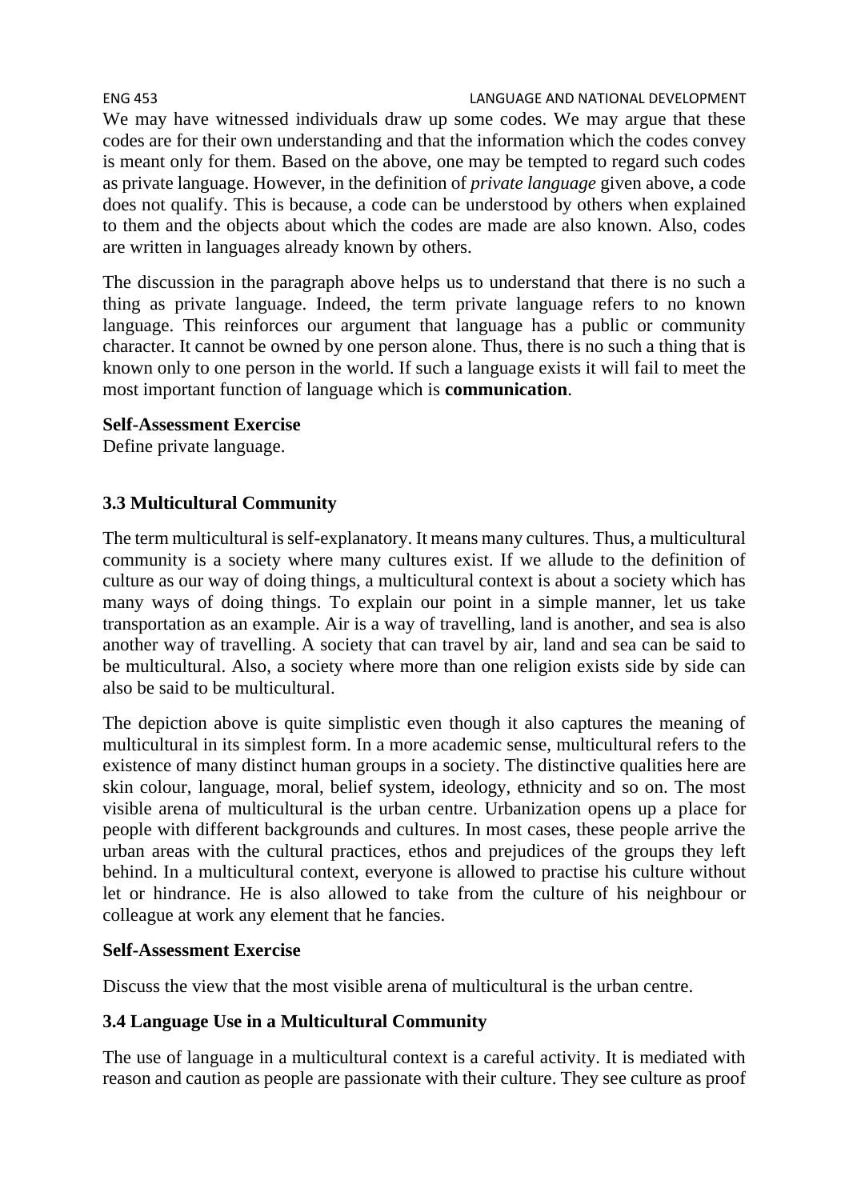We may have witnessed individuals draw up some codes. We may argue that these codes are for their own understanding and that the information which the codes convey is meant only for them. Based on the above, one may be tempted to regard such codes as private language. However, in the definition of *private language* given above, a code does not qualify. This is because, a code can be understood by others when explained to them and the objects about which the codes are made are also known. Also, codes are written in languages already known by others.

The discussion in the paragraph above helps us to understand that there is no such a thing as private language. Indeed, the term private language refers to no known language. This reinforces our argument that language has a public or community character. It cannot be owned by one person alone. Thus, there is no such a thing that is known only to one person in the world. If such a language exists it will fail to meet the most important function of language which is **communication**.

**Self-Assessment Exercise**

Define private language.

### 3.3 Multicultural Community

The term multicultural is self-explanatory. It means many cultures. Thus, a multicultural community is a society where many cultures exist. If we allude to the definition of culture as our way of doing things, a multicultural context is about a society which has many ways of doing things. To explain our point in a simple manner, let us take transportation as an example. Air is a way of travelling, land is another, and sea is also another way of travelling. A society that can travel by air, land and sea can be said to be multicultural. Also, a society where more than one religion exists side by side can also be said to be multicultural.

The depiction above is quite simplistic even though it also captures the meaning of multicultural in its simplest form. In a more academic sense, multicultural refers to the existence of many distinct human groups in a society. The distinctive qualities here are skin colour, language, moral, belief system, ideology, ethnicity and so on. The most visible arena of multicultural is the urban centre. Urbanization opens up a place for people with different backgrounds and cultures. In most cases, these people arrive the urban areas with the cultural practices, ethos and prejudices of the groups they left behind. In a multicultural context, everyone is allowed to practise his culture without let or hindrance. He is also allowed to take from the culture of his neighbour or colleague at work any element that he fancies.

**Self-Assessment Exercise**

Discuss the view that the most visible arena of multicultural is the urban centre.

### 3.4 Language Use in a Multicultural Community

The use of language in a multicultural context is a careful activity. It is mediated with reason and caution as people are passionate with their culture. They see culture as proof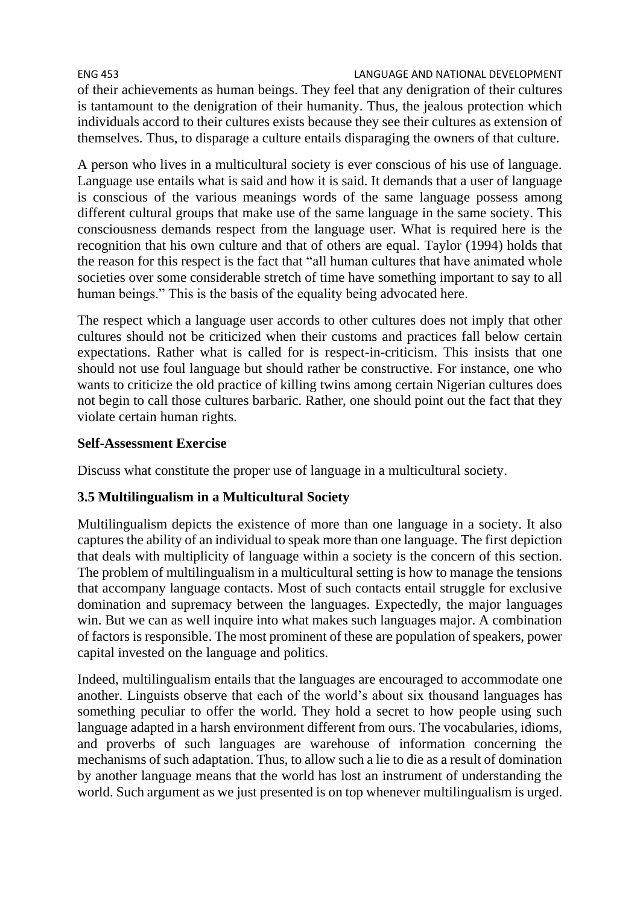of their achievements as human beings. They feel that any denigration of their cultures is tantamount to the denigration of their humanity. Thus, the jealous protection which individuals accord to their cultures exists because they see their cultures as extension of themselves. Thus, to disparage a culture entails disparaging the owners of that culture.

A person who lives in a multicultural society is ever conscious of his use of language. Language use entails what is said and how it is said. It demands that a user of language is conscious of the various meanings words of the same language possess among different cultural groups that make use of the same language in the same society. This consciousness demands respect from the language user. What is required here is the recognition that his own culture and that of others are equal. Taylor (1994) holds that the reason for this respect is the fact that "all human cultures that have animated whole societies over some considerable stretch of time have something important to say to all human beings." This is the basis of the equality being advocated here.

The respect which a language user accords to other cultures does not imply that other cultures should not be criticized when their customs and practices fall below certain expectations. Rather what is called for is respect-in-criticism. This insists that one should not use foul language but should rather be constructive. For instance, one who wants to criticize the old practice of killing twins among certain Nigerian cultures does not begin to call those cultures barbaric. Rather, one should point out the fact that they violate certain human rights.

**Self-Assessment Exercise**

Discuss what constitute the proper use of language in a multicultural society.

### 3.5 Multilingualism in a Multicultural Society

Multilingualism depicts the existence of more than one language in a society. It also captures the ability of an individual to speak more than one language. The first depiction that deals with multiplicity of language within a society is the concern of this section. The problem of multilingualism in a multicultural setting is how to manage the tensions that accompany language contacts. Most of such contacts entail struggle for exclusive domination and supremacy between the languages. Expectedly, the major languages win. But we can as well inquire into what makes such languages major. A combination of factors is responsible. The most prominent of these are population of speakers, power capital invested on the language and politics.

Indeed, multilingualism entails that the languages are encouraged to accommodate one another. Linguists observe that each of the world's about six thousand languages has something peculiar to offer the world. They hold a secret to how people using such language adapted in a harsh environment different from ours. The vocabularies, idioms, and proverbs of such languages are warehouse of information concerning the mechanisms of such adaptation. Thus, to allow such a lie to die as a result of domination by another language means that the world has lost an instrument of understanding the world. Such argument as we just presented is on top whenever multilingualism is urged.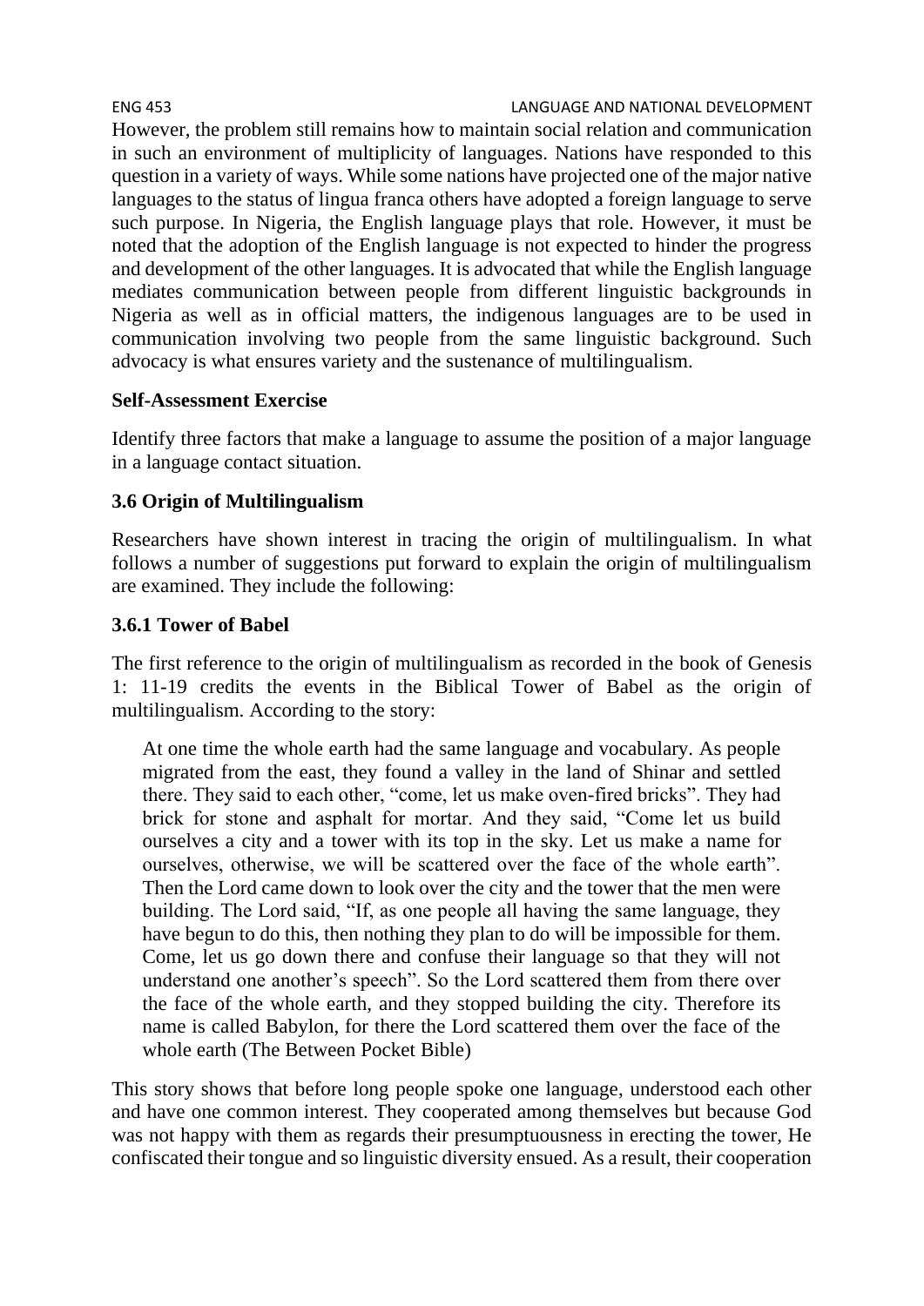However, the problem still remains how to maintain social relation and communication in such an environment of multiplicity of languages. Nations have responded to this question in a variety of ways. While some nations have projected one of the major native languages to the status of lingua franca others have adopted a foreign language to serve such purpose. In Nigeria, the English language plays that role. However, it must be noted that the adoption of the English language is not expected to hinder the progress and development of the other languages. It is advocated that while the English language mediates communication between people from different linguistic backgrounds in Nigeria as well as in official matters, the indigenous languages are to be used in communication involving two people from the same linguistic background. Such advocacy is what ensures variety and the sustenance of multilingualism.

**Self-Assessment Exercise**

Identify three factors that make a language to assume the position of a major language in a language contact situation.

### 3.6 Origin of Multilingualism

Researchers have shown interest in tracing the origin of multilingualism. In what follows a number of suggestions put forward to explain the origin of multilingualism are examined. They include the following:

#### 3.6.1 Tower of Babel

The first reference to the origin of multilingualism as recorded in the book of Genesis 1: 11-19 credits the events in the Biblical Tower of Babel as the origin of multilingualism. According to the story:

> At one time the whole earth had the same language and vocabulary. As people migrated from the east, they found a valley in the land of Shinar and settled there. They said to each other, "come, let us make oven-fired bricks". They had brick for stone and asphalt for mortar. And they said, "Come let us build ourselves a city and a tower with its top in the sky. Let us make a name for ourselves, otherwise, we will be scattered over the face of the whole earth". Then the Lord came down to look over the city and the tower that the men were building. The Lord said, "If, as one people all having the same language, they have begun to do this, then nothing they plan to do will be impossible for them. Come, let us go down there and confuse their language so that they will not understand one another's speech". So the Lord scattered them from there over the face of the whole earth, and they stopped building the city. Therefore its name is called Babylon, for there the Lord scattered them over the face of the whole earth (The Between Pocket Bible)

This story shows that before long people spoke one language, understood each other and have one common interest. They cooperated among themselves but because God was not happy with them as regards their presumptuousness in erecting the tower, He confiscated their tongue and so linguistic diversity ensued. As a result, their cooperation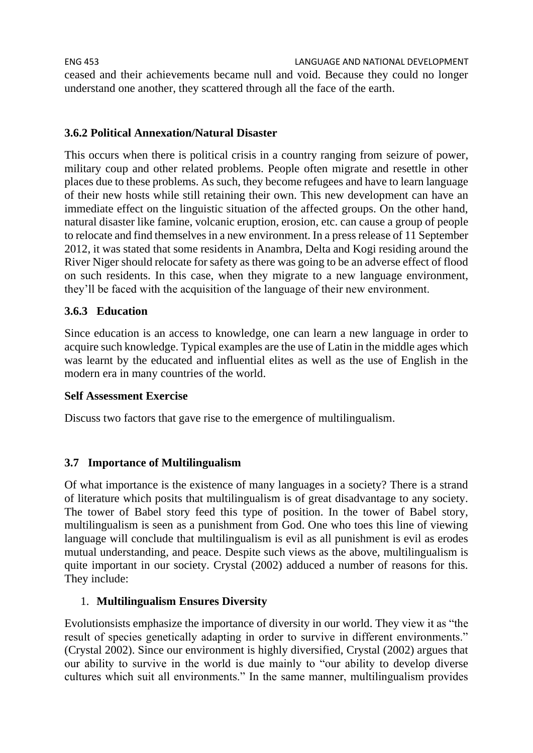ceased and their achievements became null and void. Because they could no longer understand one another, they scattered through all the face of the earth.

### 3.6.2 Political Annexation/Natural Disaster

This occurs when there is political crisis in a country ranging from seizure of power, military coup and other related problems. People often migrate and resettle in other places due to these problems. As such, they become refugees and have to learn language of their new hosts while still retaining their own. This new development can have an immediate effect on the linguistic situation of the affected groups. On the other hand, natural disaster like famine, volcanic eruption, erosion, etc. can cause a group of people to relocate and find themselves in a new environment. In a press release of 11 September 2012, it was stated that some residents in Anambra, Delta and Kogi residing around the River Niger should relocate for safety as there was going to be an adverse effect of flood on such residents. In this case, when they migrate to a new language environment, they'll be faced with the acquisition of the language of their new environment.

### 3.6.3 Education

Since education is an access to knowledge, one can learn a new language in order to acquire such knowledge. Typical examples are the use of Latin in the middle ages which was learnt by the educated and influential elites as well as the use of English in the modern era in many countries of the world.

**Self Assessment Exercise**

Discuss two factors that gave rise to the emergence of multilingualism.

## 3.7 Importance of Multilingualism

Of what importance is the existence of many languages in a society? There is a strand of literature which posits that multilingualism is of great disadvantage to any society. The tower of Babel story feed this type of position. In the tower of Babel story, multilingualism is seen as a punishment from God. One who toes this line of viewing language will conclude that multilingualism is evil as all punishment is evil as erodes mutual understanding, and peace. Despite such views as the above, multilingualism is quite important in our society. Crystal (2002) adduced a number of reasons for this. They include:

1. **Multilingualism Ensures Diversity**

Evolutionsists emphasize the importance of diversity in our world. They view it as "the result of species genetically adapting in order to survive in different environments." (Crystal 2002). Since our environment is highly diversified, Crystal (2002) argues that our ability to survive in the world is due mainly to "our ability to develop diverse cultures which suit all environments." In the same manner, multilingualism provides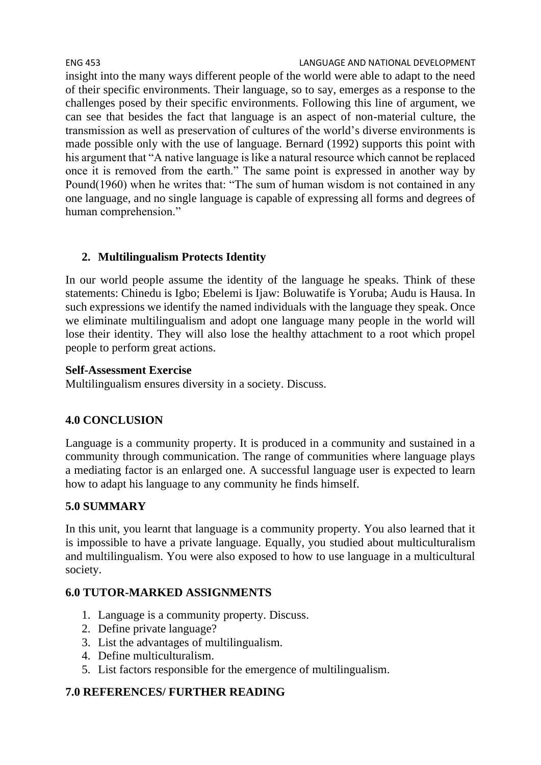insight into the many ways different people of the world were able to adapt to the need of their specific environments. Their language, so to say, emerges as a response to the challenges posed by their specific environments. Following this line of argument, we can see that besides the fact that language is an aspect of non-material culture, the transmission as well as preservation of cultures of the world's diverse environments is made possible only with the use of language. Bernard (1992) supports this point with his argument that "A native language is like a natural resource which cannot be replaced once it is removed from the earth." The same point is expressed in another way by Pound(1960) when he writes that: "The sum of human wisdom is not contained in any one language, and no single language is capable of expressing all forms and degrees of human comprehension."

2. **Multilingualism Protects Identity**

In our world people assume the identity of the language he speaks. Think of these statements: Chinedu is Igbo; Ebelemi is Ijaw: Boluwatife is Yoruba; Audu is Hausa. In such expressions we identify the named individuals with the language they speak. Once we eliminate multilingualism and adopt one language many people in the world will lose their identity. They will also lose the healthy attachment to a root which propel people to perform great actions.

**Self-Assessment Exercise**
Multilingualism ensures diversity in a society. Discuss.

## 4.0 CONCLUSION

Language is a community property. It is produced in a community and sustained in a community through communication. The range of communities where language plays a mediating factor is an enlarged one. A successful language user is expected to learn how to adapt his language to any community he finds himself.

## 5.0 SUMMARY

In this unit, you learnt that language is a community property. You also learned that it is impossible to have a private language. Equally, you studied about multiculturalism and multilingualism. You were also exposed to how to use language in a multicultural society.

## 6.0 TUTOR-MARKED ASSIGNMENTS

1. Language is a community property. Discuss.
2. Define private language?
3. List the advantages of multilingualism.
4. Define multiculturalism.
5. List factors responsible for the emergence of multilingualism.

## 7.0 REFERENCES/ FURTHER READING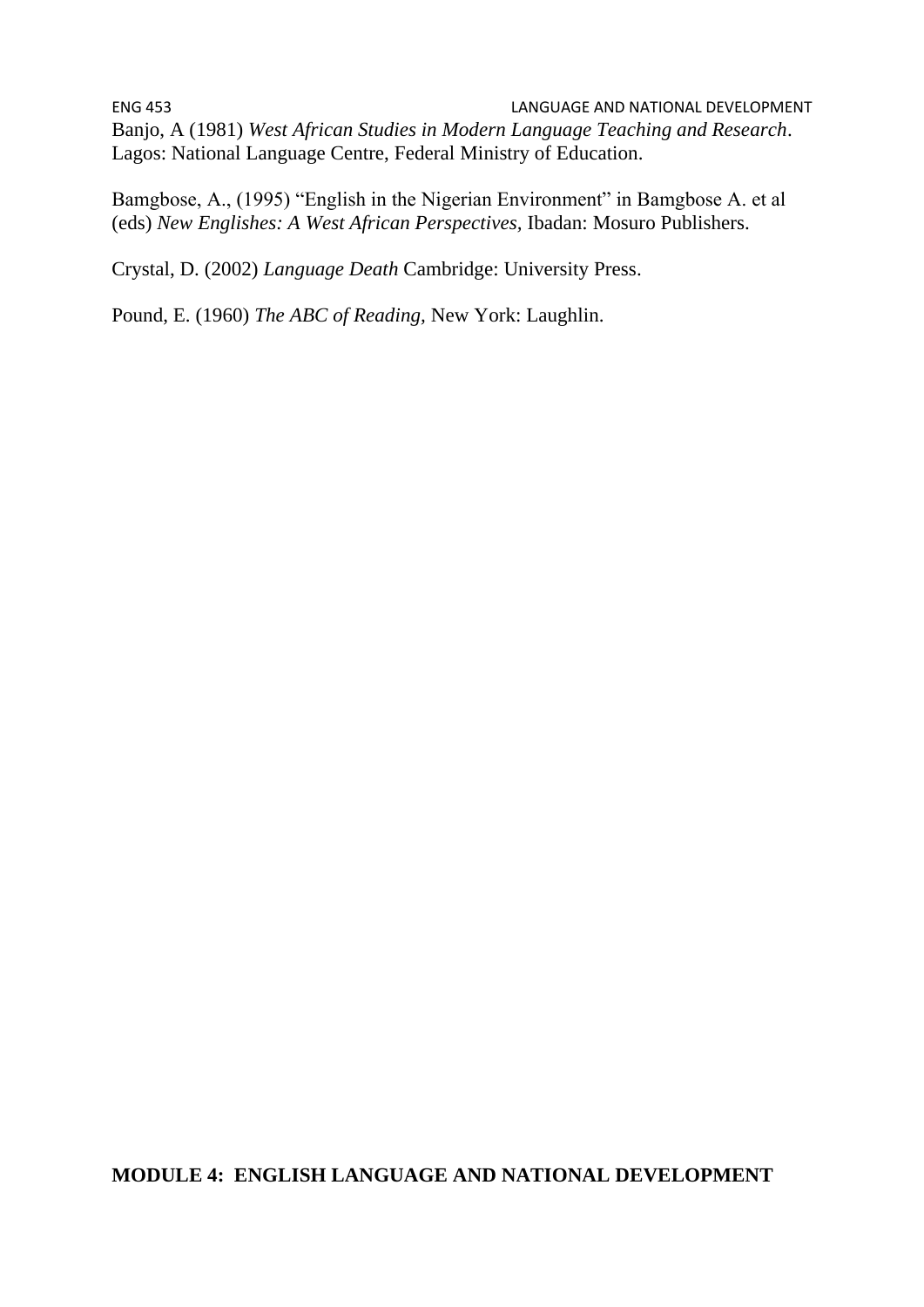Banjo, A (1981) *West African Studies in Modern Language Teaching and Research*. Lagos: National Language Centre, Federal Ministry of Education.

Bamgbose, A., (1995) "English in the Nigerian Environment" in Bamgbose A. et al (eds) *New Englishes: A West African Perspectives,* Ibadan: Mosuro Publishers.

Crystal, D. (2002) *Language Death* Cambridge: University Press.

Pound, E. (1960) *The ABC of Reading,* New York: Laughlin.

**MODULE 4: ENGLISH LANGUAGE AND NATIONAL DEVELOPMENT**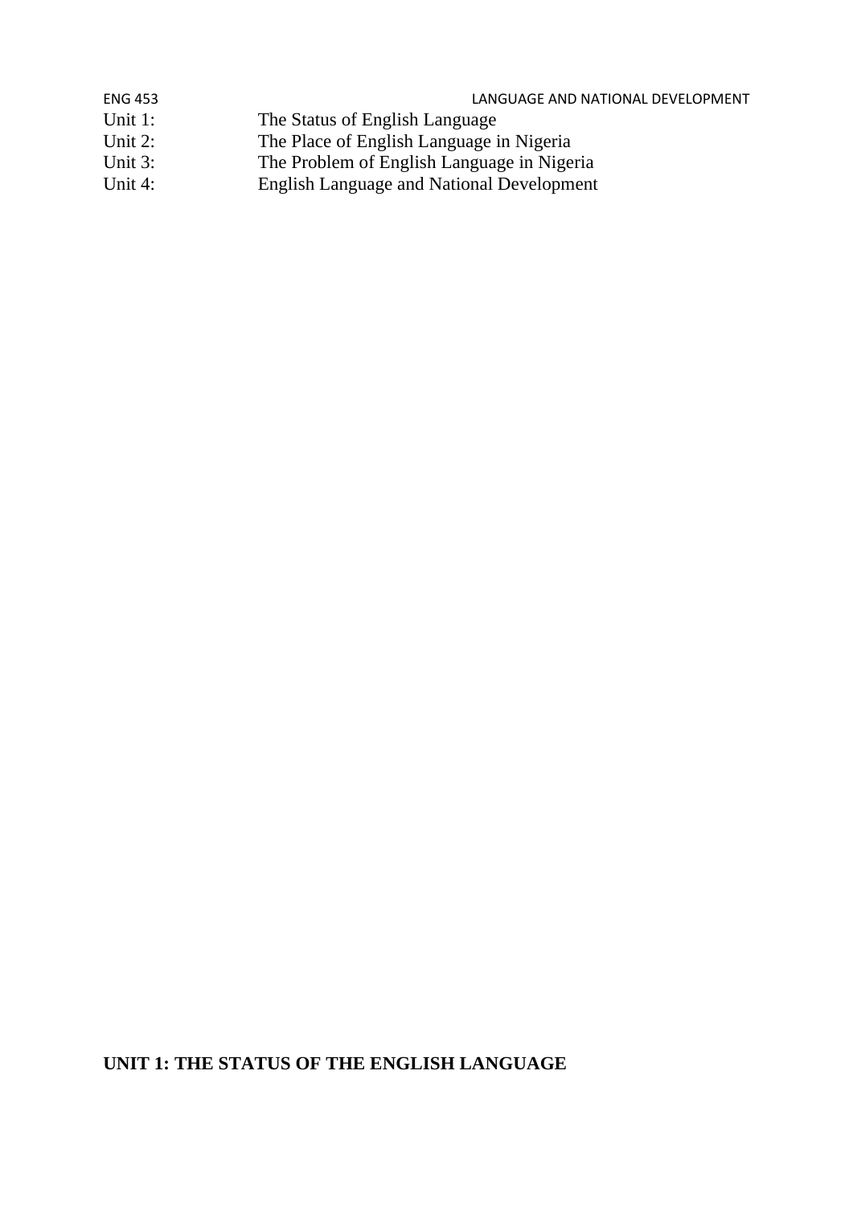Unit 1: The Status of English Language
Unit 2: The Place of English Language in Nigeria
Unit 3: The Problem of English Language in Nigeria
Unit 4: English Language and National Development

## UNIT 1: THE STATUS OF THE ENGLISH LANGUAGE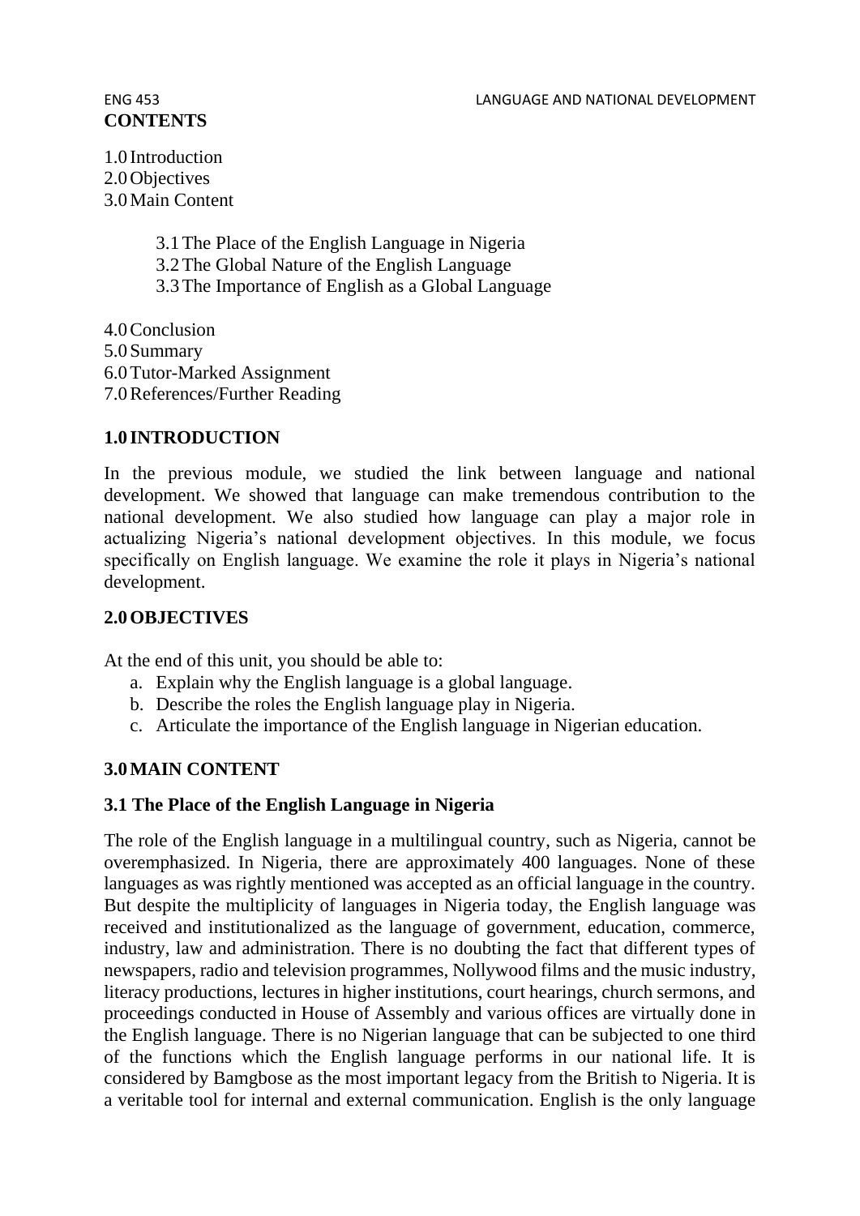**CONTENTS**

1.0 Introduction
2.0 Objectives
3.0 Main Content

3.1 The Place of the English Language in Nigeria
3.2 The Global Nature of the English Language
3.3 The Importance of English as a Global Language

4.0 Conclusion
5.0 Summary
6.0 Tutor-Marked Assignment
7.0 References/Further Reading

## 1.0 INTRODUCTION

In the previous module, we studied the link between language and national development. We showed that language can make tremendous contribution to the national development. We also studied how language can play a major role in actualizing Nigeria's national development objectives. In this module, we focus specifically on English language. We examine the role it plays in Nigeria's national development.

## 2.0 OBJECTIVES

At the end of this unit, you should be able to:

a. Explain why the English language is a global language.
b. Describe the roles the English language play in Nigeria.
c. Articulate the importance of the English language in Nigerian education.

## 3.0 MAIN CONTENT

### 3.1 The Place of the English Language in Nigeria

The role of the English language in a multilingual country, such as Nigeria, cannot be overemphasized. In Nigeria, there are approximately 400 languages. None of these languages as was rightly mentioned was accepted as an official language in the country. But despite the multiplicity of languages in Nigeria today, the English language was received and institutionalized as the language of government, education, commerce, industry, law and administration. There is no doubting the fact that different types of newspapers, radio and television programmes, Nollywood films and the music industry, literacy productions, lectures in higher institutions, court hearings, church sermons, and proceedings conducted in House of Assembly and various offices are virtually done in the English language. There is no Nigerian language that can be subjected to one third of the functions which the English language performs in our national life. It is considered by Bamgbose as the most important legacy from the British to Nigeria. It is a veritable tool for internal and external communication. English is the only language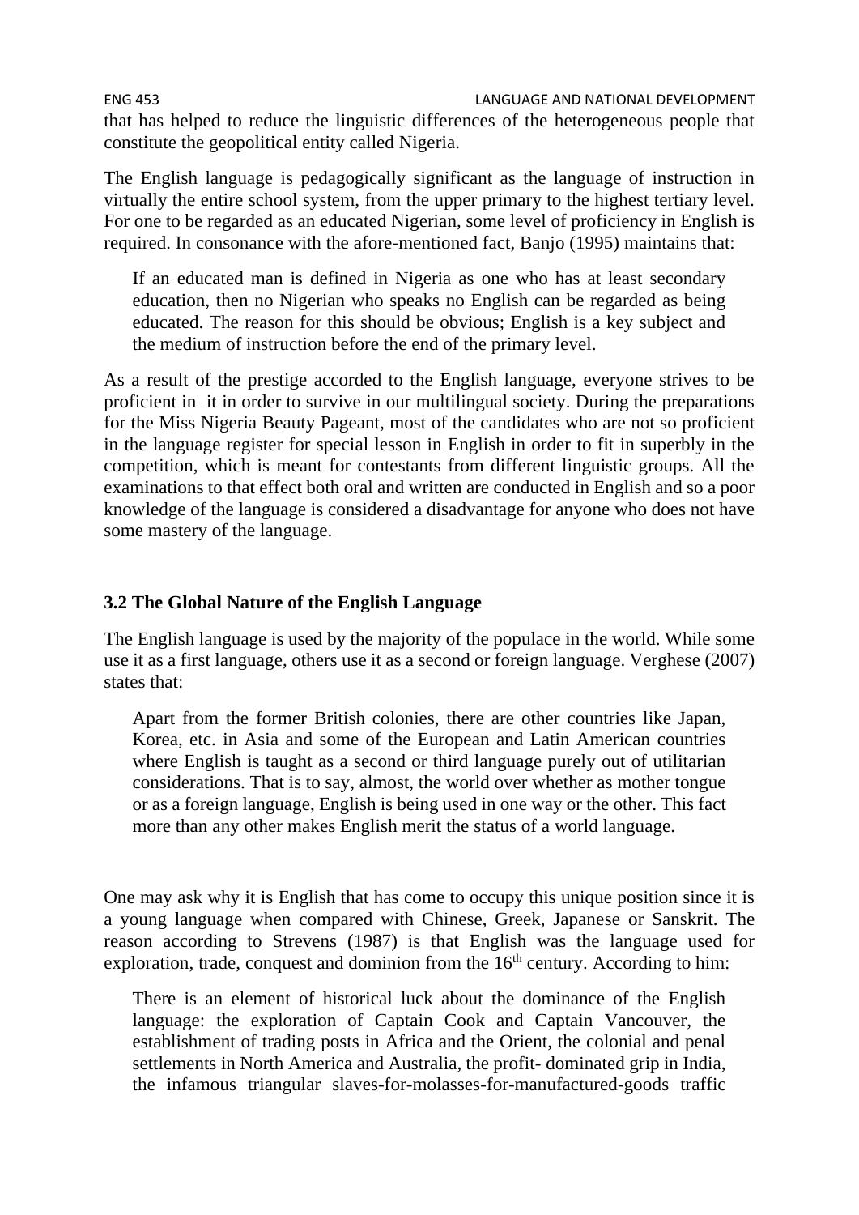that has helped to reduce the linguistic differences of the heterogeneous people that constitute the geopolitical entity called Nigeria.

The English language is pedagogically significant as the language of instruction in virtually the entire school system, from the upper primary to the highest tertiary level. For one to be regarded as an educated Nigerian, some level of proficiency in English is required. In consonance with the afore-mentioned fact, Banjo (1995) maintains that:

> If an educated man is defined in Nigeria as one who has at least secondary education, then no Nigerian who speaks no English can be regarded as being educated. The reason for this should be obvious; English is a key subject and the medium of instruction before the end of the primary level.

As a result of the prestige accorded to the English language, everyone strives to be proficient in it in order to survive in our multilingual society. During the preparations for the Miss Nigeria Beauty Pageant, most of the candidates who are not so proficient in the language register for special lesson in English in order to fit in superbly in the competition, which is meant for contestants from different linguistic groups. All the examinations to that effect both oral and written are conducted in English and so a poor knowledge of the language is considered a disadvantage for anyone who does not have some mastery of the language.

### 3.2 The Global Nature of the English Language

The English language is used by the majority of the populace in the world. While some use it as a first language, others use it as a second or foreign language. Verghese (2007) states that:

> Apart from the former British colonies, there are other countries like Japan, Korea, etc. in Asia and some of the European and Latin American countries where English is taught as a second or third language purely out of utilitarian considerations. That is to say, almost, the world over whether as mother tongue or as a foreign language, English is being used in one way or the other. This fact more than any other makes English merit the status of a world language.

One may ask why it is English that has come to occupy this unique position since it is a young language when compared with Chinese, Greek, Japanese or Sanskrit. The reason according to Strevens (1987) is that English was the language used for exploration, trade, conquest and dominion from the 16th century. According to him:

> There is an element of historical luck about the dominance of the English language: the exploration of Captain Cook and Captain Vancouver, the establishment of trading posts in Africa and the Orient, the colonial and penal settlements in North America and Australia, the profit- dominated grip in India, the infamous triangular slaves-for-molasses-for-manufactured-goods traffic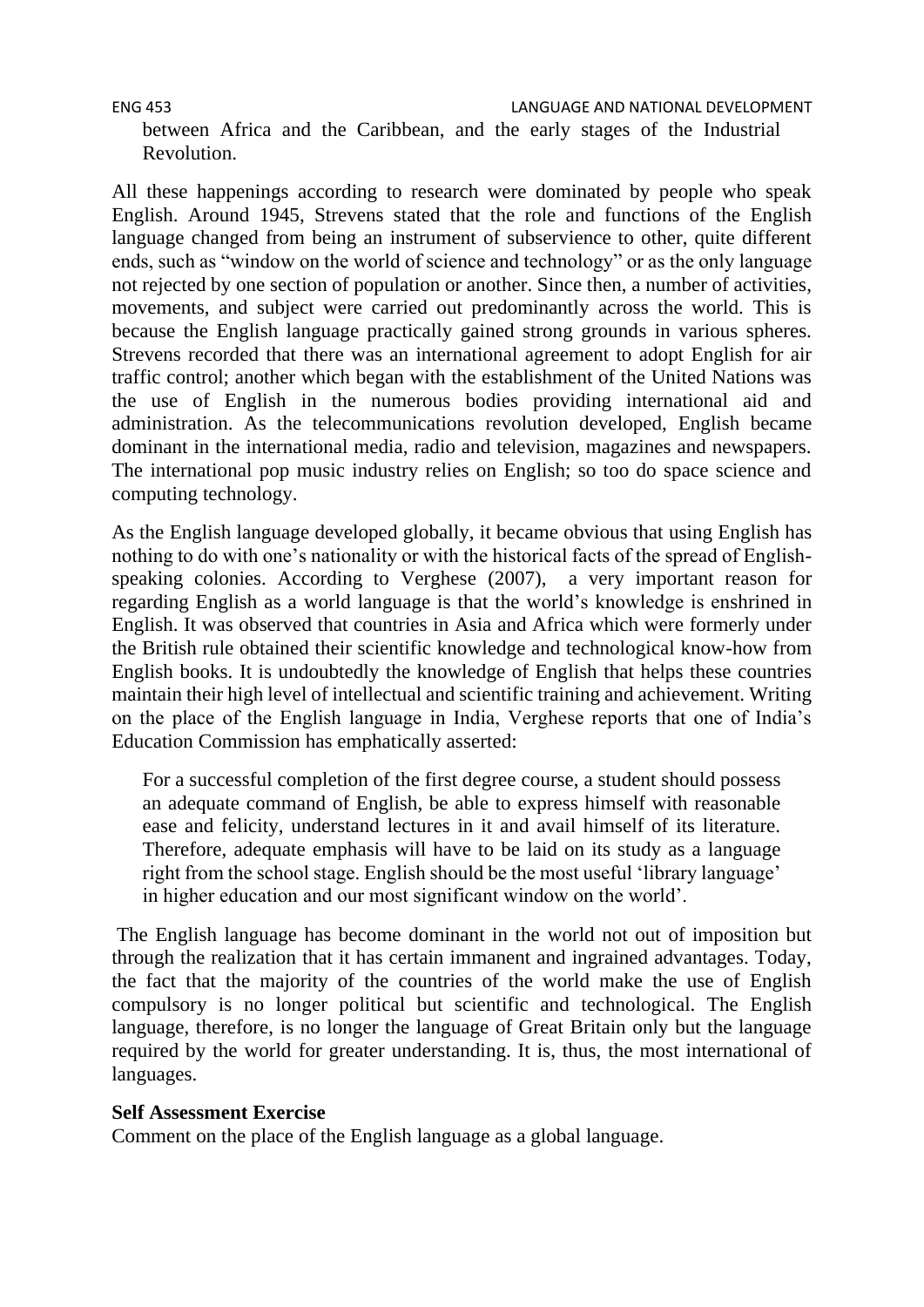between Africa and the Caribbean, and the early stages of the Industrial Revolution.

All these happenings according to research were dominated by people who speak English. Around 1945, Strevens stated that the role and functions of the English language changed from being an instrument of subservience to other, quite different ends, such as "window on the world of science and technology" or as the only language not rejected by one section of population or another. Since then, a number of activities, movements, and subject were carried out predominantly across the world. This is because the English language practically gained strong grounds in various spheres. Strevens recorded that there was an international agreement to adopt English for air traffic control; another which began with the establishment of the United Nations was the use of English in the numerous bodies providing international aid and administration. As the telecommunications revolution developed, English became dominant in the international media, radio and television, magazines and newspapers. The international pop music industry relies on English; so too do space science and computing technology.

As the English language developed globally, it became obvious that using English has nothing to do with one's nationality or with the historical facts of the spread of English-speaking colonies. According to Verghese (2007), a very important reason for regarding English as a world language is that the world's knowledge is enshrined in English. It was observed that countries in Asia and Africa which were formerly under the British rule obtained their scientific knowledge and technological know-how from English books. It is undoubtedly the knowledge of English that helps these countries maintain their high level of intellectual and scientific training and achievement. Writing on the place of the English language in India, Verghese reports that one of India's Education Commission has emphatically asserted:

> For a successful completion of the first degree course, a student should possess an adequate command of English, be able to express himself with reasonable ease and felicity, understand lectures in it and avail himself of its literature. Therefore, adequate emphasis will have to be laid on its study as a language right from the school stage. English should be the most useful 'library language' in higher education and our most significant window on the world'.

The English language has become dominant in the world not out of imposition but through the realization that it has certain immanent and ingrained advantages. Today, the fact that the majority of the countries of the world make the use of English compulsory is no longer political but scientific and technological. The English language, therefore, is no longer the language of Great Britain only but the language required by the world for greater understanding. It is, thus, the most international of languages.

**Self Assessment Exercise**

Comment on the place of the English language as a global language.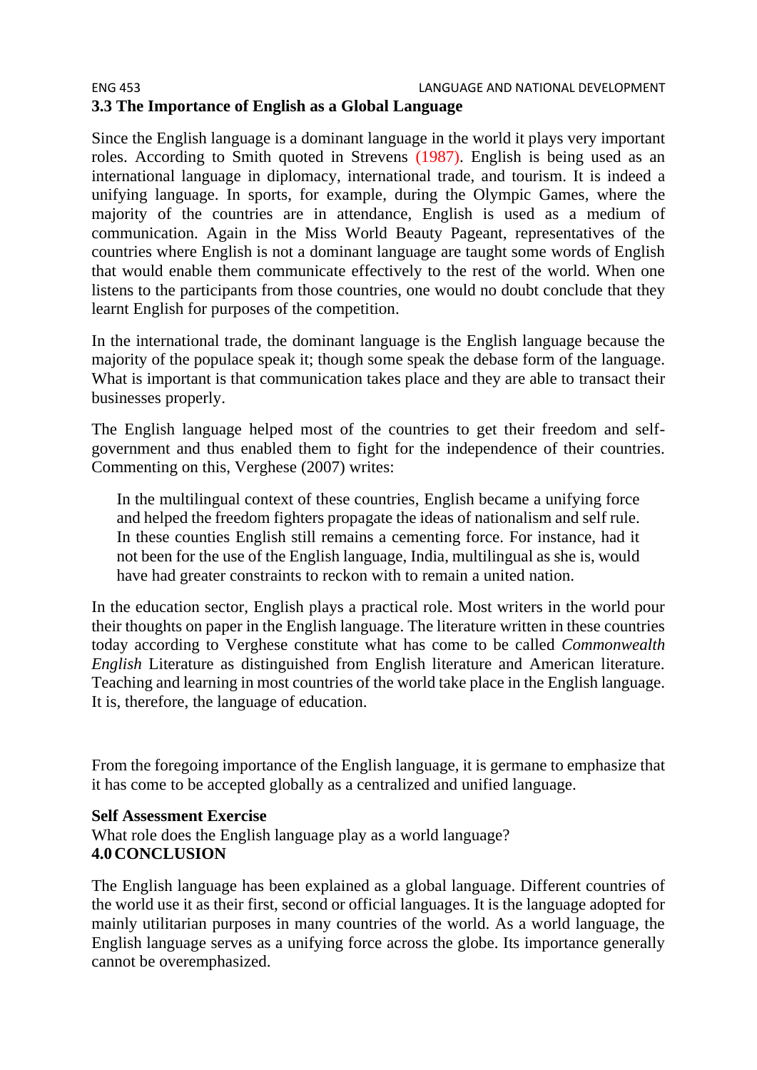### 3.3 The Importance of English as a Global Language

Since the English language is a dominant language in the world it plays very important roles. According to Smith quoted in Strevens (1987). English is being used as an international language in diplomacy, international trade, and tourism. It is indeed a unifying language. In sports, for example, during the Olympic Games, where the majority of the countries are in attendance, English is used as a medium of communication. Again in the Miss World Beauty Pageant, representatives of the countries where English is not a dominant language are taught some words of English that would enable them communicate effectively to the rest of the world. When one listens to the participants from those countries, one would no doubt conclude that they learnt English for purposes of the competition.

In the international trade, the dominant language is the English language because the majority of the populace speak it; though some speak the debase form of the language. What is important is that communication takes place and they are able to transact their businesses properly.

The English language helped most of the countries to get their freedom and self-government and thus enabled them to fight for the independence of their countries. Commenting on this, Verghese (2007) writes:

> In the multilingual context of these countries, English became a unifying force and helped the freedom fighters propagate the ideas of nationalism and self rule. In these counties English still remains a cementing force. For instance, had it not been for the use of the English language, India, multilingual as she is, would have had greater constraints to reckon with to remain a united nation.

In the education sector, English plays a practical role. Most writers in the world pour their thoughts on paper in the English language. The literature written in these countries today according to Verghese constitute what has come to be called *Commonwealth English* Literature as distinguished from English literature and American literature. Teaching and learning in most countries of the world take place in the English language. It is, therefore, the language of education.

From the foregoing importance of the English language, it is germane to emphasize that it has come to be accepted globally as a centralized and unified language.

**Self Assessment Exercise**

What role does the English language play as a world language?

## 4.0 CONCLUSION

The English language has been explained as a global language. Different countries of the world use it as their first, second or official languages. It is the language adopted for mainly utilitarian purposes in many countries of the world. As a world language, the English language serves as a unifying force across the globe. Its importance generally cannot be overemphasized.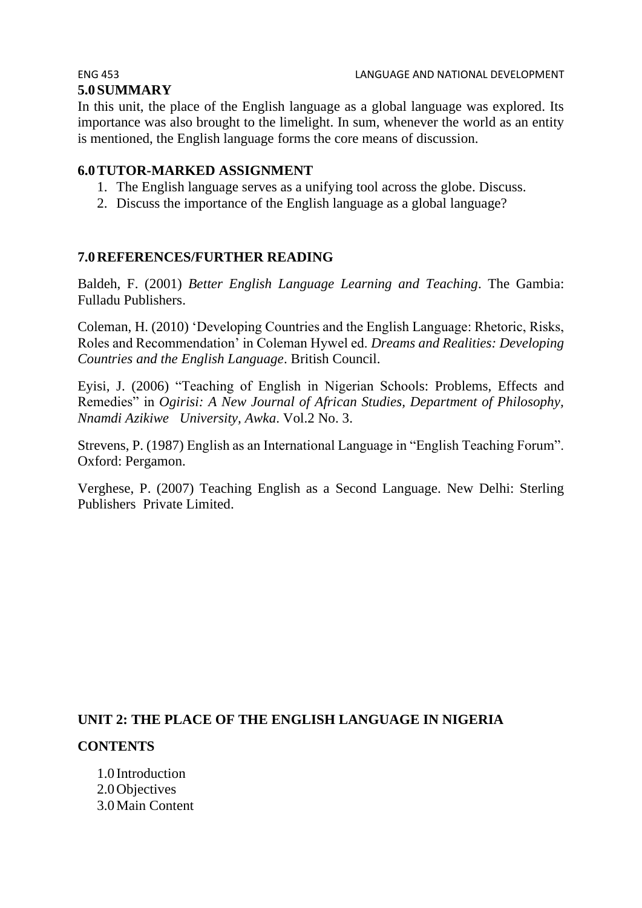## 5.0 SUMMARY

In this unit, the place of the English language as a global language was explored. Its importance was also brought to the limelight. In sum, whenever the world as an entity is mentioned, the English language forms the core means of discussion.

## 6.0 TUTOR-MARKED ASSIGNMENT

1. The English language serves as a unifying tool across the globe. Discuss.
2. Discuss the importance of the English language as a global language?

## 7.0 REFERENCES/FURTHER READING

Baldeh, F. (2001) *Better English Language Learning and Teaching*. The Gambia: Fulladu Publishers.

Coleman, H. (2010) 'Developing Countries and the English Language: Rhetoric, Risks, Roles and Recommendation' in Coleman Hywel ed. *Dreams and Realities: Developing Countries and the English Language*. British Council.

Eyisi, J. (2006) "Teaching of English in Nigerian Schools: Problems, Effects and Remedies" in *Ogirisi: A New Journal of African Studies, Department of Philosophy, Nnamdi Azikiwe University, Awka*. Vol.2 No. 3.

Strevens, P. (1987) English as an International Language in "English Teaching Forum". Oxford: Pergamon.

Verghese, P. (2007) Teaching English as a Second Language. New Delhi: Sterling Publishers Private Limited.

# UNIT 2: THE PLACE OF THE ENGLISH LANGUAGE IN NIGERIA

## CONTENTS

1.0 Introduction
2.0 Objectives
3.0 Main Content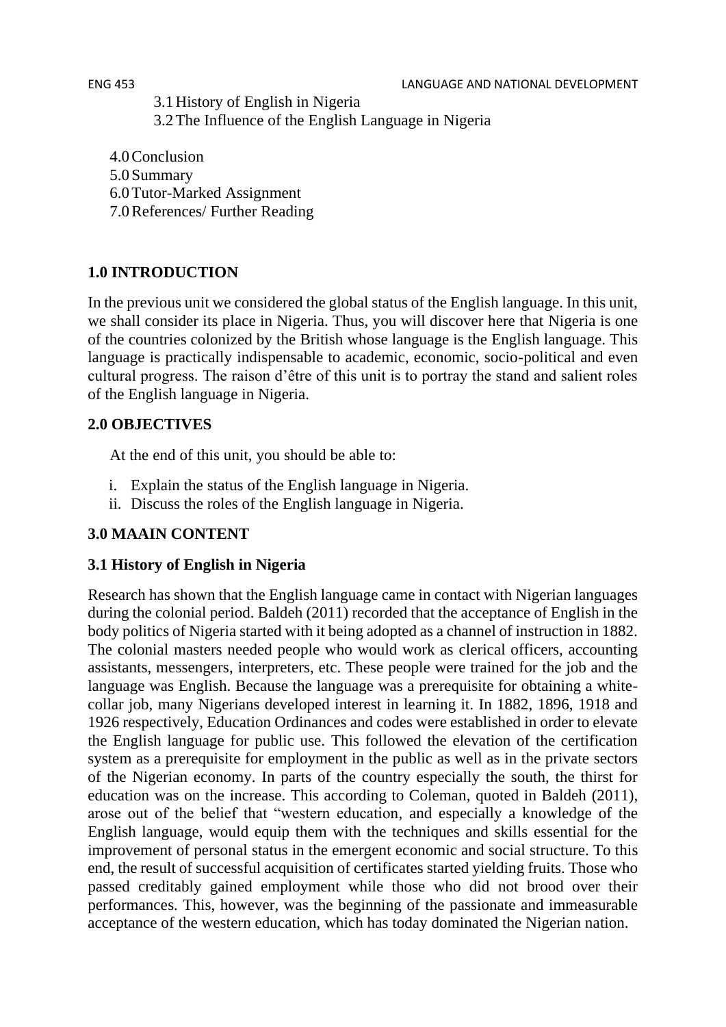3.1 History of English in Nigeria
3.2 The Influence of the English Language in Nigeria

4.0 Conclusion
5.0 Summary
6.0 Tutor-Marked Assignment
7.0 References/ Further Reading

## 1.0 INTRODUCTION

In the previous unit we considered the global status of the English language. In this unit, we shall consider its place in Nigeria. Thus, you will discover here that Nigeria is one of the countries colonized by the British whose language is the English language. This language is practically indispensable to academic, economic, socio-political and even cultural progress. The raison d'être of this unit is to portray the stand and salient roles of the English language in Nigeria.

## 2.0 OBJECTIVES

At the end of this unit, you should be able to:

i. Explain the status of the English language in Nigeria.
ii. Discuss the roles of the English language in Nigeria.

## 3.0 MAAIN CONTENT

### 3.1 History of English in Nigeria

Research has shown that the English language came in contact with Nigerian languages during the colonial period. Baldeh (2011) recorded that the acceptance of English in the body politics of Nigeria started with it being adopted as a channel of instruction in 1882. The colonial masters needed people who would work as clerical officers, accounting assistants, messengers, interpreters, etc. These people were trained for the job and the language was English. Because the language was a prerequisite for obtaining a white-collar job, many Nigerians developed interest in learning it. In 1882, 1896, 1918 and 1926 respectively, Education Ordinances and codes were established in order to elevate the English language for public use. This followed the elevation of the certification system as a prerequisite for employment in the public as well as in the private sectors of the Nigerian economy. In parts of the country especially the south, the thirst for education was on the increase. This according to Coleman, quoted in Baldeh (2011), arose out of the belief that "western education, and especially a knowledge of the English language, would equip them with the techniques and skills essential for the improvement of personal status in the emergent economic and social structure. To this end, the result of successful acquisition of certificates started yielding fruits. Those who passed creditably gained employment while those who did not brood over their performances. This, however, was the beginning of the passionate and immeasurable acceptance of the western education, which has today dominated the Nigerian nation.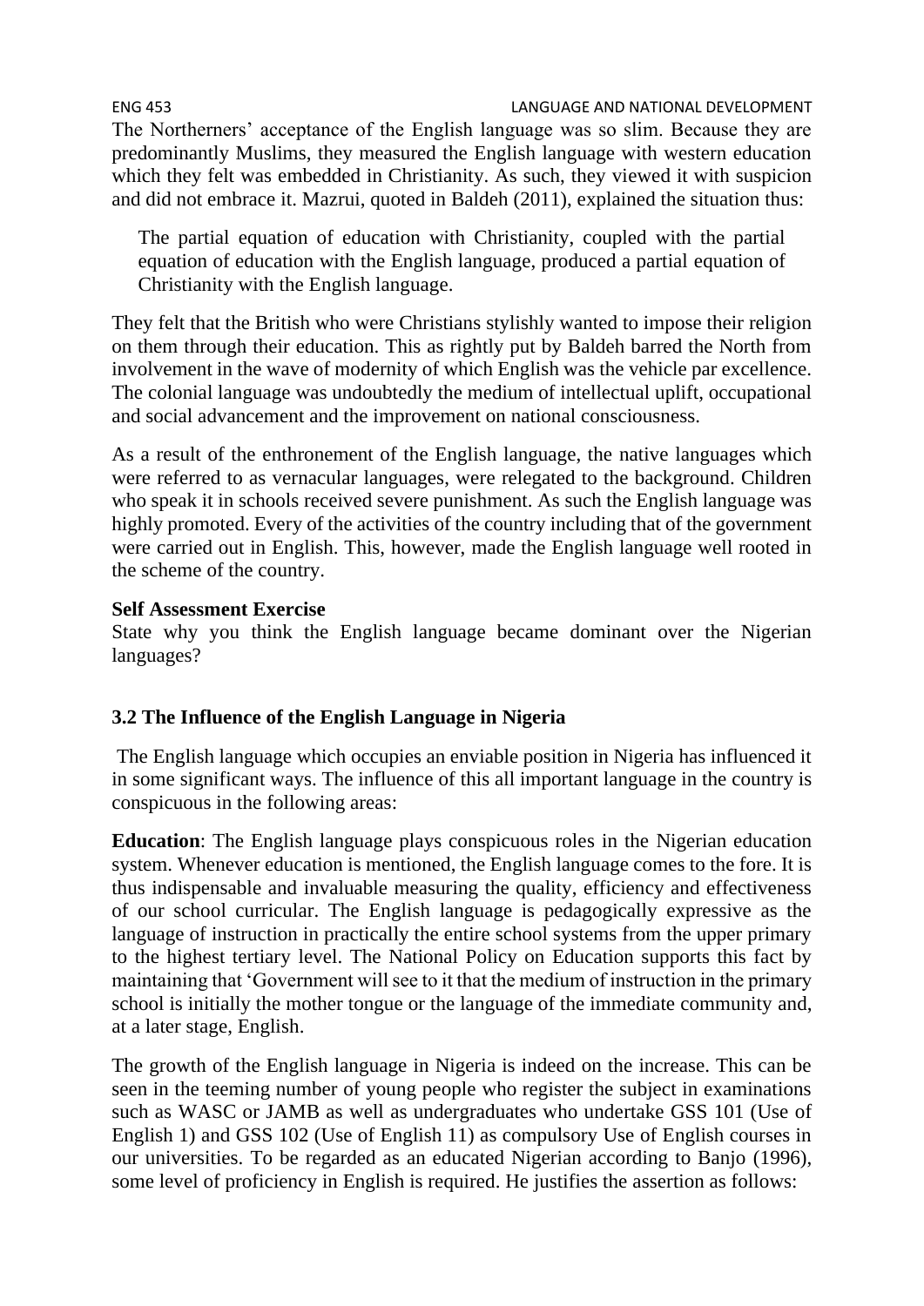The Northerners' acceptance of the English language was so slim. Because they are predominantly Muslims, they measured the English language with western education which they felt was embedded in Christianity. As such, they viewed it with suspicion and did not embrace it. Mazrui, quoted in Baldeh (2011), explained the situation thus:

> The partial equation of education with Christianity, coupled with the partial equation of education with the English language, produced a partial equation of Christianity with the English language.

They felt that the British who were Christians stylishly wanted to impose their religion on them through their education. This as rightly put by Baldeh barred the North from involvement in the wave of modernity of which English was the vehicle par excellence. The colonial language was undoubtedly the medium of intellectual uplift, occupational and social advancement and the improvement on national consciousness.

As a result of the enthronement of the English language, the native languages which were referred to as vernacular languages, were relegated to the background. Children who speak it in schools received severe punishment. As such the English language was highly promoted. Every of the activities of the country including that of the government were carried out in English. This, however, made the English language well rooted in the scheme of the country.

**Self Assessment Exercise**

State why you think the English language became dominant over the Nigerian languages?

### 3.2 The Influence of the English Language in Nigeria

The English language which occupies an enviable position in Nigeria has influenced it in some significant ways. The influence of this all important language in the country is conspicuous in the following areas:

**Education**: The English language plays conspicuous roles in the Nigerian education system. Whenever education is mentioned, the English language comes to the fore. It is thus indispensable and invaluable measuring the quality, efficiency and effectiveness of our school curricular. The English language is pedagogically expressive as the language of instruction in practically the entire school systems from the upper primary to the highest tertiary level. The National Policy on Education supports this fact by maintaining that 'Government will see to it that the medium of instruction in the primary school is initially the mother tongue or the language of the immediate community and, at a later stage, English.

The growth of the English language in Nigeria is indeed on the increase. This can be seen in the teeming number of young people who register the subject in examinations such as WASC or JAMB as well as undergraduates who undertake GSS 101 (Use of English 1) and GSS 102 (Use of English 11) as compulsory Use of English courses in our universities. To be regarded as an educated Nigerian according to Banjo (1996), some level of proficiency in English is required. He justifies the assertion as follows: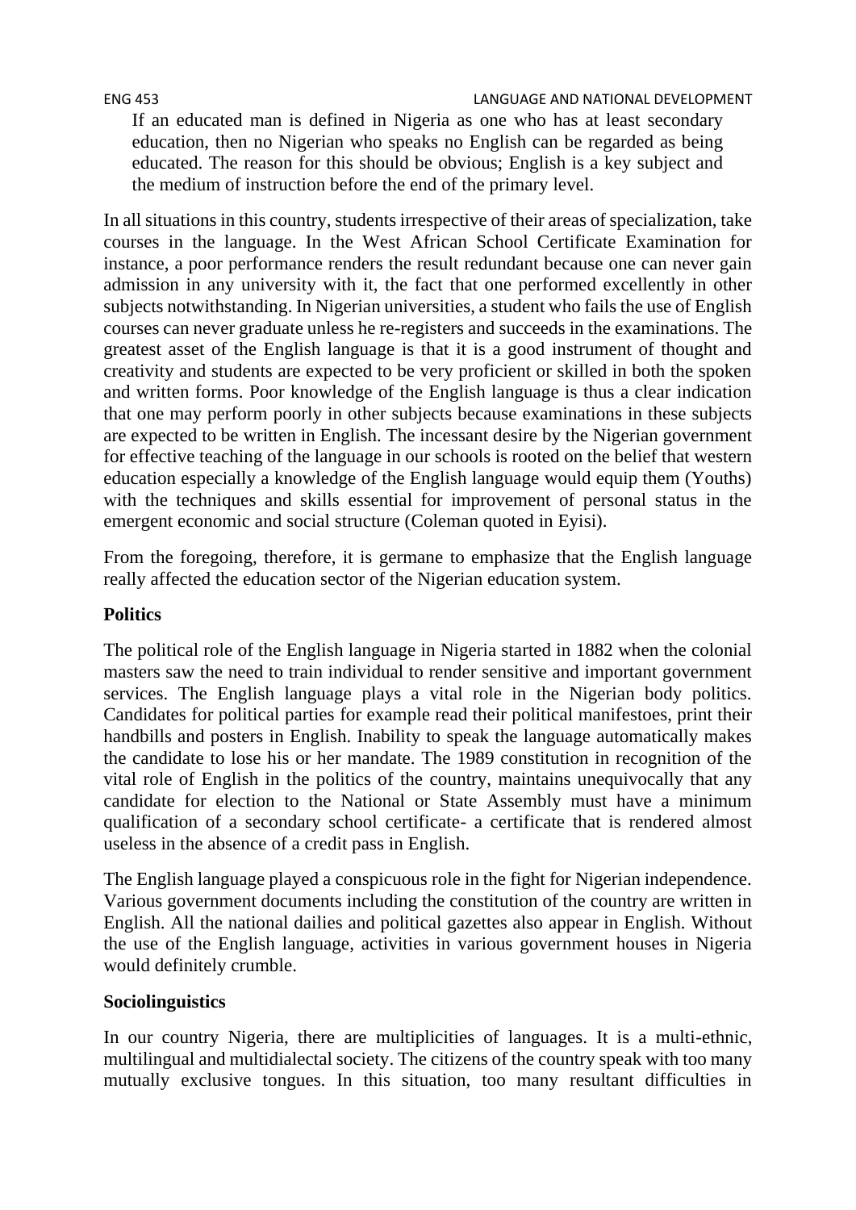> If an educated man is defined in Nigeria as one who has at least secondary education, then no Nigerian who speaks no English can be regarded as being educated. The reason for this should be obvious; English is a key subject and the medium of instruction before the end of the primary level.

In all situations in this country, students irrespective of their areas of specialization, take courses in the language. In the West African School Certificate Examination for instance, a poor performance renders the result redundant because one can never gain admission in any university with it, the fact that one performed excellently in other subjects notwithstanding. In Nigerian universities, a student who fails the use of English courses can never graduate unless he re-registers and succeeds in the examinations. The greatest asset of the English language is that it is a good instrument of thought and creativity and students are expected to be very proficient or skilled in both the spoken and written forms. Poor knowledge of the English language is thus a clear indication that one may perform poorly in other subjects because examinations in these subjects are expected to be written in English. The incessant desire by the Nigerian government for effective teaching of the language in our schools is rooted on the belief that western education especially a knowledge of the English language would equip them (Youths) with the techniques and skills essential for improvement of personal status in the emergent economic and social structure (Coleman quoted in Eyisi).

From the foregoing, therefore, it is germane to emphasize that the English language really affected the education sector of the Nigerian education system.

**Politics**

The political role of the English language in Nigeria started in 1882 when the colonial masters saw the need to train individual to render sensitive and important government services. The English language plays a vital role in the Nigerian body politics. Candidates for political parties for example read their political manifestoes, print their handbills and posters in English. Inability to speak the language automatically makes the candidate to lose his or her mandate. The 1989 constitution in recognition of the vital role of English in the politics of the country, maintains unequivocally that any candidate for election to the National or State Assembly must have a minimum qualification of a secondary school certificate- a certificate that is rendered almost useless in the absence of a credit pass in English.

The English language played a conspicuous role in the fight for Nigerian independence. Various government documents including the constitution of the country are written in English. All the national dailies and political gazettes also appear in English. Without the use of the English language, activities in various government houses in Nigeria would definitely crumble.

**Sociolinguistics**

In our country Nigeria, there are multiplicities of languages. It is a multi-ethnic, multilingual and multidialectal society. The citizens of the country speak with too many mutually exclusive tongues. In this situation, too many resultant difficulties in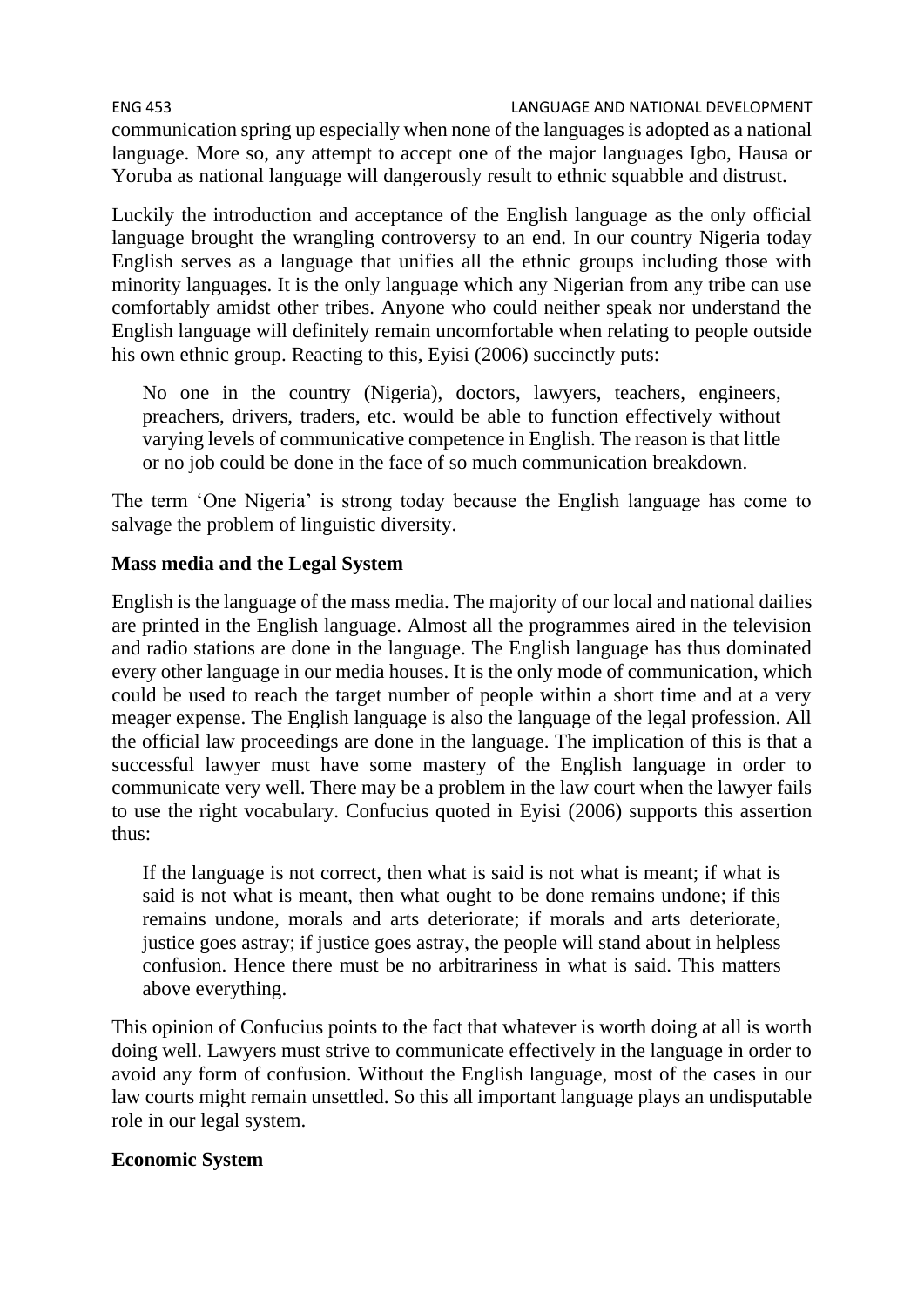communication spring up especially when none of the languages is adopted as a national language. More so, any attempt to accept one of the major languages Igbo, Hausa or Yoruba as national language will dangerously result to ethnic squabble and distrust.

Luckily the introduction and acceptance of the English language as the only official language brought the wrangling controversy to an end. In our country Nigeria today English serves as a language that unifies all the ethnic groups including those with minority languages. It is the only language which any Nigerian from any tribe can use comfortably amidst other tribes. Anyone who could neither speak nor understand the English language will definitely remain uncomfortable when relating to people outside his own ethnic group. Reacting to this, Eyisi (2006) succinctly puts:

> No one in the country (Nigeria), doctors, lawyers, teachers, engineers, preachers, drivers, traders, etc. would be able to function effectively without varying levels of communicative competence in English. The reason is that little or no job could be done in the face of so much communication breakdown.

The term 'One Nigeria' is strong today because the English language has come to salvage the problem of linguistic diversity.

**Mass media and the Legal System**

English is the language of the mass media. The majority of our local and national dailies are printed in the English language. Almost all the programmes aired in the television and radio stations are done in the language. The English language has thus dominated every other language in our media houses. It is the only mode of communication, which could be used to reach the target number of people within a short time and at a very meager expense. The English language is also the language of the legal profession. All the official law proceedings are done in the language. The implication of this is that a successful lawyer must have some mastery of the English language in order to communicate very well. There may be a problem in the law court when the lawyer fails to use the right vocabulary. Confucius quoted in Eyisi (2006) supports this assertion thus:

> If the language is not correct, then what is said is not what is meant; if what is said is not what is meant, then what ought to be done remains undone; if this remains undone, morals and arts deteriorate; if morals and arts deteriorate, justice goes astray; if justice goes astray, the people will stand about in helpless confusion. Hence there must be no arbitrariness in what is said. This matters above everything.

This opinion of Confucius points to the fact that whatever is worth doing at all is worth doing well. Lawyers must strive to communicate effectively in the language in order to avoid any form of confusion. Without the English language, most of the cases in our law courts might remain unsettled. So this all important language plays an undisputable role in our legal system.

**Economic System**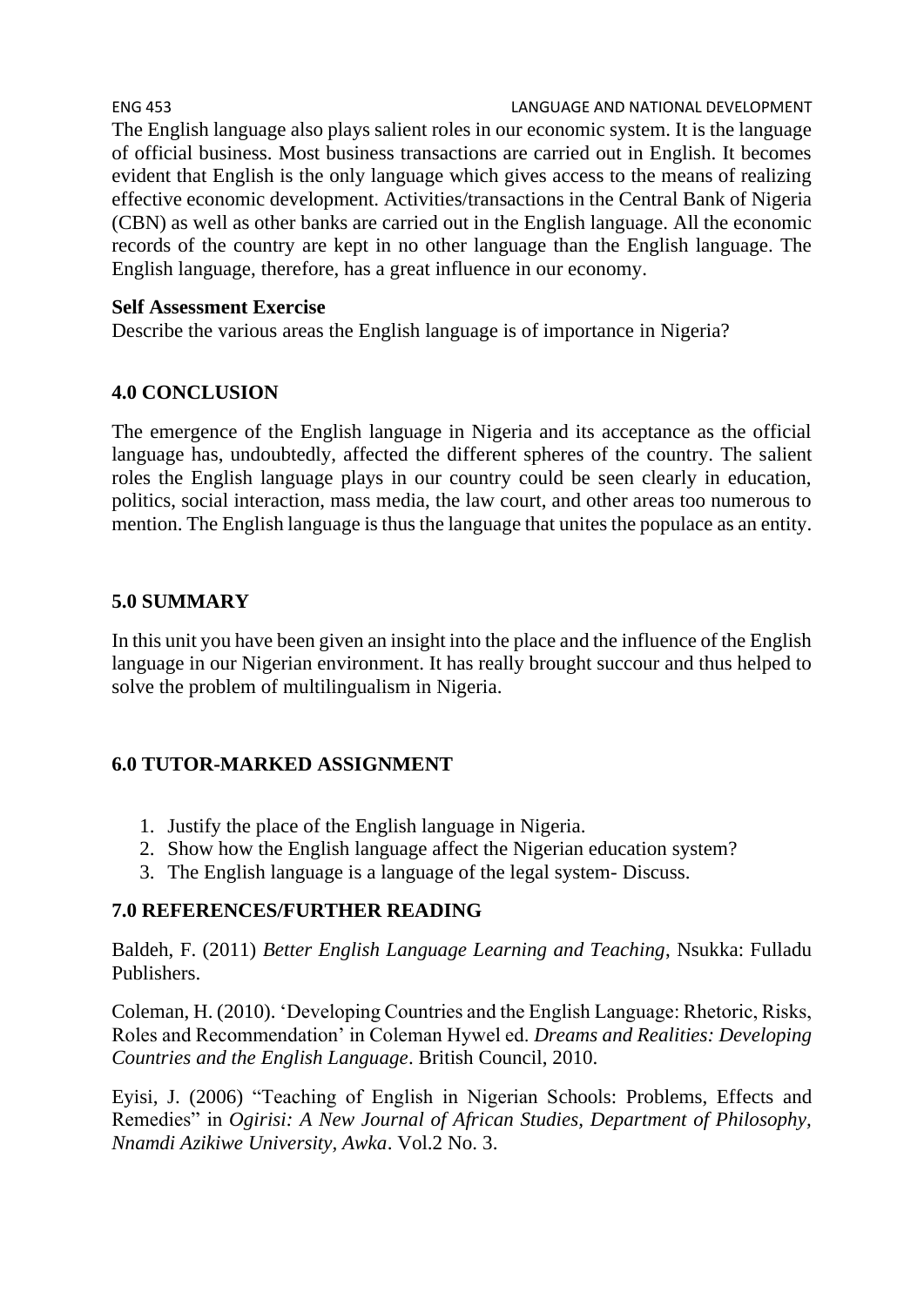The English language also plays salient roles in our economic system. It is the language of official business. Most business transactions are carried out in English. It becomes evident that English is the only language which gives access to the means of realizing effective economic development. Activities/transactions in the Central Bank of Nigeria (CBN) as well as other banks are carried out in the English language. All the economic records of the country are kept in no other language than the English language. The English language, therefore, has a great influence in our economy.

**Self Assessment Exercise**

Describe the various areas the English language is of importance in Nigeria?

## 4.0 CONCLUSION

The emergence of the English language in Nigeria and its acceptance as the official language has, undoubtedly, affected the different spheres of the country. The salient roles the English language plays in our country could be seen clearly in education, politics, social interaction, mass media, the law court, and other areas too numerous to mention. The English language is thus the language that unites the populace as an entity.

## 5.0 SUMMARY

In this unit you have been given an insight into the place and the influence of the English language in our Nigerian environment. It has really brought succour and thus helped to solve the problem of multilingualism in Nigeria.

## 6.0 TUTOR-MARKED ASSIGNMENT

1. Justify the place of the English language in Nigeria.
2. Show how the English language affect the Nigerian education system?
3. The English language is a language of the legal system- Discuss.

## 7.0 REFERENCES/FURTHER READING

Baldeh, F. (2011) *Better English Language Learning and Teaching*, Nsukka: Fulladu Publishers.

Coleman, H. (2010). 'Developing Countries and the English Language: Rhetoric, Risks, Roles and Recommendation' in Coleman Hywel ed. *Dreams and Realities: Developing Countries and the English Language*. British Council, 2010.

Eyisi, J. (2006) "Teaching of English in Nigerian Schools: Problems, Effects and Remedies" in *Ogirisi: A New Journal of African Studies, Department of Philosophy, Nnamdi Azikiwe University, Awka*. Vol.2 No. 3.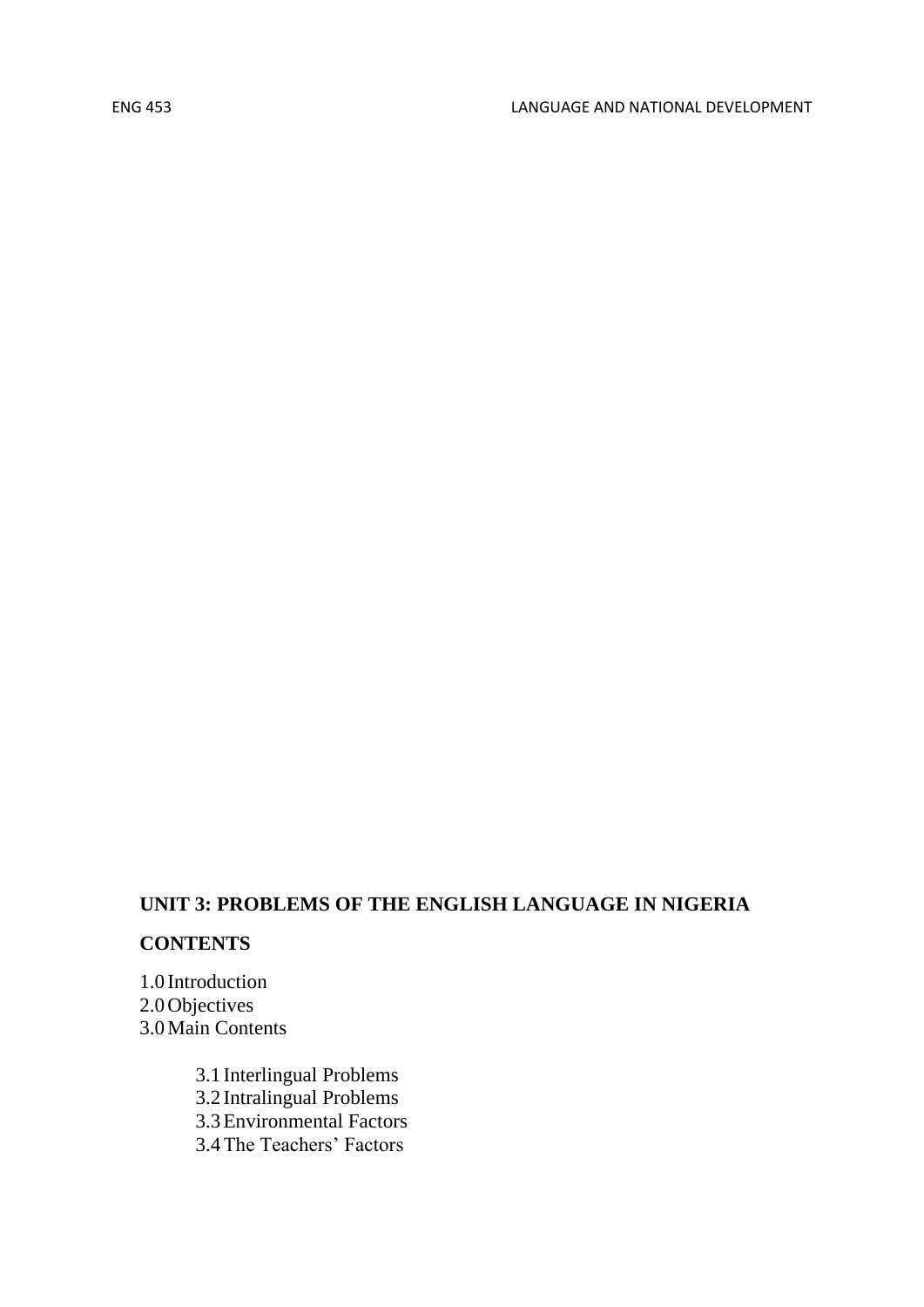## UNIT 3: PROBLEMS OF THE ENGLISH LANGUAGE IN NIGERIA

**CONTENTS**

1.0 Introduction
2.0 Objectives
3.0 Main Contents

3.1 Interlingual Problems
3.2 Intralingual Problems
3.3 Environmental Factors
3.4 The Teachers' Factors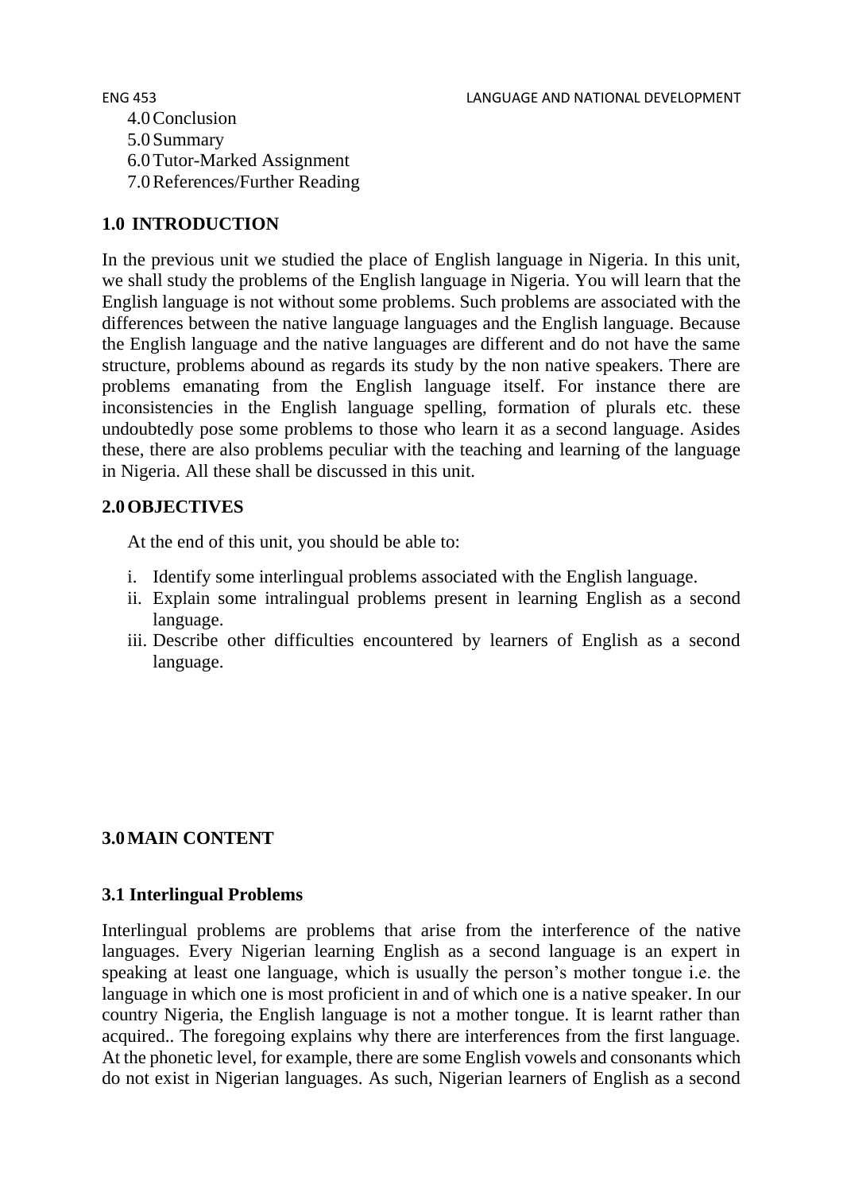4.0 Conclusion
5.0 Summary
6.0 Tutor-Marked Assignment
7.0 References/Further Reading

## 1.0 INTRODUCTION

In the previous unit we studied the place of English language in Nigeria. In this unit, we shall study the problems of the English language in Nigeria. You will learn that the English language is not without some problems. Such problems are associated with the differences between the native language languages and the English language. Because the English language and the native languages are different and do not have the same structure, problems abound as regards its study by the non native speakers. There are problems emanating from the English language itself. For instance there are inconsistencies in the English language spelling, formation of plurals etc. these undoubtedly pose some problems to those who learn it as a second language. Asides these, there are also problems peculiar with the teaching and learning of the language in Nigeria. All these shall be discussed in this unit.

## 2.0 OBJECTIVES

At the end of this unit, you should be able to:

i. Identify some interlingual problems associated with the English language.
ii. Explain some intralingual problems present in learning English as a second language.
iii. Describe other difficulties encountered by learners of English as a second language.

## 3.0 MAIN CONTENT

### 3.1 Interlingual Problems

Interlingual problems are problems that arise from the interference of the native languages. Every Nigerian learning English as a second language is an expert in speaking at least one language, which is usually the person's mother tongue i.e. the language in which one is most proficient in and of which one is a native speaker. In our country Nigeria, the English language is not a mother tongue. It is learnt rather than acquired.. The foregoing explains why there are interferences from the first language. At the phonetic level, for example, there are some English vowels and consonants which do not exist in Nigerian languages. As such, Nigerian learners of English as a second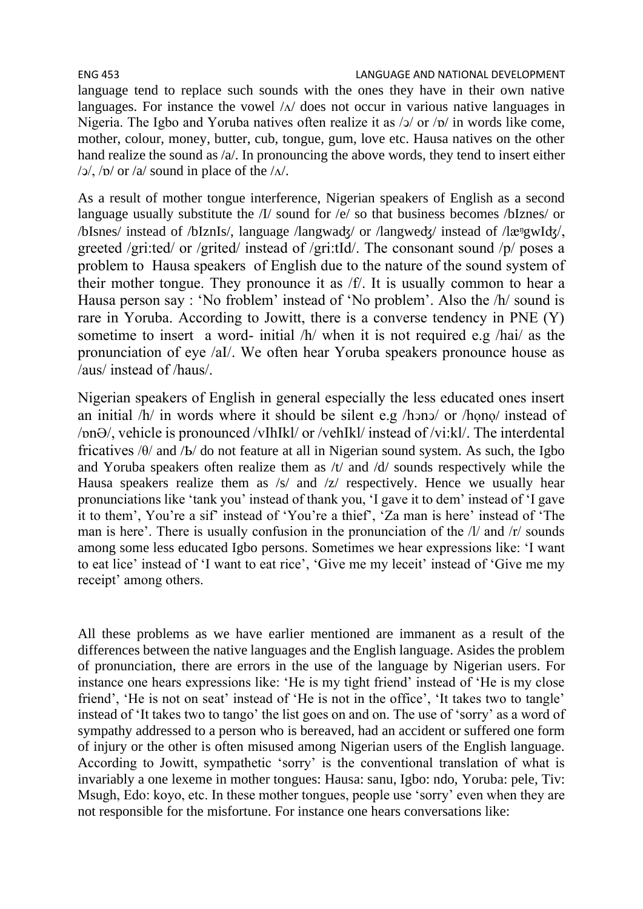language tend to replace such sounds with the ones they have in their own native languages. For instance the vowel /ʌ/ does not occur in various native languages in Nigeria. The Igbo and Yoruba natives often realize it as /ɔ/ or /ɒ/ in words like come, mother, colour, money, butter, cub, tongue, gum, love etc. Hausa natives on the other hand realize the sound as /a/. In pronouncing the above words, they tend to insert either /ɔ/, /ɒ/ or /a/ sound in place of the /ʌ/.

As a result of mother tongue interference, Nigerian speakers of English as a second language usually substitute the /I/ sound for /e/ so that business becomes /bIznes/ or /bIsnes/ instead of /bIznIs/, language /langwaʤ/ or /langweʤ/ instead of /læŋgwIʤ/, greeted /gri:ted/ or /grited/ instead of /gri:tId/. The consonant sound /p/ poses a problem to Hausa speakers of English due to the nature of the sound system of their mother tongue. They pronounce it as /f/. It is usually common to hear a Hausa person say : 'No froblem' instead of 'No problem'. Also the /h/ sound is rare in Yoruba. According to Jowitt, there is a converse tendency in PNE (Y) sometime to insert a word- initial /h/ when it is not required e.g /hai/ as the pronunciation of eye /aI/. We often hear Yoruba speakers pronounce house as /aus/ instead of /haus/.

Nigerian speakers of English in general especially the less educated ones insert an initial /h/ in words where it should be silent e.g /hɔnɔ/ or /họnọ/ instead of /ɒnƏ/, vehicle is pronounced /vIhIkl/ or /vehIkl/ instead of /vi:kl/. The interdental fricatives /θ/ and /Ъ/ do not feature at all in Nigerian sound system. As such, the Igbo and Yoruba speakers often realize them as /t/ and /d/ sounds respectively while the Hausa speakers realize them as /s/ and /z/ respectively. Hence we usually hear pronunciations like 'tank you' instead of thank you, 'I gave it to dem' instead of 'I gave it to them', You're a sif' instead of 'You're a thief', 'Za man is here' instead of 'The man is here'. There is usually confusion in the pronunciation of the /l/ and /r/ sounds among some less educated Igbo persons. Sometimes we hear expressions like: 'I want to eat lice' instead of 'I want to eat rice', 'Give me my leceit' instead of 'Give me my receipt' among others.

All these problems as we have earlier mentioned are immanent as a result of the differences between the native languages and the English language. Asides the problem of pronunciation, there are errors in the use of the language by Nigerian users. For instance one hears expressions like: 'He is my tight friend' instead of 'He is my close friend', 'He is not on seat' instead of 'He is not in the office', 'It takes two to tangle' instead of 'It takes two to tango' the list goes on and on. The use of 'sorry' as a word of sympathy addressed to a person who is bereaved, had an accident or suffered one form of injury or the other is often misused among Nigerian users of the English language. According to Jowitt, sympathetic 'sorry' is the conventional translation of what is invariably a one lexeme in mother tongues: Hausa: sanu, Igbo: ndo, Yoruba: pele, Tiv: Msugh, Edo: koyo, etc. In these mother tongues, people use 'sorry' even when they are not responsible for the misfortune. For instance one hears conversations like: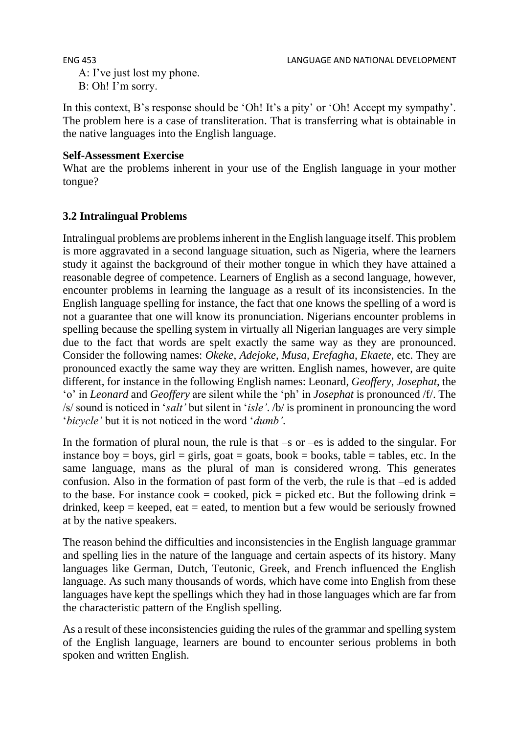A: I've just lost my phone.
B: Oh! I'm sorry.

In this context, B's response should be 'Oh! It's a pity' or 'Oh! Accept my sympathy'. The problem here is a case of transliteration. That is transferring what is obtainable in the native languages into the English language.

**Self-Assessment Exercise**

What are the problems inherent in your use of the English language in your mother tongue?

### 3.2 Intralingual Problems

Intralingual problems are problems inherent in the English language itself. This problem is more aggravated in a second language situation, such as Nigeria, where the learners study it against the background of their mother tongue in which they have attained a reasonable degree of competence. Learners of English as a second language, however, encounter problems in learning the language as a result of its inconsistencies. In the English language spelling for instance, the fact that one knows the spelling of a word is not a guarantee that one will know its pronunciation. Nigerians encounter problems in spelling because the spelling system in virtually all Nigerian languages are very simple due to the fact that words are spelt exactly the same way as they are pronounced. Consider the following names: *Okeke*, *Adejoke*, *Musa*, *Erefagha*, *Ekaete*, etc. They are pronounced exactly the same way they are written. English names, however, are quite different, for instance in the following English names: Leonard, *Geoffery*, *Josephat*, the 'o' in *Leonard* and *Geoffery* are silent while the 'ph' in *Josephat* is pronounced /f/. The /s/ sound is noticed in '*salt'* but silent in '*isle'*. /b/ is prominent in pronouncing the word '*bicycle'* but it is not noticed in the word '*dumb'*.

In the formation of plural noun, the rule is that –s or –es is added to the singular. For instance boy = boys, girl = girls, goat = goats, book = books, table = tables, etc. In the same language, mans as the plural of man is considered wrong. This generates confusion. Also in the formation of past form of the verb, the rule is that –ed is added to the base. For instance cook = cooked, pick = picked etc. But the following drink = drinked, keep = keeped, eat = eated, to mention but a few would be seriously frowned at by the native speakers.

The reason behind the difficulties and inconsistencies in the English language grammar and spelling lies in the nature of the language and certain aspects of its history. Many languages like German, Dutch, Teutonic, Greek, and French influenced the English language. As such many thousands of words, which have come into English from these languages have kept the spellings which they had in those languages which are far from the characteristic pattern of the English spelling.

As a result of these inconsistencies guiding the rules of the grammar and spelling system of the English language, learners are bound to encounter serious problems in both spoken and written English.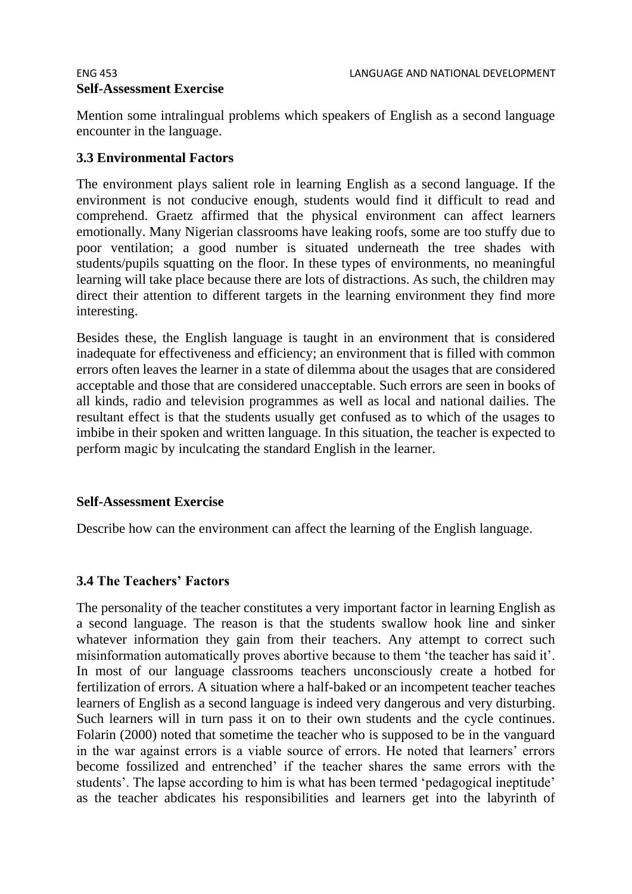**Self-Assessment Exercise**

Mention some intralingual problems which speakers of English as a second language encounter in the language.

### 3.3 Environmental Factors

The environment plays salient role in learning English as a second language. If the environment is not conducive enough, students would find it difficult to read and comprehend. Graetz affirmed that the physical environment can affect learners emotionally. Many Nigerian classrooms have leaking roofs, some are too stuffy due to poor ventilation; a good number is situated underneath the tree shades with students/pupils squatting on the floor. In these types of environments, no meaningful learning will take place because there are lots of distractions. As such, the children may direct their attention to different targets in the learning environment they find more interesting.

Besides these, the English language is taught in an environment that is considered inadequate for effectiveness and efficiency; an environment that is filled with common errors often leaves the learner in a state of dilemma about the usages that are considered acceptable and those that are considered unacceptable. Such errors are seen in books of all kinds, radio and television programmes as well as local and national dailies. The resultant effect is that the students usually get confused as to which of the usages to imbibe in their spoken and written language. In this situation, the teacher is expected to perform magic by inculcating the standard English in the learner.

**Self-Assessment Exercise**

Describe how can the environment can affect the learning of the English language.

### 3.4 The Teachers' Factors

The personality of the teacher constitutes a very important factor in learning English as a second language. The reason is that the students swallow hook line and sinker whatever information they gain from their teachers. Any attempt to correct such misinformation automatically proves abortive because to them 'the teacher has said it'. In most of our language classrooms teachers unconsciously create a hotbed for fertilization of errors. A situation where a half-baked or an incompetent teacher teaches learners of English as a second language is indeed very dangerous and very disturbing. Such learners will in turn pass it on to their own students and the cycle continues. Folarin (2000) noted that sometime the teacher who is supposed to be in the vanguard in the war against errors is a viable source of errors. He noted that learners' errors become fossilized and entrenched' if the teacher shares the same errors with the students'. The lapse according to him is what has been termed 'pedagogical ineptitude' as the teacher abdicates his responsibilities and learners get into the labyrinth of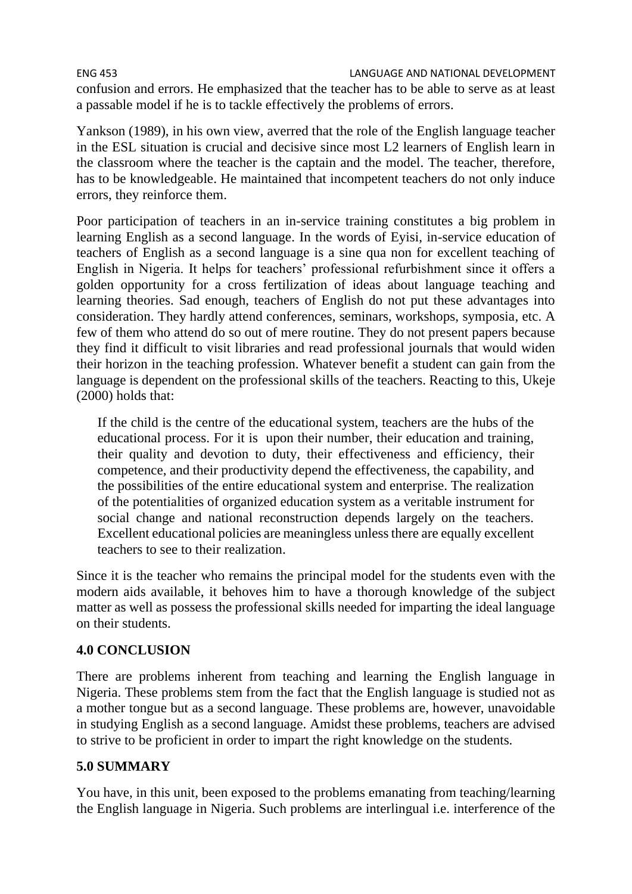confusion and errors. He emphasized that the teacher has to be able to serve as at least a passable model if he is to tackle effectively the problems of errors.

Yankson (1989), in his own view, averred that the role of the English language teacher in the ESL situation is crucial and decisive since most L2 learners of English learn in the classroom where the teacher is the captain and the model. The teacher, therefore, has to be knowledgeable. He maintained that incompetent teachers do not only induce errors, they reinforce them.

Poor participation of teachers in an in-service training constitutes a big problem in learning English as a second language. In the words of Eyisi, in-service education of teachers of English as a second language is a sine qua non for excellent teaching of English in Nigeria. It helps for teachers' professional refurbishment since it offers a golden opportunity for a cross fertilization of ideas about language teaching and learning theories. Sad enough, teachers of English do not put these advantages into consideration. They hardly attend conferences, seminars, workshops, symposia, etc. A few of them who attend do so out of mere routine. They do not present papers because they find it difficult to visit libraries and read professional journals that would widen their horizon in the teaching profession. Whatever benefit a student can gain from the language is dependent on the professional skills of the teachers. Reacting to this, Ukeje (2000) holds that:

> If the child is the centre of the educational system, teachers are the hubs of the educational process. For it is upon their number, their education and training, their quality and devotion to duty, their effectiveness and efficiency, their competence, and their productivity depend the effectiveness, the capability, and the possibilities of the entire educational system and enterprise. The realization of the potentialities of organized education system as a veritable instrument for social change and national reconstruction depends largely on the teachers. Excellent educational policies are meaningless unless there are equally excellent teachers to see to their realization.

Since it is the teacher who remains the principal model for the students even with the modern aids available, it behoves him to have a thorough knowledge of the subject matter as well as possess the professional skills needed for imparting the ideal language on their students.

## 4.0 CONCLUSION

There are problems inherent from teaching and learning the English language in Nigeria. These problems stem from the fact that the English language is studied not as a mother tongue but as a second language. These problems are, however, unavoidable in studying English as a second language. Amidst these problems, teachers are advised to strive to be proficient in order to impart the right knowledge on the students.

## 5.0 SUMMARY

You have, in this unit, been exposed to the problems emanating from teaching/learning the English language in Nigeria. Such problems are interlingual i.e. interference of the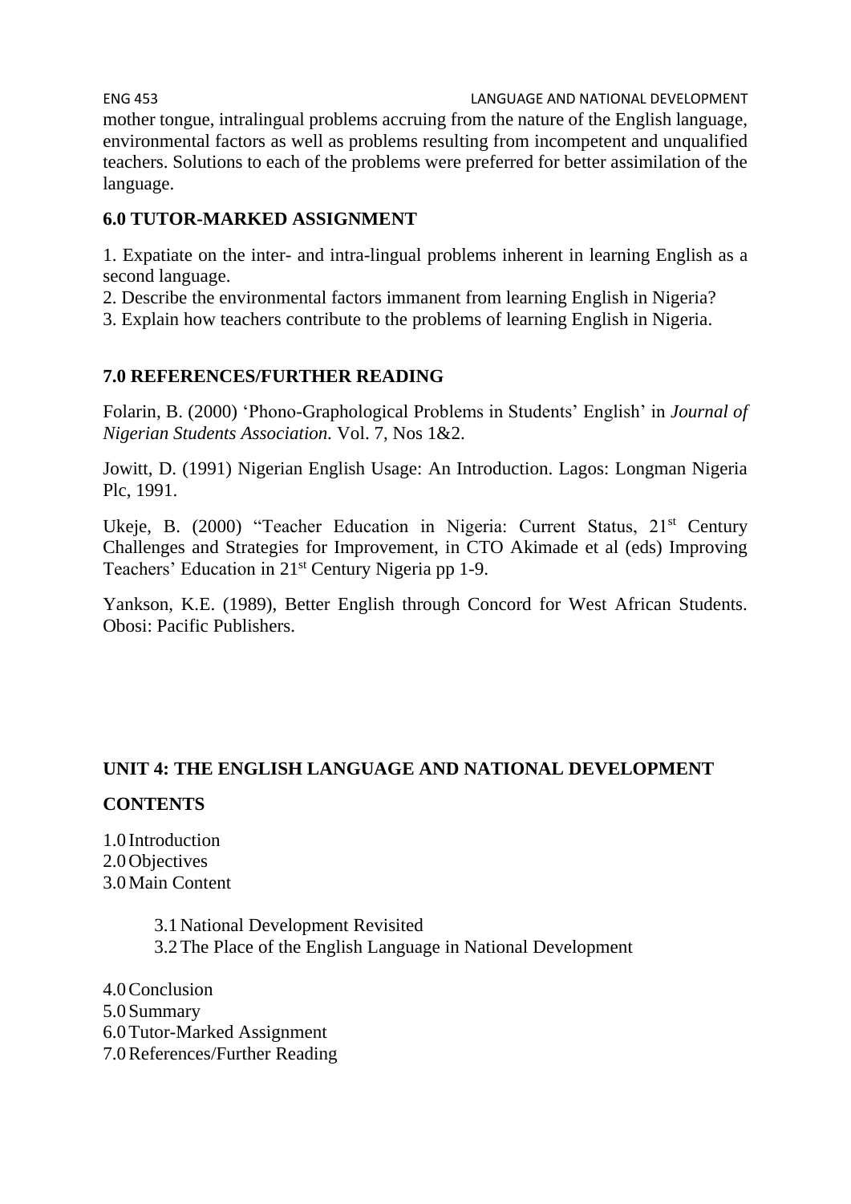mother tongue, intralingual problems accruing from the nature of the English language, environmental factors as well as problems resulting from incompetent and unqualified teachers. Solutions to each of the problems were preferred for better assimilation of the language.

## 6.0 TUTOR-MARKED ASSIGNMENT

1. Expatiate on the inter- and intra-lingual problems inherent in learning English as a second language.
2. Describe the environmental factors immanent from learning English in Nigeria?
3. Explain how teachers contribute to the problems of learning English in Nigeria.

## 7.0 REFERENCES/FURTHER READING

Folarin, B. (2000) 'Phono-Graphological Problems in Students' English' in *Journal of Nigerian Students Association.* Vol. 7, Nos 1&2.

Jowitt, D. (1991) Nigerian English Usage: An Introduction. Lagos: Longman Nigeria Plc, 1991.

Ukeje, B. (2000) "Teacher Education in Nigeria: Current Status, 21st Century Challenges and Strategies for Improvement, in CTO Akimade et al (eds) Improving Teachers' Education in 21st Century Nigeria pp 1-9.

Yankson, K.E. (1989), Better English through Concord for West African Students. Obosi: Pacific Publishers.

# UNIT 4: THE ENGLISH LANGUAGE AND NATIONAL DEVELOPMENT

## CONTENTS

1.0 Introduction
2.0 Objectives
3.0 Main Content

- 3.1 National Development Revisited
- 3.2 The Place of the English Language in National Development

4.0 Conclusion
5.0 Summary
6.0 Tutor-Marked Assignment
7.0 References/Further Reading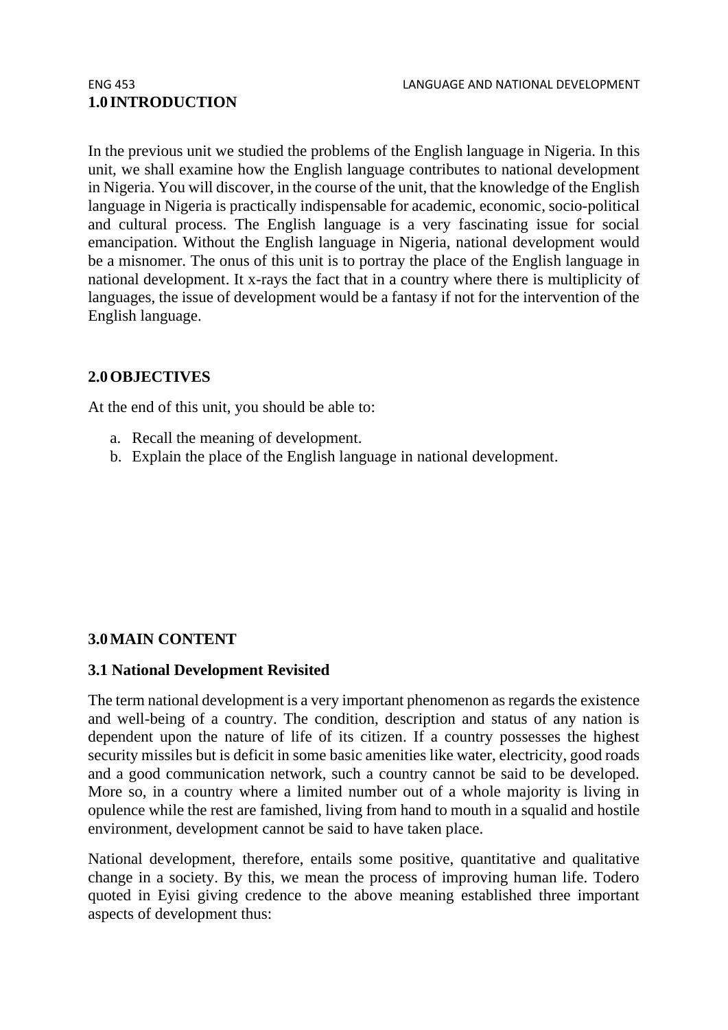## 1.0 INTRODUCTION

In the previous unit we studied the problems of the English language in Nigeria. In this unit, we shall examine how the English language contributes to national development in Nigeria. You will discover, in the course of the unit, that the knowledge of the English language in Nigeria is practically indispensable for academic, economic, socio-political and cultural process. The English language is a very fascinating issue for social emancipation. Without the English language in Nigeria, national development would be a misnomer. The onus of this unit is to portray the place of the English language in national development. It x-rays the fact that in a country where there is multiplicity of languages, the issue of development would be a fantasy if not for the intervention of the English language.

## 2.0 OBJECTIVES

At the end of this unit, you should be able to:

a. Recall the meaning of development.
b. Explain the place of the English language in national development.

## 3.0 MAIN CONTENT

### 3.1 National Development Revisited

The term national development is a very important phenomenon as regards the existence and well-being of a country. The condition, description and status of any nation is dependent upon the nature of life of its citizen. If a country possesses the highest security missiles but is deficit in some basic amenities like water, electricity, good roads and a good communication network, such a country cannot be said to be developed. More so, in a country where a limited number out of a whole majority is living in opulence while the rest are famished, living from hand to mouth in a squalid and hostile environment, development cannot be said to have taken place.

National development, therefore, entails some positive, quantitative and qualitative change in a society. By this, we mean the process of improving human life. Todero quoted in Eyisi giving credence to the above meaning established three important aspects of development thus: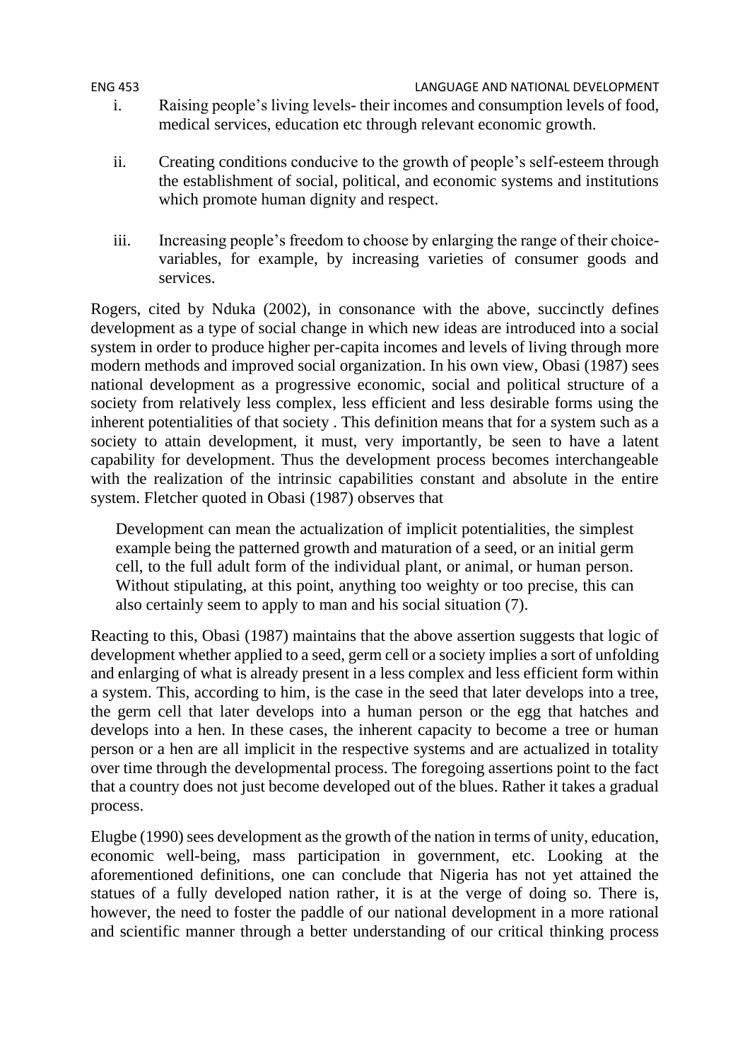i. Raising people's living levels- their incomes and consumption levels of food, medical services, education etc through relevant economic growth.

ii. Creating conditions conducive to the growth of people's self-esteem through the establishment of social, political, and economic systems and institutions which promote human dignity and respect.

iii. Increasing people's freedom to choose by enlarging the range of their choice-variables, for example, by increasing varieties of consumer goods and services.

Rogers, cited by Nduka (2002), in consonance with the above, succinctly defines development as a type of social change in which new ideas are introduced into a social system in order to produce higher per-capita incomes and levels of living through more modern methods and improved social organization. In his own view, Obasi (1987) sees national development as a progressive economic, social and political structure of a society from relatively less complex, less efficient and less desirable forms using the inherent potentialities of that society . This definition means that for a system such as a society to attain development, it must, very importantly, be seen to have a latent capability for development. Thus the development process becomes interchangeable with the realization of the intrinsic capabilities constant and absolute in the entire system. Fletcher quoted in Obasi (1987) observes that

> Development can mean the actualization of implicit potentialities, the simplest example being the patterned growth and maturation of a seed, or an initial germ cell, to the full adult form of the individual plant, or animal, or human person. Without stipulating, at this point, anything too weighty or too precise, this can also certainly seem to apply to man and his social situation (7).

Reacting to this, Obasi (1987) maintains that the above assertion suggests that logic of development whether applied to a seed, germ cell or a society implies a sort of unfolding and enlarging of what is already present in a less complex and less efficient form within a system. This, according to him, is the case in the seed that later develops into a tree, the germ cell that later develops into a human person or the egg that hatches and develops into a hen. In these cases, the inherent capacity to become a tree or human person or a hen are all implicit in the respective systems and are actualized in totality over time through the developmental process. The foregoing assertions point to the fact that a country does not just become developed out of the blues. Rather it takes a gradual process.

Elugbe (1990) sees development as the growth of the nation in terms of unity, education, economic well-being, mass participation in government, etc. Looking at the aforementioned definitions, one can conclude that Nigeria has not yet attained the statues of a fully developed nation rather, it is at the verge of doing so. There is, however, the need to foster the paddle of our national development in a more rational and scientific manner through a better understanding of our critical thinking process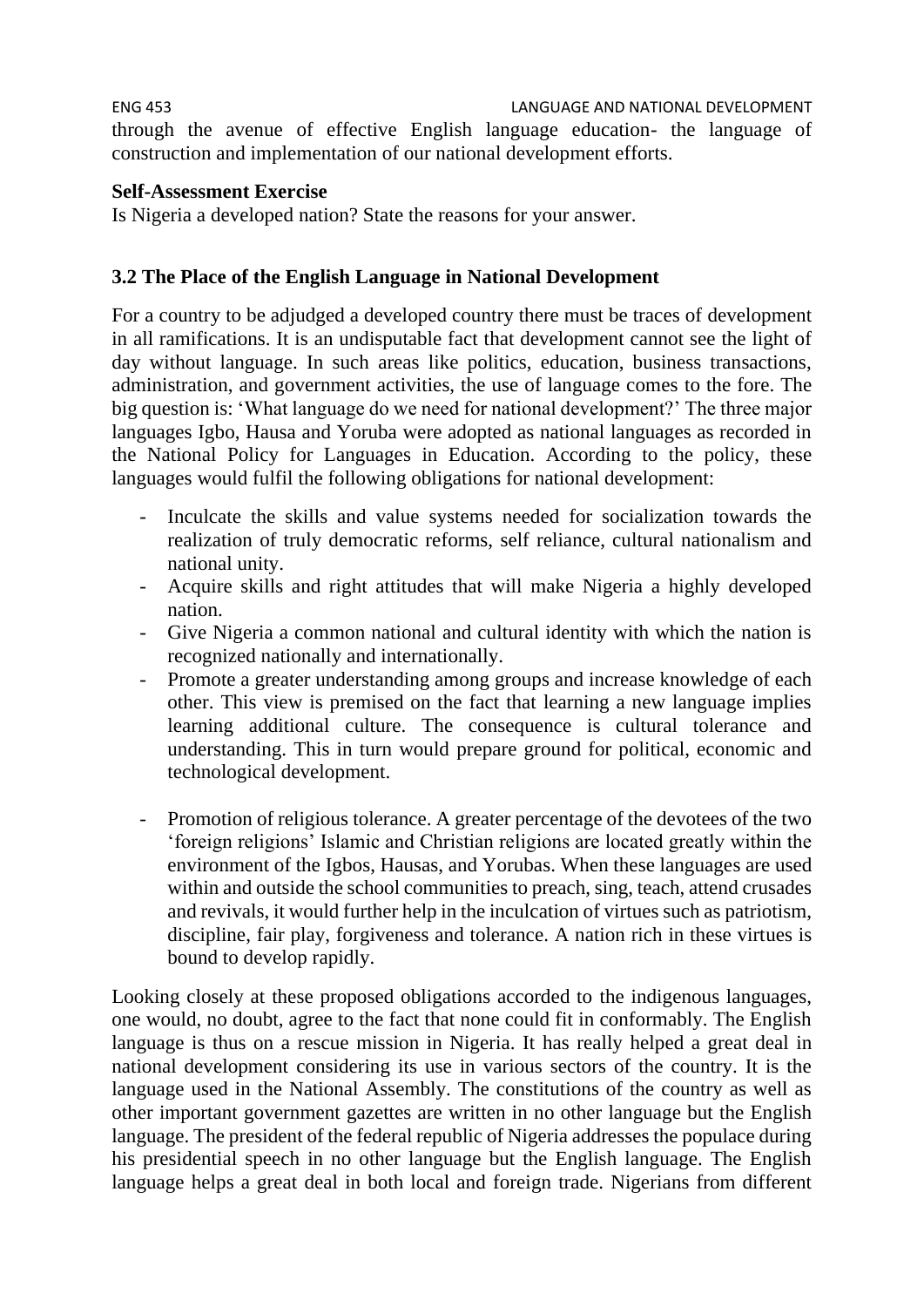through the avenue of effective English language education- the language of construction and implementation of our national development efforts.

**Self-Assessment Exercise**

Is Nigeria a developed nation? State the reasons for your answer.

### 3.2 The Place of the English Language in National Development

For a country to be adjudged a developed country there must be traces of development in all ramifications. It is an undisputable fact that development cannot see the light of day without language. In such areas like politics, education, business transactions, administration, and government activities, the use of language comes to the fore. The big question is: 'What language do we need for national development?' The three major languages Igbo, Hausa and Yoruba were adopted as national languages as recorded in the National Policy for Languages in Education. According to the policy, these languages would fulfil the following obligations for national development:

- Inculcate the skills and value systems needed for socialization towards the realization of truly democratic reforms, self reliance, cultural nationalism and national unity.
- Acquire skills and right attitudes that will make Nigeria a highly developed nation.
- Give Nigeria a common national and cultural identity with which the nation is recognized nationally and internationally.
- Promote a greater understanding among groups and increase knowledge of each other. This view is premised on the fact that learning a new language implies learning additional culture. The consequence is cultural tolerance and understanding. This in turn would prepare ground for political, economic and technological development.
- Promotion of religious tolerance. A greater percentage of the devotees of the two 'foreign religions' Islamic and Christian religions are located greatly within the environment of the Igbos, Hausas, and Yorubas. When these languages are used within and outside the school communities to preach, sing, teach, attend crusades and revivals, it would further help in the inculcation of virtues such as patriotism, discipline, fair play, forgiveness and tolerance. A nation rich in these virtues is bound to develop rapidly.

Looking closely at these proposed obligations accorded to the indigenous languages, one would, no doubt, agree to the fact that none could fit in conformably. The English language is thus on a rescue mission in Nigeria. It has really helped a great deal in national development considering its use in various sectors of the country. It is the language used in the National Assembly. The constitutions of the country as well as other important government gazettes are written in no other language but the English language. The president of the federal republic of Nigeria addresses the populace during his presidential speech in no other language but the English language. The English language helps a great deal in both local and foreign trade. Nigerians from different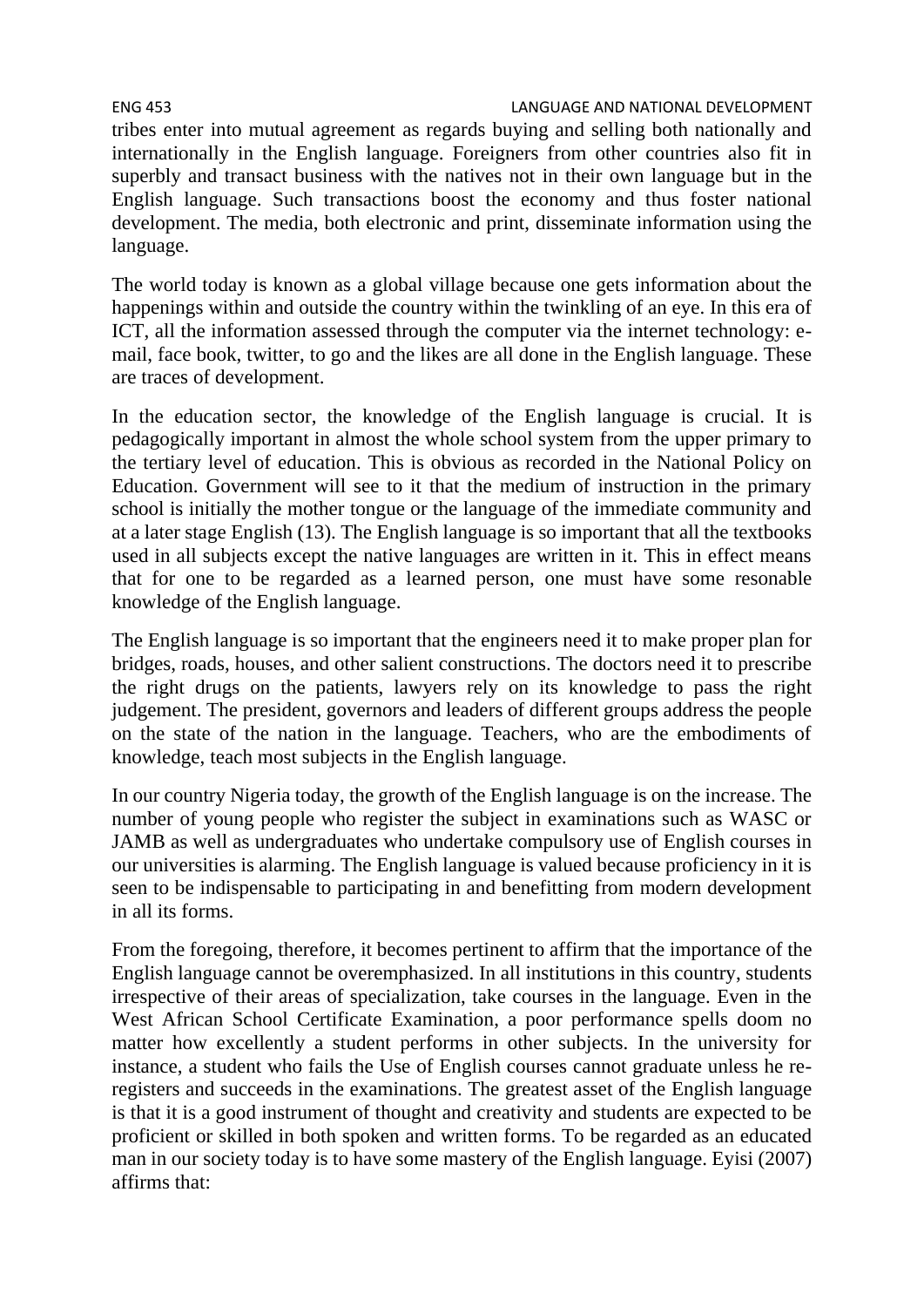tribes enter into mutual agreement as regards buying and selling both nationally and internationally in the English language. Foreigners from other countries also fit in superbly and transact business with the natives not in their own language but in the English language. Such transactions boost the economy and thus foster national development. The media, both electronic and print, disseminate information using the language.

The world today is known as a global village because one gets information about the happenings within and outside the country within the twinkling of an eye. In this era of ICT, all the information assessed through the computer via the internet technology: e-mail, face book, twitter, to go and the likes are all done in the English language. These are traces of development.

In the education sector, the knowledge of the English language is crucial. It is pedagogically important in almost the whole school system from the upper primary to the tertiary level of education. This is obvious as recorded in the National Policy on Education. Government will see to it that the medium of instruction in the primary school is initially the mother tongue or the language of the immediate community and at a later stage English (13). The English language is so important that all the textbooks used in all subjects except the native languages are written in it. This in effect means that for one to be regarded as a learned person, one must have some resonable knowledge of the English language.

The English language is so important that the engineers need it to make proper plan for bridges, roads, houses, and other salient constructions. The doctors need it to prescribe the right drugs on the patients, lawyers rely on its knowledge to pass the right judgement. The president, governors and leaders of different groups address the people on the state of the nation in the language. Teachers, who are the embodiments of knowledge, teach most subjects in the English language.

In our country Nigeria today, the growth of the English language is on the increase. The number of young people who register the subject in examinations such as WASC or JAMB as well as undergraduates who undertake compulsory use of English courses in our universities is alarming. The English language is valued because proficiency in it is seen to be indispensable to participating in and benefitting from modern development in all its forms.

From the foregoing, therefore, it becomes pertinent to affirm that the importance of the English language cannot be overemphasized. In all institutions in this country, students irrespective of their areas of specialization, take courses in the language. Even in the West African School Certificate Examination, a poor performance spells doom no matter how excellently a student performs in other subjects. In the university for instance, a student who fails the Use of English courses cannot graduate unless he re-registers and succeeds in the examinations. The greatest asset of the English language is that it is a good instrument of thought and creativity and students are expected to be proficient or skilled in both spoken and written forms. To be regarded as an educated man in our society today is to have some mastery of the English language. Eyisi (2007) affirms that: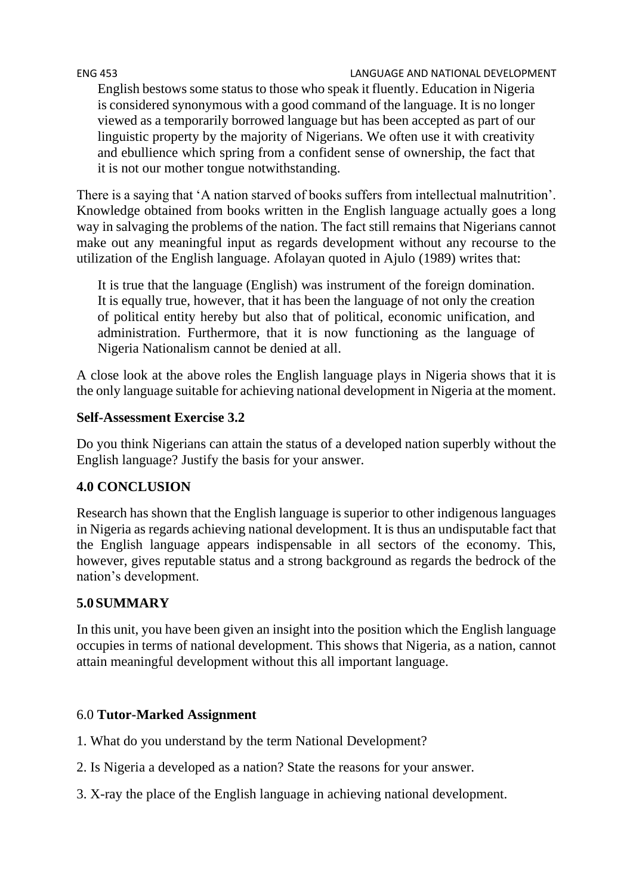> English bestows some status to those who speak it fluently. Education in Nigeria is considered synonymous with a good command of the language. It is no longer viewed as a temporarily borrowed language but has been accepted as part of our linguistic property by the majority of Nigerians. We often use it with creativity and ebullience which spring from a confident sense of ownership, the fact that it is not our mother tongue notwithstanding.

There is a saying that 'A nation starved of books suffers from intellectual malnutrition'. Knowledge obtained from books written in the English language actually goes a long way in salvaging the problems of the nation. The fact still remains that Nigerians cannot make out any meaningful input as regards development without any recourse to the utilization of the English language. Afolayan quoted in Ajulo (1989) writes that:

> It is true that the language (English) was instrument of the foreign domination. It is equally true, however, that it has been the language of not only the creation of political entity hereby but also that of political, economic unification, and administration. Furthermore, that it is now functioning as the language of Nigeria Nationalism cannot be denied at all.

A close look at the above roles the English language plays in Nigeria shows that it is the only language suitable for achieving national development in Nigeria at the moment.

**Self-Assessment Exercise 3.2**

Do you think Nigerians can attain the status of a developed nation superbly without the English language? Justify the basis for your answer.

## 4.0 CONCLUSION

Research has shown that the English language is superior to other indigenous languages in Nigeria as regards achieving national development. It is thus an undisputable fact that the English language appears indispensable in all sectors of the economy. This, however, gives reputable status and a strong background as regards the bedrock of the nation's development.

## 5.0 SUMMARY

In this unit, you have been given an insight into the position which the English language occupies in terms of national development. This shows that Nigeria, as a nation, cannot attain meaningful development without this all important language.

## 6.0 **Tutor-Marked Assignment**

1. What do you understand by the term National Development?
2. Is Nigeria a developed as a nation? State the reasons for your answer.
3. X-ray the place of the English language in achieving national development.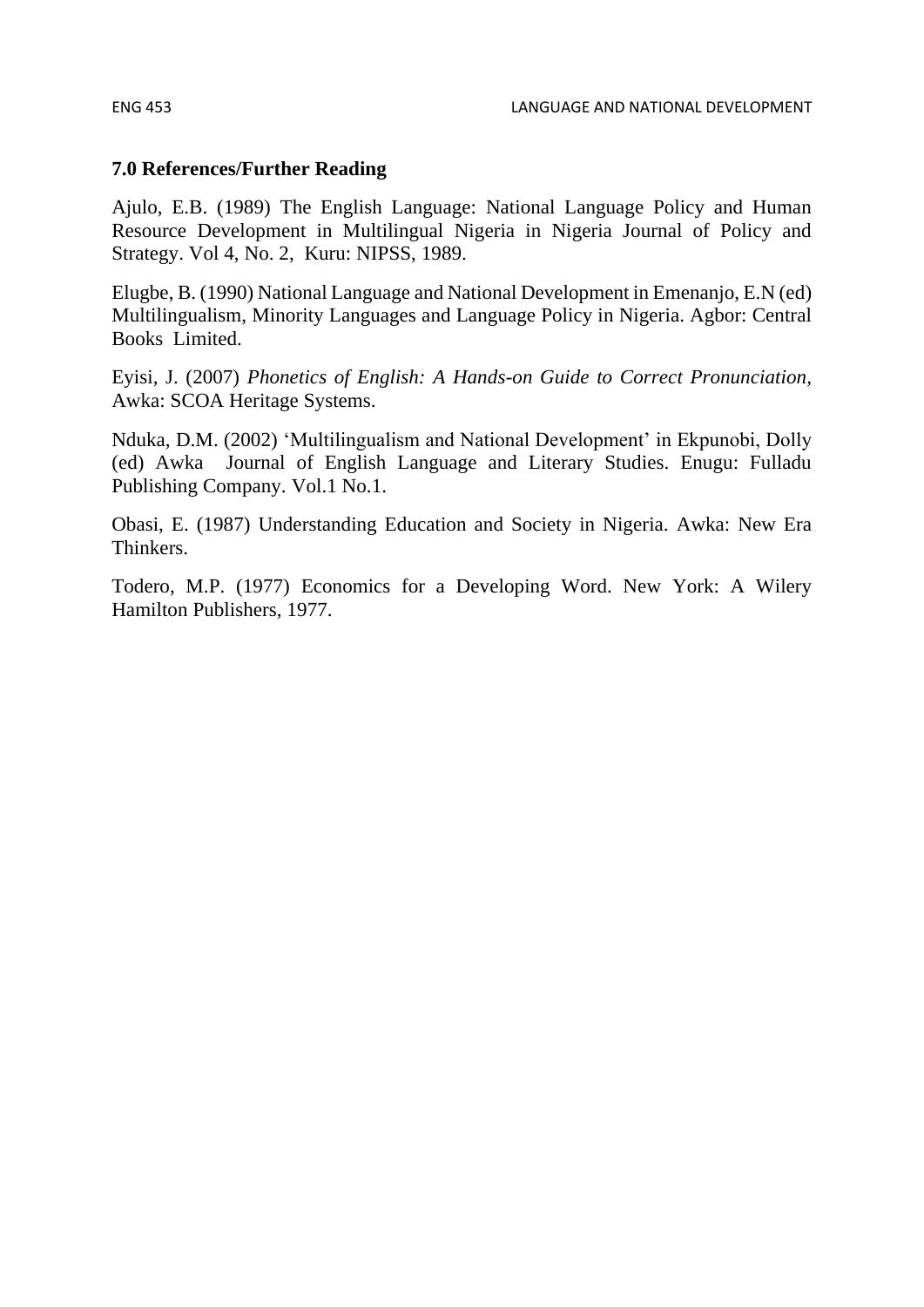## 7.0 References/Further Reading

Ajulo, E.B. (1989) The English Language: National Language Policy and Human Resource Development in Multilingual Nigeria in Nigeria Journal of Policy and Strategy. Vol 4, No. 2, Kuru: NIPSS, 1989.

Elugbe, B. (1990) National Language and National Development in Emenanjo, E.N (ed) Multilingualism, Minority Languages and Language Policy in Nigeria. Agbor: Central Books Limited.

Eyisi, J. (2007) *Phonetics of English: A Hands-on Guide to Correct Pronunciation,* Awka: SCOA Heritage Systems.

Nduka, D.M. (2002) 'Multilingualism and National Development' in Ekpunobi, Dolly (ed) Awka Journal of English Language and Literary Studies. Enugu: Fulladu Publishing Company. Vol.1 No.1.

Obasi, E. (1987) Understanding Education and Society in Nigeria. Awka: New Era Thinkers.

Todero, M.P. (1977) Economics for a Developing Word. New York: A Wilery Hamilton Publishers, 1977.